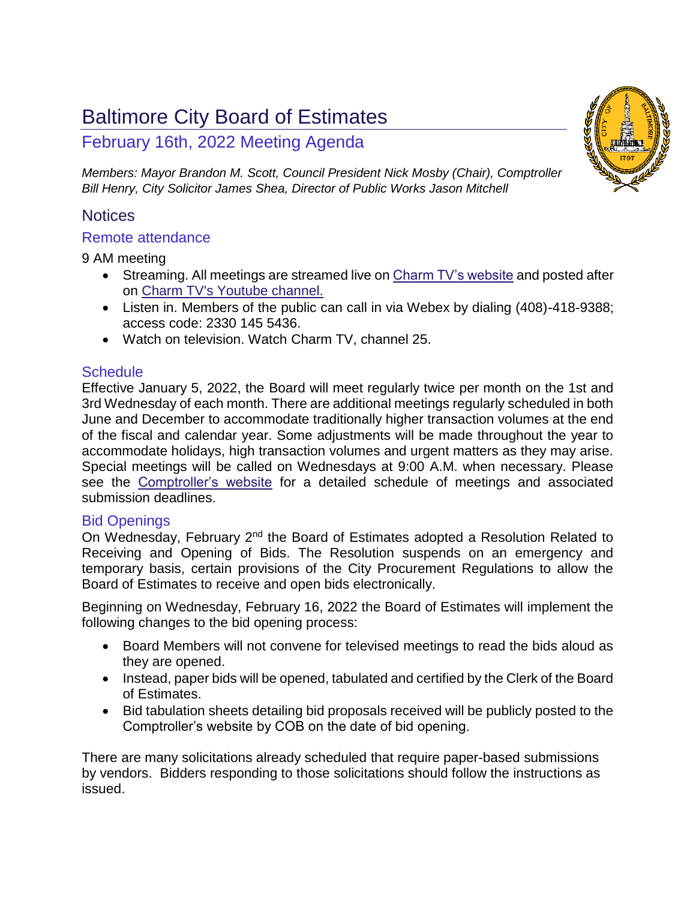# Baltimore City Board of Estimates

## February 16th, 2022 Meeting Agenda

*Members: Mayor Brandon M. Scott, Council President Nick Mosby (Chair), Comptroller Bill Henry, City Solicitor James Shea, Director of Public Works Jason Mitchell*

## Notices

### Remote attendance

9 AM meeting

- Streaming. All meetings are streamed live on Charm TV's website and posted after on Charm TV's Youtube channel.
- Listen in. Members of the public can call in via Webex by dialing (408)-418-9388; access code: 2330 145 5436.
- Watch on television. Watch Charm TV, channel 25.

### Schedule

Effective January 5, 2022, the Board will meet regularly twice per month on the 1st and 3rd Wednesday of each month. There are additional meetings regularly scheduled in both June and December to accommodate traditionally higher transaction volumes at the end of the fiscal and calendar year. Some adjustments will be made throughout the year to accommodate holidays, high transaction volumes and urgent matters as they may arise. Special meetings will be called on Wednesdays at 9:00 A.M. when necessary. Please see the Comptroller's website for a detailed schedule of meetings and associated submission deadlines.

### Bid Openings

On Wednesday, February 2nd the Board of Estimates adopted a Resolution Related to Receiving and Opening of Bids. The Resolution suspends on an emergency and temporary basis, certain provisions of the City Procurement Regulations to allow the Board of Estimates to receive and open bids electronically.

Beginning on Wednesday, February 16, 2022 the Board of Estimates will implement the following changes to the bid opening process:

- Board Members will not convene for televised meetings to read the bids aloud as they are opened.
- Instead, paper bids will be opened, tabulated and certified by the Clerk of the Board of Estimates.
- Bid tabulation sheets detailing bid proposals received will be publicly posted to the Comptroller's website by COB on the date of bid opening.

There are many solicitations already scheduled that require paper-based submissions by vendors. Bidders responding to those solicitations should follow the instructions as issued.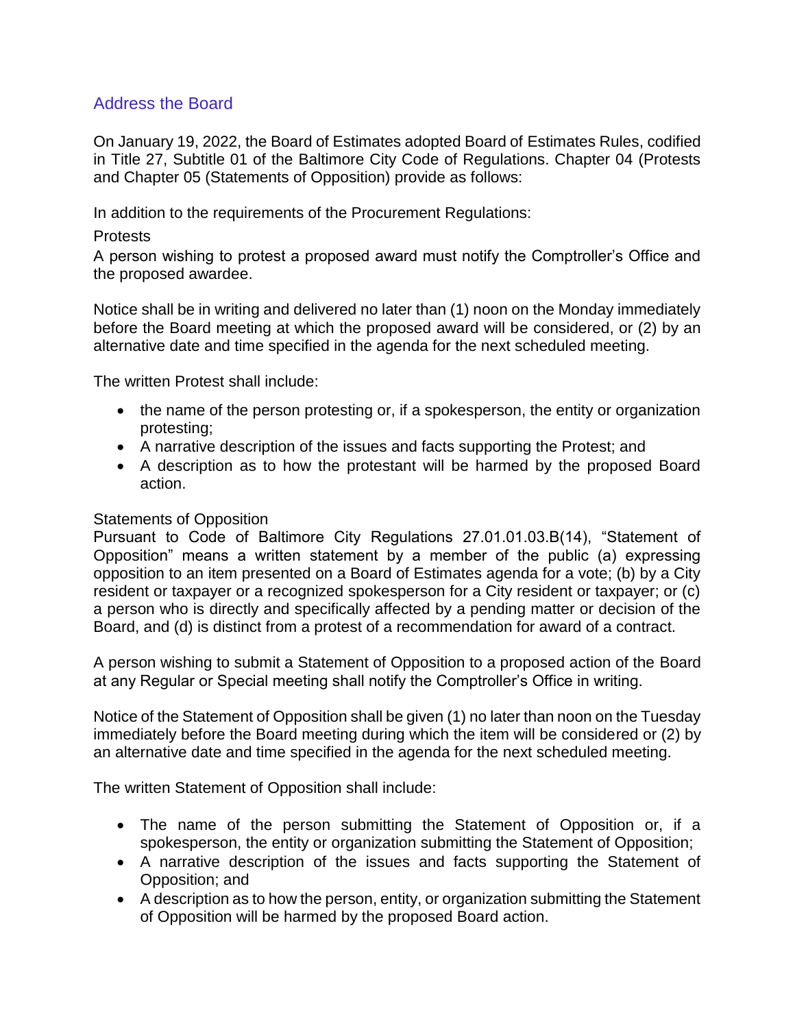## Address the Board

On January 19, 2022, the Board of Estimates adopted Board of Estimates Rules, codified in Title 27, Subtitle 01 of the Baltimore City Code of Regulations. Chapter 04 (Protests and Chapter 05 (Statements of Opposition) provide as follows:

In addition to the requirements of the Procurement Regulations:

Protests

A person wishing to protest a proposed award must notify the Comptroller's Office and the proposed awardee.

Notice shall be in writing and delivered no later than (1) noon on the Monday immediately before the Board meeting at which the proposed award will be considered, or (2) by an alternative date and time specified in the agenda for the next scheduled meeting.

The written Protest shall include:

- the name of the person protesting or, if a spokesperson, the entity or organization protesting;
- A narrative description of the issues and facts supporting the Protest; and
- A description as to how the protestant will be harmed by the proposed Board action.

Statements of Opposition

Pursuant to Code of Baltimore City Regulations 27.01.01.03.B(14), "Statement of Opposition" means a written statement by a member of the public (a) expressing opposition to an item presented on a Board of Estimates agenda for a vote; (b) by a City resident or taxpayer or a recognized spokesperson for a City resident or taxpayer; or (c) a person who is directly and specifically affected by a pending matter or decision of the Board, and (d) is distinct from a protest of a recommendation for award of a contract.

A person wishing to submit a Statement of Opposition to a proposed action of the Board at any Regular or Special meeting shall notify the Comptroller's Office in writing.

Notice of the Statement of Opposition shall be given (1) no later than noon on the Tuesday immediately before the Board meeting during which the item will be considered or (2) by an alternative date and time specified in the agenda for the next scheduled meeting.

The written Statement of Opposition shall include:

- The name of the person submitting the Statement of Opposition or, if a spokesperson, the entity or organization submitting the Statement of Opposition;
- A narrative description of the issues and facts supporting the Statement of Opposition; and
- A description as to how the person, entity, or organization submitting the Statement of Opposition will be harmed by the proposed Board action.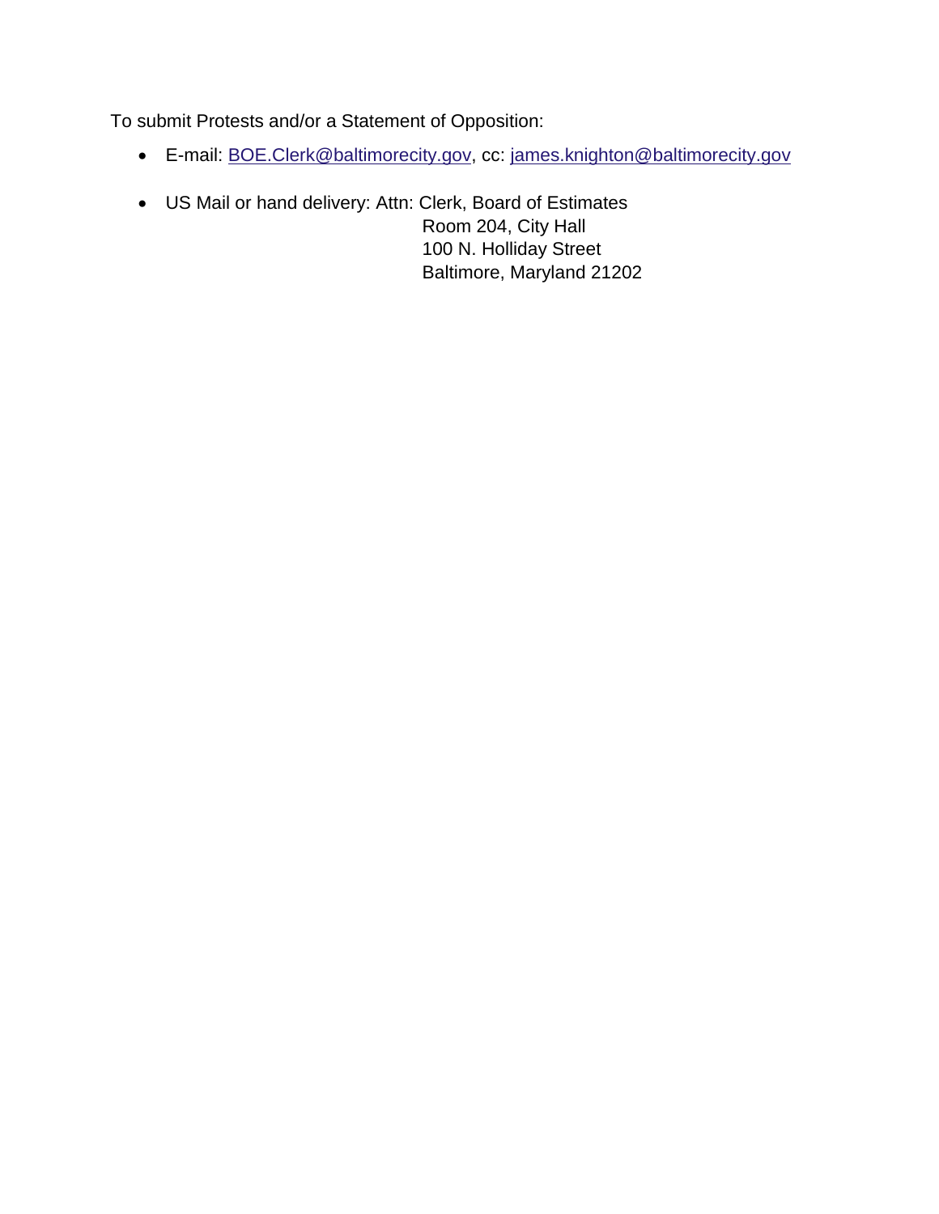To submit Protests and/or a Statement of Opposition:

- E-mail: BOE.Clerk@baltimorecity.gov, cc: james.knighton@baltimorecity.gov

- US Mail or hand delivery: Attn: Clerk, Board of Estimates
  Room 204, City Hall
  100 N. Holliday Street
  Baltimore, Maryland 21202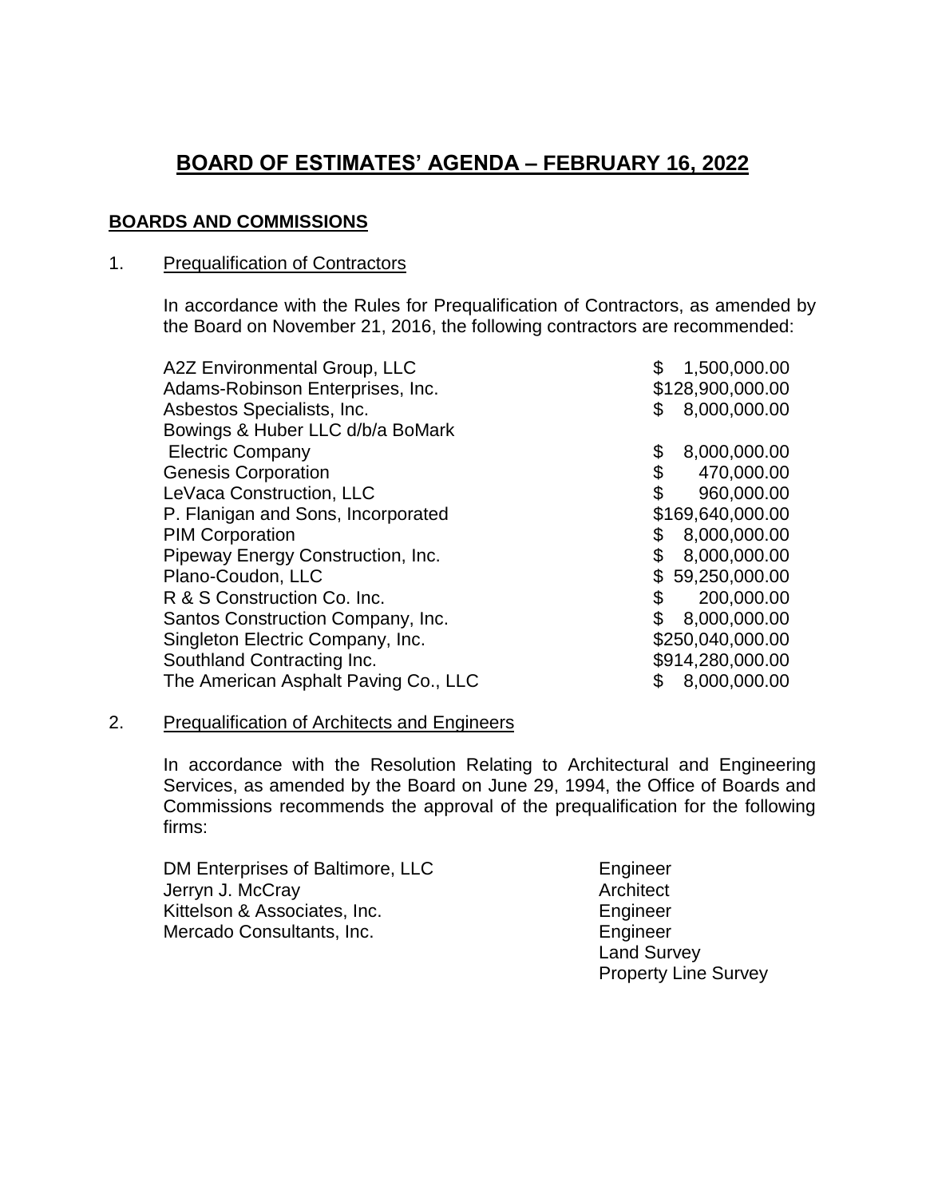# BOARD OF ESTIMATES' AGENDA – FEBRUARY 16, 2022

## BOARDS AND COMMISSIONS

1. Prequalification of Contractors

In accordance with the Rules for Prequalification of Contractors, as amended by the Board on November 21, 2016, the following contractors are recommended:

| | |
|---|---|
| A2Z Environmental Group, LLC | $ 1,500,000.00 |
| Adams-Robinson Enterprises, Inc. | $128,900,000.00 |
| Asbestos Specialists, Inc. | $ 8,000,000.00 |
| Bowings & Huber LLC d/b/a BoMark Electric Company | $ 8,000,000.00 |
| Genesis Corporation | $ 470,000.00 |
| LeVaca Construction, LLC | $ 960,000.00 |
| P. Flanigan and Sons, Incorporated | $169,640,000.00 |
| PIM Corporation | $ 8,000,000.00 |
| Pipeway Energy Construction, Inc. | $ 8,000,000.00 |
| Plano-Coudon, LLC | $ 59,250,000.00 |
| R & S Construction Co. Inc. | $ 200,000.00 |
| Santos Construction Company, Inc. | $ 8,000,000.00 |
| Singleton Electric Company, Inc. | $250,040,000.00 |
| Southland Contracting Inc. | $914,280,000.00 |
| The American Asphalt Paving Co., LLC | $ 8,000,000.00 |

2. Prequalification of Architects and Engineers

In accordance with the Resolution Relating to Architectural and Engineering Services, as amended by the Board on June 29, 1994, the Office of Boards and Commissions recommends the approval of the prequalification for the following firms:

| | |
|---|---|
| DM Enterprises of Baltimore, LLC | Engineer |
| Jerryn J. McCray | Architect |
| Kittelson & Associates, Inc. | Engineer |
| Mercado Consultants, Inc. | Engineer |
| | Land Survey |
| | Property Line Survey |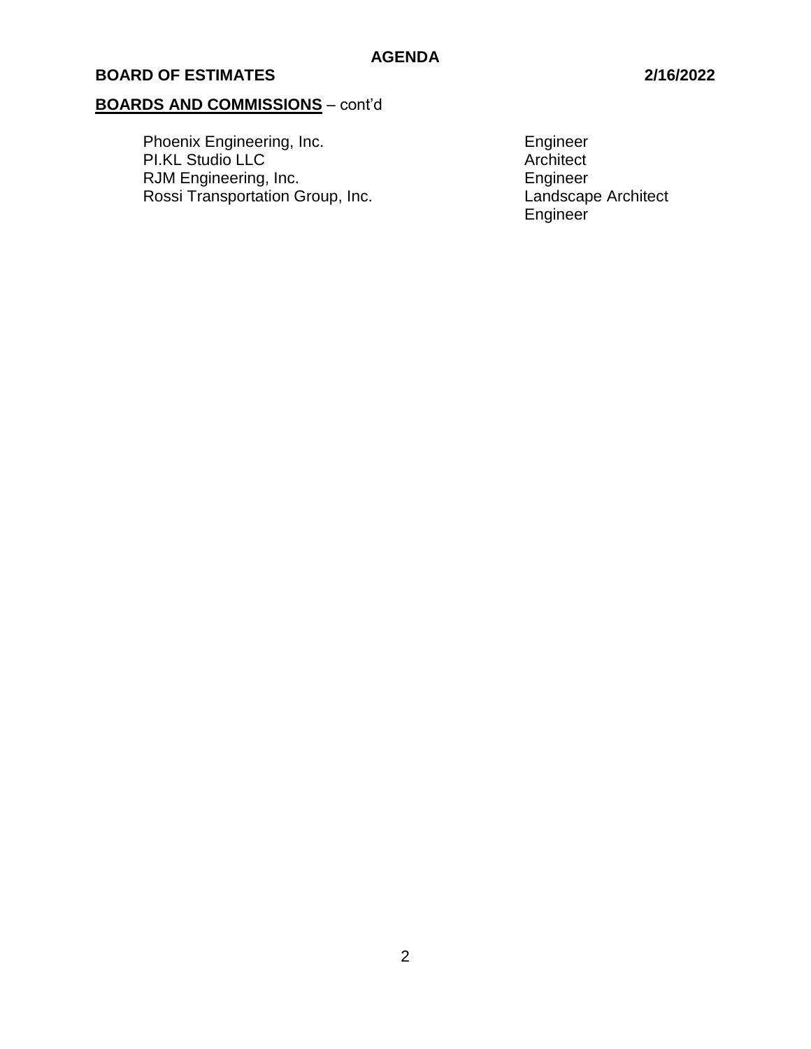**BOARDS AND COMMISSIONS** – cont'd

| | |
|---|---|
| Phoenix Engineering, Inc. | Engineer |
| PI.KL Studio LLC | Architect |
| RJM Engineering, Inc. | Engineer |
| Rossi Transportation Group, Inc. | Landscape Architect |
| | Engineer |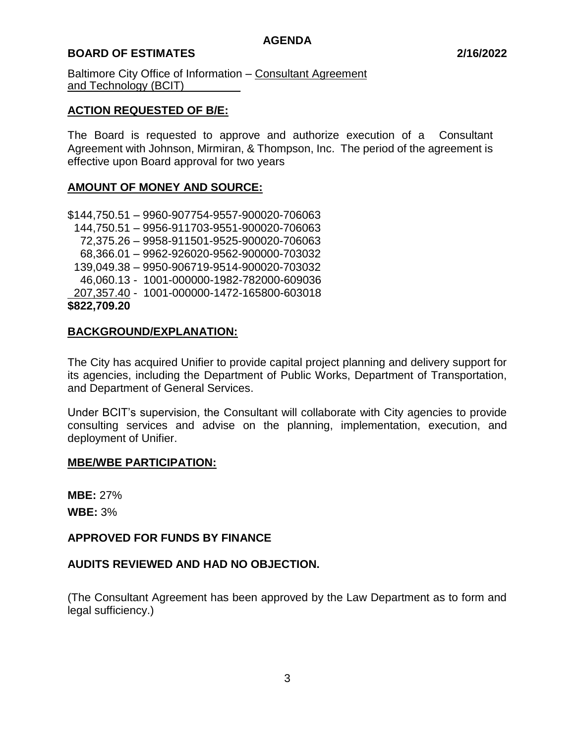**AGENDA**

**BOARD OF ESTIMATES** **2/16/2022**

Baltimore City Office of Information – Consultant Agreement
and Technology (BCIT)

**ACTION REQUESTED OF B/E:**

The Board is requested to approve and authorize execution of a Consultant Agreement with Johnson, Mirmiran, & Thompson, Inc. The period of the agreement is effective upon Board approval for two years

**AMOUNT OF MONEY AND SOURCE:**

$144,750.51 – 9960-907754-9557-900020-706063
144,750.51 – 9956-911703-9551-900020-706063
72,375.26 – 9958-911501-9525-900020-706063
68,366.01 – 9962-926020-9562-900000-703032
139,049.38 – 9950-906719-9514-900020-703032
46,060.13 - 1001-000000-1982-782000-609036
207,357.40 - 1001-000000-1472-165800-603018
**$822,709.20**

**BACKGROUND/EXPLANATION:**

The City has acquired Unifier to provide capital project planning and delivery support for its agencies, including the Department of Public Works, Department of Transportation, and Department of General Services.

Under BCIT's supervision, the Consultant will collaborate with City agencies to provide consulting services and advise on the planning, implementation, execution, and deployment of Unifier.

**MBE/WBE PARTICIPATION:**

**MBE:** 27%

**WBE:** 3%

**APPROVED FOR FUNDS BY FINANCE**

**AUDITS REVIEWED AND HAD NO OBJECTION.**

(The Consultant Agreement has been approved by the Law Department as to form and legal sufficiency.)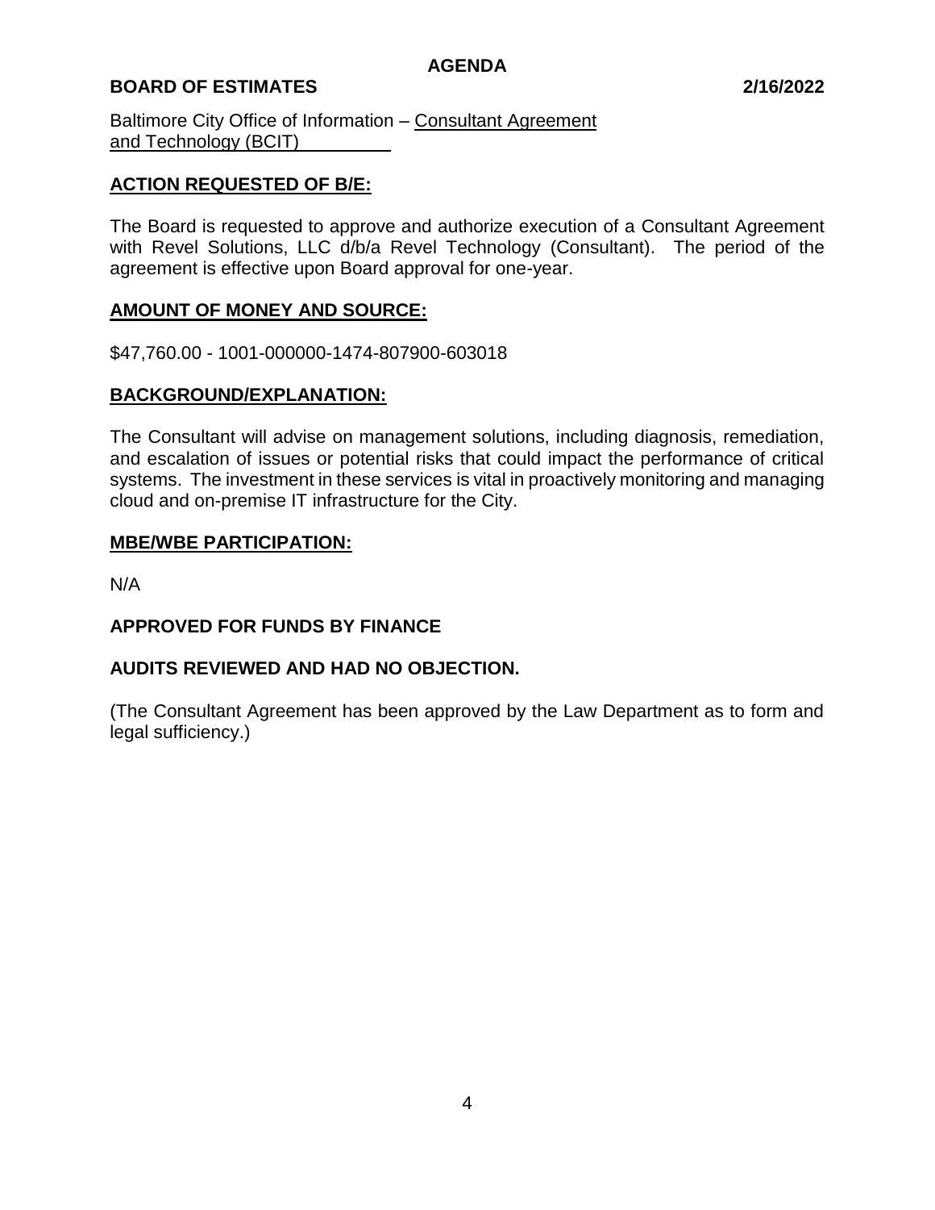**AGENDA**

**BOARD OF ESTIMATES** **2/16/2022**

Baltimore City Office of Information – Consultant Agreement
and Technology (BCIT)

## ACTION REQUESTED OF B/E:

The Board is requested to approve and authorize execution of a Consultant Agreement with Revel Solutions, LLC d/b/a Revel Technology (Consultant). The period of the agreement is effective upon Board approval for one-year.

## AMOUNT OF MONEY AND SOURCE:

$47,760.00 - 1001-000000-1474-807900-603018

## BACKGROUND/EXPLANATION:

The Consultant will advise on management solutions, including diagnosis, remediation, and escalation of issues or potential risks that could impact the performance of critical systems. The investment in these services is vital in proactively monitoring and managing cloud and on-premise IT infrastructure for the City.

## MBE/WBE PARTICIPATION:

N/A

**APPROVED FOR FUNDS BY FINANCE**

**AUDITS REVIEWED AND HAD NO OBJECTION.**

(The Consultant Agreement has been approved by the Law Department as to form and legal sufficiency.)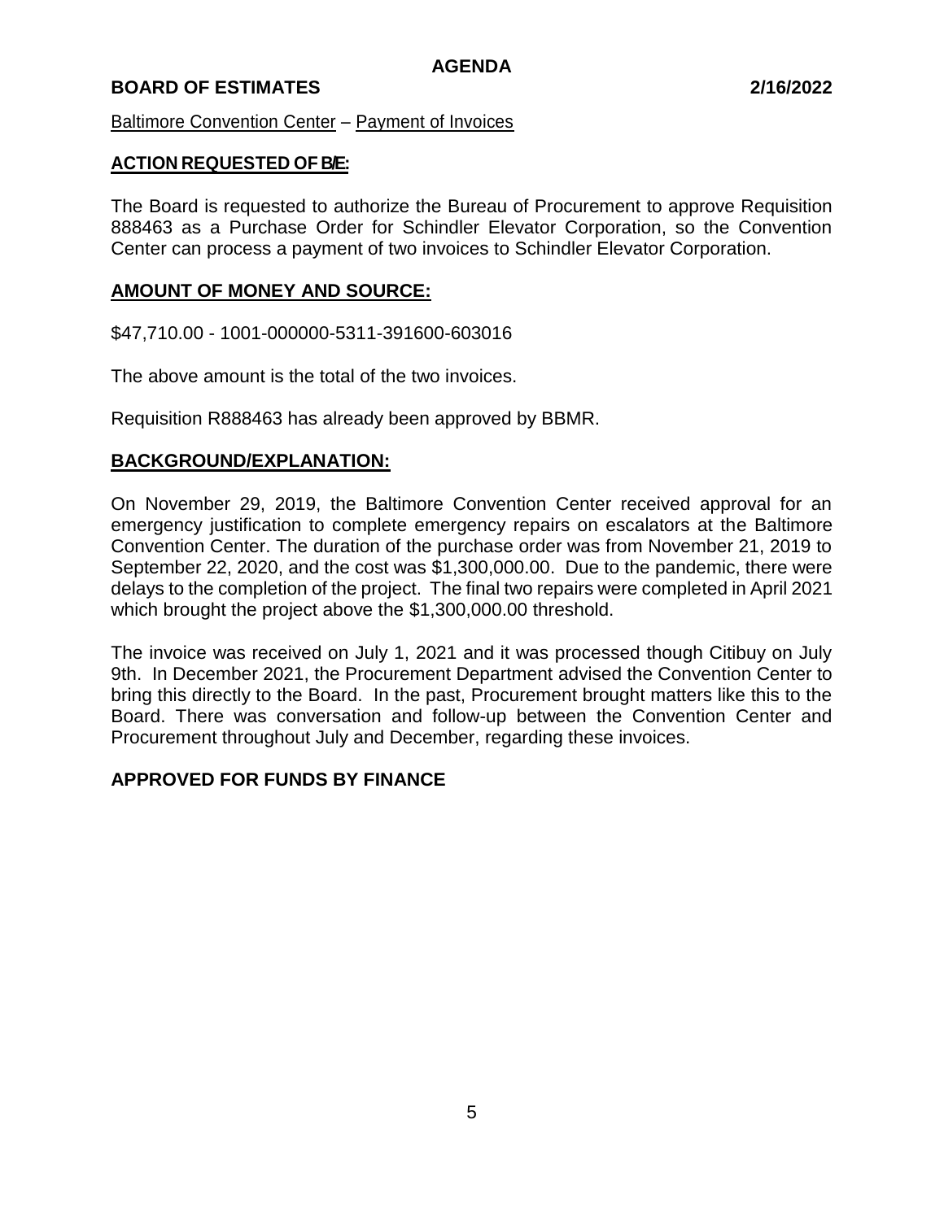**AGENDA**

**BOARD OF ESTIMATES 2/16/2022**

Baltimore Convention Center – Payment of Invoices

**ACTION REQUESTED OF B/E:**

The Board is requested to authorize the Bureau of Procurement to approve Requisition 888463 as a Purchase Order for Schindler Elevator Corporation, so the Convention Center can process a payment of two invoices to Schindler Elevator Corporation.

**AMOUNT OF MONEY AND SOURCE:**

$47,710.00 - 1001-000000-5311-391600-603016

The above amount is the total of the two invoices.

Requisition R888463 has already been approved by BBMR.

**BACKGROUND/EXPLANATION:**

On November 29, 2019, the Baltimore Convention Center received approval for an emergency justification to complete emergency repairs on escalators at the Baltimore Convention Center. The duration of the purchase order was from November 21, 2019 to September 22, 2020, and the cost was $1,300,000.00. Due to the pandemic, there were delays to the completion of the project. The final two repairs were completed in April 2021 which brought the project above the $1,300,000.00 threshold.

The invoice was received on July 1, 2021 and it was processed though Citibuy on July 9th. In December 2021, the Procurement Department advised the Convention Center to bring this directly to the Board. In the past, Procurement brought matters like this to the Board. There was conversation and follow-up between the Convention Center and Procurement throughout July and December, regarding these invoices.

**APPROVED FOR FUNDS BY FINANCE**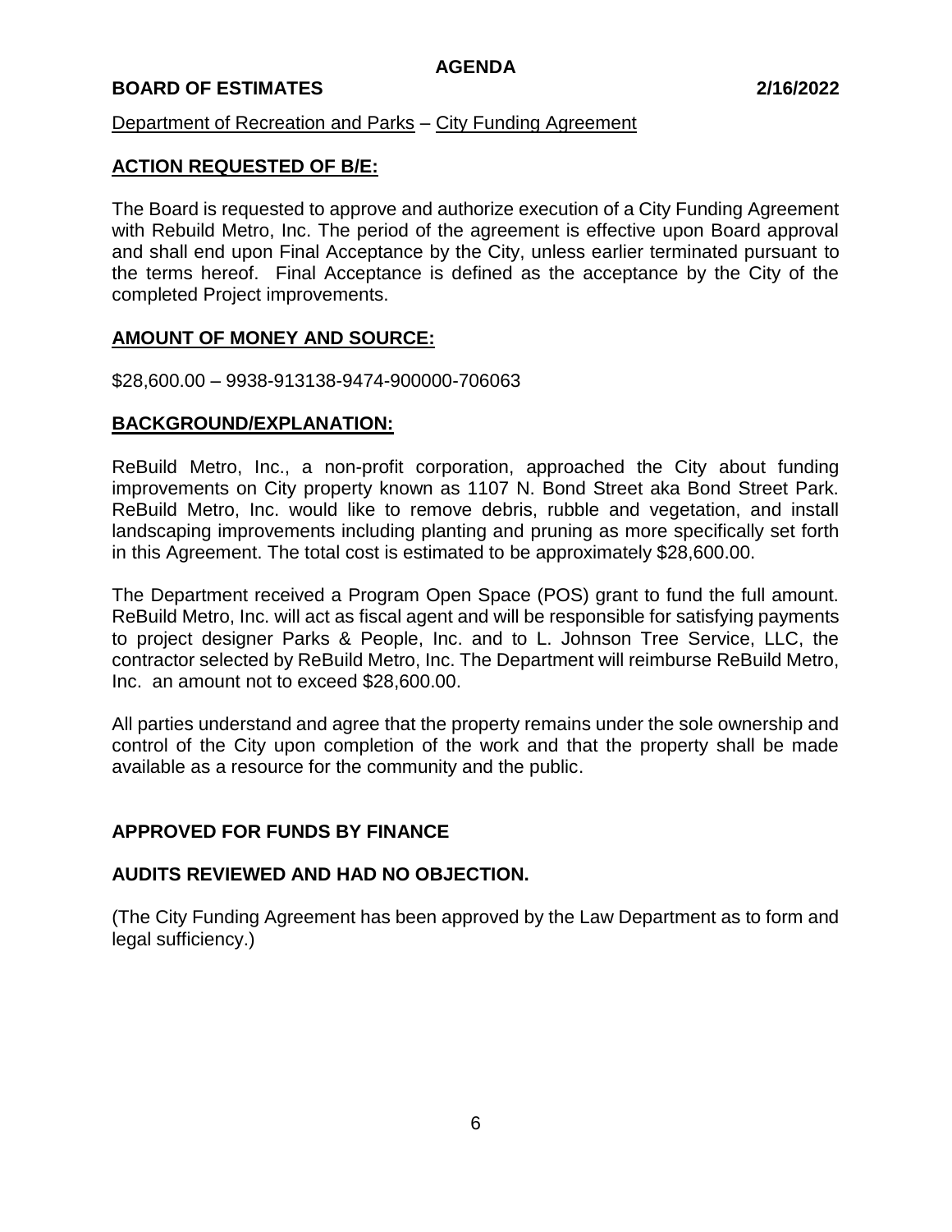**AGENDA**

**BOARD OF ESTIMATES 2/16/2022**

Department of Recreation and Parks – City Funding Agreement

## ACTION REQUESTED OF B/E:

The Board is requested to approve and authorize execution of a City Funding Agreement with Rebuild Metro, Inc. The period of the agreement is effective upon Board approval and shall end upon Final Acceptance by the City, unless earlier terminated pursuant to the terms hereof. Final Acceptance is defined as the acceptance by the City of the completed Project improvements.

## AMOUNT OF MONEY AND SOURCE:

$28,600.00 – 9938-913138-9474-900000-706063

## BACKGROUND/EXPLANATION:

ReBuild Metro, Inc., a non-profit corporation, approached the City about funding improvements on City property known as 1107 N. Bond Street aka Bond Street Park. ReBuild Metro, Inc. would like to remove debris, rubble and vegetation, and install landscaping improvements including planting and pruning as more specifically set forth in this Agreement. The total cost is estimated to be approximately $28,600.00.

The Department received a Program Open Space (POS) grant to fund the full amount. ReBuild Metro, Inc. will act as fiscal agent and will be responsible for satisfying payments to project designer Parks & People, Inc. and to L. Johnson Tree Service, LLC, the contractor selected by ReBuild Metro, Inc. The Department will reimburse ReBuild Metro, Inc. an amount not to exceed $28,600.00.

All parties understand and agree that the property remains under the sole ownership and control of the City upon completion of the work and that the property shall be made available as a resource for the community and the public.

**APPROVED FOR FUNDS BY FINANCE**

**AUDITS REVIEWED AND HAD NO OBJECTION.**

(The City Funding Agreement has been approved by the Law Department as to form and legal sufficiency.)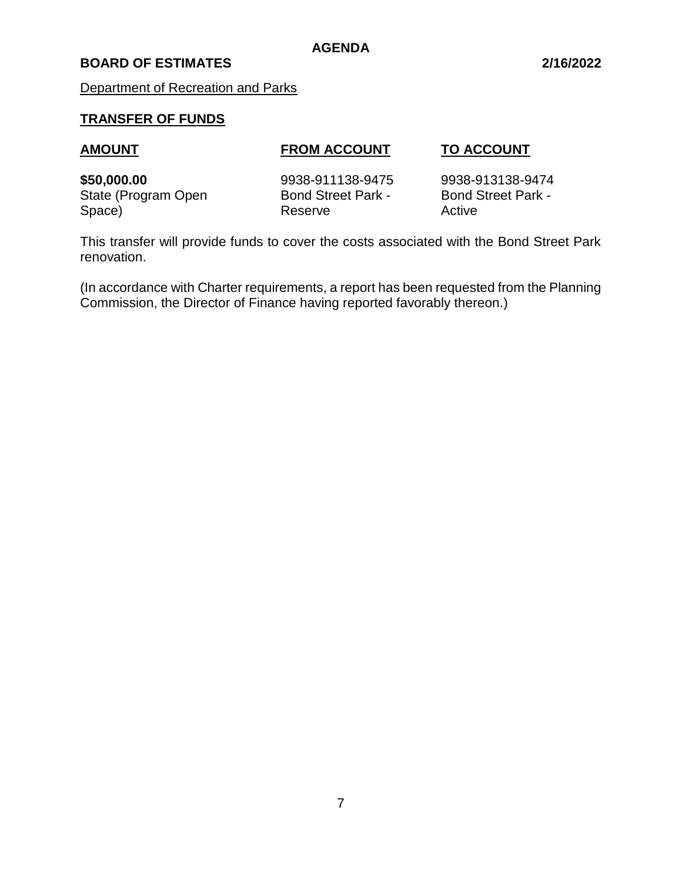**AGENDA**

**BOARD OF ESTIMATES** **2/16/2022**

Department of Recreation and Parks

**TRANSFER OF FUNDS**

| **AMOUNT** | **FROM ACCOUNT** | **TO ACCOUNT** |
|---|---|---|
| **$50,000.00**<br>State (Program Open Space) | 9938-911138-9475<br>Bond Street Park - Reserve | 9938-913138-9474<br>Bond Street Park - Active |

This transfer will provide funds to cover the costs associated with the Bond Street Park renovation.

(In accordance with Charter requirements, a report has been requested from the Planning Commission, the Director of Finance having reported favorably thereon.)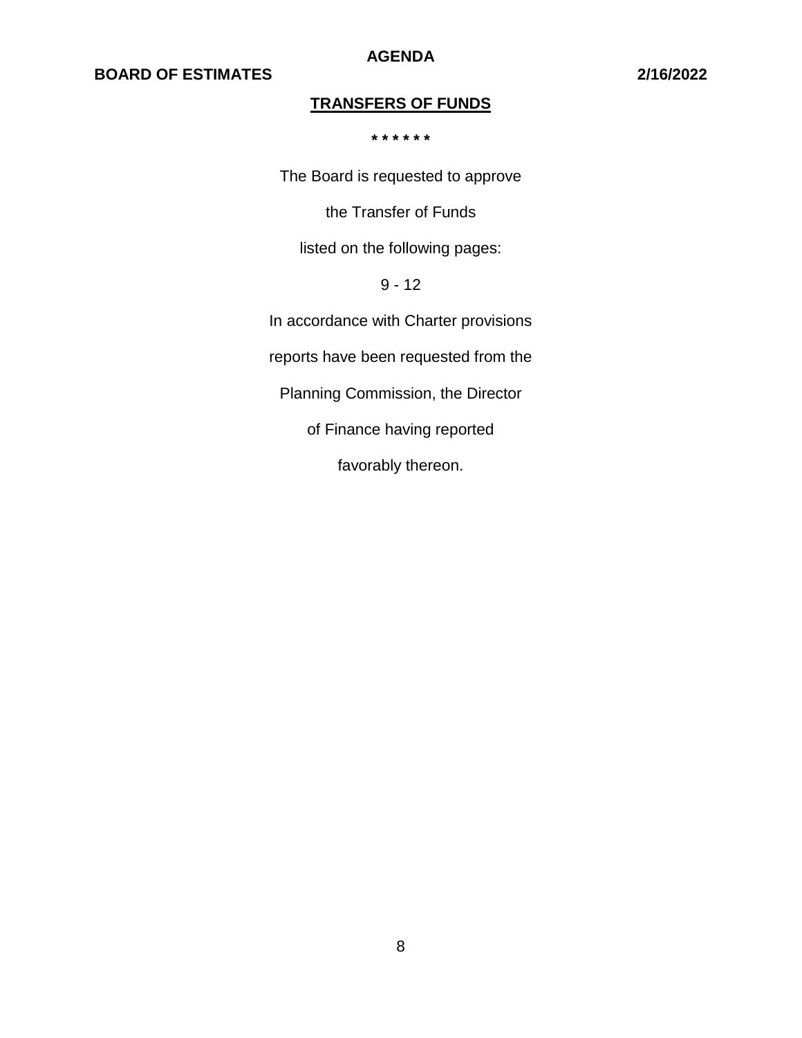## TRANSFERS OF FUNDS

* * * * * *

The Board is requested to approve

the Transfer of Funds

listed on the following pages:

9 - 12

In accordance with Charter provisions

reports have been requested from the

Planning Commission, the Director

of Finance having reported

favorably thereon.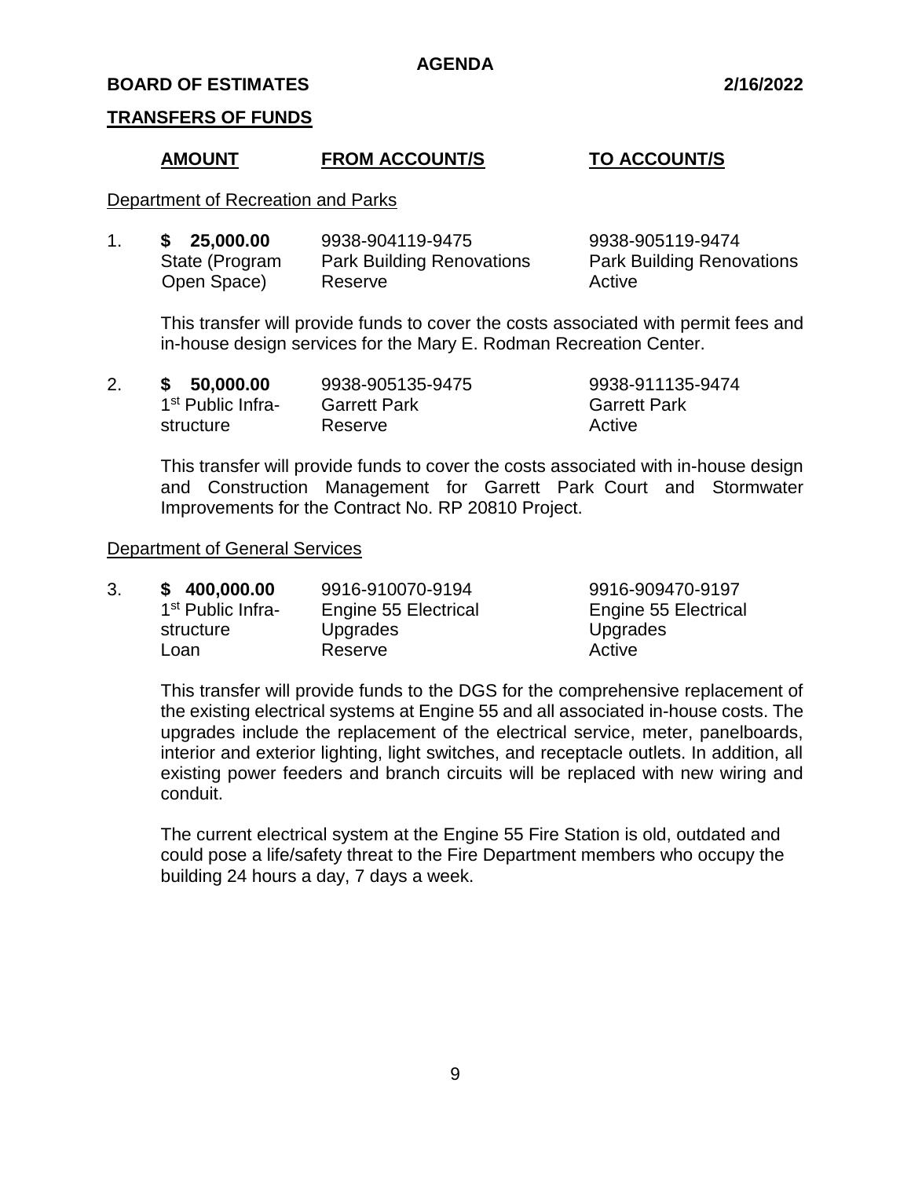**AGENDA**

**BOARD OF ESTIMATES** **2/16/2022**

## TRANSFERS OF FUNDS

| AMOUNT | FROM ACCOUNT/S | TO ACCOUNT/S |
|---|---|---|

Department of Recreation and Parks

| | AMOUNT | FROM ACCOUNT/S | TO ACCOUNT/S |
|---|---|---|---|
| 1. | **$ 25,000.00** State (Program Open Space) | 9938-904119-9475 Park Building Renovations Reserve | 9938-905119-9474 Park Building Renovations Active |

This transfer will provide funds to cover the costs associated with permit fees and in-house design services for the Mary E. Rodman Recreation Center.

| | AMOUNT | FROM ACCOUNT/S | TO ACCOUNT/S |
|---|---|---|---|
| 2. | **$ 50,000.00** 1st Public Infra-structure | 9938-905135-9475 Garrett Park Reserve | 9938-911135-9474 Garrett Park Active |

This transfer will provide funds to cover the costs associated with in-house design and Construction Management for Garrett Park Court and Stormwater Improvements for the Contract No. RP 20810 Project.

Department of General Services

| | AMOUNT | FROM ACCOUNT/S | TO ACCOUNT/S |
|---|---|---|---|
| 3. | **$ 400,000.00** 1st Public Infra-structure Loan | 9916-910070-9194 Engine 55 Electrical Upgrades Reserve | 9916-909470-9197 Engine 55 Electrical Upgrades Active |

This transfer will provide funds to the DGS for the comprehensive replacement of the existing electrical systems at Engine 55 and all associated in-house costs. The upgrades include the replacement of the electrical service, meter, panelboards, interior and exterior lighting, light switches, and receptacle outlets. In addition, all existing power feeders and branch circuits will be replaced with new wiring and conduit.

The current electrical system at the Engine 55 Fire Station is old, outdated and could pose a life/safety threat to the Fire Department members who occupy the building 24 hours a day, 7 days a week.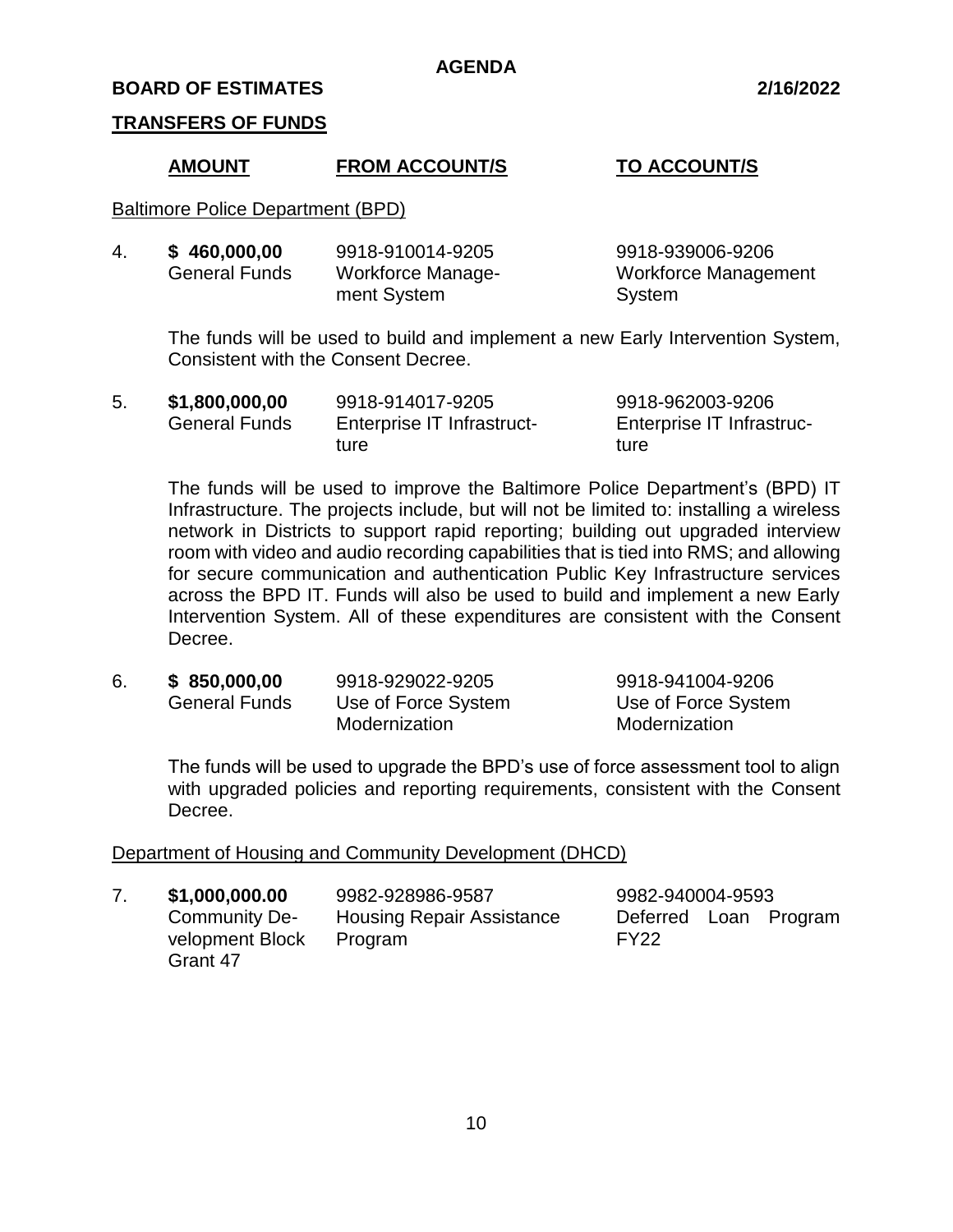**AGENDA**

**BOARD OF ESTIMATES** **2/16/2022**

## TRANSFERS OF FUNDS

| | AMOUNT | FROM ACCOUNT/S | TO ACCOUNT/S |
|---|---|---|---|

Baltimore Police Department (BPD)

| | AMOUNT | FROM ACCOUNT/S | TO ACCOUNT/S |
|---|---|---|---|
| 4. | **$ 460,000,00** General Funds | 9918-910014-9205 Workforce Management System | 9918-939006-9206 Workforce Management System |

The funds will be used to build and implement a new Early Intervention System, Consistent with the Consent Decree.

| | AMOUNT | FROM ACCOUNT/S | TO ACCOUNT/S |
|---|---|---|---|
| 5. | **$1,800,000,00** General Funds | 9918-914017-9205 Enterprise IT Infrastructure | 9918-962003-9206 Enterprise IT Infrastructure |

The funds will be used to improve the Baltimore Police Department's (BPD) IT Infrastructure. The projects include, but will not be limited to: installing a wireless network in Districts to support rapid reporting; building out upgraded interview room with video and audio recording capabilities that is tied into RMS; and allowing for secure communication and authentication Public Key Infrastructure services across the BPD IT. Funds will also be used to build and implement a new Early Intervention System. All of these expenditures are consistent with the Consent Decree.

| | AMOUNT | FROM ACCOUNT/S | TO ACCOUNT/S |
|---|---|---|---|
| 6. | **$ 850,000,00** General Funds | 9918-929022-9205 Use of Force System Modernization | 9918-941004-9206 Use of Force System Modernization |

The funds will be used to upgrade the BPD's use of force assessment tool to align with upgraded policies and reporting requirements, consistent with the Consent Decree.

Department of Housing and Community Development (DHCD)

| | AMOUNT | FROM ACCOUNT/S | TO ACCOUNT/S |
|---|---|---|---|
| 7. | **$1,000,000.00** Community Development Block Grant 47 | 9982-928986-9587 Housing Repair Assistance Program | 9982-940004-9593 Deferred Loan Program FY22 |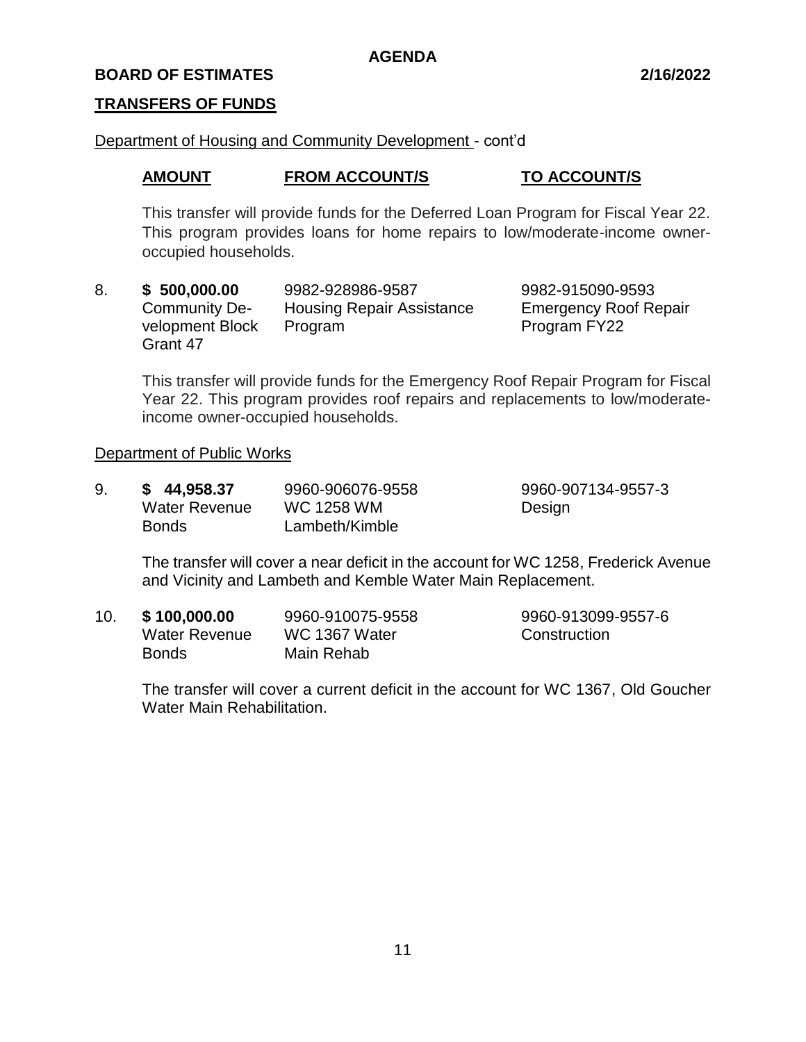**AGENDA**

**BOARD OF ESTIMATES**

**TRANSFERS OF FUNDS**

Department of Housing and Community Development - cont'd

| | AMOUNT | FROM ACCOUNT/S | TO ACCOUNT/S |
|---|---|---|---|

This transfer will provide funds for the Deferred Loan Program for Fiscal Year 22. This program provides loans for home repairs to low/moderate-income owner-occupied households.

| | | | |
|---|---|---|---|
| 8. | **$ 500,000.00**<br>Community Development Block Grant 47 | 9982-928986-9587<br>Housing Repair Assistance Program | 9982-915090-9593<br>Emergency Roof Repair Program FY22 |

This transfer will provide funds for the Emergency Roof Repair Program for Fiscal Year 22. This program provides roof repairs and replacements to low/moderate-income owner-occupied households.

Department of Public Works

| | | | |
|---|---|---|---|
| 9. | **$ 44,958.37**<br>Water Revenue Bonds | 9960-906076-9558<br>WC 1258 WM Lambeth/Kimble | 9960-907134-9557-3<br>Design |

The transfer will cover a near deficit in the account for WC 1258, Frederick Avenue and Vicinity and Lambeth and Kemble Water Main Replacement.

| | | | |
|---|---|---|---|
| 10. | **$ 100,000.00**<br>Water Revenue Bonds | 9960-910075-9558<br>WC 1367 Water Main Rehab | 9960-913099-9557-6<br>Construction |

The transfer will cover a current deficit in the account for WC 1367, Old Goucher Water Main Rehabilitation.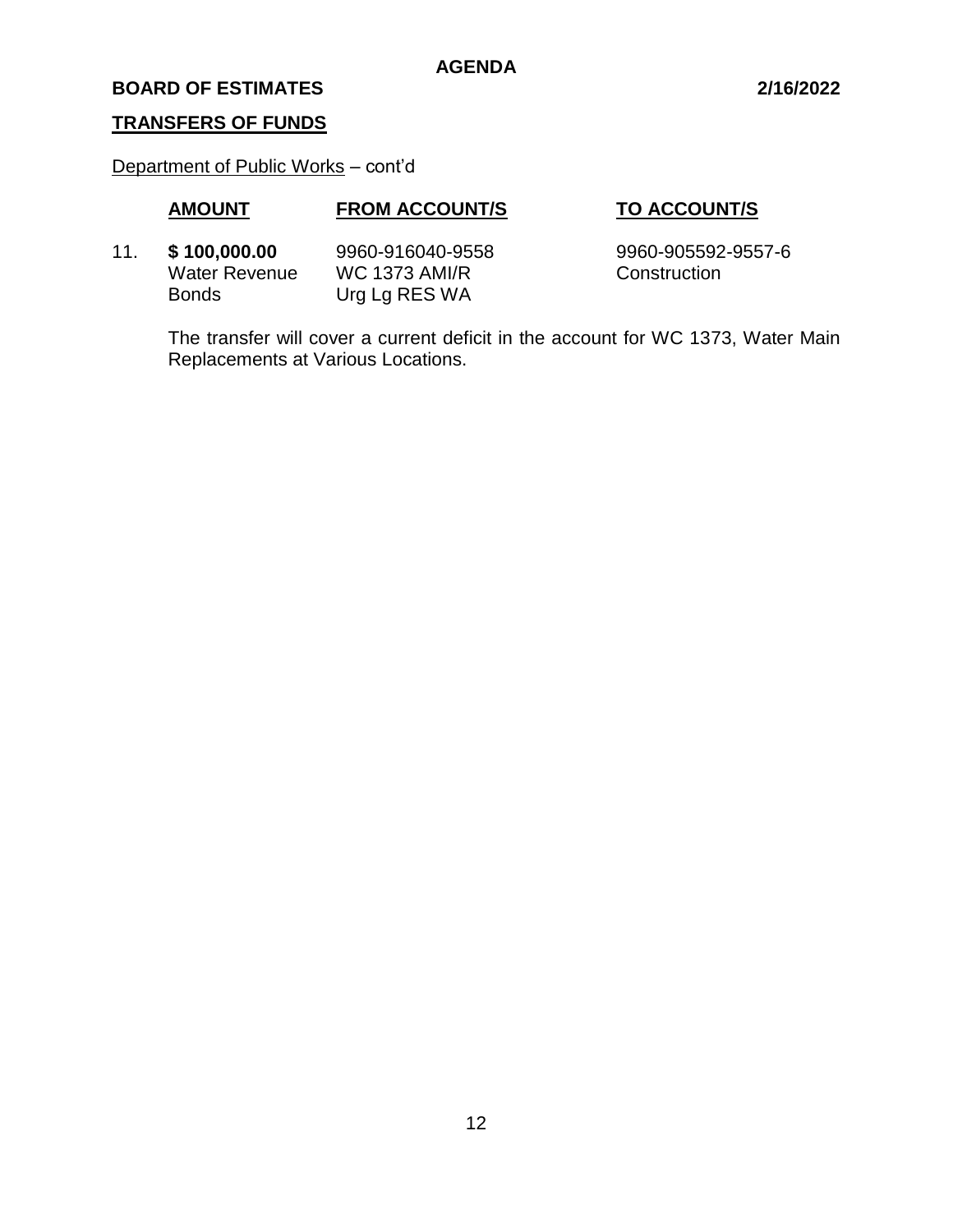**AGENDA**

**BOARD OF ESTIMATES** **2/16/2022**

**TRANSFERS OF FUNDS**

Department of Public Works – cont'd

| | **AMOUNT** | **FROM ACCOUNT/S** | **TO ACCOUNT/S** |
|---|---|---|---|
| 11. | **$ 100,000.00** Water Revenue Bonds | 9960-916040-9558 WC 1373 AMI/R Urg Lg RES WA | 9960-905592-9557-6 Construction |

The transfer will cover a current deficit in the account for WC 1373, Water Main Replacements at Various Locations.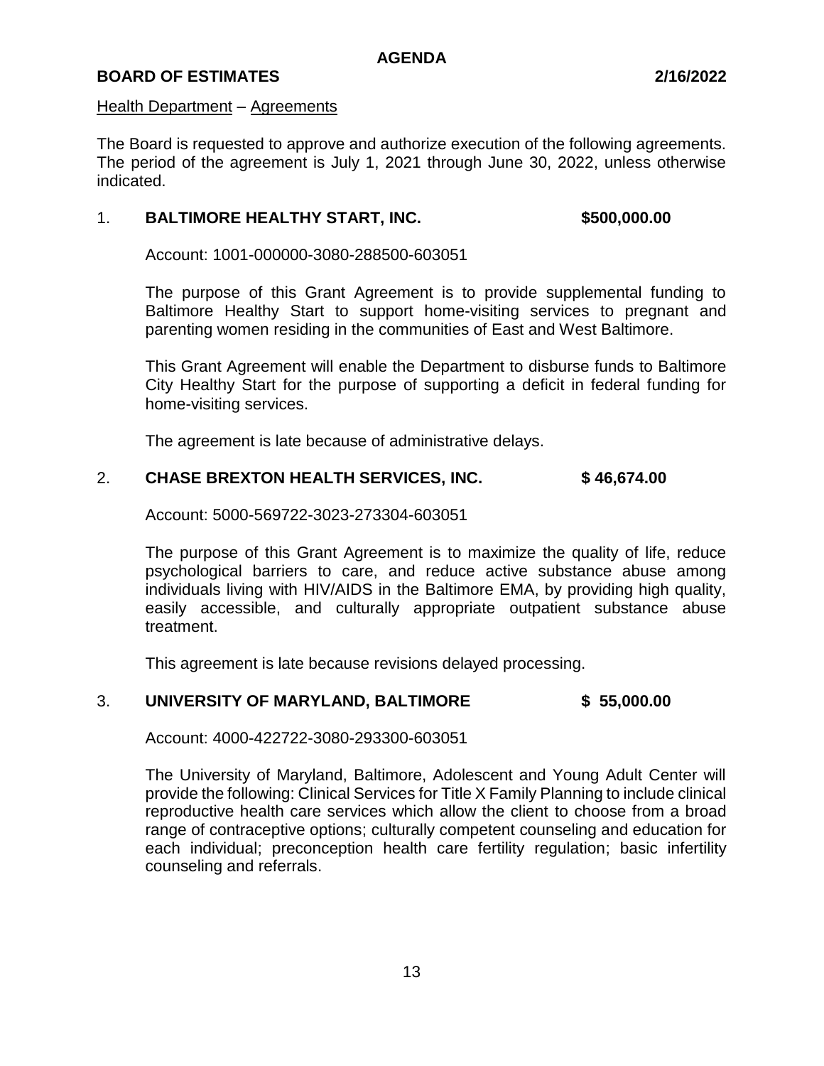**AGENDA**

**BOARD OF ESTIMATES 2/16/2022**

Health Department – Agreements

The Board is requested to approve and authorize execution of the following agreements. The period of the agreement is July 1, 2021 through June 30, 2022, unless otherwise indicated.

1. **BALTIMORE HEALTHY START, INC. $500,000.00**

   Account: 1001-000000-3080-288500-603051

   The purpose of this Grant Agreement is to provide supplemental funding to Baltimore Healthy Start to support home-visiting services to pregnant and parenting women residing in the communities of East and West Baltimore.

   This Grant Agreement will enable the Department to disburse funds to Baltimore City Healthy Start for the purpose of supporting a deficit in federal funding for home-visiting services.

   The agreement is late because of administrative delays.

2. **CHASE BREXTON HEALTH SERVICES, INC. $ 46,674.00**

   Account: 5000-569722-3023-273304-603051

   The purpose of this Grant Agreement is to maximize the quality of life, reduce psychological barriers to care, and reduce active substance abuse among individuals living with HIV/AIDS in the Baltimore EMA, by providing high quality, easily accessible, and culturally appropriate outpatient substance abuse treatment.

   This agreement is late because revisions delayed processing.

3. **UNIVERSITY OF MARYLAND, BALTIMORE $ 55,000.00**

   Account: 4000-422722-3080-293300-603051

   The University of Maryland, Baltimore, Adolescent and Young Adult Center will provide the following: Clinical Services for Title X Family Planning to include clinical reproductive health care services which allow the client to choose from a broad range of contraceptive options; culturally competent counseling and education for each individual; preconception health care fertility regulation; basic infertility counseling and referrals.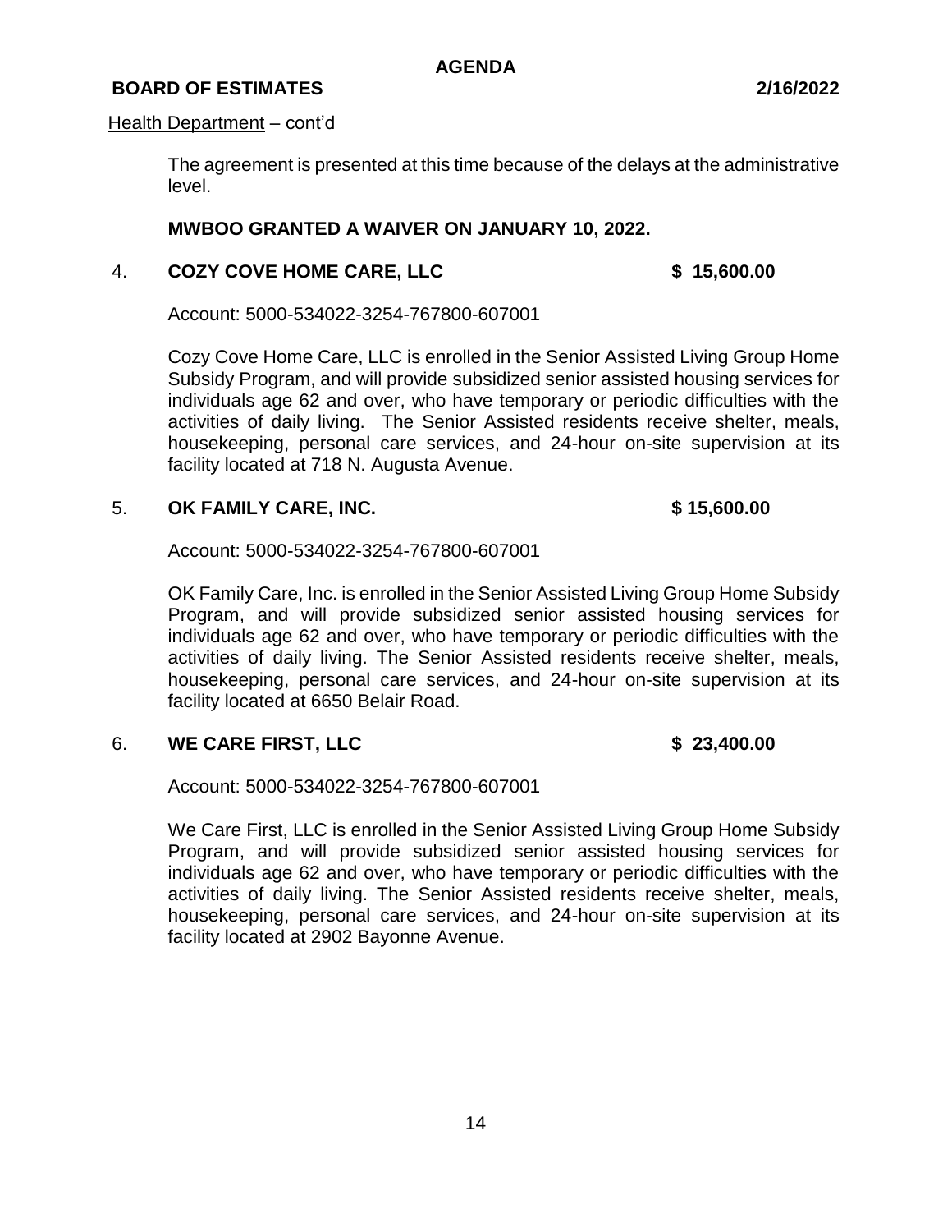Health Department – cont'd

The agreement is presented at this time because of the delays at the administrative level.

**MWBOO GRANTED A WAIVER ON JANUARY 10, 2022.**

4. **COZY COVE HOME CARE, LLC** **$ 15,600.00**

Account: 5000-534022-3254-767800-607001

Cozy Cove Home Care, LLC is enrolled in the Senior Assisted Living Group Home Subsidy Program, and will provide subsidized senior assisted housing services for individuals age 62 and over, who have temporary or periodic difficulties with the activities of daily living. The Senior Assisted residents receive shelter, meals, housekeeping, personal care services, and 24-hour on-site supervision at its facility located at 718 N. Augusta Avenue.

5. **OK FAMILY CARE, INC.** **$ 15,600.00**

Account: 5000-534022-3254-767800-607001

OK Family Care, Inc. is enrolled in the Senior Assisted Living Group Home Subsidy Program, and will provide subsidized senior assisted housing services for individuals age 62 and over, who have temporary or periodic difficulties with the activities of daily living. The Senior Assisted residents receive shelter, meals, housekeeping, personal care services, and 24-hour on-site supervision at its facility located at 6650 Belair Road.

6. **WE CARE FIRST, LLC** **$ 23,400.00**

Account: 5000-534022-3254-767800-607001

We Care First, LLC is enrolled in the Senior Assisted Living Group Home Subsidy Program, and will provide subsidized senior assisted housing services for individuals age 62 and over, who have temporary or periodic difficulties with the activities of daily living. The Senior Assisted residents receive shelter, meals, housekeeping, personal care services, and 24-hour on-site supervision at its facility located at 2902 Bayonne Avenue.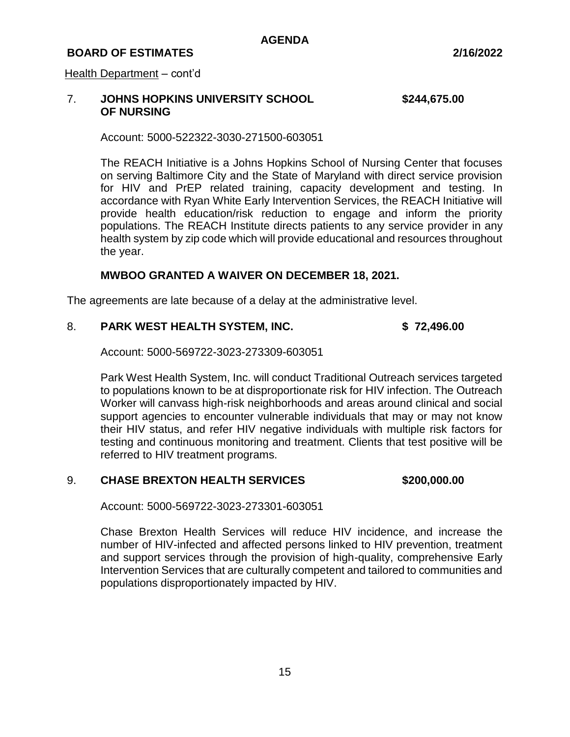Health Department – cont'd

7. **JOHNS HOPKINS UNIVERSITY SCHOOL OF NURSING** **$244,675.00**

   Account: 5000-522322-3030-271500-603051

   The REACH Initiative is a Johns Hopkins School of Nursing Center that focuses on serving Baltimore City and the State of Maryland with direct service provision for HIV and PrEP related training, capacity development and testing. In accordance with Ryan White Early Intervention Services, the REACH Initiative will provide health education/risk reduction to engage and inform the priority populations. The REACH Institute directs patients to any service provider in any health system by zip code which will provide educational and resources throughout the year.

   **MWBOO GRANTED A WAIVER ON DECEMBER 18, 2021.**

The agreements are late because of a delay at the administrative level.

8. **PARK WEST HEALTH SYSTEM, INC.** **$ 72,496.00**

   Account: 5000-569722-3023-273309-603051

   Park West Health System, Inc. will conduct Traditional Outreach services targeted to populations known to be at disproportionate risk for HIV infection. The Outreach Worker will canvass high-risk neighborhoods and areas around clinical and social support agencies to encounter vulnerable individuals that may or may not know their HIV status, and refer HIV negative individuals with multiple risk factors for testing and continuous monitoring and treatment. Clients that test positive will be referred to HIV treatment programs.

9. **CHASE BREXTON HEALTH SERVICES** **$200,000.00**

   Account: 5000-569722-3023-273301-603051

   Chase Brexton Health Services will reduce HIV incidence, and increase the number of HIV-infected and affected persons linked to HIV prevention, treatment and support services through the provision of high-quality, comprehensive Early Intervention Services that are culturally competent and tailored to communities and populations disproportionately impacted by HIV.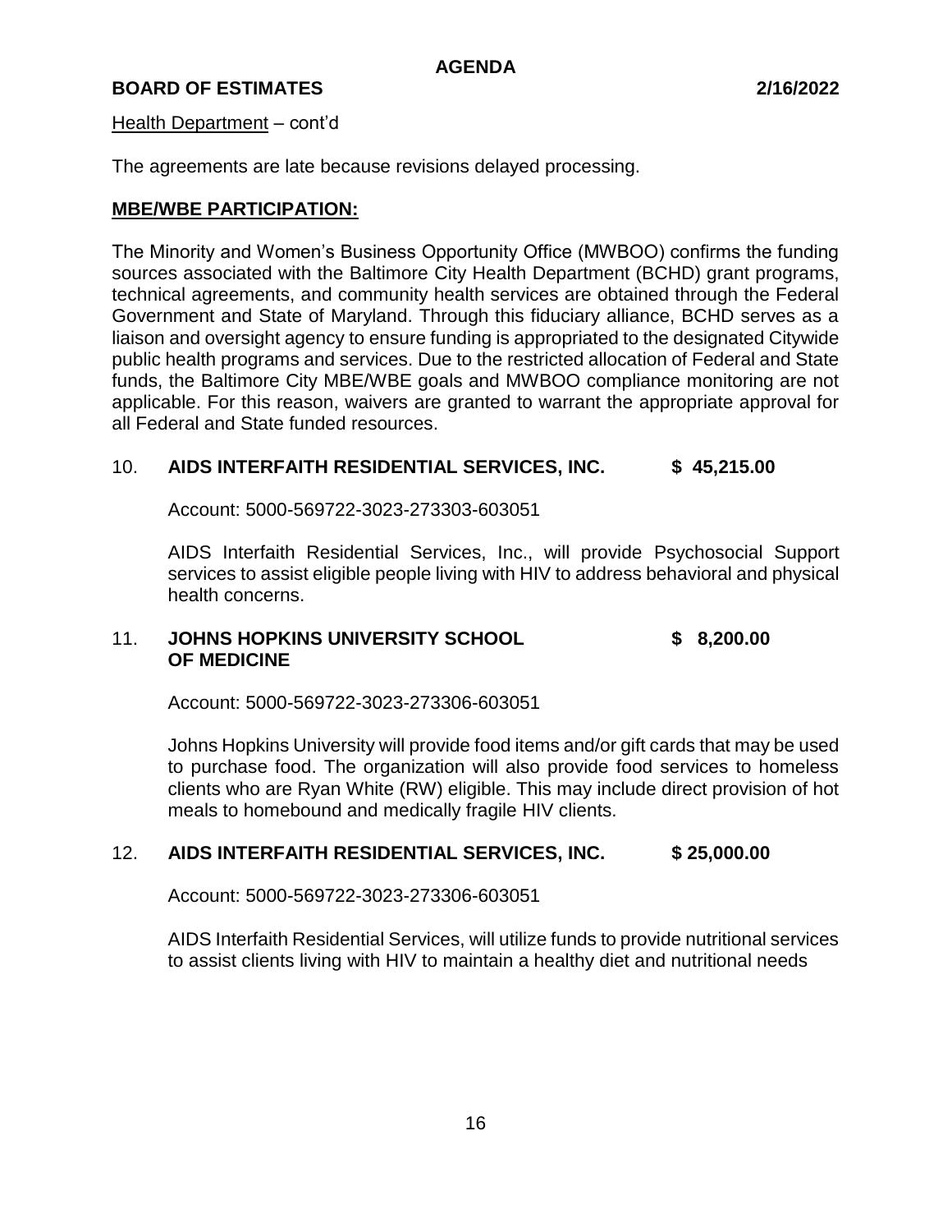Health Department – cont'd

The agreements are late because revisions delayed processing.

**MBE/WBE PARTICIPATION:**

The Minority and Women's Business Opportunity Office (MWBOO) confirms the funding sources associated with the Baltimore City Health Department (BCHD) grant programs, technical agreements, and community health services are obtained through the Federal Government and State of Maryland. Through this fiduciary alliance, BCHD serves as a liaison and oversight agency to ensure funding is appropriated to the designated Citywide public health programs and services. Due to the restricted allocation of Federal and State funds, the Baltimore City MBE/WBE goals and MWBOO compliance monitoring are not applicable. For this reason, waivers are granted to warrant the appropriate approval for all Federal and State funded resources.

10. **AIDS INTERFAITH RESIDENTIAL SERVICES, INC. $ 45,215.00**

Account: 5000-569722-3023-273303-603051

AIDS Interfaith Residential Services, Inc., will provide Psychosocial Support services to assist eligible people living with HIV to address behavioral and physical health concerns.

11. **JOHNS HOPKINS UNIVERSITY SCHOOL OF MEDICINE $ 8,200.00**

Account: 5000-569722-3023-273306-603051

Johns Hopkins University will provide food items and/or gift cards that may be used to purchase food. The organization will also provide food services to homeless clients who are Ryan White (RW) eligible. This may include direct provision of hot meals to homebound and medically fragile HIV clients.

12. **AIDS INTERFAITH RESIDENTIAL SERVICES, INC. $ 25,000.00**

Account: 5000-569722-3023-273306-603051

AIDS Interfaith Residential Services, will utilize funds to provide nutritional services to assist clients living with HIV to maintain a healthy diet and nutritional needs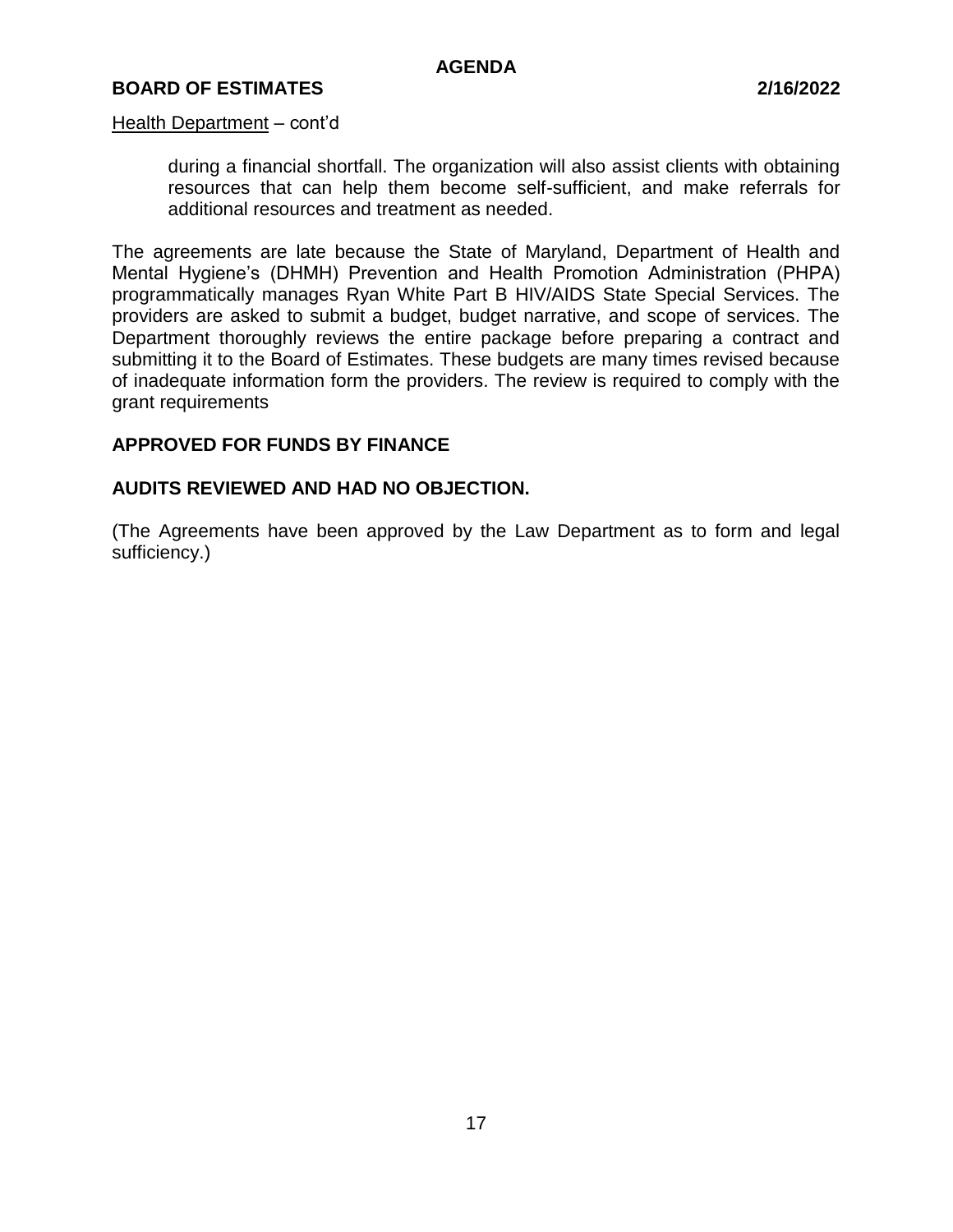Health Department – cont'd

> during a financial shortfall. The organization will also assist clients with obtaining resources that can help them become self-sufficient, and make referrals for additional resources and treatment as needed.

The agreements are late because the State of Maryland, Department of Health and Mental Hygiene's (DHMH) Prevention and Health Promotion Administration (PHPA) programmatically manages Ryan White Part B HIV/AIDS State Special Services. The providers are asked to submit a budget, budget narrative, and scope of services. The Department thoroughly reviews the entire package before preparing a contract and submitting it to the Board of Estimates. These budgets are many times revised because of inadequate information form the providers. The review is required to comply with the grant requirements

**APPROVED FOR FUNDS BY FINANCE**

**AUDITS REVIEWED AND HAD NO OBJECTION.**

(The Agreements have been approved by the Law Department as to form and legal sufficiency.)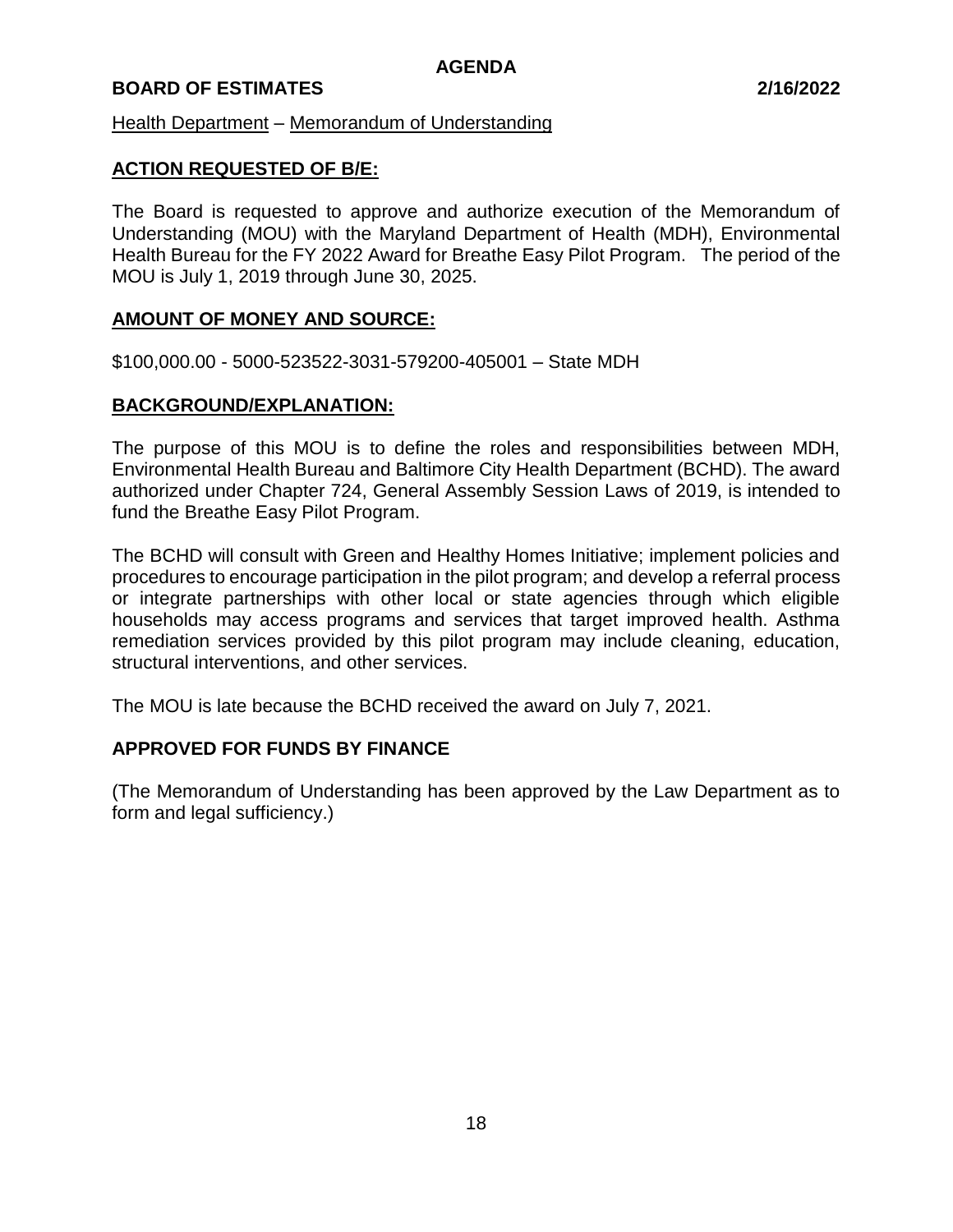**AGENDA**

**BOARD OF ESTIMATES 2/16/2022**

Health Department – Memorandum of Understanding

**ACTION REQUESTED OF B/E:**

The Board is requested to approve and authorize execution of the Memorandum of Understanding (MOU) with the Maryland Department of Health (MDH), Environmental Health Bureau for the FY 2022 Award for Breathe Easy Pilot Program. The period of the MOU is July 1, 2019 through June 30, 2025.

**AMOUNT OF MONEY AND SOURCE:**

$100,000.00 - 5000-523522-3031-579200-405001 – State MDH

**BACKGROUND/EXPLANATION:**

The purpose of this MOU is to define the roles and responsibilities between MDH, Environmental Health Bureau and Baltimore City Health Department (BCHD). The award authorized under Chapter 724, General Assembly Session Laws of 2019, is intended to fund the Breathe Easy Pilot Program.

The BCHD will consult with Green and Healthy Homes Initiative; implement policies and procedures to encourage participation in the pilot program; and develop a referral process or integrate partnerships with other local or state agencies through which eligible households may access programs and services that target improved health. Asthma remediation services provided by this pilot program may include cleaning, education, structural interventions, and other services.

The MOU is late because the BCHD received the award on July 7, 2021.

**APPROVED FOR FUNDS BY FINANCE**

(The Memorandum of Understanding has been approved by the Law Department as to form and legal sufficiency.)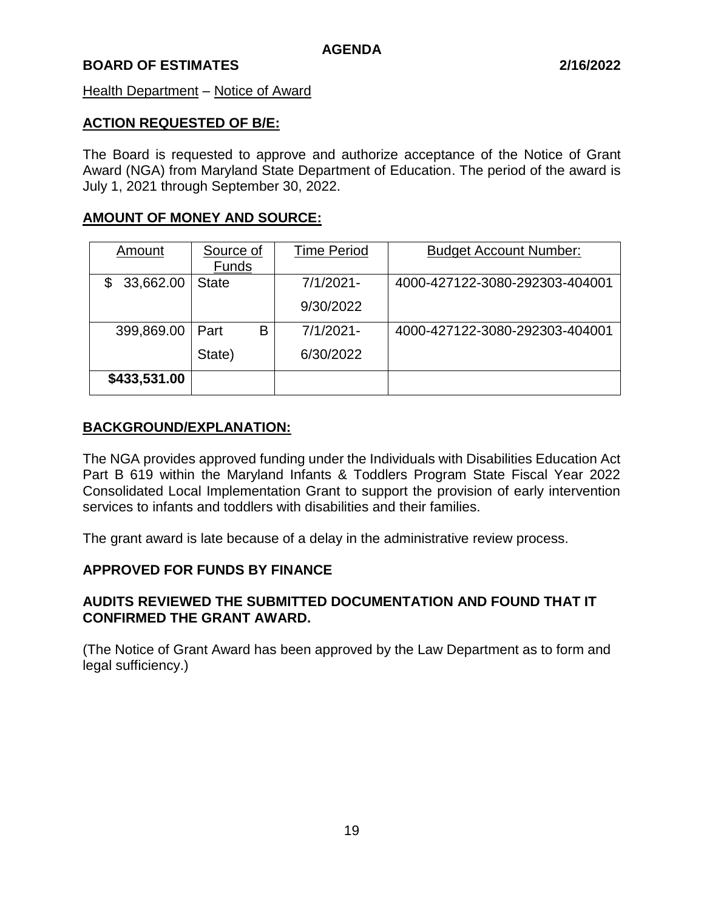**AGENDA**

**BOARD OF ESTIMATES 2/16/2022**

Health Department – Notice of Award

**ACTION REQUESTED OF B/E:**

The Board is requested to approve and authorize acceptance of the Notice of Grant Award (NGA) from Maryland State Department of Education. The period of the award is July 1, 2021 through September 30, 2022.

**AMOUNT OF MONEY AND SOURCE:**

| Amount | Source of Funds | Time Period | Budget Account Number: |
|---|---|---|---|
| $ 33,662.00 | State | 7/1/2021-9/30/2022 | 4000-427122-3080-292303-404001 |
| 399,869.00 | Part B State) | 7/1/2021-6/30/2022 | 4000-427122-3080-292303-404001 |
| **$433,531.00** | | | |

**BACKGROUND/EXPLANATION:**

The NGA provides approved funding under the Individuals with Disabilities Education Act Part B 619 within the Maryland Infants & Toddlers Program State Fiscal Year 2022 Consolidated Local Implementation Grant to support the provision of early intervention services to infants and toddlers with disabilities and their families.

The grant award is late because of a delay in the administrative review process.

**APPROVED FOR FUNDS BY FINANCE**

**AUDITS REVIEWED THE SUBMITTED DOCUMENTATION AND FOUND THAT IT CONFIRMED THE GRANT AWARD.**

(The Notice of Grant Award has been approved by the Law Department as to form and legal sufficiency.)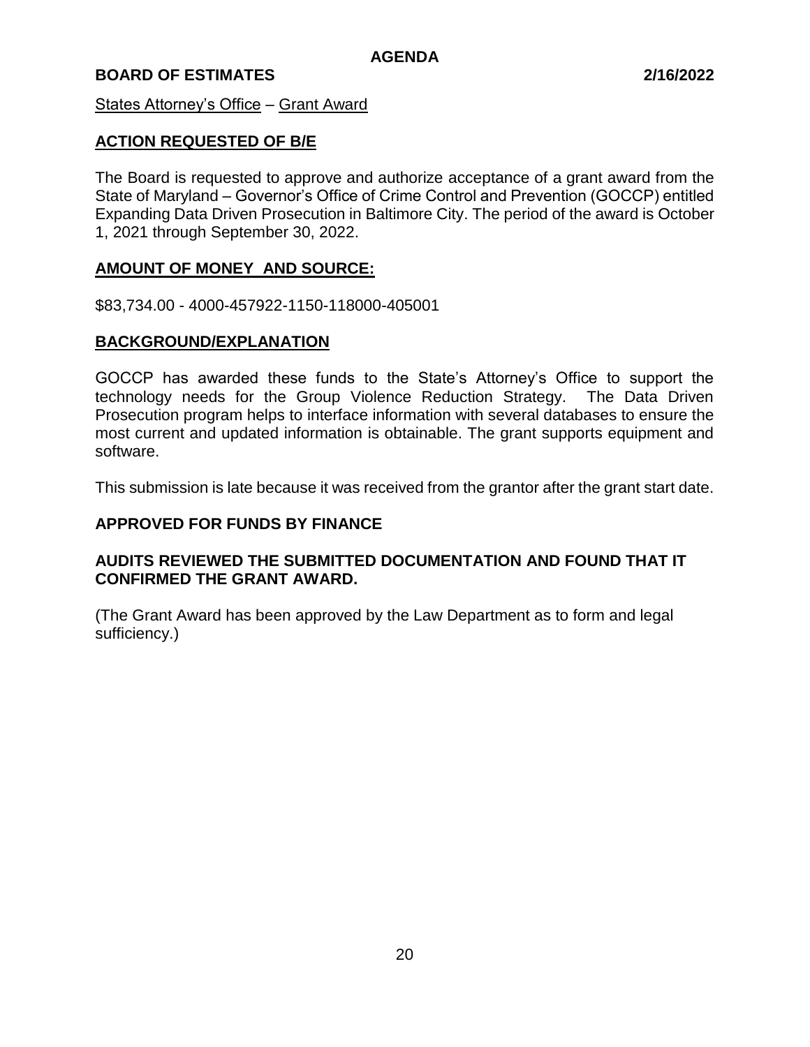**AGENDA**

**BOARD OF ESTIMATES 2/16/2022**

States Attorney's Office – Grant Award

## ACTION REQUESTED OF B/E

The Board is requested to approve and authorize acceptance of a grant award from the State of Maryland – Governor's Office of Crime Control and Prevention (GOCCP) entitled Expanding Data Driven Prosecution in Baltimore City. The period of the award is October 1, 2021 through September 30, 2022.

## AMOUNT OF MONEY AND SOURCE:

$83,734.00 - 4000-457922-1150-118000-405001

## BACKGROUND/EXPLANATION

GOCCP has awarded these funds to the State's Attorney's Office to support the technology needs for the Group Violence Reduction Strategy. The Data Driven Prosecution program helps to interface information with several databases to ensure the most current and updated information is obtainable. The grant supports equipment and software.

This submission is late because it was received from the grantor after the grant start date.

**APPROVED FOR FUNDS BY FINANCE**

**AUDITS REVIEWED THE SUBMITTED DOCUMENTATION AND FOUND THAT IT CONFIRMED THE GRANT AWARD.**

(The Grant Award has been approved by the Law Department as to form and legal sufficiency.)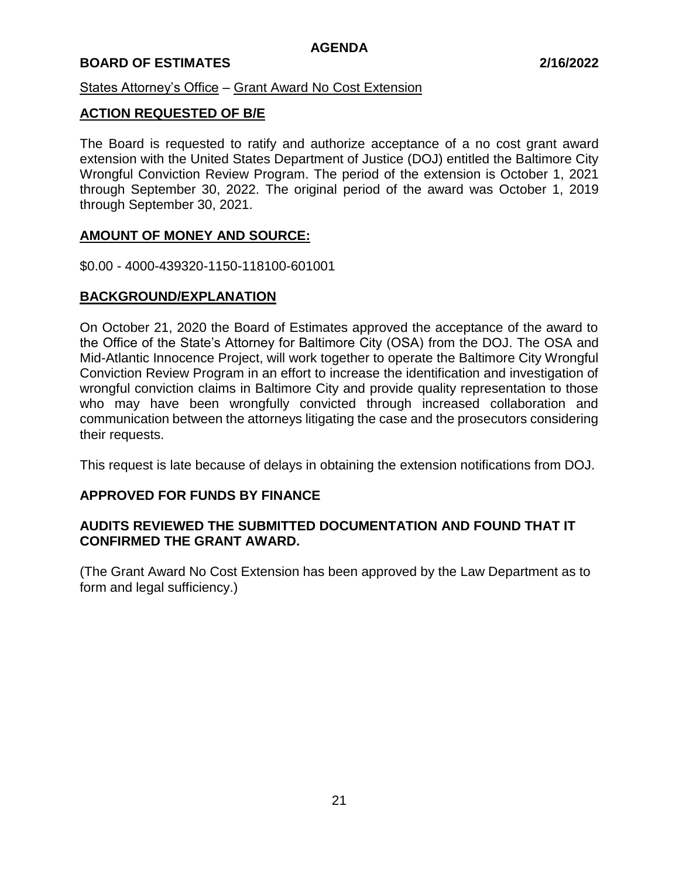**AGENDA**

**BOARD OF ESTIMATES** **2/16/2022**

States Attorney's Office – Grant Award No Cost Extension

## ACTION REQUESTED OF B/E

The Board is requested to ratify and authorize acceptance of a no cost grant award extension with the United States Department of Justice (DOJ) entitled the Baltimore City Wrongful Conviction Review Program. The period of the extension is October 1, 2021 through September 30, 2022. The original period of the award was October 1, 2019 through September 30, 2021.

## AMOUNT OF MONEY AND SOURCE:

$0.00 - 4000-439320-1150-118100-601001

## BACKGROUND/EXPLANATION

On October 21, 2020 the Board of Estimates approved the acceptance of the award to the Office of the State's Attorney for Baltimore City (OSA) from the DOJ. The OSA and Mid-Atlantic Innocence Project, will work together to operate the Baltimore City Wrongful Conviction Review Program in an effort to increase the identification and investigation of wrongful conviction claims in Baltimore City and provide quality representation to those who may have been wrongfully convicted through increased collaboration and communication between the attorneys litigating the case and the prosecutors considering their requests.

This request is late because of delays in obtaining the extension notifications from DOJ.

**APPROVED FOR FUNDS BY FINANCE**

**AUDITS REVIEWED THE SUBMITTED DOCUMENTATION AND FOUND THAT IT CONFIRMED THE GRANT AWARD.**

(The Grant Award No Cost Extension has been approved by the Law Department as to form and legal sufficiency.)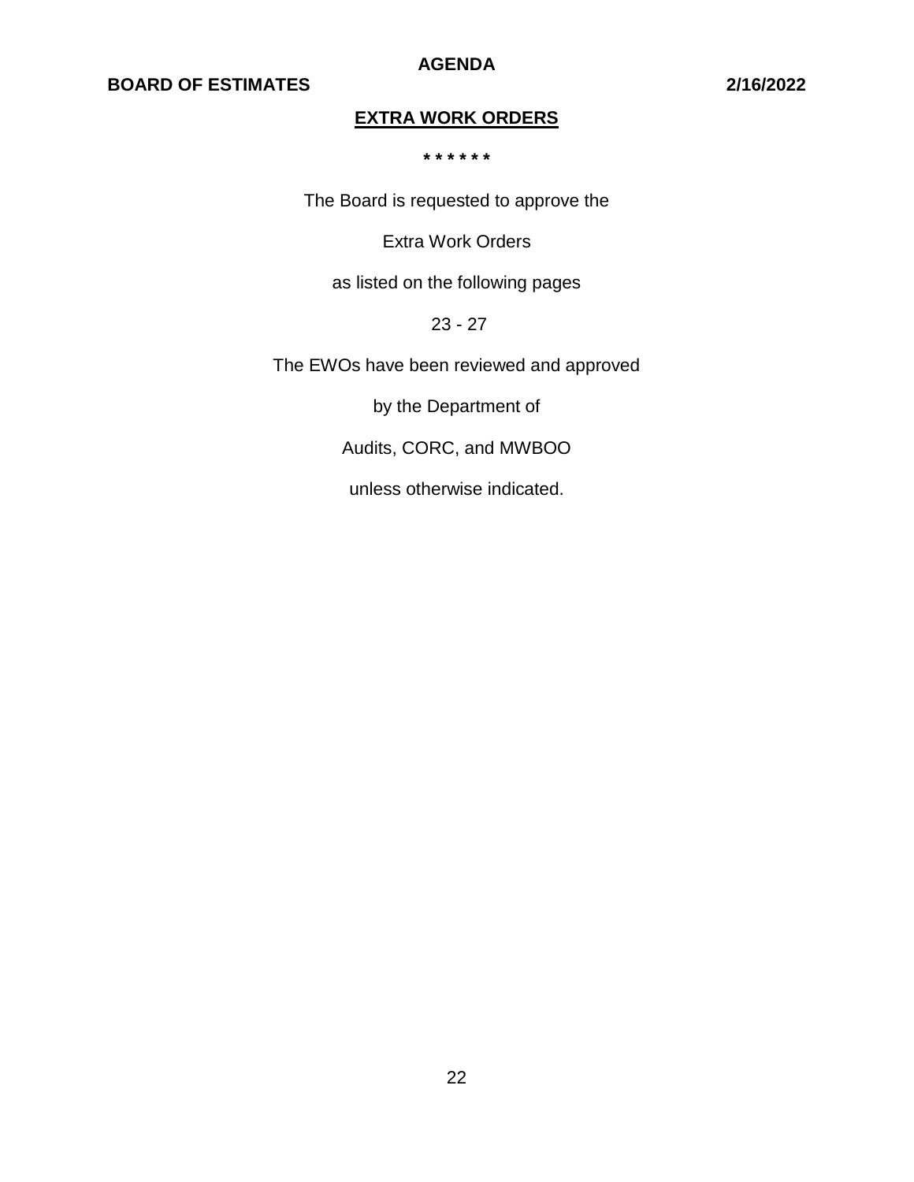## EXTRA WORK ORDERS

* * * * * *

The Board is requested to approve the

Extra Work Orders

as listed on the following pages

23 - 27

The EWOs have been reviewed and approved

by the Department of

Audits, CORC, and MWBOO

unless otherwise indicated.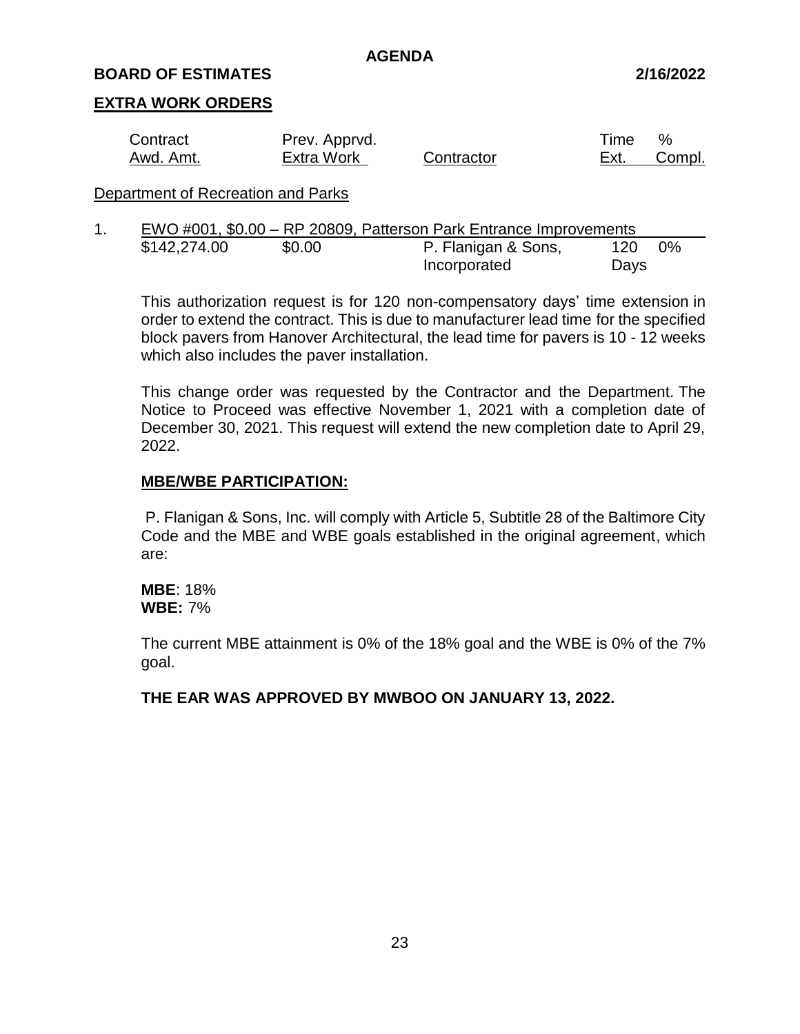**AGENDA**

**BOARD OF ESTIMATES** **2/16/2022**

## EXTRA WORK ORDERS

| Contract Awd. Amt. | Prev. Apprvd. Extra Work | Contractor | Time Ext. | % Compl. |
|---|---|---|---|---|

Department of Recreation and Parks

1. EWO #001, $0.00 – RP 20809, Patterson Park Entrance Improvements

| Contract Awd. Amt. | Prev. Apprvd. Extra Work | Contractor | Time Ext. | % Compl. |
|---|---|---|---|---|
| $142,274.00 | $0.00 | P. Flanigan & Sons, Incorporated | 120 Days | 0% |

This authorization request is for 120 non-compensatory days' time extension in order to extend the contract. This is due to manufacturer lead time for the specified block pavers from Hanover Architectural, the lead time for pavers is 10 - 12 weeks which also includes the paver installation.

This change order was requested by the Contractor and the Department. The Notice to Proceed was effective November 1, 2021 with a completion date of December 30, 2021. This request will extend the new completion date to April 29, 2022.

**MBE/WBE PARTICIPATION:**

P. Flanigan & Sons, Inc. will comply with Article 5, Subtitle 28 of the Baltimore City Code and the MBE and WBE goals established in the original agreement, which are:

**MBE**: 18%
**WBE:** 7%

The current MBE attainment is 0% of the 18% goal and the WBE is 0% of the 7% goal.

**THE EAR WAS APPROVED BY MWBOO ON JANUARY 13, 2022.**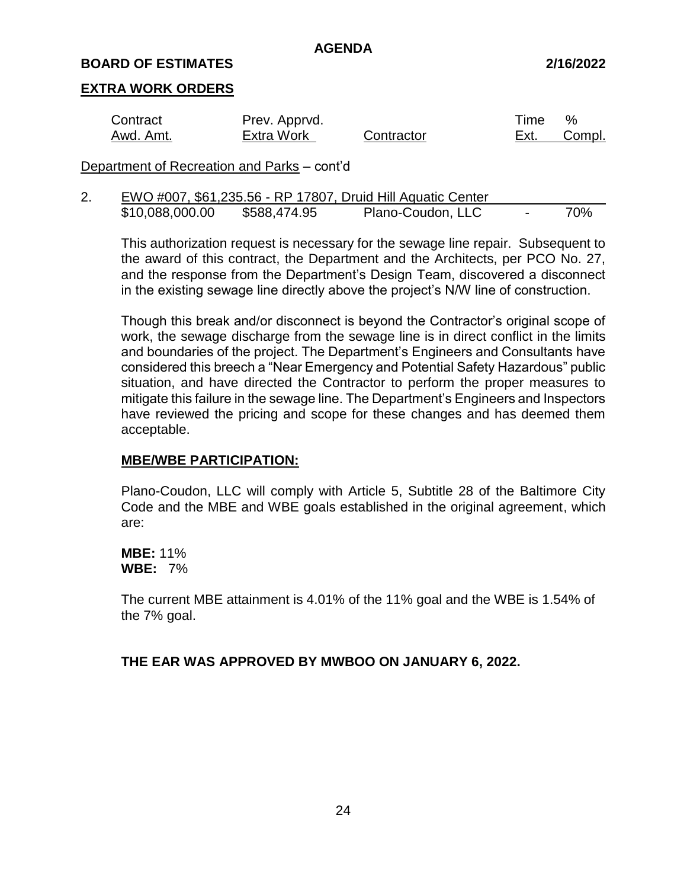**AGENDA**

**BOARD OF ESTIMATES** **2/16/2022**

**EXTRA WORK ORDERS**

| Contract Awd. Amt. | Prev. Apprvd. Extra Work | Contractor | Time Ext. | % Compl. |
|---|---|---|---|---|

Department of Recreation and Parks – cont'd

2. EWO #007, $61,235.56 - RP 17807, Druid Hill Aquatic Center

| | | | | |
|---|---|---|---|---|
| $10,088,000.00 | $588,474.95 | Plano-Coudon, LLC | - | 70% |

This authorization request is necessary for the sewage line repair. Subsequent to the award of this contract, the Department and the Architects, per PCO No. 27, and the response from the Department's Design Team, discovered a disconnect in the existing sewage line directly above the project's N/W line of construction.

Though this break and/or disconnect is beyond the Contractor's original scope of work, the sewage discharge from the sewage line is in direct conflict in the limits and boundaries of the project. The Department's Engineers and Consultants have considered this breech a "Near Emergency and Potential Safety Hazardous" public situation, and have directed the Contractor to perform the proper measures to mitigate this failure in the sewage line. The Department's Engineers and Inspectors have reviewed the pricing and scope for these changes and has deemed them acceptable.

**MBE/WBE PARTICIPATION:**

Plano-Coudon, LLC will comply with Article 5, Subtitle 28 of the Baltimore City Code and the MBE and WBE goals established in the original agreement, which are:

**MBE:** 11%
**WBE:** 7%

The current MBE attainment is 4.01% of the 11% goal and the WBE is 1.54% of the 7% goal.

**THE EAR WAS APPROVED BY MWBOO ON JANUARY 6, 2022.**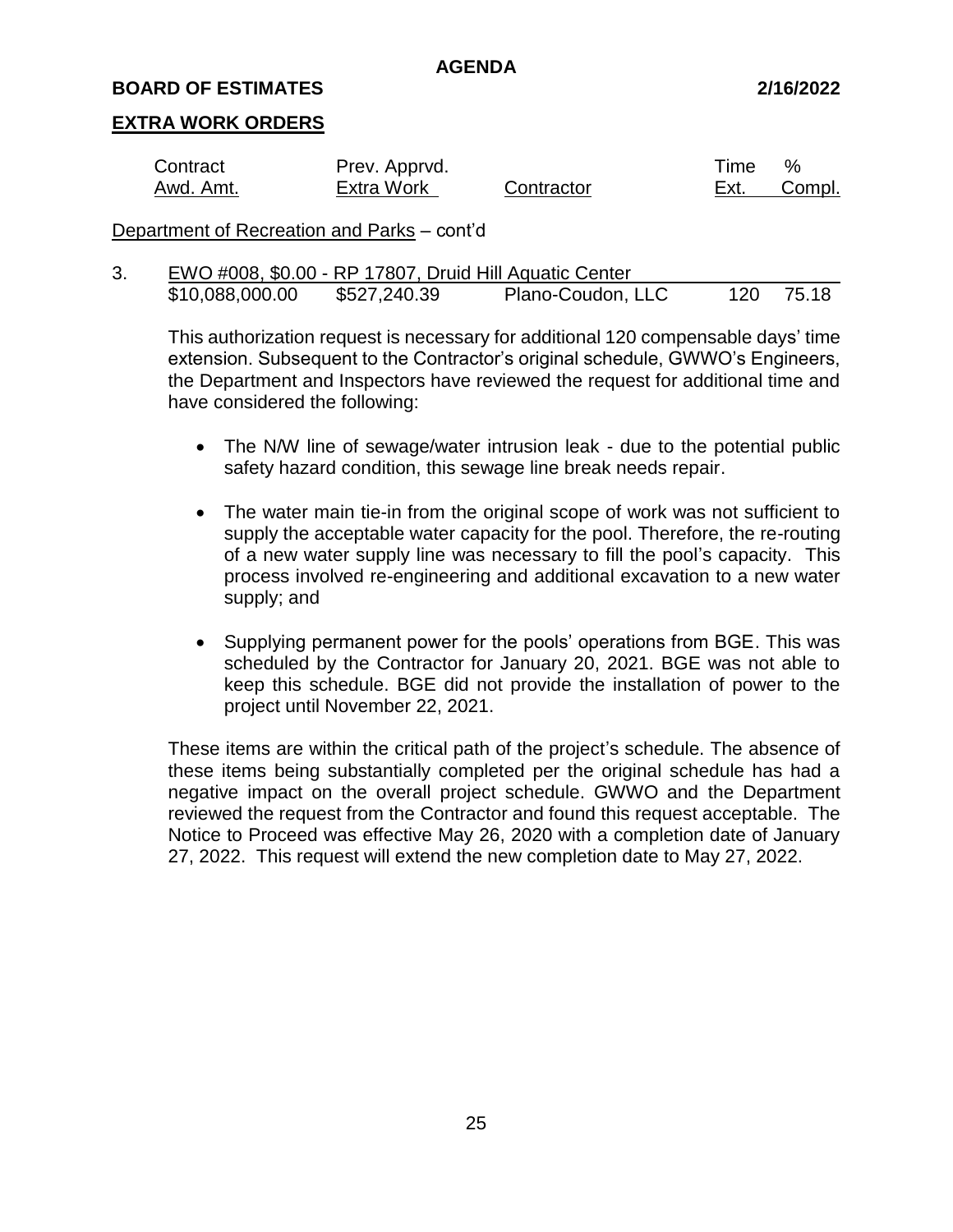**AGENDA**

**BOARD OF ESTIMATES** **2/16/2022**

## EXTRA WORK ORDERS

| Contract Awd. Amt. | Prev. Apprvd. Extra Work | Contractor | Time Ext. | % Compl. |
|---|---|---|---|---|

Department of Recreation and Parks – cont'd

3. EWO #008, $0.00 - RP 17807, Druid Hill Aquatic Center

| Contract Awd. Amt. | Prev. Apprvd. Extra Work | Contractor | Time Ext. | % Compl. |
|---|---|---|---|---|
| $10,088,000.00 | $527,240.39 | Plano-Coudon, LLC | 120 | 75.18 |

This authorization request is necessary for additional 120 compensable days' time extension. Subsequent to the Contractor's original schedule, GWWO's Engineers, the Department and Inspectors have reviewed the request for additional time and have considered the following:

- The N/W line of sewage/water intrusion leak - due to the potential public safety hazard condition, this sewage line break needs repair.
- The water main tie-in from the original scope of work was not sufficient to supply the acceptable water capacity for the pool. Therefore, the re-routing of a new water supply line was necessary to fill the pool's capacity. This process involved re-engineering and additional excavation to a new water supply; and
- Supplying permanent power for the pools' operations from BGE. This was scheduled by the Contractor for January 20, 2021. BGE was not able to keep this schedule. BGE did not provide the installation of power to the project until November 22, 2021.

These items are within the critical path of the project's schedule. The absence of these items being substantially completed per the original schedule has had a negative impact on the overall project schedule. GWWO and the Department reviewed the request from the Contractor and found this request acceptable. The Notice to Proceed was effective May 26, 2020 with a completion date of January 27, 2022. This request will extend the new completion date to May 27, 2022.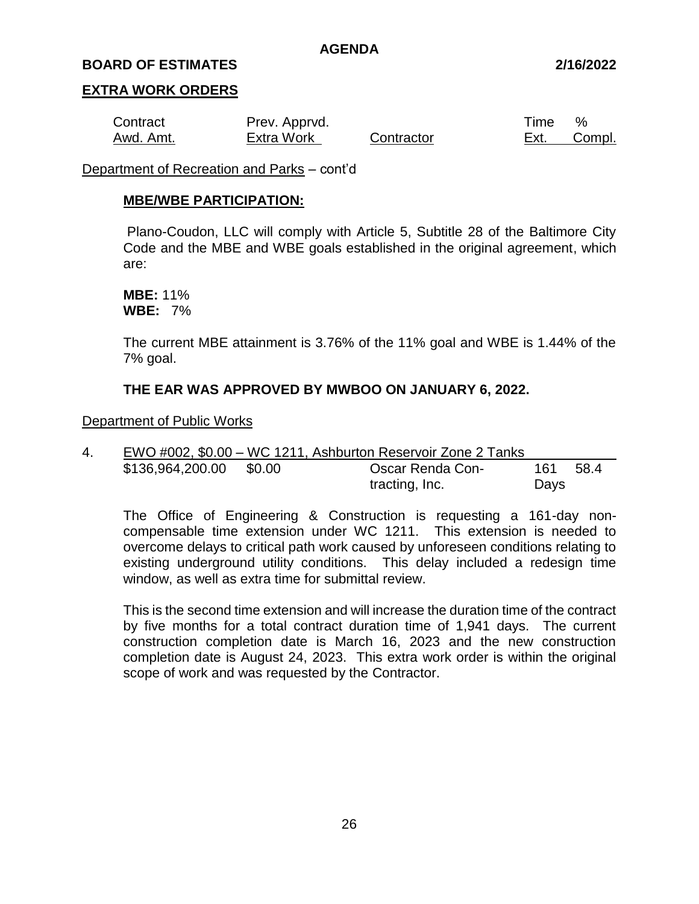**AGENDA**

**BOARD OF ESTIMATES** **2/16/2022**

## EXTRA WORK ORDERS

| Contract Awd. Amt. | Prev. Apprvd. Extra Work | Contractor | Time Ext. | % Compl. |
|---|---|---|---|---|

Department of Recreation and Parks – cont'd

**MBE/WBE PARTICIPATION:**

Plano-Coudon, LLC will comply with Article 5, Subtitle 28 of the Baltimore City Code and the MBE and WBE goals established in the original agreement, which are:

**MBE:** 11%
**WBE:** 7%

The current MBE attainment is 3.76% of the 11% goal and WBE is 1.44% of the 7% goal.

**THE EAR WAS APPROVED BY MWBOO ON JANUARY 6, 2022.**

Department of Public Works

4. EWO #002, $0.00 – WC 1211, Ashburton Reservoir Zone 2 Tanks

| Contract Awd. Amt. | Prev. Apprvd. Extra Work | Contractor | Time Ext. | % Compl. |
|---|---|---|---|---|
| $136,964,200.00 | $0.00 | Oscar Renda Contracting, Inc. | 161 Days | 58.4 |

The Office of Engineering & Construction is requesting a 161-day non-compensable time extension under WC 1211. This extension is needed to overcome delays to critical path work caused by unforeseen conditions relating to existing underground utility conditions. This delay included a redesign time window, as well as extra time for submittal review.

This is the second time extension and will increase the duration time of the contract by five months for a total contract duration time of 1,941 days. The current construction completion date is March 16, 2023 and the new construction completion date is August 24, 2023. This extra work order is within the original scope of work and was requested by the Contractor.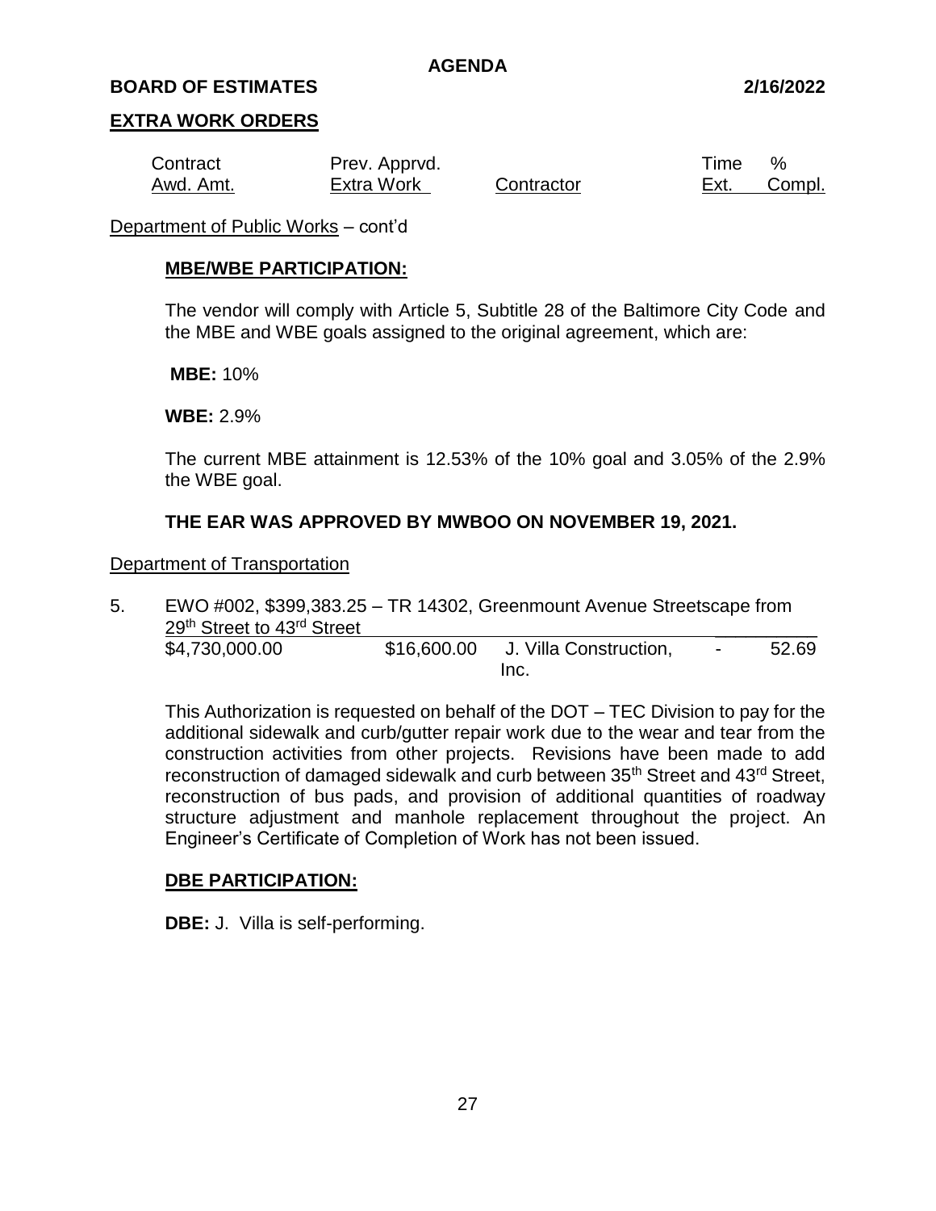**AGENDA**

**BOARD OF ESTIMATES** **2/16/2022**

**EXTRA WORK ORDERS**

| Contract Awd. Amt. | Prev. Apprvd. Extra Work | Contractor | Time Ext. | % Compl. |
|---|---|---|---|---|

Department of Public Works – cont'd

**MBE/WBE PARTICIPATION:**

The vendor will comply with Article 5, Subtitle 28 of the Baltimore City Code and the MBE and WBE goals assigned to the original agreement, which are:

**MBE:** 10%

**WBE:** 2.9%

The current MBE attainment is 12.53% of the 10% goal and 3.05% of the 2.9% the WBE goal.

**THE EAR WAS APPROVED BY MWBOO ON NOVEMBER 19, 2021.**

Department of Transportation

5. EWO #002, $399,383.25 – TR 14302, Greenmount Avenue Streetscape from 29th Street to 43rd Street

| Contract Awd. Amt. | Prev. Apprvd. Extra Work | Contractor | Time Ext. | % Compl. |
|---|---|---|---|---|
| $4,730,000.00 | $16,600.00 | J. Villa Construction, Inc. | - | 52.69 |

This Authorization is requested on behalf of the DOT – TEC Division to pay for the additional sidewalk and curb/gutter repair work due to the wear and tear from the construction activities from other projects. Revisions have been made to add reconstruction of damaged sidewalk and curb between 35th Street and 43rd Street, reconstruction of bus pads, and provision of additional quantities of roadway structure adjustment and manhole replacement throughout the project. An Engineer's Certificate of Completion of Work has not been issued.

**DBE PARTICIPATION:**

**DBE:** J. Villa is self-performing.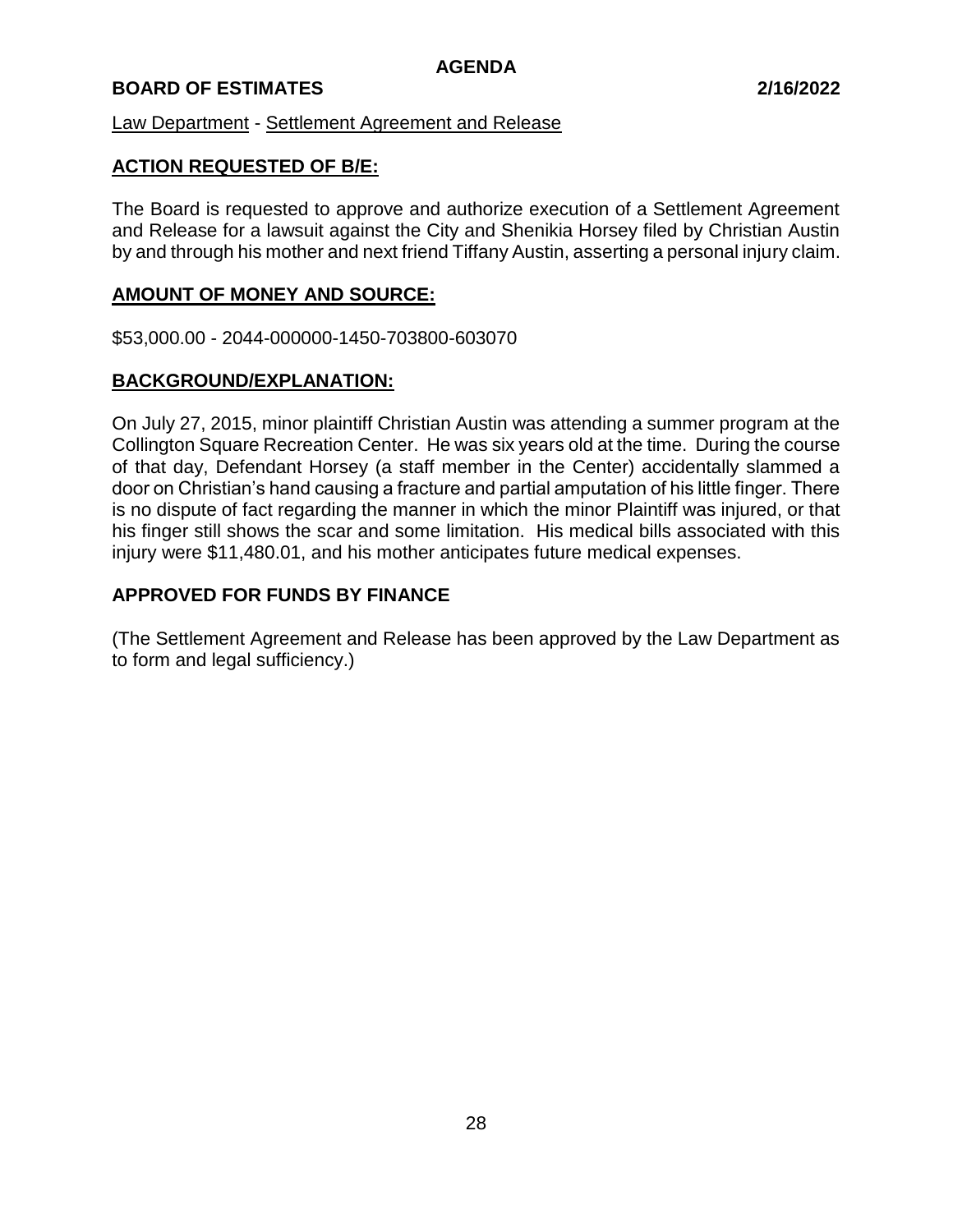**AGENDA**

**BOARD OF ESTIMATES** **2/16/2022**

Law Department - Settlement Agreement and Release

## ACTION REQUESTED OF B/E:

The Board is requested to approve and authorize execution of a Settlement Agreement and Release for a lawsuit against the City and Shenikia Horsey filed by Christian Austin by and through his mother and next friend Tiffany Austin, asserting a personal injury claim.

## AMOUNT OF MONEY AND SOURCE:

$53,000.00 - 2044-000000-1450-703800-603070

## BACKGROUND/EXPLANATION:

On July 27, 2015, minor plaintiff Christian Austin was attending a summer program at the Collington Square Recreation Center. He was six years old at the time. During the course of that day, Defendant Horsey (a staff member in the Center) accidentally slammed a door on Christian's hand causing a fracture and partial amputation of his little finger. There is no dispute of fact regarding the manner in which the minor Plaintiff was injured, or that his finger still shows the scar and some limitation. His medical bills associated with this injury were $11,480.01, and his mother anticipates future medical expenses.

**APPROVED FOR FUNDS BY FINANCE**

(The Settlement Agreement and Release has been approved by the Law Department as to form and legal sufficiency.)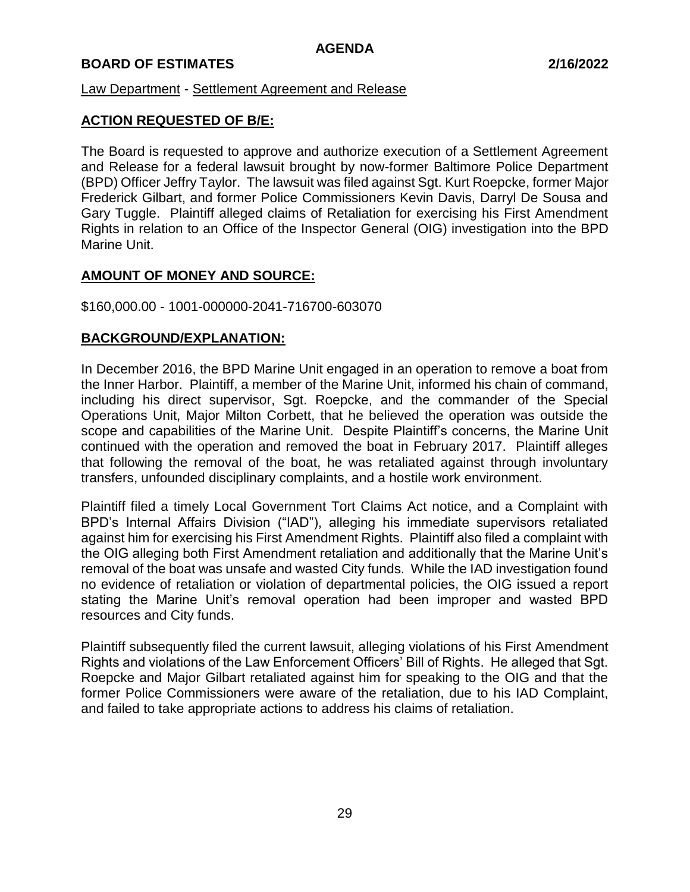**AGENDA**

**BOARD OF ESTIMATES 2/16/2022**

Law Department - Settlement Agreement and Release

## ACTION REQUESTED OF B/E:

The Board is requested to approve and authorize execution of a Settlement Agreement and Release for a federal lawsuit brought by now-former Baltimore Police Department (BPD) Officer Jeffry Taylor. The lawsuit was filed against Sgt. Kurt Roepcke, former Major Frederick Gilbart, and former Police Commissioners Kevin Davis, Darryl De Sousa and Gary Tuggle. Plaintiff alleged claims of Retaliation for exercising his First Amendment Rights in relation to an Office of the Inspector General (OIG) investigation into the BPD Marine Unit.

## AMOUNT OF MONEY AND SOURCE:

$160,000.00 - 1001-000000-2041-716700-603070

## BACKGROUND/EXPLANATION:

In December 2016, the BPD Marine Unit engaged in an operation to remove a boat from the Inner Harbor. Plaintiff, a member of the Marine Unit, informed his chain of command, including his direct supervisor, Sgt. Roepcke, and the commander of the Special Operations Unit, Major Milton Corbett, that he believed the operation was outside the scope and capabilities of the Marine Unit. Despite Plaintiff's concerns, the Marine Unit continued with the operation and removed the boat in February 2017. Plaintiff alleges that following the removal of the boat, he was retaliated against through involuntary transfers, unfounded disciplinary complaints, and a hostile work environment.

Plaintiff filed a timely Local Government Tort Claims Act notice, and a Complaint with BPD's Internal Affairs Division ("IAD"), alleging his immediate supervisors retaliated against him for exercising his First Amendment Rights. Plaintiff also filed a complaint with the OIG alleging both First Amendment retaliation and additionally that the Marine Unit's removal of the boat was unsafe and wasted City funds. While the IAD investigation found no evidence of retaliation or violation of departmental policies, the OIG issued a report stating the Marine Unit's removal operation had been improper and wasted BPD resources and City funds.

Plaintiff subsequently filed the current lawsuit, alleging violations of his First Amendment Rights and violations of the Law Enforcement Officers' Bill of Rights. He alleged that Sgt. Roepcke and Major Gilbart retaliated against him for speaking to the OIG and that the former Police Commissioners were aware of the retaliation, due to his IAD Complaint, and failed to take appropriate actions to address his claims of retaliation.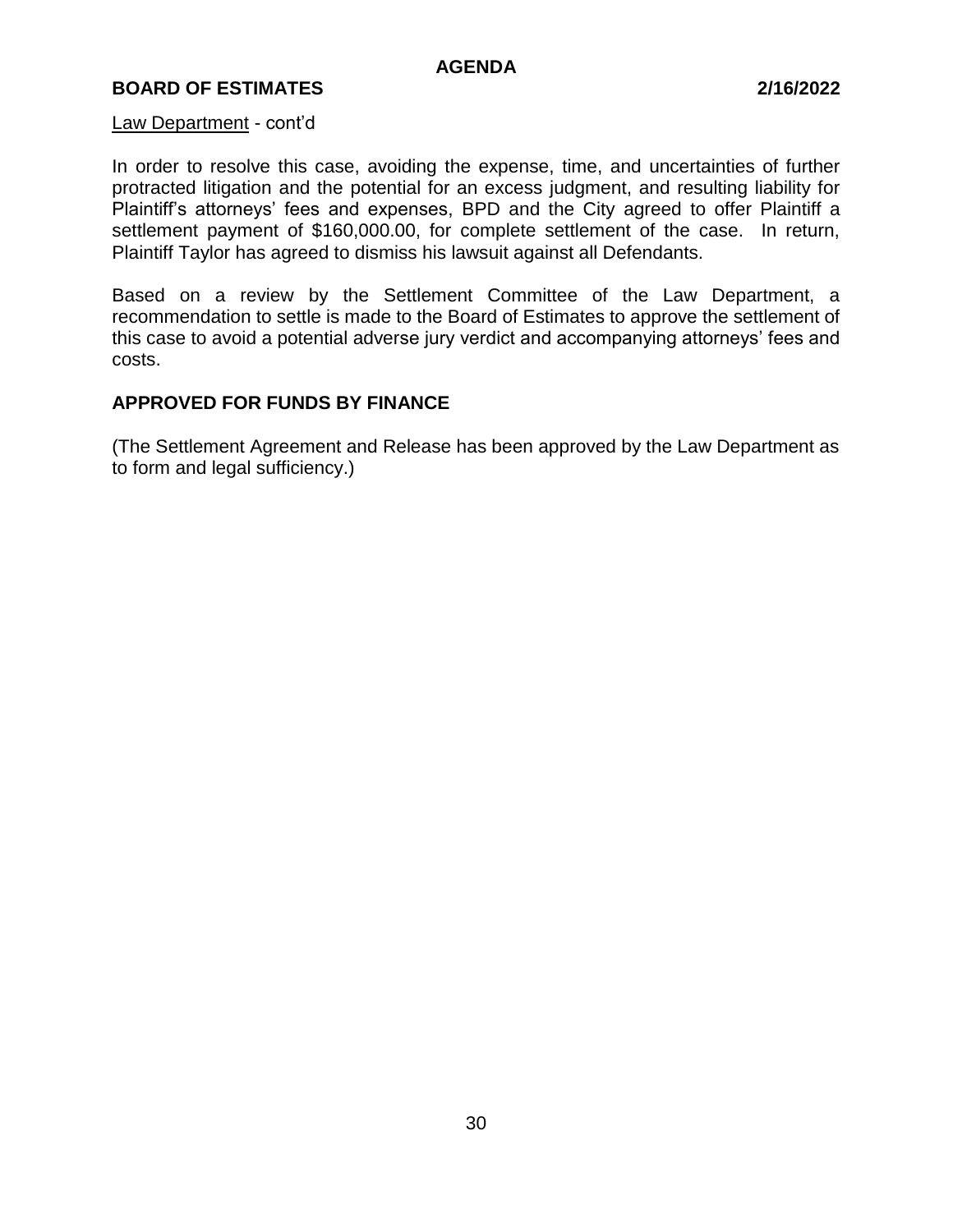Law Department - cont'd

In order to resolve this case, avoiding the expense, time, and uncertainties of further protracted litigation and the potential for an excess judgment, and resulting liability for Plaintiff's attorneys' fees and expenses, BPD and the City agreed to offer Plaintiff a settlement payment of $160,000.00, for complete settlement of the case. In return, Plaintiff Taylor has agreed to dismiss his lawsuit against all Defendants.

Based on a review by the Settlement Committee of the Law Department, a recommendation to settle is made to the Board of Estimates to approve the settlement of this case to avoid a potential adverse jury verdict and accompanying attorneys' fees and costs.

**APPROVED FOR FUNDS BY FINANCE**

(The Settlement Agreement and Release has been approved by the Law Department as to form and legal sufficiency.)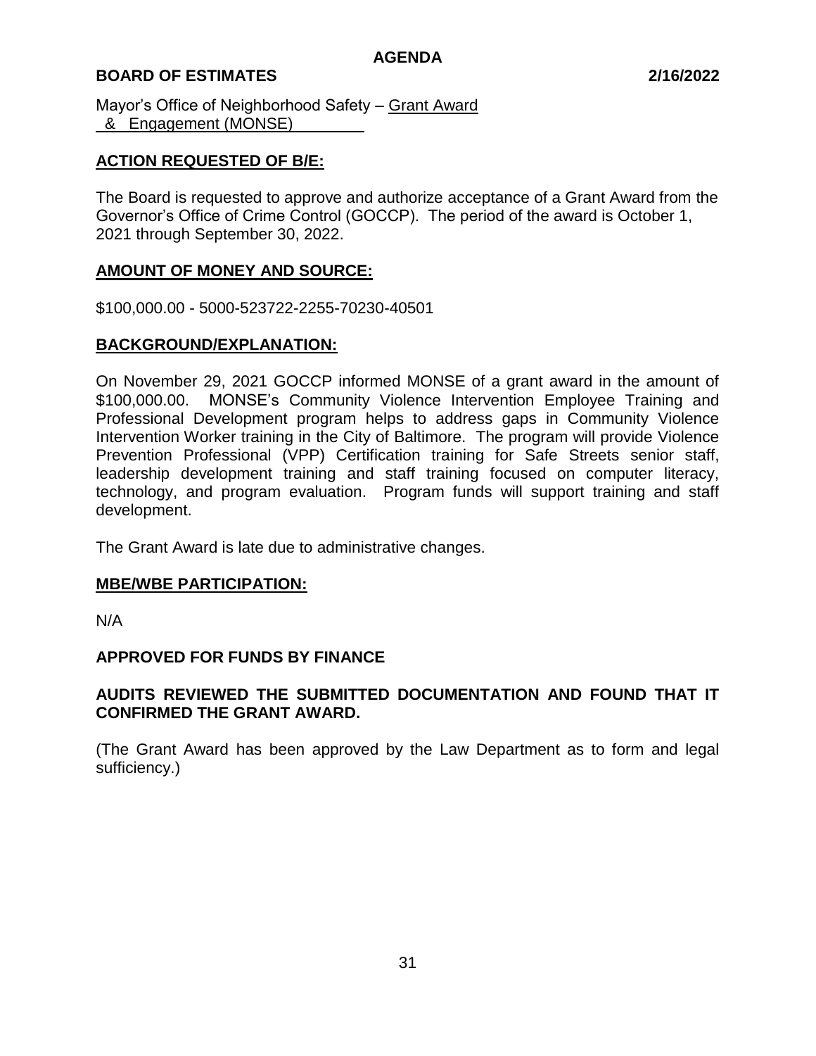**AGENDA**

**BOARD OF ESTIMATES 2/16/2022**

Mayor's Office of Neighborhood Safety – Grant Award
& Engagement (MONSE)

## ACTION REQUESTED OF B/E:

The Board is requested to approve and authorize acceptance of a Grant Award from the Governor's Office of Crime Control (GOCCP). The period of the award is October 1, 2021 through September 30, 2022.

## AMOUNT OF MONEY AND SOURCE:

$100,000.00 - 5000-523722-2255-70230-40501

## BACKGROUND/EXPLANATION:

On November 29, 2021 GOCCP informed MONSE of a grant award in the amount of $100,000.00. MONSE's Community Violence Intervention Employee Training and Professional Development program helps to address gaps in Community Violence Intervention Worker training in the City of Baltimore. The program will provide Violence Prevention Professional (VPP) Certification training for Safe Streets senior staff, leadership development training and staff training focused on computer literacy, technology, and program evaluation. Program funds will support training and staff development.

The Grant Award is late due to administrative changes.

## MBE/WBE PARTICIPATION:

N/A

**APPROVED FOR FUNDS BY FINANCE**

**AUDITS REVIEWED THE SUBMITTED DOCUMENTATION AND FOUND THAT IT CONFIRMED THE GRANT AWARD.**

(The Grant Award has been approved by the Law Department as to form and legal sufficiency.)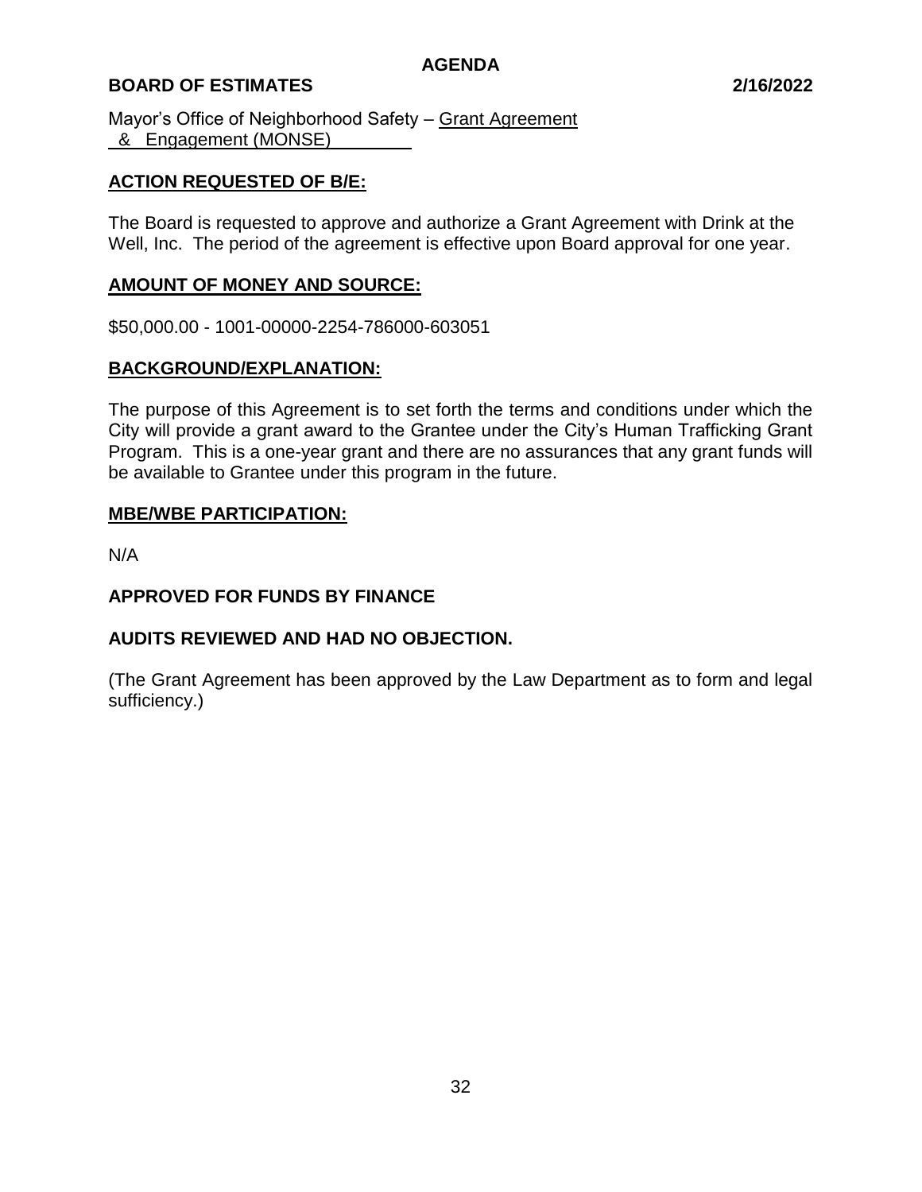**AGENDA**

**BOARD OF ESTIMATES 2/16/2022**

Mayor's Office of Neighborhood Safety – Grant Agreement
& Engagement (MONSE)

## ACTION REQUESTED OF B/E:

The Board is requested to approve and authorize a Grant Agreement with Drink at the Well, Inc. The period of the agreement is effective upon Board approval for one year.

## AMOUNT OF MONEY AND SOURCE:

$50,000.00 - 1001-00000-2254-786000-603051

## BACKGROUND/EXPLANATION:

The purpose of this Agreement is to set forth the terms and conditions under which the City will provide a grant award to the Grantee under the City's Human Trafficking Grant Program. This is a one-year grant and there are no assurances that any grant funds will be available to Grantee under this program in the future.

## MBE/WBE PARTICIPATION:

N/A

**APPROVED FOR FUNDS BY FINANCE**

**AUDITS REVIEWED AND HAD NO OBJECTION.**

(The Grant Agreement has been approved by the Law Department as to form and legal sufficiency.)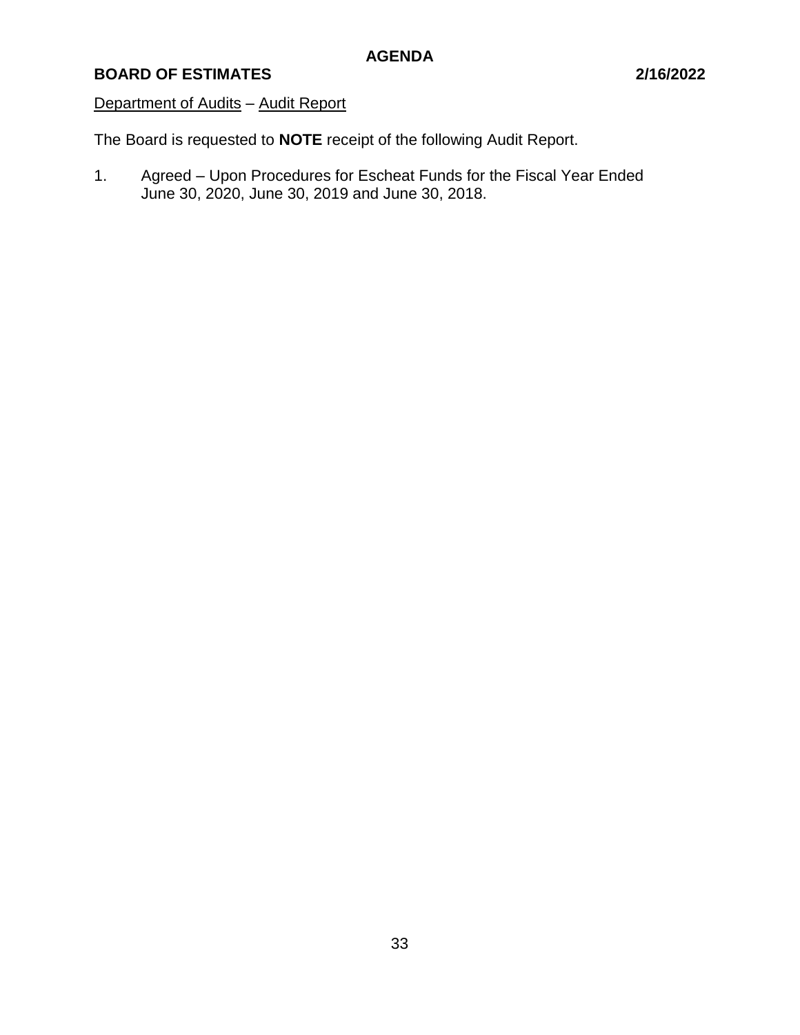**AGENDA**

**BOARD OF ESTIMATES 2/16/2022**

Department of Audits – Audit Report

The Board is requested to **NOTE** receipt of the following Audit Report.

1. Agreed – Upon Procedures for Escheat Funds for the Fiscal Year Ended June 30, 2020, June 30, 2019 and June 30, 2018.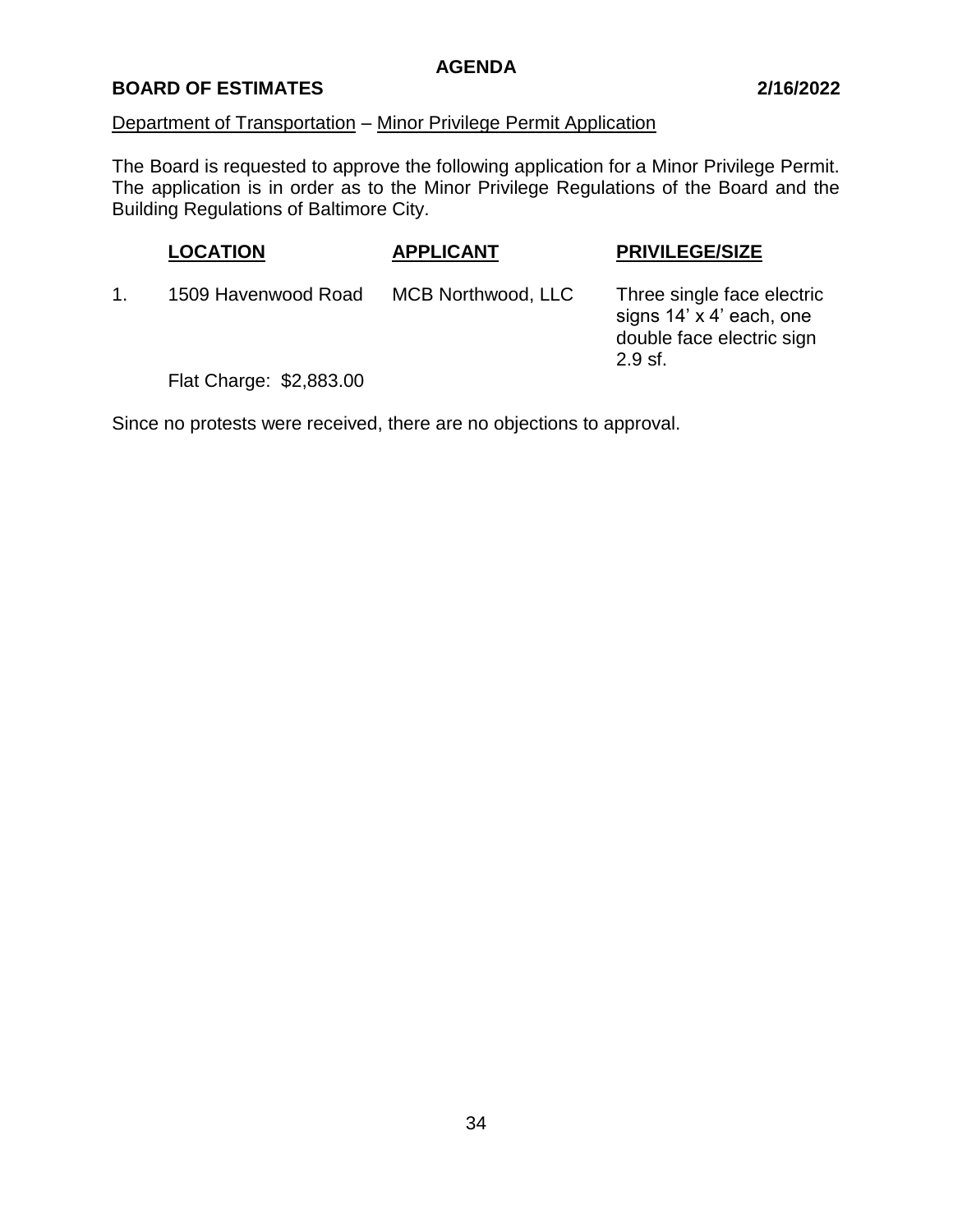**AGENDA**

**BOARD OF ESTIMATES** **2/16/2022**

Department of Transportation – Minor Privilege Permit Application

The Board is requested to approve the following application for a Minor Privilege Permit. The application is in order as to the Minor Privilege Regulations of the Board and the Building Regulations of Baltimore City.

| | **LOCATION** | **APPLICANT** | **PRIVILEGE/SIZE** |
|---|---|---|---|
| 1. | 1509 Havenwood Road | MCB Northwood, LLC | Three single face electric signs 14' x 4' each, one double face electric sign 2.9 sf. |
| | Flat Charge: $2,883.00 | | |

Since no protests were received, there are no objections to approval.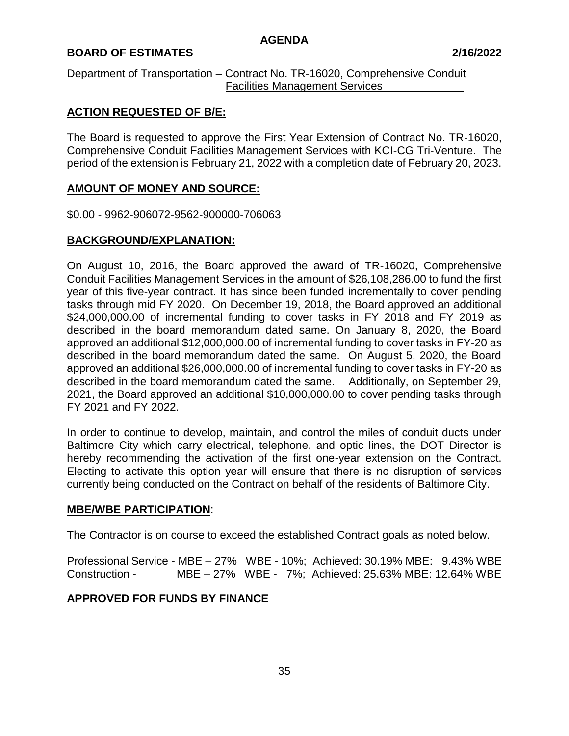**AGENDA**

**BOARD OF ESTIMATES** **2/16/2022**

Department of Transportation – Contract No. TR-16020, Comprehensive Conduit Facilities Management Services

## ACTION REQUESTED OF B/E:

The Board is requested to approve the First Year Extension of Contract No. TR-16020, Comprehensive Conduit Facilities Management Services with KCI-CG Tri-Venture. The period of the extension is February 21, 2022 with a completion date of February 20, 2023.

## AMOUNT OF MONEY AND SOURCE:

$0.00 - 9962-906072-9562-900000-706063

## BACKGROUND/EXPLANATION:

On August 10, 2016, the Board approved the award of TR-16020, Comprehensive Conduit Facilities Management Services in the amount of $26,108,286.00 to fund the first year of this five-year contract. It has since been funded incrementally to cover pending tasks through mid FY 2020. On December 19, 2018, the Board approved an additional $24,000,000.00 of incremental funding to cover tasks in FY 2018 and FY 2019 as described in the board memorandum dated same. On January 8, 2020, the Board approved an additional $12,000,000.00 of incremental funding to cover tasks in FY-20 as described in the board memorandum dated the same. On August 5, 2020, the Board approved an additional $26,000,000.00 of incremental funding to cover tasks in FY-20 as described in the board memorandum dated the same. Additionally, on September 29, 2021, the Board approved an additional $10,000,000.00 to cover pending tasks through FY 2021 and FY 2022.

In order to continue to develop, maintain, and control the miles of conduit ducts under Baltimore City which carry electrical, telephone, and optic lines, the DOT Director is hereby recommending the activation of the first one-year extension on the Contract. Electing to activate this option year will ensure that there is no disruption of services currently being conducted on the Contract on behalf of the residents of Baltimore City.

## MBE/WBE PARTICIPATION:

The Contractor is on course to exceed the established Contract goals as noted below.

Professional Service - MBE – 27% WBE - 10%; Achieved: 30.19% MBE: 9.43% WBE
Construction - MBE – 27% WBE - 7%; Achieved: 25.63% MBE: 12.64% WBE

**APPROVED FOR FUNDS BY FINANCE**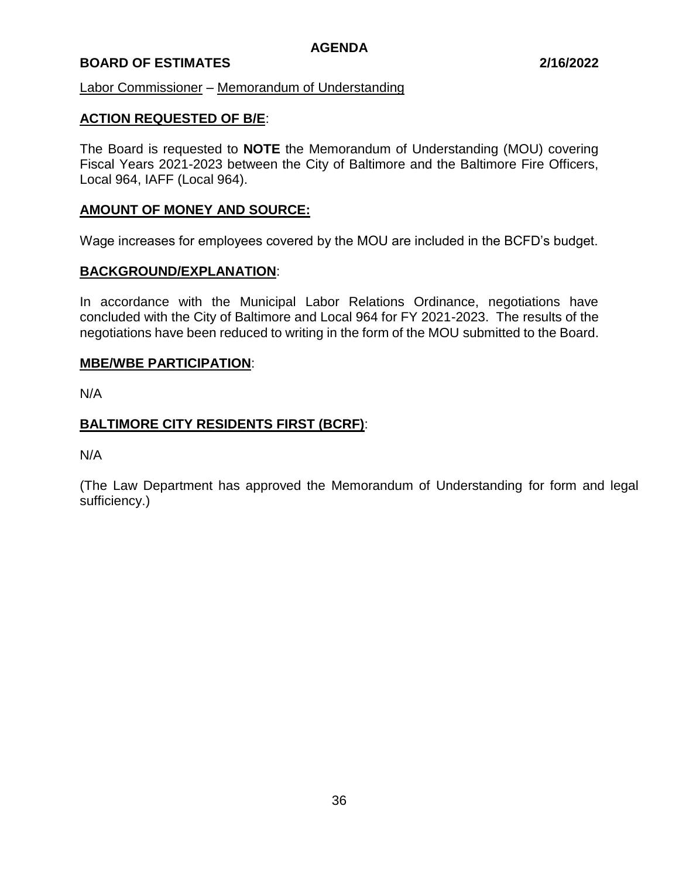**AGENDA**

**BOARD OF ESTIMATES** **2/16/2022**

Labor Commissioner – Memorandum of Understanding

**ACTION REQUESTED OF B/E**:

The Board is requested to **NOTE** the Memorandum of Understanding (MOU) covering Fiscal Years 2021-2023 between the City of Baltimore and the Baltimore Fire Officers, Local 964, IAFF (Local 964).

**AMOUNT OF MONEY AND SOURCE:**

Wage increases for employees covered by the MOU are included in the BCFD's budget.

**BACKGROUND/EXPLANATION**:

In accordance with the Municipal Labor Relations Ordinance, negotiations have concluded with the City of Baltimore and Local 964 for FY 2021-2023. The results of the negotiations have been reduced to writing in the form of the MOU submitted to the Board.

**MBE/WBE PARTICIPATION**:

N/A

**BALTIMORE CITY RESIDENTS FIRST (BCRF)**:

N/A

(The Law Department has approved the Memorandum of Understanding for form and legal sufficiency.)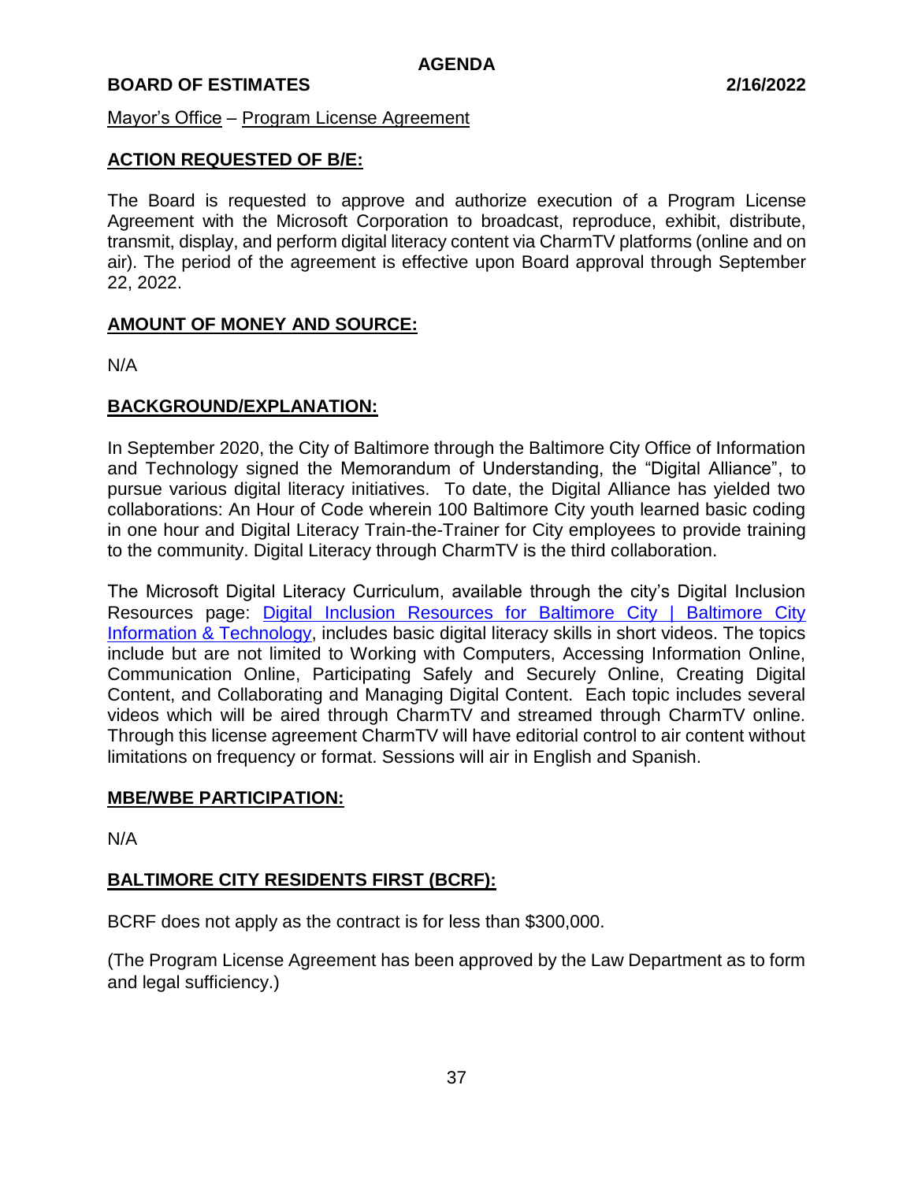# AGENDA

**BOARD OF ESTIMATES** **2/16/2022**

Mayor's Office – Program License Agreement

## ACTION REQUESTED OF B/E:

The Board is requested to approve and authorize execution of a Program License Agreement with the Microsoft Corporation to broadcast, reproduce, exhibit, distribute, transmit, display, and perform digital literacy content via CharmTV platforms (online and on air). The period of the agreement is effective upon Board approval through September 22, 2022.

## AMOUNT OF MONEY AND SOURCE:

N/A

## BACKGROUND/EXPLANATION:

In September 2020, the City of Baltimore through the Baltimore City Office of Information and Technology signed the Memorandum of Understanding, the "Digital Alliance", to pursue various digital literacy initiatives. To date, the Digital Alliance has yielded two collaborations: An Hour of Code wherein 100 Baltimore City youth learned basic coding in one hour and Digital Literacy Train-the-Trainer for City employees to provide training to the community. Digital Literacy through CharmTV is the third collaboration.

The Microsoft Digital Literacy Curriculum, available through the city's Digital Inclusion Resources page: Digital Inclusion Resources for Baltimore City | Baltimore City Information & Technology, includes basic digital literacy skills in short videos. The topics include but are not limited to Working with Computers, Accessing Information Online, Communication Online, Participating Safely and Securely Online, Creating Digital Content, and Collaborating and Managing Digital Content. Each topic includes several videos which will be aired through CharmTV and streamed through CharmTV online. Through this license agreement CharmTV will have editorial control to air content without limitations on frequency or format. Sessions will air in English and Spanish.

## MBE/WBE PARTICIPATION:

N/A

## BALTIMORE CITY RESIDENTS FIRST (BCRF):

BCRF does not apply as the contract is for less than $300,000.

(The Program License Agreement has been approved by the Law Department as to form and legal sufficiency.)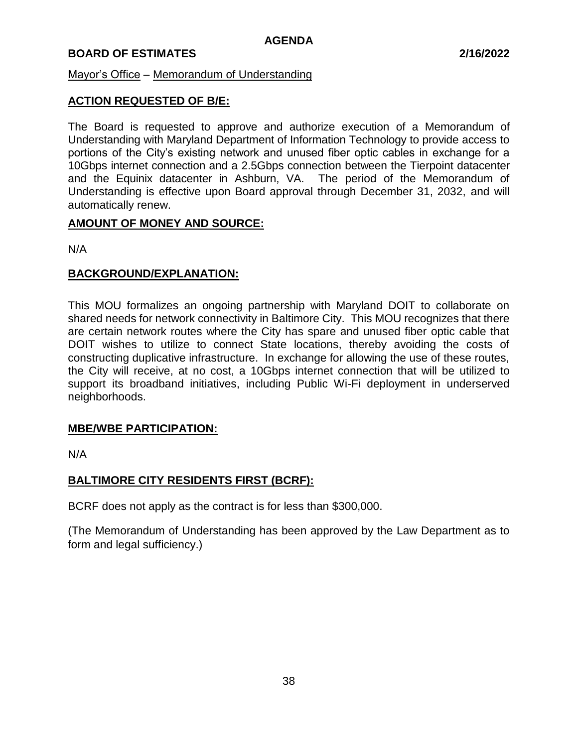**AGENDA**

**BOARD OF ESTIMATES** **2/16/2022**

Mayor's Office – Memorandum of Understanding

## ACTION REQUESTED OF B/E:

The Board is requested to approve and authorize execution of a Memorandum of Understanding with Maryland Department of Information Technology to provide access to portions of the City's existing network and unused fiber optic cables in exchange for a 10Gbps internet connection and a 2.5Gbps connection between the Tierpoint datacenter and the Equinix datacenter in Ashburn, VA. The period of the Memorandum of Understanding is effective upon Board approval through December 31, 2032, and will automatically renew.

## AMOUNT OF MONEY AND SOURCE:

N/A

## BACKGROUND/EXPLANATION:

This MOU formalizes an ongoing partnership with Maryland DOIT to collaborate on shared needs for network connectivity in Baltimore City. This MOU recognizes that there are certain network routes where the City has spare and unused fiber optic cable that DOIT wishes to utilize to connect State locations, thereby avoiding the costs of constructing duplicative infrastructure. In exchange for allowing the use of these routes, the City will receive, at no cost, a 10Gbps internet connection that will be utilized to support its broadband initiatives, including Public Wi-Fi deployment in underserved neighborhoods.

## MBE/WBE PARTICIPATION:

N/A

## BALTIMORE CITY RESIDENTS FIRST (BCRF):

BCRF does not apply as the contract is for less than $300,000.

(The Memorandum of Understanding has been approved by the Law Department as to form and legal sufficiency.)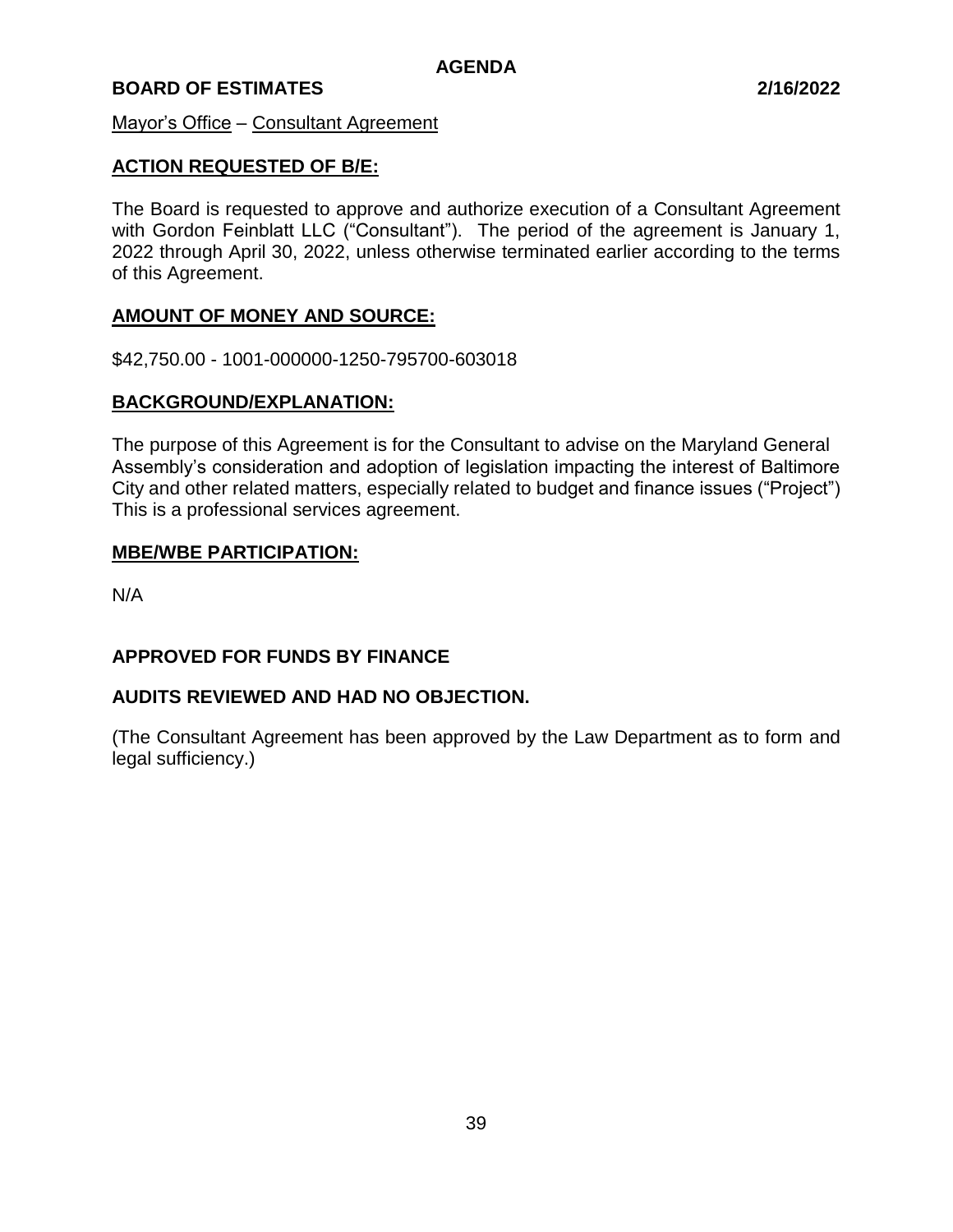**AGENDA**

**BOARD OF ESTIMATES** **2/16/2022**

Mayor's Office – Consultant Agreement

**ACTION REQUESTED OF B/E:**

The Board is requested to approve and authorize execution of a Consultant Agreement with Gordon Feinblatt LLC ("Consultant"). The period of the agreement is January 1, 2022 through April 30, 2022, unless otherwise terminated earlier according to the terms of this Agreement.

**AMOUNT OF MONEY AND SOURCE:**

$42,750.00 - 1001-000000-1250-795700-603018

**BACKGROUND/EXPLANATION:**

The purpose of this Agreement is for the Consultant to advise on the Maryland General Assembly's consideration and adoption of legislation impacting the interest of Baltimore City and other related matters, especially related to budget and finance issues ("Project") This is a professional services agreement.

**MBE/WBE PARTICIPATION:**

N/A

**APPROVED FOR FUNDS BY FINANCE**

**AUDITS REVIEWED AND HAD NO OBJECTION.**

(The Consultant Agreement has been approved by the Law Department as to form and legal sufficiency.)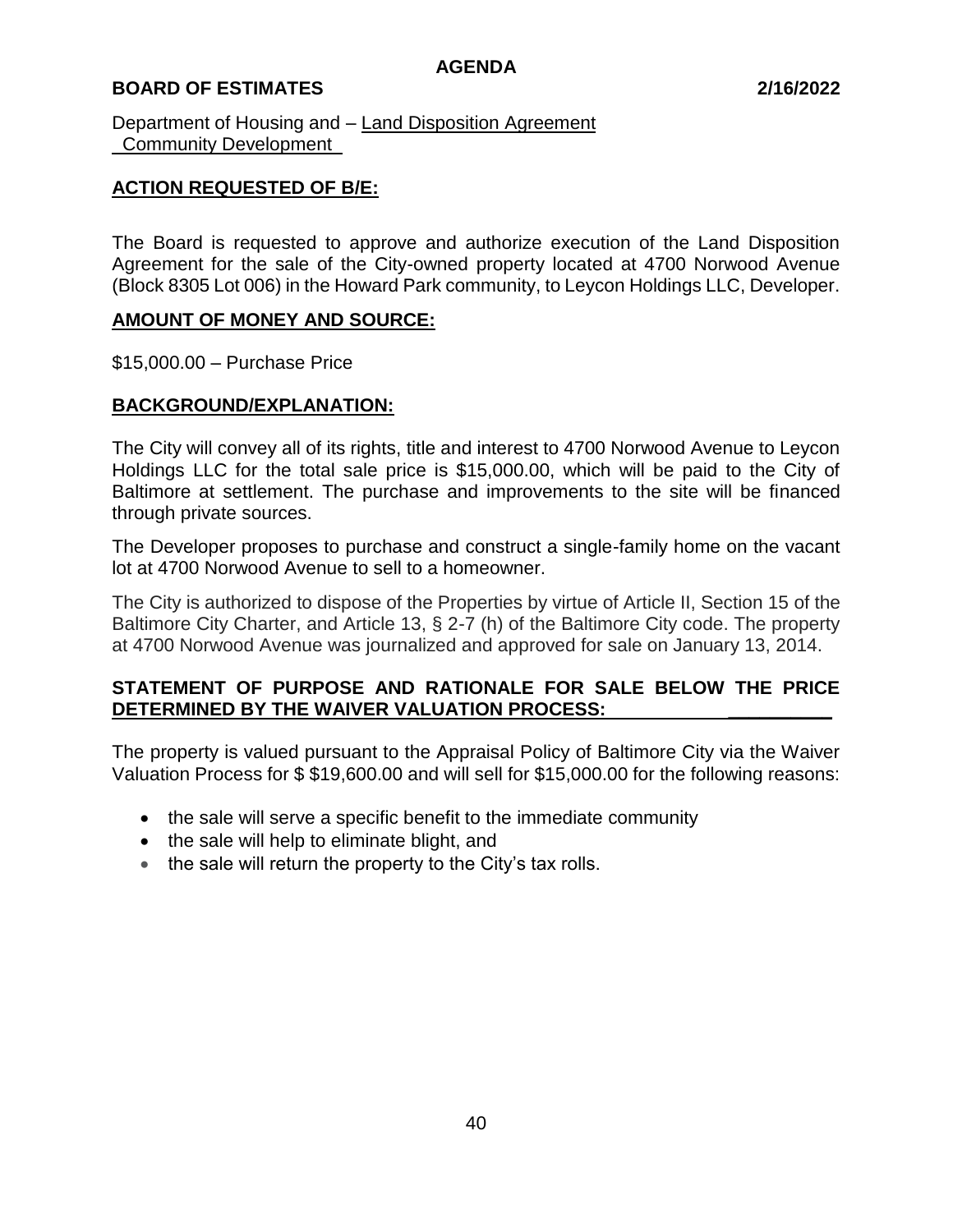**AGENDA**

**BOARD OF ESTIMATES 2/16/2022**

Department of Housing and Community Development – Land Disposition Agreement

**ACTION REQUESTED OF B/E:**

The Board is requested to approve and authorize execution of the Land Disposition Agreement for the sale of the City-owned property located at 4700 Norwood Avenue (Block 8305 Lot 006) in the Howard Park community, to Leycon Holdings LLC, Developer.

**AMOUNT OF MONEY AND SOURCE:**

$15,000.00 – Purchase Price

**BACKGROUND/EXPLANATION:**

The City will convey all of its rights, title and interest to 4700 Norwood Avenue to Leycon Holdings LLC for the total sale price is $15,000.00, which will be paid to the City of Baltimore at settlement. The purchase and improvements to the site will be financed through private sources.

The Developer proposes to purchase and construct a single-family home on the vacant lot at 4700 Norwood Avenue to sell to a homeowner.

The City is authorized to dispose of the Properties by virtue of Article II, Section 15 of the Baltimore City Charter, and Article 13, § 2-7 (h) of the Baltimore City code. The property at 4700 Norwood Avenue was journalized and approved for sale on January 13, 2014.

**STATEMENT OF PURPOSE AND RATIONALE FOR SALE BELOW THE PRICE DETERMINED BY THE WAIVER VALUATION PROCESS:**

The property is valued pursuant to the Appraisal Policy of Baltimore City via the Waiver Valuation Process for $ $19,600.00 and will sell for $15,000.00 for the following reasons:

- the sale will serve a specific benefit to the immediate community
- the sale will help to eliminate blight, and
- the sale will return the property to the City's tax rolls.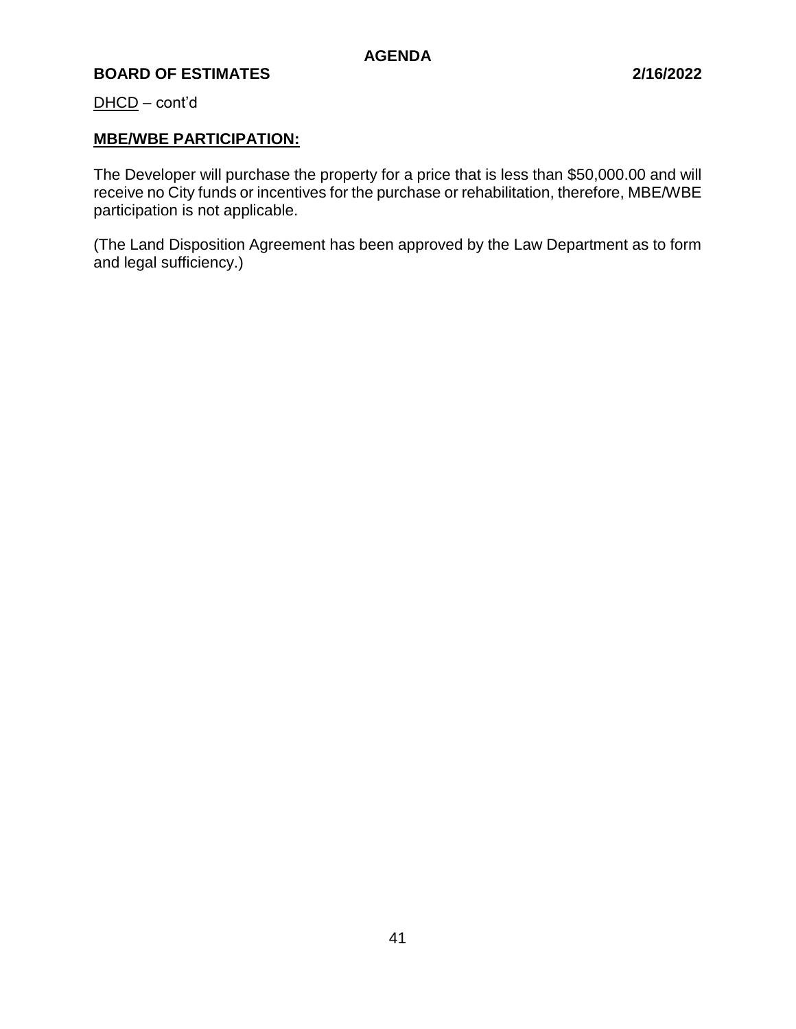DHCD – cont'd

**MBE/WBE PARTICIPATION:**

The Developer will purchase the property for a price that is less than $50,000.00 and will receive no City funds or incentives for the purchase or rehabilitation, therefore, MBE/WBE participation is not applicable.

(The Land Disposition Agreement has been approved by the Law Department as to form and legal sufficiency.)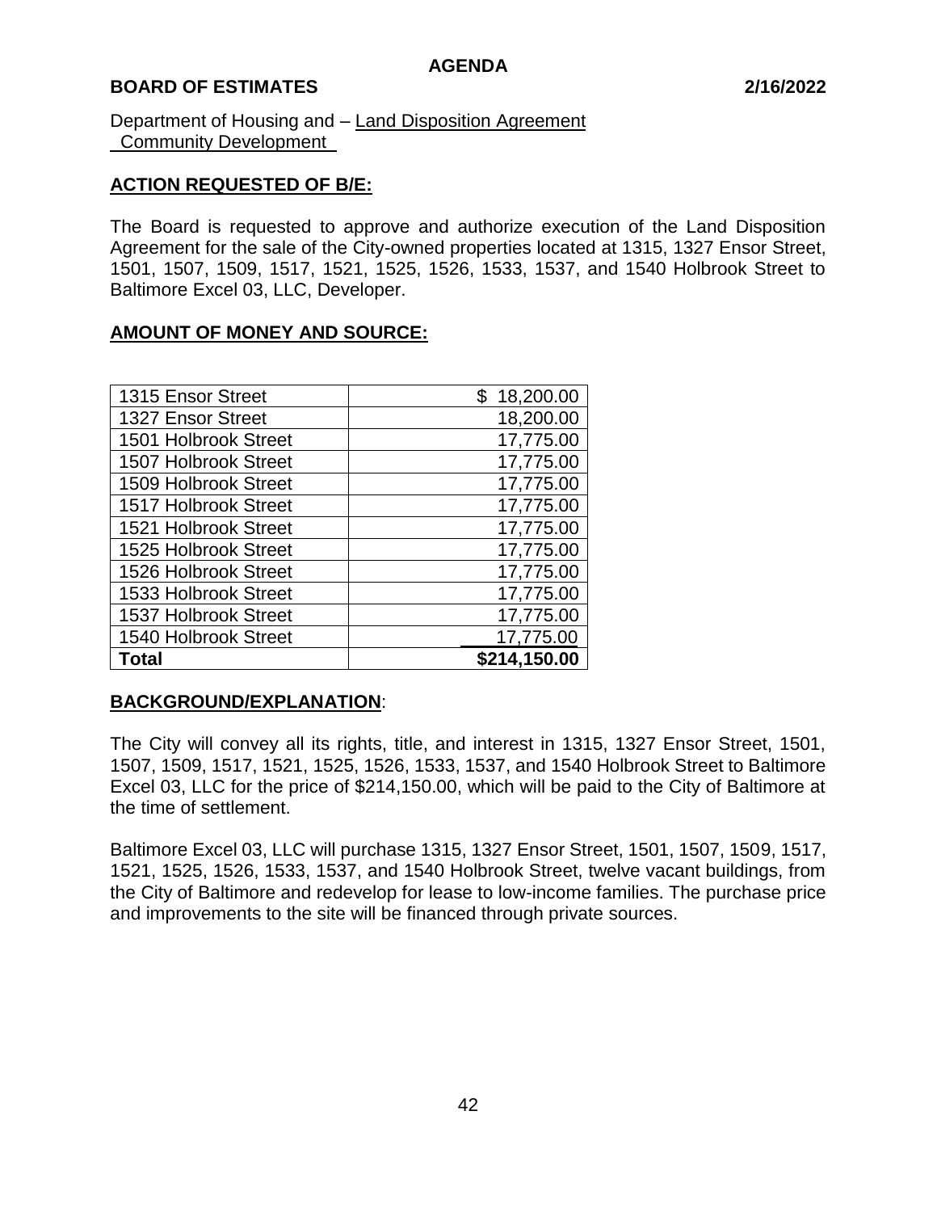**AGENDA**

**BOARD OF ESTIMATES** **2/16/2022**

Department of Housing and – Land Disposition Agreement
Community Development

## ACTION REQUESTED OF B/E:

The Board is requested to approve and authorize execution of the Land Disposition Agreement for the sale of the City-owned properties located at 1315, 1327 Ensor Street, 1501, 1507, 1509, 1517, 1521, 1525, 1526, 1533, 1537, and 1540 Holbrook Street to Baltimore Excel 03, LLC, Developer.

## AMOUNT OF MONEY AND SOURCE:

| | |
|---|---:|
| 1315 Ensor Street | $ 18,200.00 |
| 1327 Ensor Street | 18,200.00 |
| 1501 Holbrook Street | 17,775.00 |
| 1507 Holbrook Street | 17,775.00 |
| 1509 Holbrook Street | 17,775.00 |
| 1517 Holbrook Street | 17,775.00 |
| 1521 Holbrook Street | 17,775.00 |
| 1525 Holbrook Street | 17,775.00 |
| 1526 Holbrook Street | 17,775.00 |
| 1533 Holbrook Street | 17,775.00 |
| 1537 Holbrook Street | 17,775.00 |
| 1540 Holbrook Street | 17,775.00 |
| **Total** | **$214,150.00** |

## BACKGROUND/EXPLANATION:

The City will convey all its rights, title, and interest in 1315, 1327 Ensor Street, 1501, 1507, 1509, 1517, 1521, 1525, 1526, 1533, 1537, and 1540 Holbrook Street to Baltimore Excel 03, LLC for the price of $214,150.00, which will be paid to the City of Baltimore at the time of settlement.

Baltimore Excel 03, LLC will purchase 1315, 1327 Ensor Street, 1501, 1507, 1509, 1517, 1521, 1525, 1526, 1533, 1537, and 1540 Holbrook Street, twelve vacant buildings, from the City of Baltimore and redevelop for lease to low-income families. The purchase price and improvements to the site will be financed through private sources.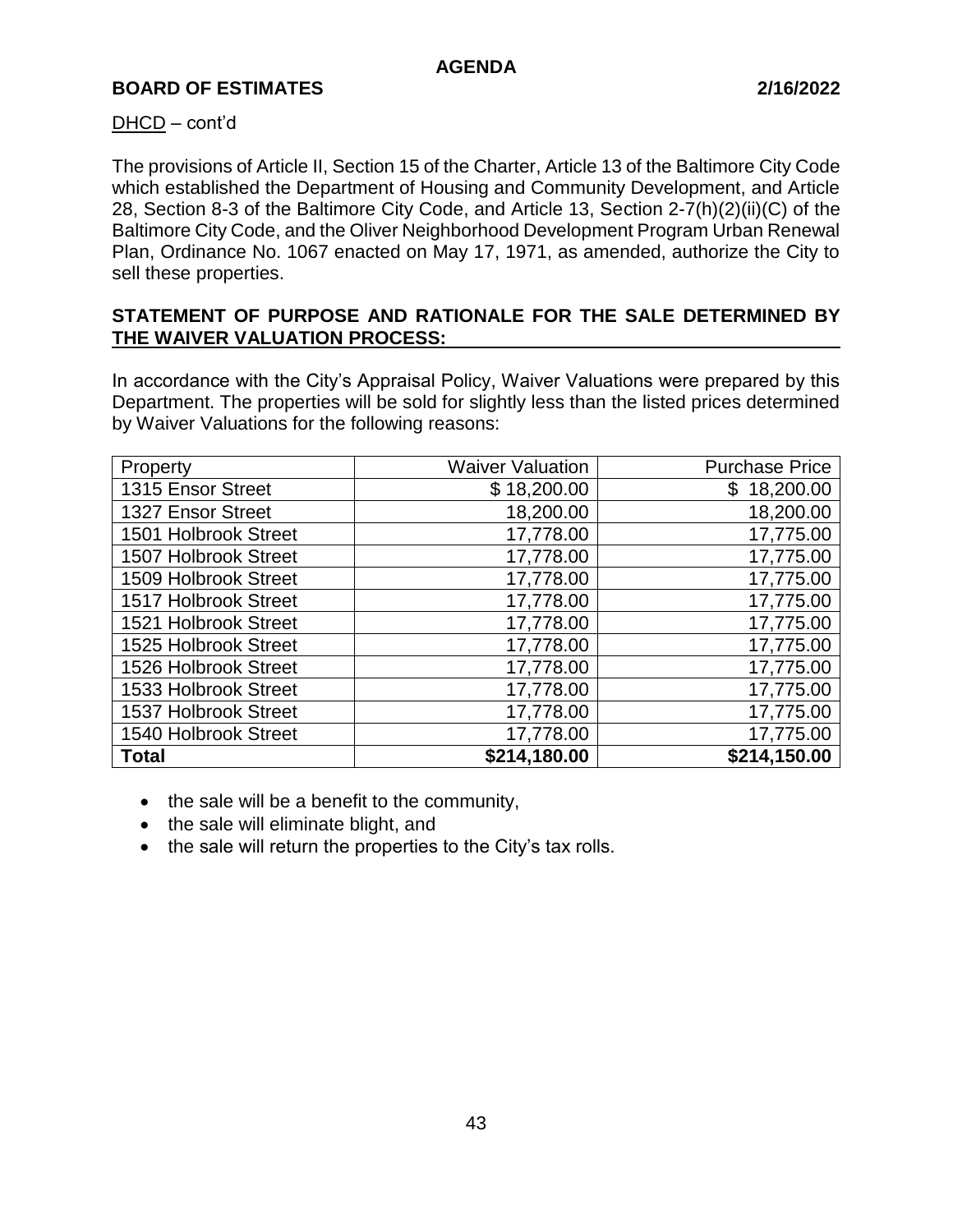DHCD – cont'd

The provisions of Article II, Section 15 of the Charter, Article 13 of the Baltimore City Code which established the Department of Housing and Community Development, and Article 28, Section 8-3 of the Baltimore City Code, and Article 13, Section 2-7(h)(2)(ii)(C) of the Baltimore City Code, and the Oliver Neighborhood Development Program Urban Renewal Plan, Ordinance No. 1067 enacted on May 17, 1971, as amended, authorize the City to sell these properties.

**STATEMENT OF PURPOSE AND RATIONALE FOR THE SALE DETERMINED BY THE WAIVER VALUATION PROCESS:**

In accordance with the City's Appraisal Policy, Waiver Valuations were prepared by this Department. The properties will be sold for slightly less than the listed prices determined by Waiver Valuations for the following reasons:

| Property | Waiver Valuation | Purchase Price |
|---|---:|---:|
| 1315 Ensor Street | $ 18,200.00 | $ 18,200.00 |
| 1327 Ensor Street | 18,200.00 | 18,200.00 |
| 1501 Holbrook Street | 17,778.00 | 17,775.00 |
| 1507 Holbrook Street | 17,778.00 | 17,775.00 |
| 1509 Holbrook Street | 17,778.00 | 17,775.00 |
| 1517 Holbrook Street | 17,778.00 | 17,775.00 |
| 1521 Holbrook Street | 17,778.00 | 17,775.00 |
| 1525 Holbrook Street | 17,778.00 | 17,775.00 |
| 1526 Holbrook Street | 17,778.00 | 17,775.00 |
| 1533 Holbrook Street | 17,778.00 | 17,775.00 |
| 1537 Holbrook Street | 17,778.00 | 17,775.00 |
| 1540 Holbrook Street | 17,778.00 | 17,775.00 |
| **Total** | **$214,180.00** | **$214,150.00** |

- the sale will be a benefit to the community,
- the sale will eliminate blight, and
- the sale will return the properties to the City's tax rolls.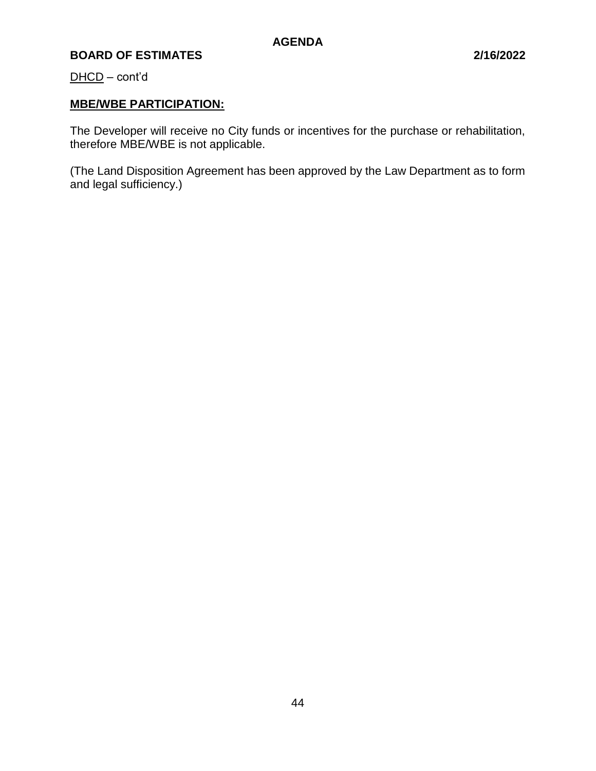DHCD – cont'd

**MBE/WBE PARTICIPATION:**

The Developer will receive no City funds or incentives for the purchase or rehabilitation, therefore MBE/WBE is not applicable.

(The Land Disposition Agreement has been approved by the Law Department as to form and legal sufficiency.)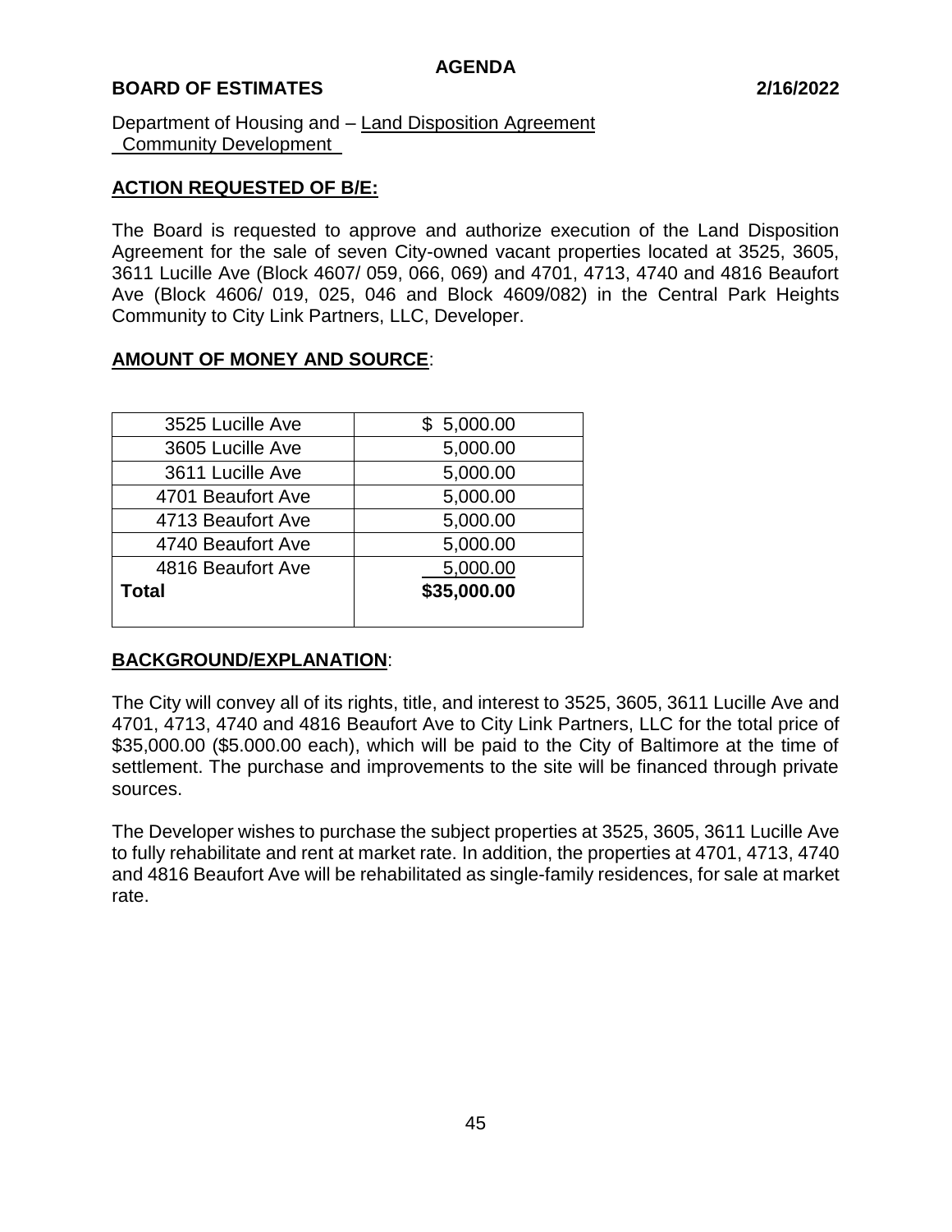**AGENDA**

**BOARD OF ESTIMATES** **2/16/2022**

Department of Housing and – Land Disposition Agreement
Community Development

**ACTION REQUESTED OF B/E:**

The Board is requested to approve and authorize execution of the Land Disposition Agreement for the sale of seven City-owned vacant properties located at 3525, 3605, 3611 Lucille Ave (Block 4607/ 059, 066, 069) and 4701, 4713, 4740 and 4816 Beaufort Ave (Block 4606/ 019, 025, 046 and Block 4609/082) in the Central Park Heights Community to City Link Partners, LLC, Developer.

**AMOUNT OF MONEY AND SOURCE**:

| | |
|---|---|
| 3525 Lucille Ave | $ 5,000.00 |
| 3605 Lucille Ave | 5,000.00 |
| 3611 Lucille Ave | 5,000.00 |
| 4701 Beaufort Ave | 5,000.00 |
| 4713 Beaufort Ave | 5,000.00 |
| 4740 Beaufort Ave | 5,000.00 |
| 4816 Beaufort Ave | 5,000.00 |
| **Total** | **$35,000.00** |

**BACKGROUND/EXPLANATION**:

The City will convey all of its rights, title, and interest to 3525, 3605, 3611 Lucille Ave and 4701, 4713, 4740 and 4816 Beaufort Ave to City Link Partners, LLC for the total price of $35,000.00 ($5.000.00 each), which will be paid to the City of Baltimore at the time of settlement. The purchase and improvements to the site will be financed through private sources.

The Developer wishes to purchase the subject properties at 3525, 3605, 3611 Lucille Ave to fully rehabilitate and rent at market rate. In addition, the properties at 4701, 4713, 4740 and 4816 Beaufort Ave will be rehabilitated as single-family residences, for sale at market rate.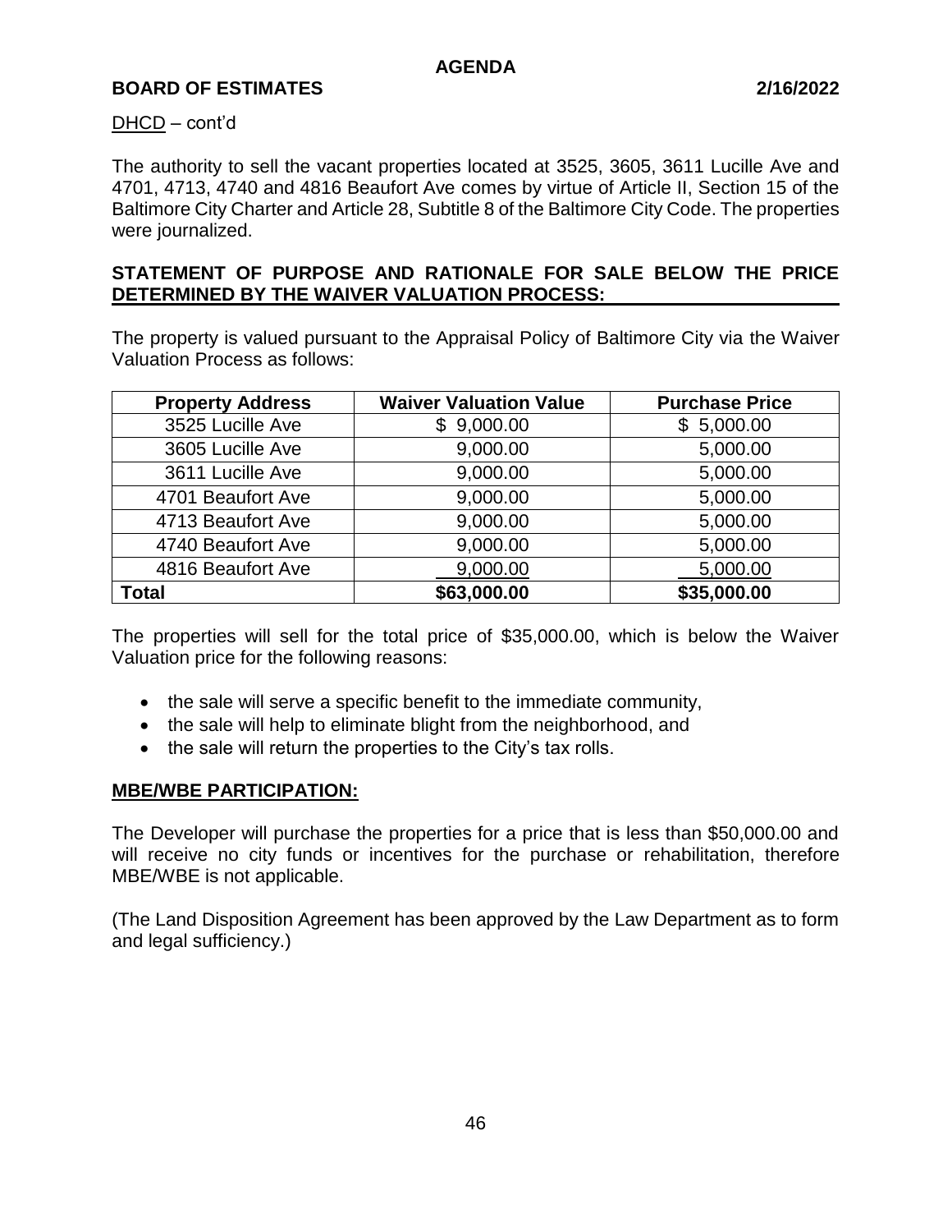DHCD – cont'd

The authority to sell the vacant properties located at 3525, 3605, 3611 Lucille Ave and 4701, 4713, 4740 and 4816 Beaufort Ave comes by virtue of Article II, Section 15 of the Baltimore City Charter and Article 28, Subtitle 8 of the Baltimore City Code. The properties were journalized.

**STATEMENT OF PURPOSE AND RATIONALE FOR SALE BELOW THE PRICE DETERMINED BY THE WAIVER VALUATION PROCESS:**

The property is valued pursuant to the Appraisal Policy of Baltimore City via the Waiver Valuation Process as follows:

| Property Address | Waiver Valuation Value | Purchase Price |
|---|---|---|
| 3525 Lucille Ave | $ 9,000.00 | $ 5,000.00 |
| 3605 Lucille Ave | 9,000.00 | 5,000.00 |
| 3611 Lucille Ave | 9,000.00 | 5,000.00 |
| 4701 Beaufort Ave | 9,000.00 | 5,000.00 |
| 4713 Beaufort Ave | 9,000.00 | 5,000.00 |
| 4740 Beaufort Ave | 9,000.00 | 5,000.00 |
| 4816 Beaufort Ave | 9,000.00 | 5,000.00 |
| **Total** | **$63,000.00** | **$35,000.00** |

The properties will sell for the total price of $35,000.00, which is below the Waiver Valuation price for the following reasons:

- the sale will serve a specific benefit to the immediate community,
- the sale will help to eliminate blight from the neighborhood, and
- the sale will return the properties to the City's tax rolls.

**MBE/WBE PARTICIPATION:**

The Developer will purchase the properties for a price that is less than $50,000.00 and will receive no city funds or incentives for the purchase or rehabilitation, therefore MBE/WBE is not applicable.

(The Land Disposition Agreement has been approved by the Law Department as to form and legal sufficiency.)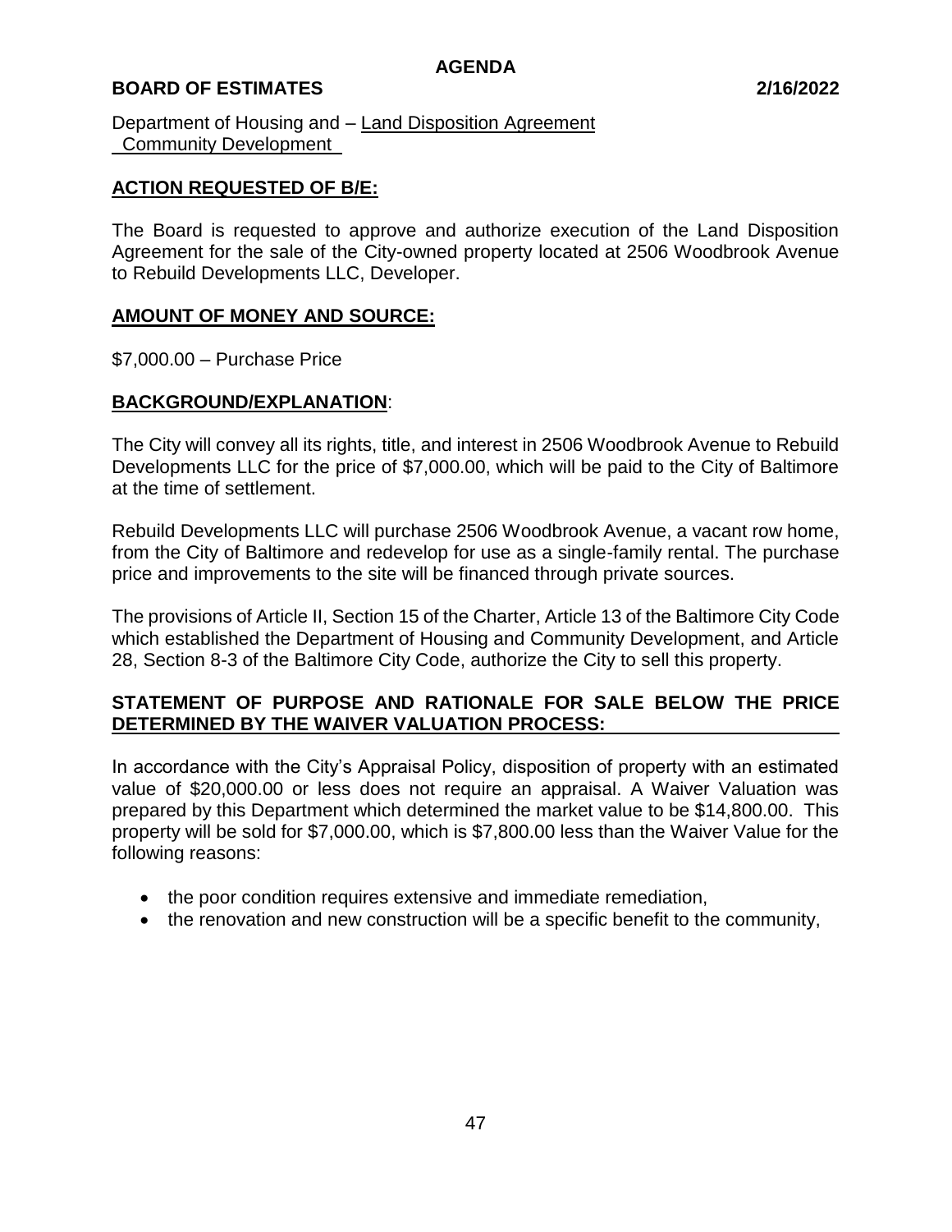Department of Housing and – Land Disposition Agreement
Community Development

**ACTION REQUESTED OF B/E:**

The Board is requested to approve and authorize execution of the Land Disposition Agreement for the sale of the City-owned property located at 2506 Woodbrook Avenue to Rebuild Developments LLC, Developer.

**AMOUNT OF MONEY AND SOURCE:**

$7,000.00 – Purchase Price

**BACKGROUND/EXPLANATION**:

The City will convey all its rights, title, and interest in 2506 Woodbrook Avenue to Rebuild Developments LLC for the price of $7,000.00, which will be paid to the City of Baltimore at the time of settlement.

Rebuild Developments LLC will purchase 2506 Woodbrook Avenue, a vacant row home, from the City of Baltimore and redevelop for use as a single-family rental. The purchase price and improvements to the site will be financed through private sources.

The provisions of Article II, Section 15 of the Charter, Article 13 of the Baltimore City Code which established the Department of Housing and Community Development, and Article 28, Section 8-3 of the Baltimore City Code, authorize the City to sell this property.

**STATEMENT OF PURPOSE AND RATIONALE FOR SALE BELOW THE PRICE DETERMINED BY THE WAIVER VALUATION PROCESS:**

In accordance with the City's Appraisal Policy, disposition of property with an estimated value of $20,000.00 or less does not require an appraisal. A Waiver Valuation was prepared by this Department which determined the market value to be $14,800.00. This property will be sold for $7,000.00, which is $7,800.00 less than the Waiver Value for the following reasons:

- the poor condition requires extensive and immediate remediation,
- the renovation and new construction will be a specific benefit to the community,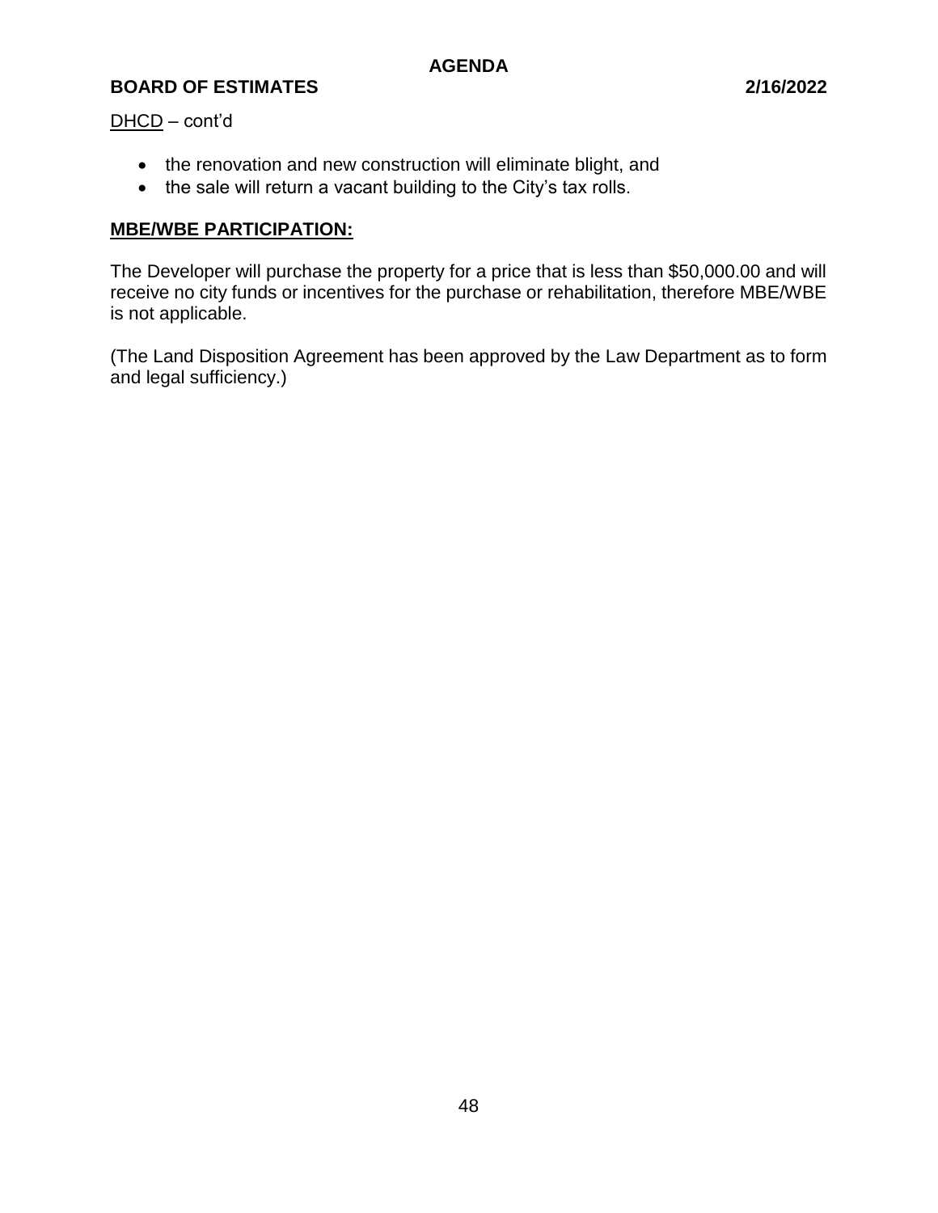DHCD – cont'd

- the renovation and new construction will eliminate blight, and
- the sale will return a vacant building to the City's tax rolls.

**MBE/WBE PARTICIPATION:**

The Developer will purchase the property for a price that is less than $50,000.00 and will receive no city funds or incentives for the purchase or rehabilitation, therefore MBE/WBE is not applicable.

(The Land Disposition Agreement has been approved by the Law Department as to form and legal sufficiency.)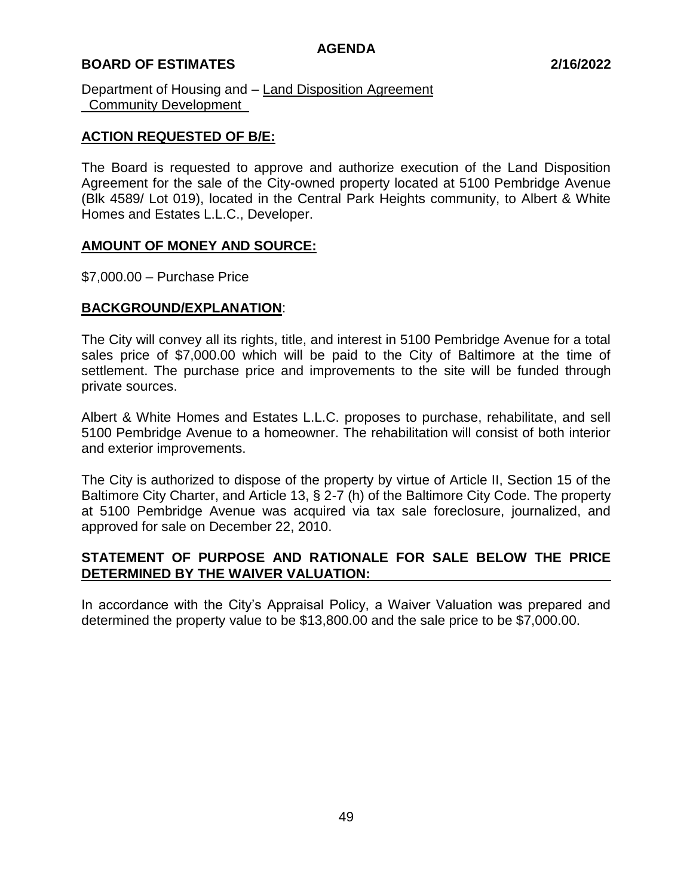**AGENDA**

**BOARD OF ESTIMATES** **2/16/2022**

Department of Housing and – Land Disposition Agreement
Community Development

**ACTION REQUESTED OF B/E:**

The Board is requested to approve and authorize execution of the Land Disposition Agreement for the sale of the City-owned property located at 5100 Pembridge Avenue (Blk 4589/ Lot 019), located in the Central Park Heights community, to Albert & White Homes and Estates L.L.C., Developer.

**AMOUNT OF MONEY AND SOURCE:**

$7,000.00 – Purchase Price

**BACKGROUND/EXPLANATION**:

The City will convey all its rights, title, and interest in 5100 Pembridge Avenue for a total sales price of $7,000.00 which will be paid to the City of Baltimore at the time of settlement. The purchase price and improvements to the site will be funded through private sources.

Albert & White Homes and Estates L.L.C. proposes to purchase, rehabilitate, and sell 5100 Pembridge Avenue to a homeowner. The rehabilitation will consist of both interior and exterior improvements.

The City is authorized to dispose of the property by virtue of Article II, Section 15 of the Baltimore City Charter, and Article 13, § 2-7 (h) of the Baltimore City Code. The property at 5100 Pembridge Avenue was acquired via tax sale foreclosure, journalized, and approved for sale on December 22, 2010.

**STATEMENT OF PURPOSE AND RATIONALE FOR SALE BELOW THE PRICE DETERMINED BY THE WAIVER VALUATION:**

In accordance with the City's Appraisal Policy, a Waiver Valuation was prepared and determined the property value to be $13,800.00 and the sale price to be $7,000.00.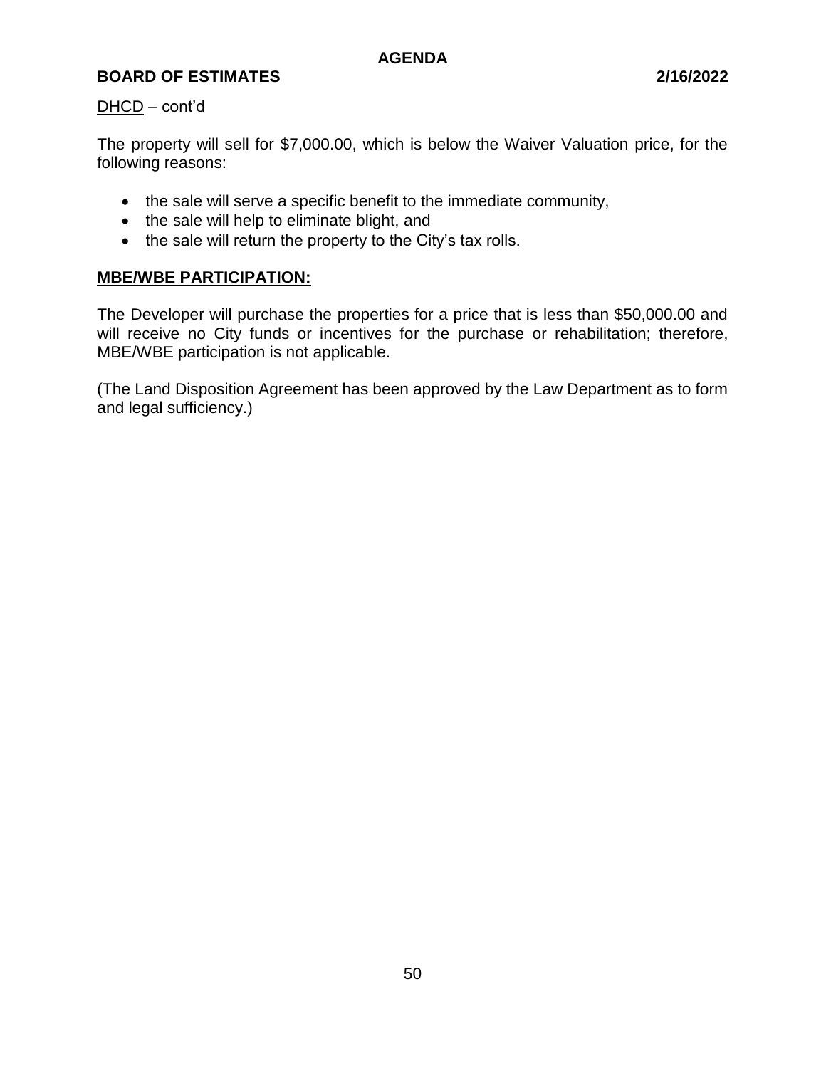DHCD – cont'd

The property will sell for $7,000.00, which is below the Waiver Valuation price, for the following reasons:

- the sale will serve a specific benefit to the immediate community,
- the sale will help to eliminate blight, and
- the sale will return the property to the City's tax rolls.

**MBE/WBE PARTICIPATION:**

The Developer will purchase the properties for a price that is less than $50,000.00 and will receive no City funds or incentives for the purchase or rehabilitation; therefore, MBE/WBE participation is not applicable.

(The Land Disposition Agreement has been approved by the Law Department as to form and legal sufficiency.)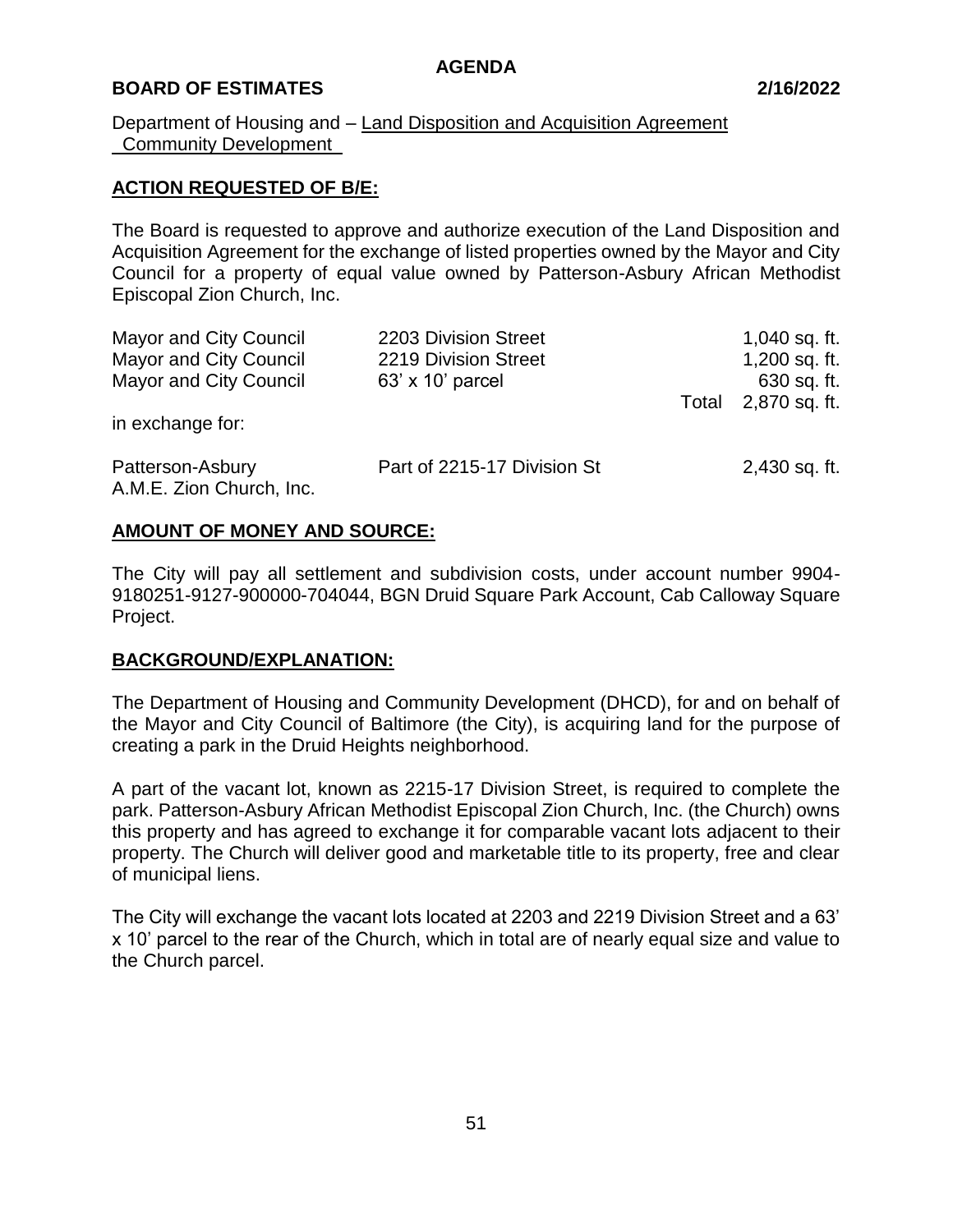**AGENDA**

**BOARD OF ESTIMATES** **2/16/2022**

Department of Housing and Community Development – Land Disposition and Acquisition Agreement

**ACTION REQUESTED OF B/E:**

The Board is requested to approve and authorize execution of the Land Disposition and Acquisition Agreement for the exchange of listed properties owned by the Mayor and City Council for a property of equal value owned by Patterson-Asbury African Methodist Episcopal Zion Church, Inc.

| | | | |
|---|---|---|---|
| Mayor and City Council | 2203 Division Street | | 1,040 sq. ft. |
| Mayor and City Council | 2219 Division Street | | 1,200 sq. ft. |
| Mayor and City Council | 63' x 10' parcel | | 630 sq. ft. |
| | | Total | 2,870 sq. ft. |

in exchange for:

| | | |
|---|---|---|
| Patterson-Asbury A.M.E. Zion Church, Inc. | Part of 2215-17 Division St | 2,430 sq. ft. |

**AMOUNT OF MONEY AND SOURCE:**

The City will pay all settlement and subdivision costs, under account number 9904-9180251-9127-900000-704044, BGN Druid Square Park Account, Cab Calloway Square Project.

**BACKGROUND/EXPLANATION:**

The Department of Housing and Community Development (DHCD), for and on behalf of the Mayor and City Council of Baltimore (the City), is acquiring land for the purpose of creating a park in the Druid Heights neighborhood.

A part of the vacant lot, known as 2215-17 Division Street, is required to complete the park. Patterson-Asbury African Methodist Episcopal Zion Church, Inc. (the Church) owns this property and has agreed to exchange it for comparable vacant lots adjacent to their property. The Church will deliver good and marketable title to its property, free and clear of municipal liens.

The City will exchange the vacant lots located at 2203 and 2219 Division Street and a 63' x 10' parcel to the rear of the Church, which in total are of nearly equal size and value to the Church parcel.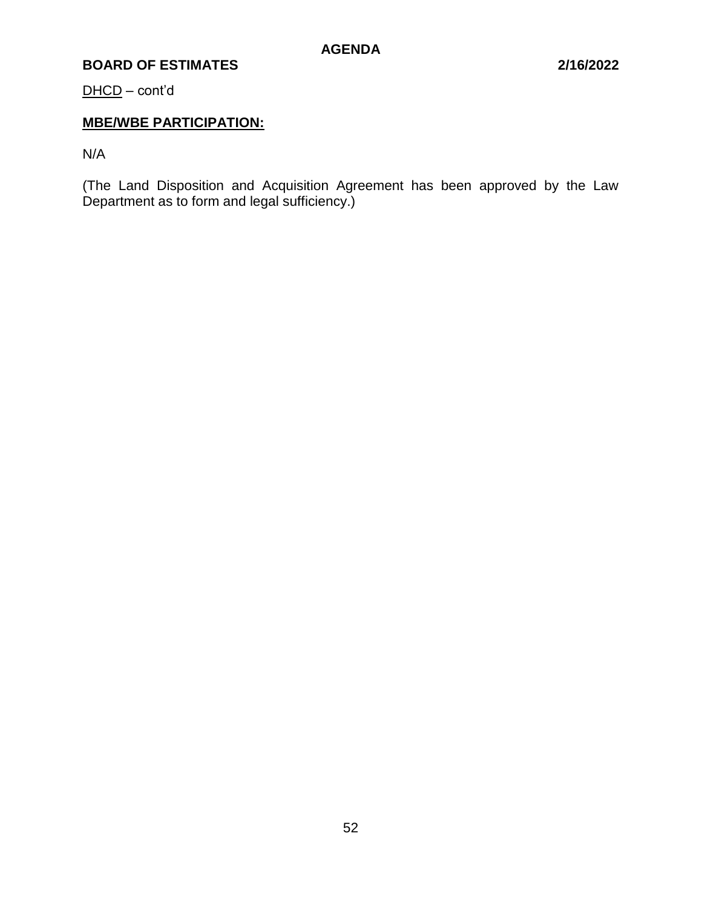DHCD – cont'd

**MBE/WBE PARTICIPATION:**

N/A

(The Land Disposition and Acquisition Agreement has been approved by the Law Department as to form and legal sufficiency.)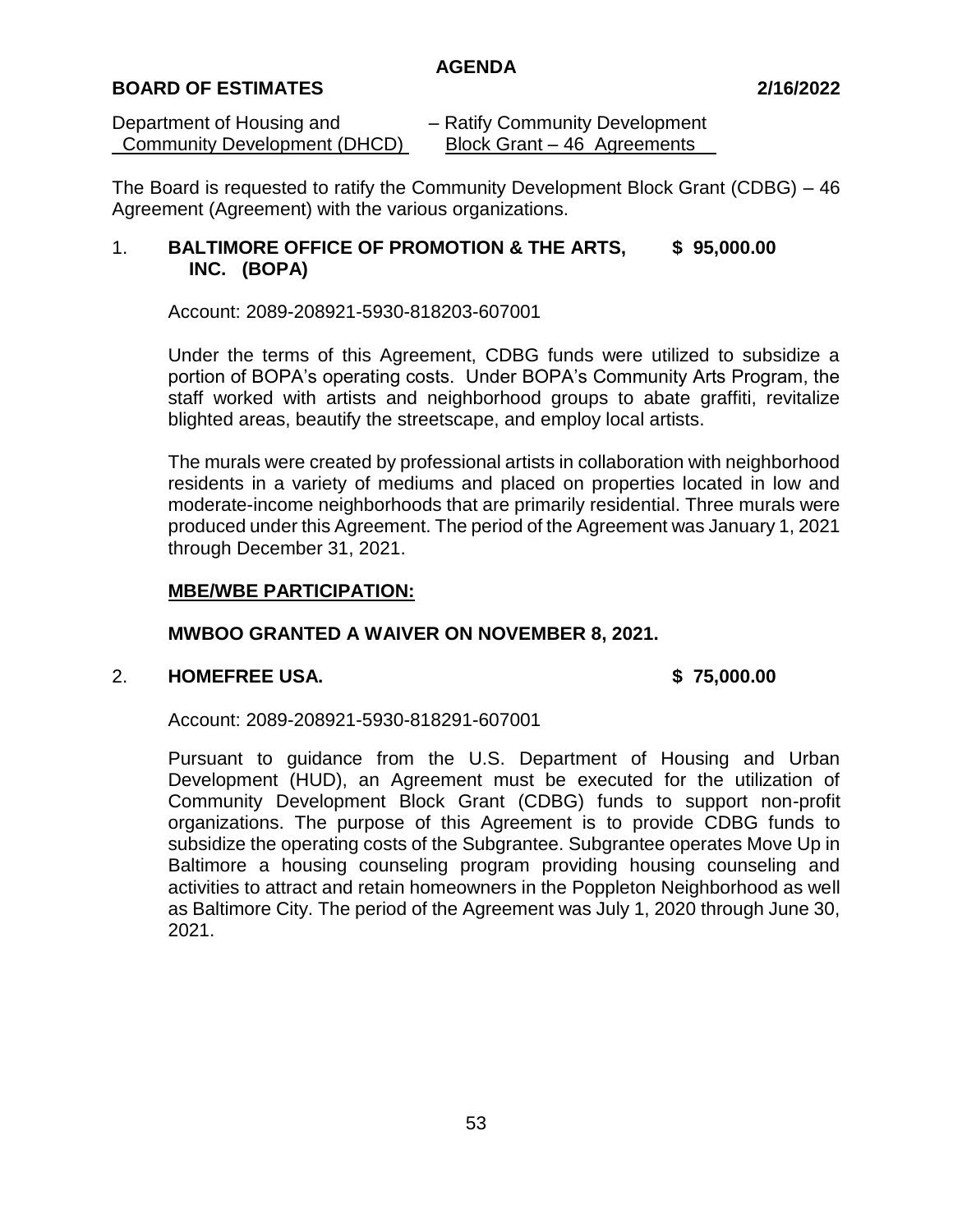**AGENDA**

**BOARD OF ESTIMATES** **2/16/2022**

Department of Housing and Community Development (DHCD) – Ratify Community Development Block Grant – 46 Agreements

The Board is requested to ratify the Community Development Block Grant (CDBG) – 46 Agreement (Agreement) with the various organizations.

1. **BALTIMORE OFFICE OF PROMOTION & THE ARTS, INC. (BOPA)** **$ 95,000.00**

   Account: 2089-208921-5930-818203-607001

   Under the terms of this Agreement, CDBG funds were utilized to subsidize a portion of BOPA's operating costs. Under BOPA's Community Arts Program, the staff worked with artists and neighborhood groups to abate graffiti, revitalize blighted areas, beautify the streetscape, and employ local artists.

   The murals were created by professional artists in collaboration with neighborhood residents in a variety of mediums and placed on properties located in low and moderate-income neighborhoods that are primarily residential. Three murals were produced under this Agreement. The period of the Agreement was January 1, 2021 through December 31, 2021.

   **MBE/WBE PARTICIPATION:**

   **MWBOO GRANTED A WAIVER ON NOVEMBER 8, 2021.**

2. **HOMEFREE USA.** **$ 75,000.00**

   Account: 2089-208921-5930-818291-607001

   Pursuant to guidance from the U.S. Department of Housing and Urban Development (HUD), an Agreement must be executed for the utilization of Community Development Block Grant (CDBG) funds to support non-profit organizations. The purpose of this Agreement is to provide CDBG funds to subsidize the operating costs of the Subgrantee. Subgrantee operates Move Up in Baltimore a housing counseling program providing housing counseling and activities to attract and retain homeowners in the Poppleton Neighborhood as well as Baltimore City. The period of the Agreement was July 1, 2020 through June 30, 2021.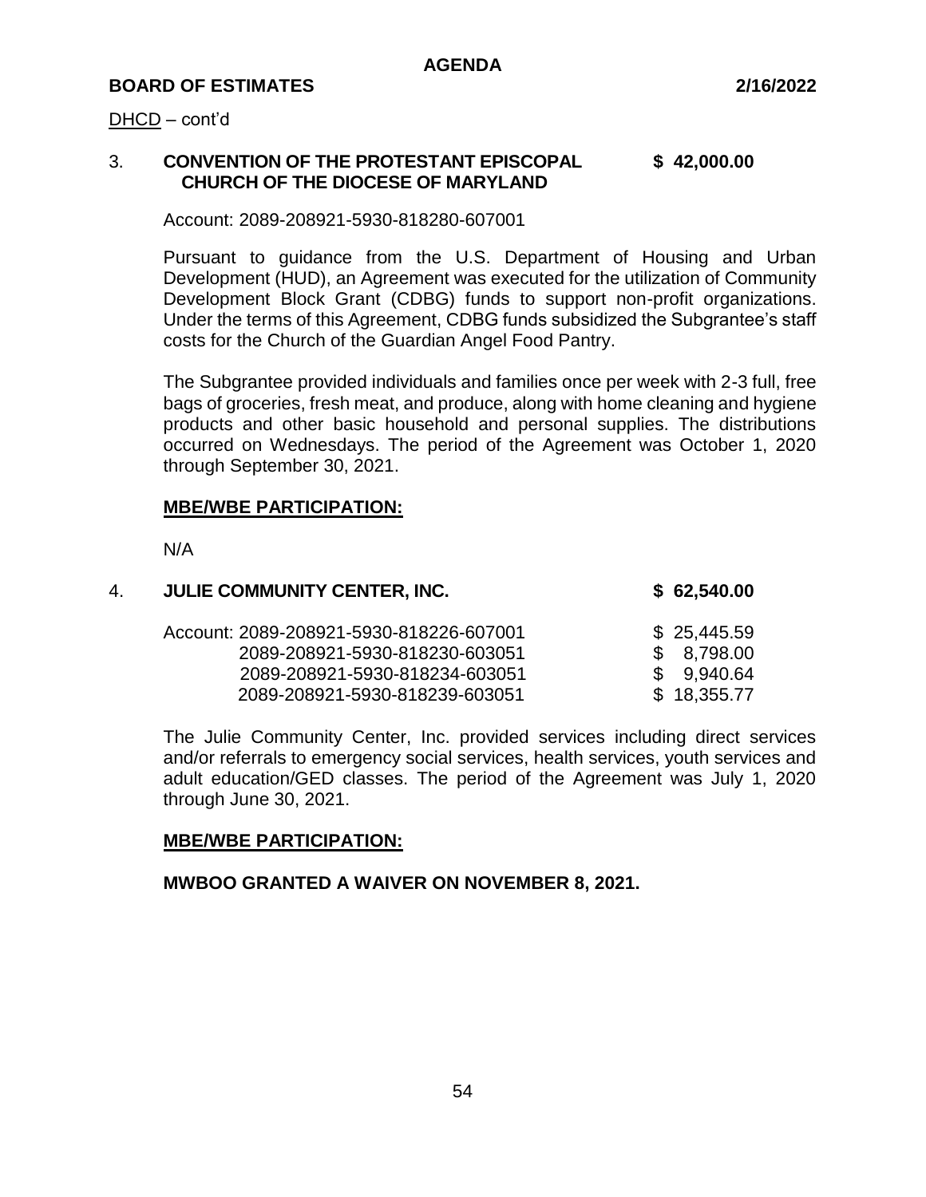DHCD – cont'd

3. **CONVENTION OF THE PROTESTANT EPISCOPAL CHURCH OF THE DIOCESE OF MARYLAND** **$ 42,000.00**

   Account: 2089-208921-5930-818280-607001

   Pursuant to guidance from the U.S. Department of Housing and Urban Development (HUD), an Agreement was executed for the utilization of Community Development Block Grant (CDBG) funds to support non-profit organizations. Under the terms of this Agreement, CDBG funds subsidized the Subgrantee's staff costs for the Church of the Guardian Angel Food Pantry.

   The Subgrantee provided individuals and families once per week with 2-3 full, free bags of groceries, fresh meat, and produce, along with home cleaning and hygiene products and other basic household and personal supplies. The distributions occurred on Wednesdays. The period of the Agreement was October 1, 2020 through September 30, 2021.

   **MBE/WBE PARTICIPATION:**

   N/A

4. **JULIE COMMUNITY CENTER, INC.** **$ 62,540.00**

   | Account: | |
   |---|---|
   | 2089-208921-5930-818226-607001 | $ 25,445.59 |
   | 2089-208921-5930-818230-603051 | $ 8,798.00 |
   | 2089-208921-5930-818234-603051 | $ 9,940.64 |
   | 2089-208921-5930-818239-603051 | $ 18,355.77 |

   The Julie Community Center, Inc. provided services including direct services and/or referrals to emergency social services, health services, youth services and adult education/GED classes. The period of the Agreement was July 1, 2020 through June 30, 2021.

   **MBE/WBE PARTICIPATION:**

   **MWBOO GRANTED A WAIVER ON NOVEMBER 8, 2021.**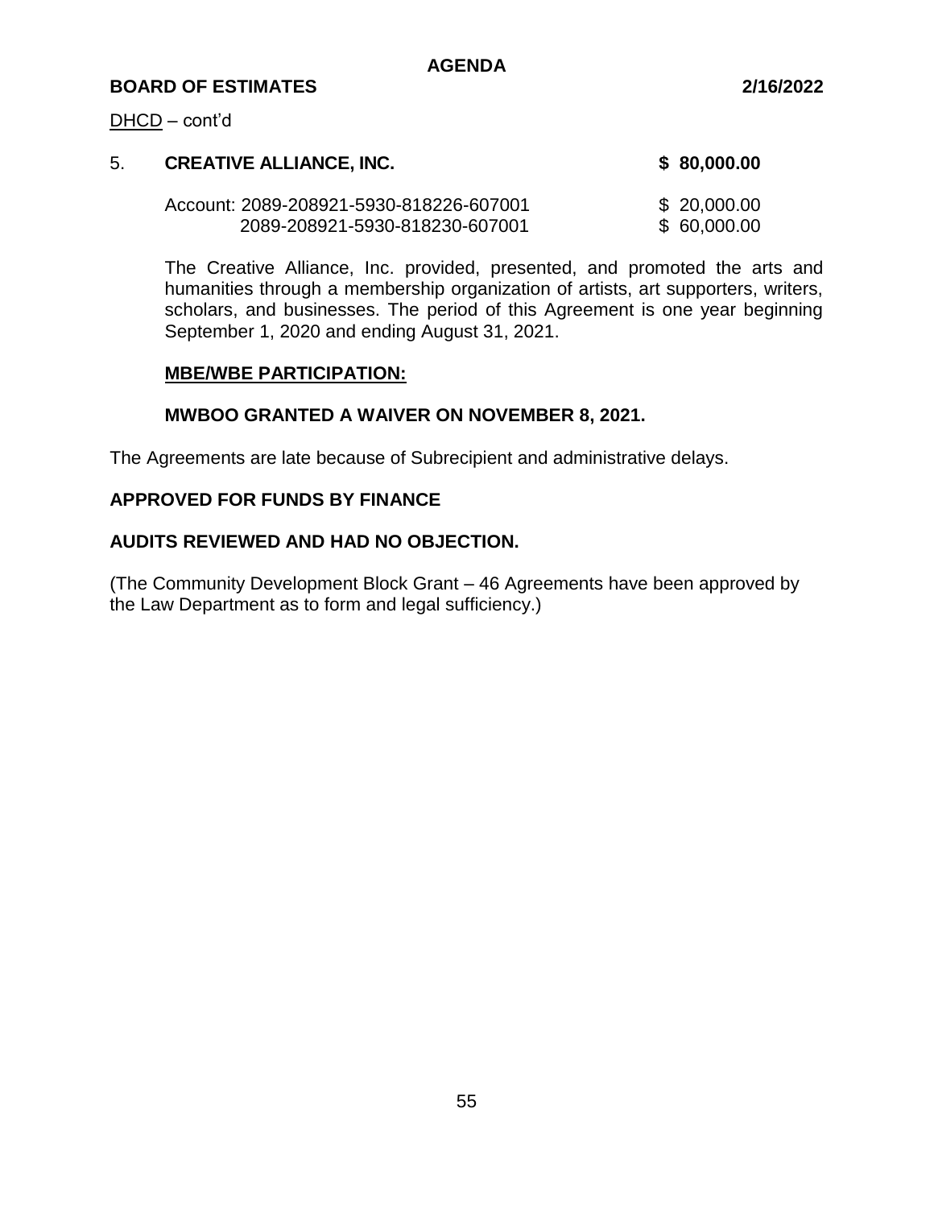DHCD – cont'd

5. **CREATIVE ALLIANCE, INC.** **$ 80,000.00**

| Account: | | |
|---|---|---|
| Account: | 2089-208921-5930-818226-607001 | $ 20,000.00 |
| | 2089-208921-5930-818230-607001 | $ 60,000.00 |

The Creative Alliance, Inc. provided, presented, and promoted the arts and humanities through a membership organization of artists, art supporters, writers, scholars, and businesses. The period of this Agreement is one year beginning September 1, 2020 and ending August 31, 2021.

**MBE/WBE PARTICIPATION:**

**MWBOO GRANTED A WAIVER ON NOVEMBER 8, 2021.**

The Agreements are late because of Subrecipient and administrative delays.

**APPROVED FOR FUNDS BY FINANCE**

**AUDITS REVIEWED AND HAD NO OBJECTION.**

(The Community Development Block Grant – 46 Agreements have been approved by the Law Department as to form and legal sufficiency.)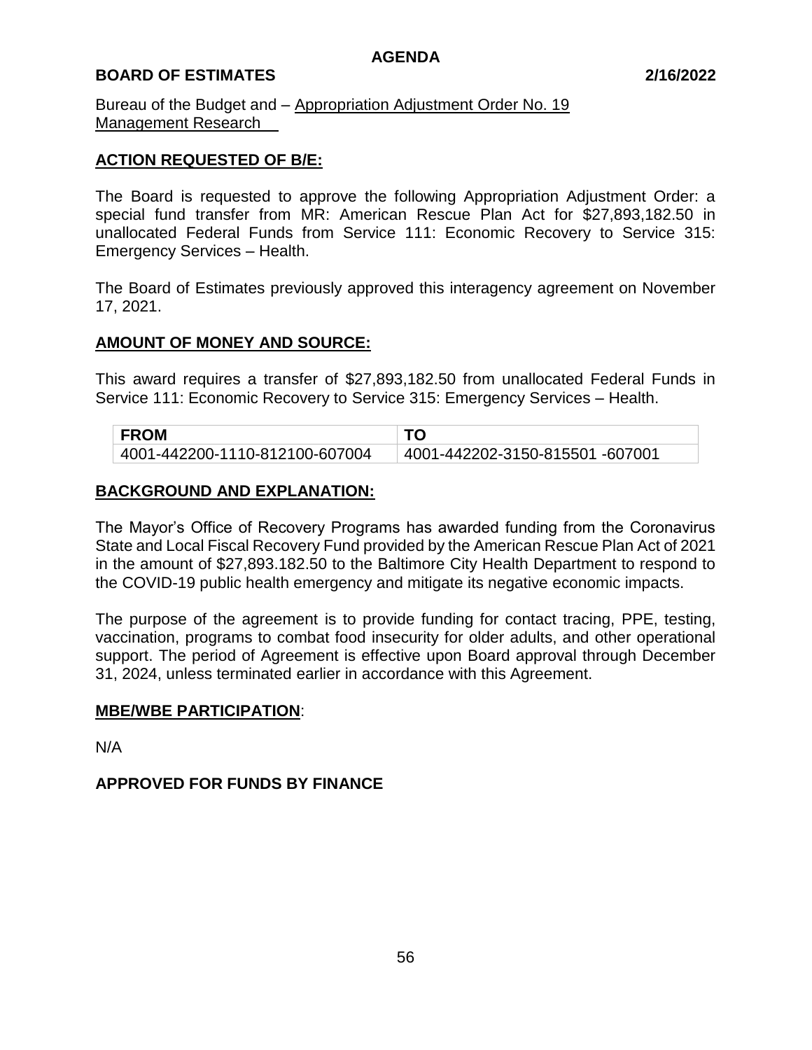**AGENDA**

**BOARD OF ESTIMATES** **2/16/2022**

Bureau of the Budget and – Appropriation Adjustment Order No. 19
Management Research

## ACTION REQUESTED OF B/E:

The Board is requested to approve the following Appropriation Adjustment Order: a special fund transfer from MR: American Rescue Plan Act for $27,893,182.50 in unallocated Federal Funds from Service 111: Economic Recovery to Service 315: Emergency Services – Health.

The Board of Estimates previously approved this interagency agreement on November 17, 2021.

## AMOUNT OF MONEY AND SOURCE:

This award requires a transfer of $27,893,182.50 from unallocated Federal Funds in Service 111: Economic Recovery to Service 315: Emergency Services – Health.

| FROM | TO |
| --- | --- |
| 4001-442200-1110-812100-607004 | 4001-442202-3150-815501 -607001 |

## BACKGROUND AND EXPLANATION:

The Mayor's Office of Recovery Programs has awarded funding from the Coronavirus State and Local Fiscal Recovery Fund provided by the American Rescue Plan Act of 2021 in the amount of $27,893.182.50 to the Baltimore City Health Department to respond to the COVID-19 public health emergency and mitigate its negative economic impacts.

The purpose of the agreement is to provide funding for contact tracing, PPE, testing, vaccination, programs to combat food insecurity for older adults, and other operational support. The period of Agreement is effective upon Board approval through December 31, 2024, unless terminated earlier in accordance with this Agreement.

## MBE/WBE PARTICIPATION:

N/A

**APPROVED FOR FUNDS BY FINANCE**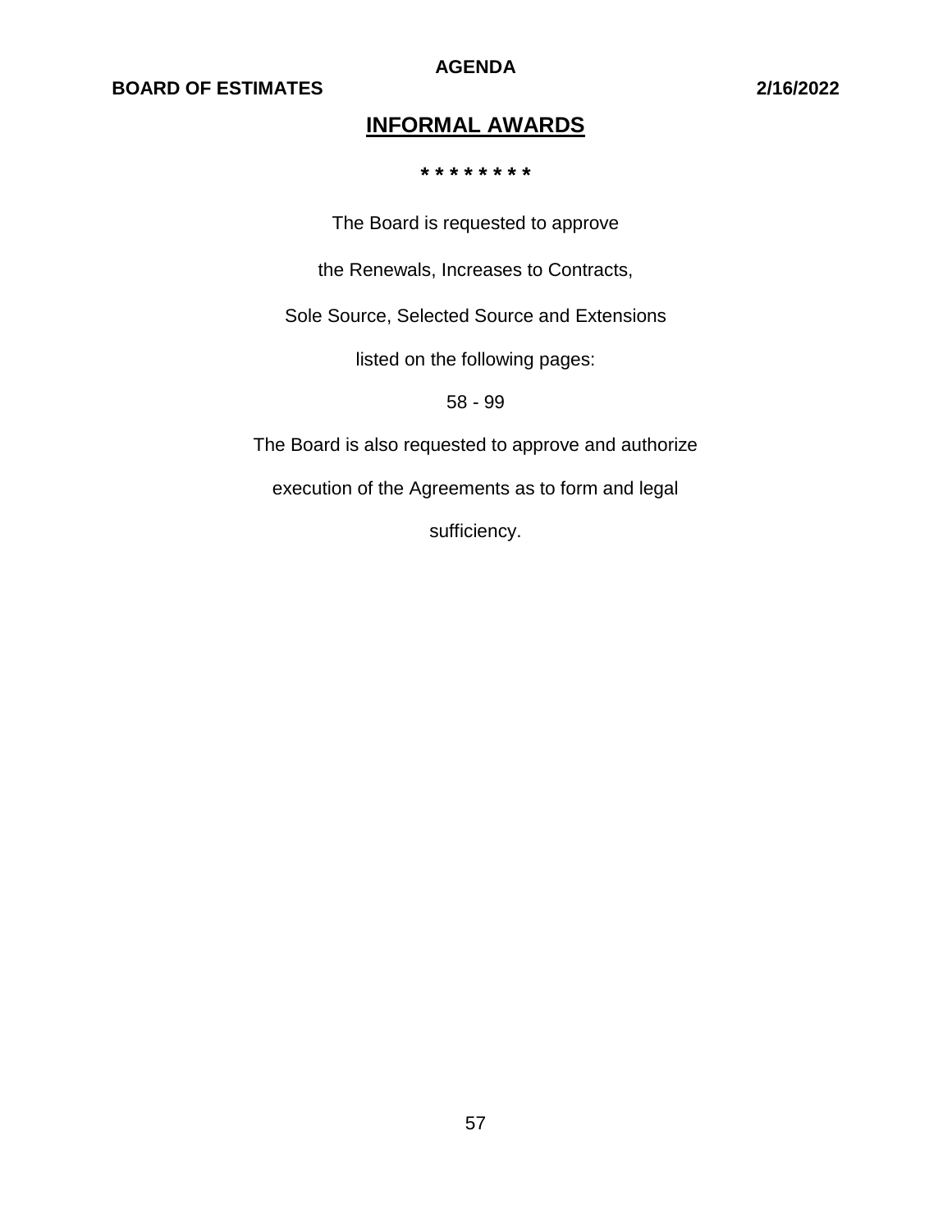## INFORMAL AWARDS

* * * * * * * *

The Board is requested to approve

the Renewals, Increases to Contracts,

Sole Source, Selected Source and Extensions

listed on the following pages:

58 - 99

The Board is also requested to approve and authorize

execution of the Agreements as to form and legal

sufficiency.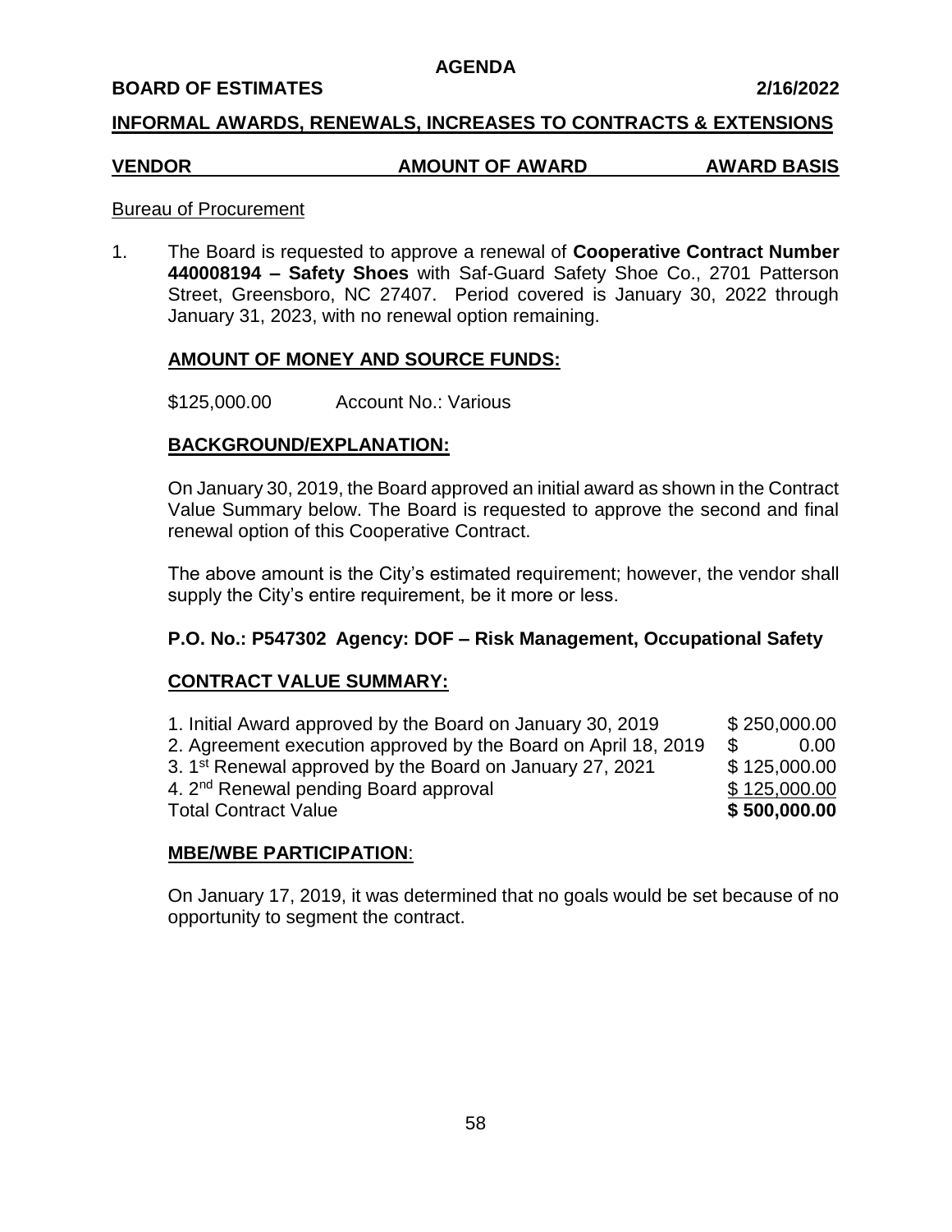**AGENDA**

**BOARD OF ESTIMATES** **2/16/2022**

## INFORMAL AWARDS, RENEWALS, INCREASES TO CONTRACTS & EXTENSIONS

| VENDOR | AMOUNT OF AWARD | AWARD BASIS |
|---|---|---|

Bureau of Procurement

1. The Board is requested to approve a renewal of **Cooperative Contract Number 440008194 – Safety Shoes** with Saf-Guard Safety Shoe Co., 2701 Patterson Street, Greensboro, NC 27407. Period covered is January 30, 2022 through January 31, 2023, with no renewal option remaining.

   **AMOUNT OF MONEY AND SOURCE FUNDS:**

   $125,000.00 Account No.: Various

   **BACKGROUND/EXPLANATION:**

   On January 30, 2019, the Board approved an initial award as shown in the Contract Value Summary below. The Board is requested to approve the second and final renewal option of this Cooperative Contract.

   The above amount is the City's estimated requirement; however, the vendor shall supply the City's entire requirement, be it more or less.

   **P.O. No.: P547302 Agency: DOF – Risk Management, Occupational Safety**

   **CONTRACT VALUE SUMMARY:**

   | | |
   |---|---|
   | 1. Initial Award approved by the Board on January 30, 2019 | $ 250,000.00 |
   | 2. Agreement execution approved by the Board on April 18, 2019 | $ 0.00 |
   | 3. 1st Renewal approved by the Board on January 27, 2021 | $ 125,000.00 |
   | 4. 2nd Renewal pending Board approval | $ 125,000.00 |
   | Total Contract Value | **$ 500,000.00** |

   **MBE/WBE PARTICIPATION**:

   On January 17, 2019, it was determined that no goals would be set because of no opportunity to segment the contract.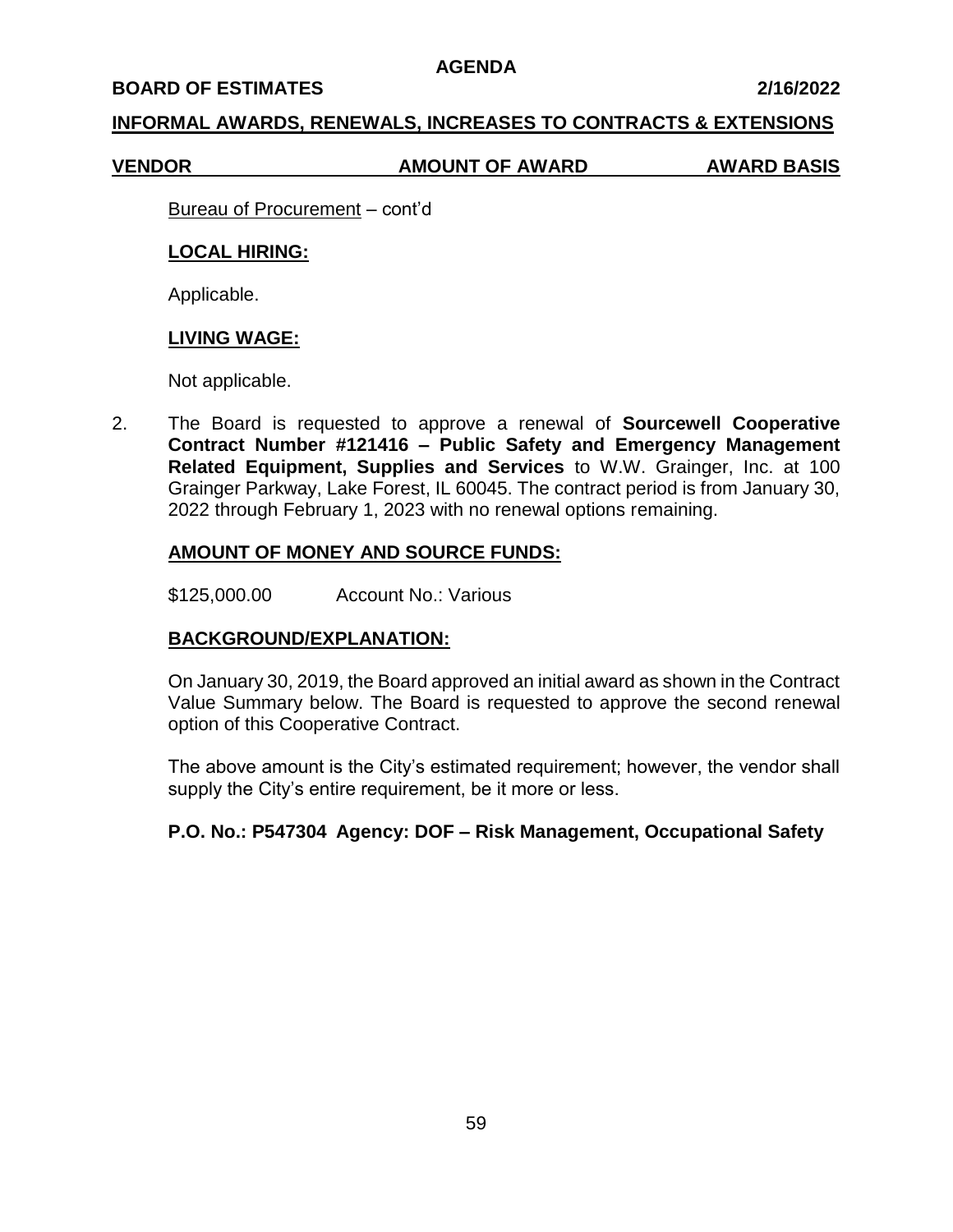**AGENDA**

**BOARD OF ESTIMATES 2/16/2022**

**INFORMAL AWARDS, RENEWALS, INCREASES TO CONTRACTS & EXTENSIONS**

| VENDOR | AMOUNT OF AWARD | AWARD BASIS |
|---|---|---|

Bureau of Procurement – cont'd

**LOCAL HIRING:**

Applicable.

**LIVING WAGE:**

Not applicable.

2. The Board is requested to approve a renewal of **Sourcewell Cooperative Contract Number #121416 – Public Safety and Emergency Management Related Equipment, Supplies and Services** to W.W. Grainger, Inc. at 100 Grainger Parkway, Lake Forest, IL 60045. The contract period is from January 30, 2022 through February 1, 2023 with no renewal options remaining.

**AMOUNT OF MONEY AND SOURCE FUNDS:**

$125,000.00 Account No.: Various

**BACKGROUND/EXPLANATION:**

On January 30, 2019, the Board approved an initial award as shown in the Contract Value Summary below. The Board is requested to approve the second renewal option of this Cooperative Contract.

The above amount is the City's estimated requirement; however, the vendor shall supply the City's entire requirement, be it more or less.

**P.O. No.: P547304 Agency: DOF – Risk Management, Occupational Safety**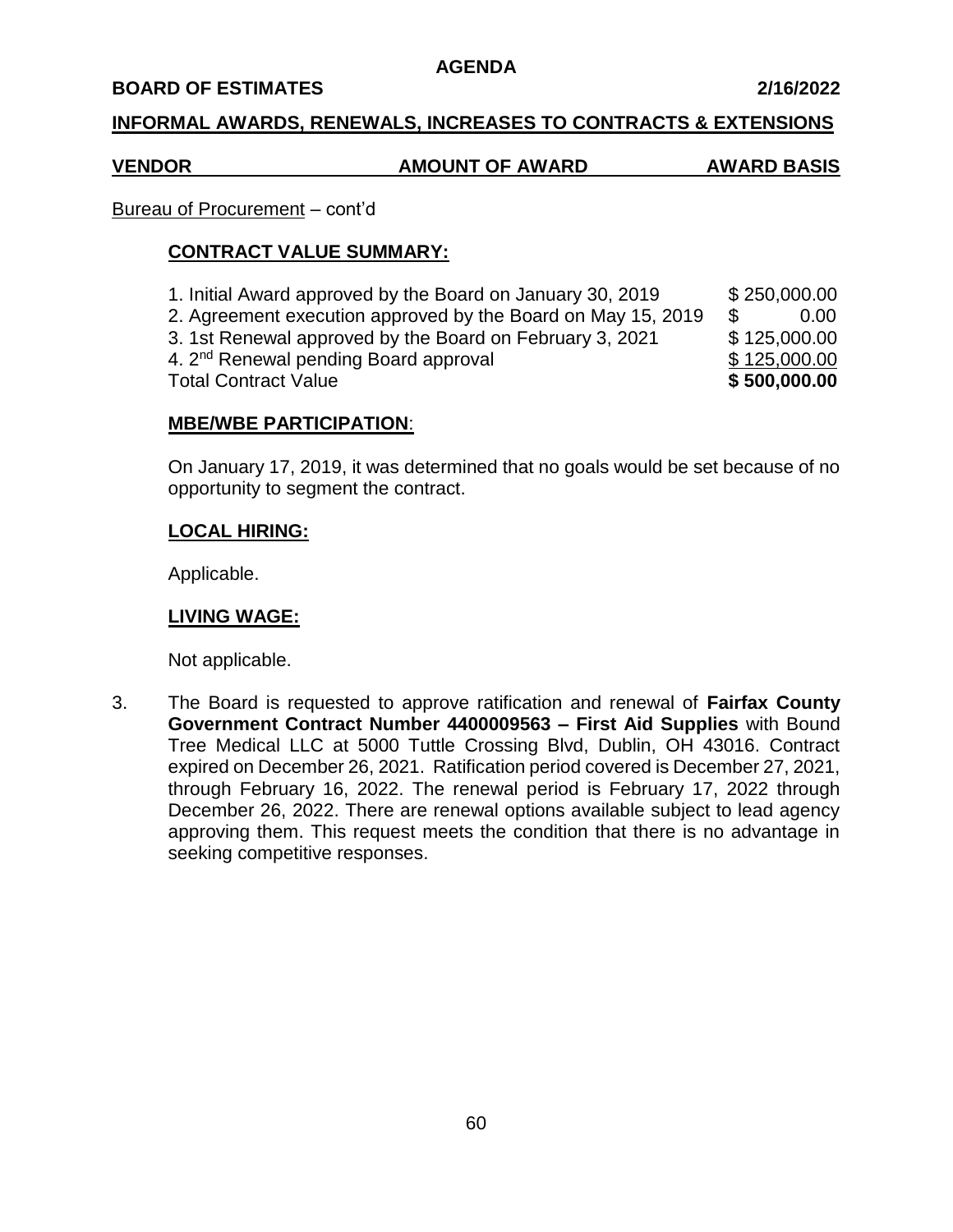**AGENDA**

**BOARD OF ESTIMATES** **2/16/2022**

**INFORMAL AWARDS, RENEWALS, INCREASES TO CONTRACTS & EXTENSIONS**

| VENDOR | AMOUNT OF AWARD | AWARD BASIS |
|---|---|---|

Bureau of Procurement – cont'd

**CONTRACT VALUE SUMMARY:**

| | |
|---|---|
| 1. Initial Award approved by the Board on January 30, 2019 | $ 250,000.00 |
| 2. Agreement execution approved by the Board on May 15, 2019 | $ 0.00 |
| 3. 1st Renewal approved by the Board on February 3, 2021 | $ 125,000.00 |
| 4. 2nd Renewal pending Board approval | $ 125,000.00 |
| Total Contract Value | **$ 500,000.00** |

**MBE/WBE PARTICIPATION**:

On January 17, 2019, it was determined that no goals would be set because of no opportunity to segment the contract.

**LOCAL HIRING:**

Applicable.

**LIVING WAGE:**

Not applicable.

3. The Board is requested to approve ratification and renewal of **Fairfax County Government Contract Number 4400009563 – First Aid Supplies** with Bound Tree Medical LLC at 5000 Tuttle Crossing Blvd, Dublin, OH 43016. Contract expired on December 26, 2021. Ratification period covered is December 27, 2021, through February 16, 2022. The renewal period is February 17, 2022 through December 26, 2022. There are renewal options available subject to lead agency approving them. This request meets the condition that there is no advantage in seeking competitive responses.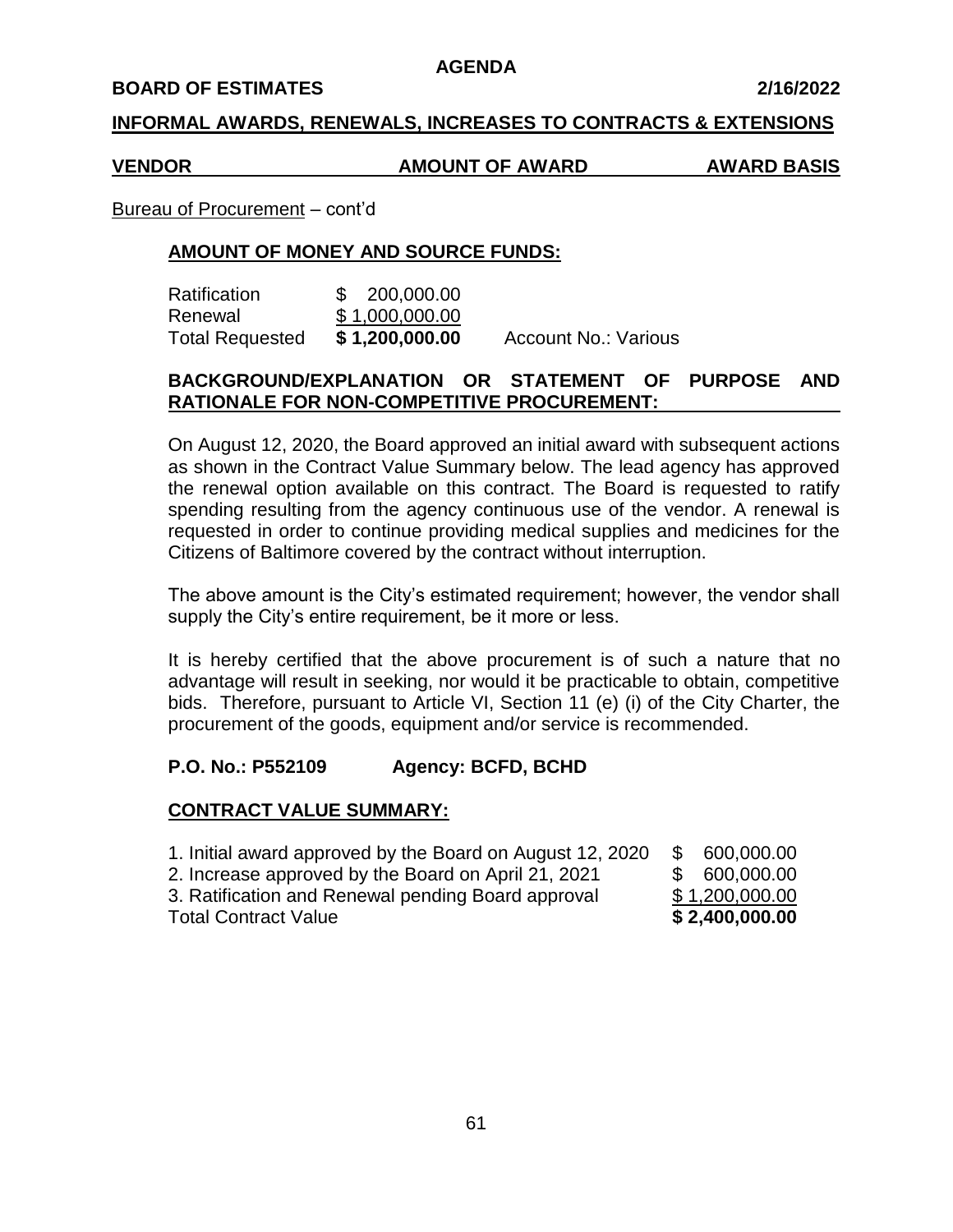**AGENDA**

**BOARD OF ESTIMATES** **2/16/2022**

**INFORMAL AWARDS, RENEWALS, INCREASES TO CONTRACTS & EXTENSIONS**

| **VENDOR** | **AMOUNT OF AWARD** | **AWARD BASIS** |
|---|---|---|

Bureau of Procurement – cont'd

**AMOUNT OF MONEY AND SOURCE FUNDS:**

| | | |
|---|---|---|
| Ratification | $ 200,000.00 | |
| Renewal | $ 1,000,000.00 | |
| Total Requested | **$ 1,200,000.00** | Account No.: Various |

**BACKGROUND/EXPLANATION OR STATEMENT OF PURPOSE AND RATIONALE FOR NON-COMPETITIVE PROCUREMENT:**

On August 12, 2020, the Board approved an initial award with subsequent actions as shown in the Contract Value Summary below. The lead agency has approved the renewal option available on this contract. The Board is requested to ratify spending resulting from the agency continuous use of the vendor. A renewal is requested in order to continue providing medical supplies and medicines for the Citizens of Baltimore covered by the contract without interruption.

The above amount is the City's estimated requirement; however, the vendor shall supply the City's entire requirement, be it more or less.

It is hereby certified that the above procurement is of such a nature that no advantage will result in seeking, nor would it be practicable to obtain, competitive bids. Therefore, pursuant to Article VI, Section 11 (e) (i) of the City Charter, the procurement of the goods, equipment and/or service is recommended.

**P.O. No.: P552109** **Agency: BCFD, BCHD**

**CONTRACT VALUE SUMMARY:**

| | |
|---|---|
| 1. Initial award approved by the Board on August 12, 2020 | $ 600,000.00 |
| 2. Increase approved by the Board on April 21, 2021 | $ 600,000.00 |
| 3. Ratification and Renewal pending Board approval | $ 1,200,000.00 |
| Total Contract Value | **$ 2,400,000.00** |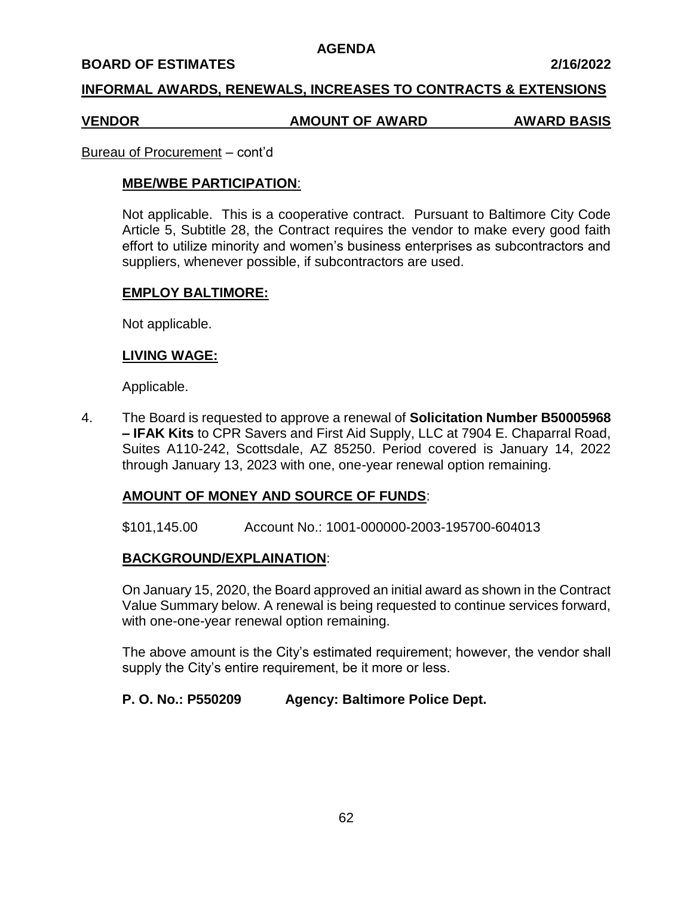AGENDA

**BOARD OF ESTIMATES** **2/16/2022**

## INFORMAL AWARDS, RENEWALS, INCREASES TO CONTRACTS & EXTENSIONS

| VENDOR | AMOUNT OF AWARD | AWARD BASIS |
| --- | --- | --- |

Bureau of Procurement – cont'd

**MBE/WBE PARTICIPATION**:

Not applicable. This is a cooperative contract. Pursuant to Baltimore City Code Article 5, Subtitle 28, the Contract requires the vendor to make every good faith effort to utilize minority and women's business enterprises as subcontractors and suppliers, whenever possible, if subcontractors are used.

**EMPLOY BALTIMORE:**

Not applicable.

**LIVING WAGE:**

Applicable.

4. The Board is requested to approve a renewal of **Solicitation Number B50005968 – IFAK Kits** to CPR Savers and First Aid Supply, LLC at 7904 E. Chaparral Road, Suites A110-242, Scottsdale, AZ 85250. Period covered is January 14, 2022 through January 13, 2023 with one, one-year renewal option remaining.

**AMOUNT OF MONEY AND SOURCE OF FUNDS**:

\$101,145.00 Account No.: 1001-000000-2003-195700-604013

**BACKGROUND/EXPLAINATION**:

On January 15, 2020, the Board approved an initial award as shown in the Contract Value Summary below. A renewal is being requested to continue services forward, with one-one-year renewal option remaining.

The above amount is the City's estimated requirement; however, the vendor shall supply the City's entire requirement, be it more or less.

**P. O. No.: P550209** **Agency: Baltimore Police Dept.**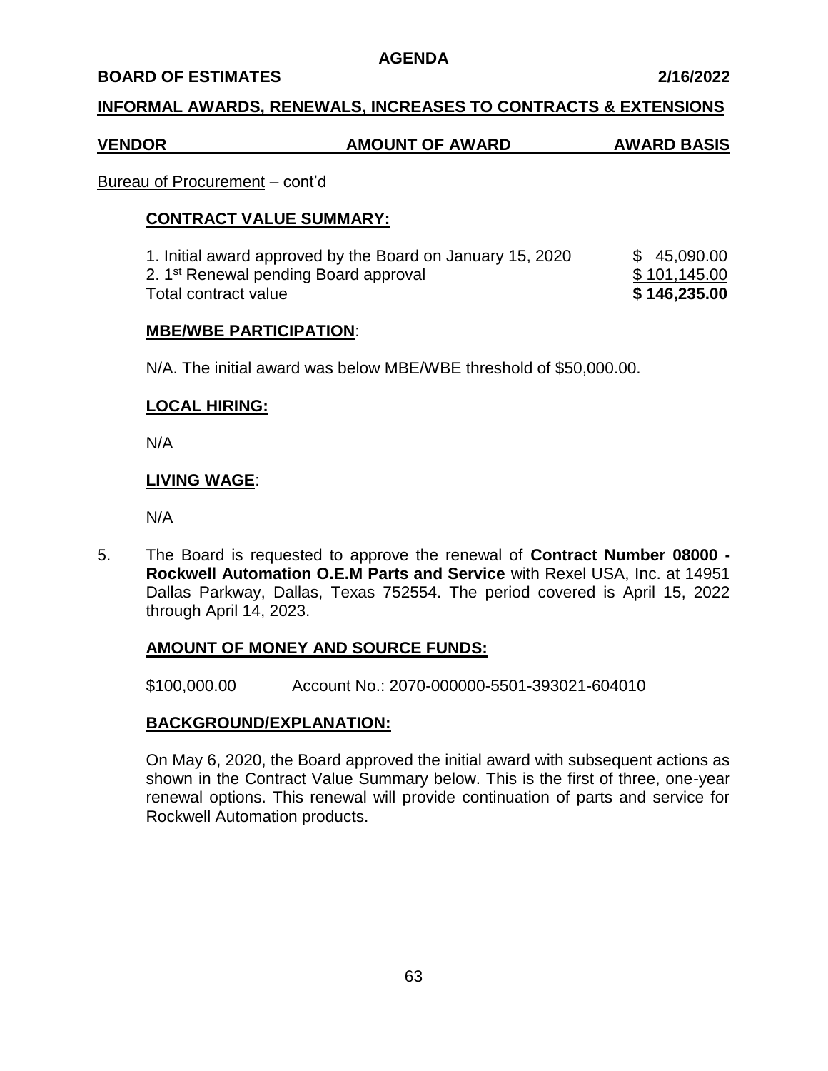**AGENDA**

**BOARD OF ESTIMATES** **2/16/2022**

**INFORMAL AWARDS, RENEWALS, INCREASES TO CONTRACTS & EXTENSIONS**

| **VENDOR** | **AMOUNT OF AWARD** | **AWARD BASIS** |
|---|---|---|

Bureau of Procurement – cont'd

**CONTRACT VALUE SUMMARY:**

| | |
|---|---|
| 1. Initial award approved by the Board on January 15, 2020 | $ 45,090.00 |
| 2. 1st Renewal pending Board approval | $ 101,145.00 |
| Total contract value | **$ 146,235.00** |

**MBE/WBE PARTICIPATION**:

N/A. The initial award was below MBE/WBE threshold of $50,000.00.

**LOCAL HIRING:**

N/A

**LIVING WAGE**:

N/A

5. The Board is requested to approve the renewal of **Contract Number 08000 - Rockwell Automation O.E.M Parts and Service** with Rexel USA, Inc. at 14951 Dallas Parkway, Dallas, Texas 752554. The period covered is April 15, 2022 through April 14, 2023.

**AMOUNT OF MONEY AND SOURCE FUNDS:**

$100,000.00 Account No.: 2070-000000-5501-393021-604010

**BACKGROUND/EXPLANATION:**

On May 6, 2020, the Board approved the initial award with subsequent actions as shown in the Contract Value Summary below. This is the first of three, one-year renewal options. This renewal will provide continuation of parts and service for Rockwell Automation products.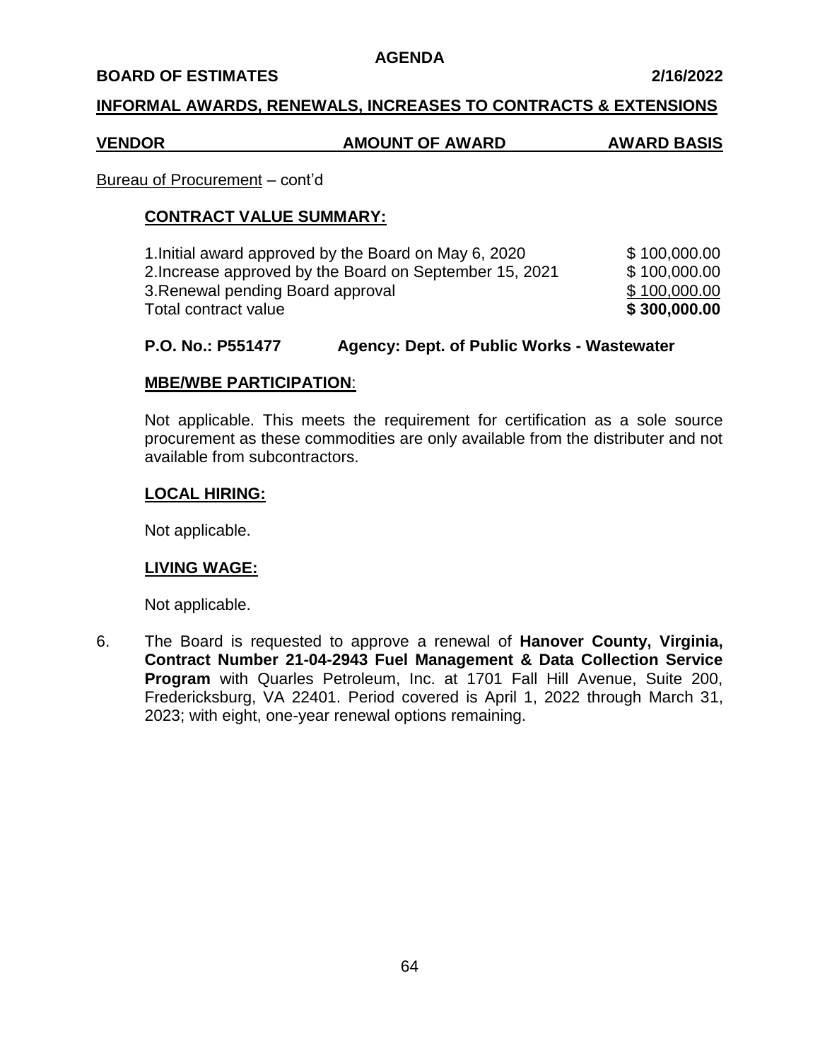**AGENDA**

**BOARD OF ESTIMATES** **2/16/2022**

**INFORMAL AWARDS, RENEWALS, INCREASES TO CONTRACTS & EXTENSIONS**

| VENDOR | AMOUNT OF AWARD | AWARD BASIS |
| --- | --- | --- |

Bureau of Procurement – cont'd

**CONTRACT VALUE SUMMARY:**

| | |
| --- | --- |
| 1. Initial award approved by the Board on May 6, 2020 | $ 100,000.00 |
| 2. Increase approved by the Board on September 15, 2021 | $ 100,000.00 |
| 3. Renewal pending Board approval | $ 100,000.00 |
| Total contract value | **$ 300,000.00** |

**P.O. No.: P551477** **Agency: Dept. of Public Works - Wastewater**

**MBE/WBE PARTICIPATION**:

Not applicable. This meets the requirement for certification as a sole source procurement as these commodities are only available from the distributer and not available from subcontractors.

**LOCAL HIRING:**

Not applicable.

**LIVING WAGE:**

Not applicable.

6. The Board is requested to approve a renewal of **Hanover County, Virginia, Contract Number 21-04-2943 Fuel Management & Data Collection Service Program** with Quarles Petroleum, Inc. at 1701 Fall Hill Avenue, Suite 200, Fredericksburg, VA 22401. Period covered is April 1, 2022 through March 31, 2023; with eight, one-year renewal options remaining.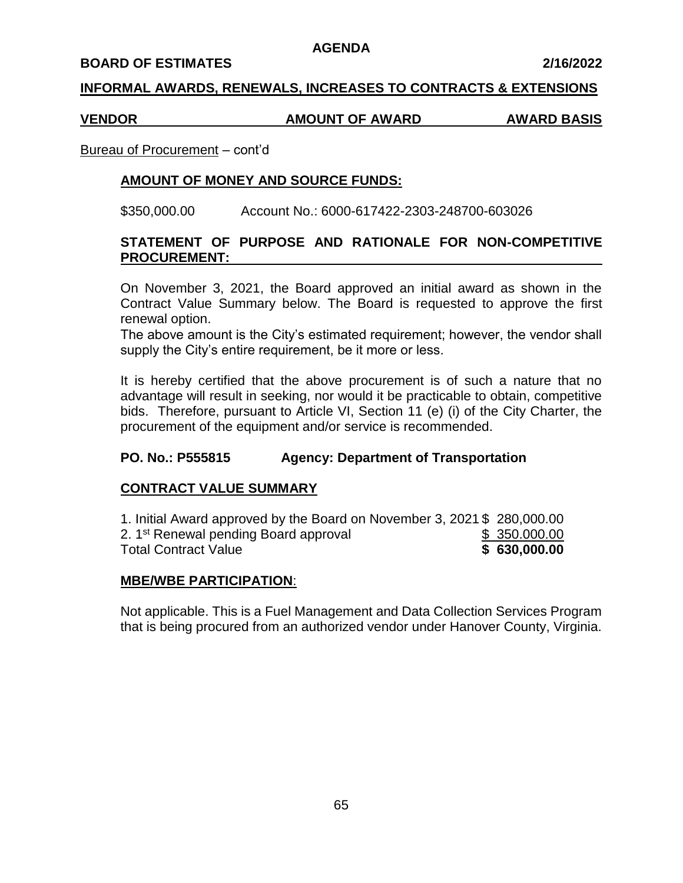**AGENDA**

**BOARD OF ESTIMATES** **2/16/2022**

**INFORMAL AWARDS, RENEWALS, INCREASES TO CONTRACTS & EXTENSIONS**

| VENDOR | AMOUNT OF AWARD | AWARD BASIS |
|---|---|---|

Bureau of Procurement – cont'd

**AMOUNT OF MONEY AND SOURCE FUNDS:**

$350,000.00 Account No.: 6000-617422-2303-248700-603026

**STATEMENT OF PURPOSE AND RATIONALE FOR NON-COMPETITIVE PROCUREMENT:**

On November 3, 2021, the Board approved an initial award as shown in the Contract Value Summary below. The Board is requested to approve the first renewal option.

The above amount is the City's estimated requirement; however, the vendor shall supply the City's entire requirement, be it more or less.

It is hereby certified that the above procurement is of such a nature that no advantage will result in seeking, nor would it be practicable to obtain, competitive bids. Therefore, pursuant to Article VI, Section 11 (e) (i) of the City Charter, the procurement of the equipment and/or service is recommended.

**PO. No.: P555815** **Agency: Department of Transportation**

**CONTRACT VALUE SUMMARY**

| | |
|---|---|
| 1. Initial Award approved by the Board on November 3, 2021 | $ 280,000.00 |
| 2. 1st Renewal pending Board approval | $ 350.000.00 |
| Total Contract Value | **$ 630,000.00** |

**MBE/WBE PARTICIPATION**:

Not applicable. This is a Fuel Management and Data Collection Services Program that is being procured from an authorized vendor under Hanover County, Virginia.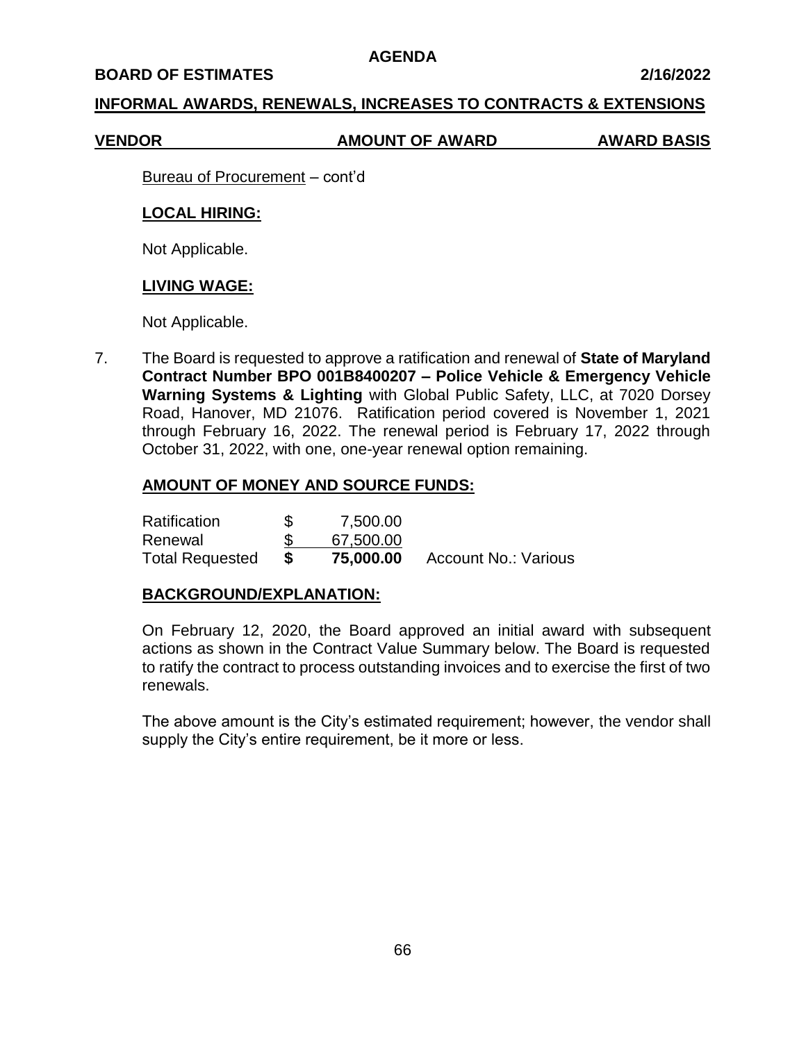**AGENDA**

**BOARD OF ESTIMATES 2/16/2022**

**INFORMAL AWARDS, RENEWALS, INCREASES TO CONTRACTS & EXTENSIONS**

| VENDOR | AMOUNT OF AWARD | AWARD BASIS |
|---|---|---|

Bureau of Procurement – cont'd

**LOCAL HIRING:**

Not Applicable.

**LIVING WAGE:**

Not Applicable.

7. The Board is requested to approve a ratification and renewal of **State of Maryland Contract Number BPO 001B8400207 – Police Vehicle & Emergency Vehicle Warning Systems & Lighting** with Global Public Safety, LLC, at 7020 Dorsey Road, Hanover, MD 21076. Ratification period covered is November 1, 2021 through February 16, 2022. The renewal period is February 17, 2022 through October 31, 2022, with one, one-year renewal option remaining.

**AMOUNT OF MONEY AND SOURCE FUNDS:**

| | | | |
|---|---|---|---|
| Ratification | $ | 7,500.00 | |
| Renewal | $ | 67,500.00 | |
| Total Requested | **$** | **75,000.00** | Account No.: Various |

**BACKGROUND/EXPLANATION:**

On February 12, 2020, the Board approved an initial award with subsequent actions as shown in the Contract Value Summary below. The Board is requested to ratify the contract to process outstanding invoices and to exercise the first of two renewals.

The above amount is the City's estimated requirement; however, the vendor shall supply the City's entire requirement, be it more or less.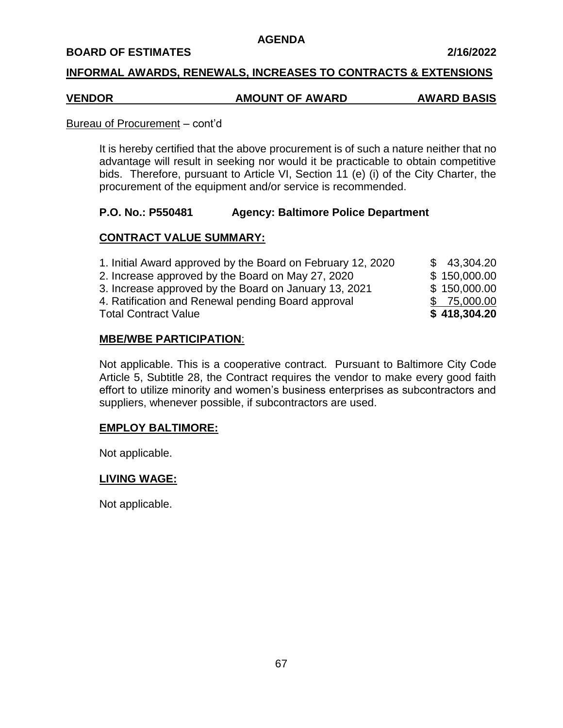**AGENDA**

**BOARD OF ESTIMATES** **2/16/2022**

**INFORMAL AWARDS, RENEWALS, INCREASES TO CONTRACTS & EXTENSIONS**

| VENDOR | AMOUNT OF AWARD | AWARD BASIS |
|---|---|---|

Bureau of Procurement – cont'd

It is hereby certified that the above procurement is of such a nature neither that no advantage will result in seeking nor would it be practicable to obtain competitive bids. Therefore, pursuant to Article VI, Section 11 (e) (i) of the City Charter, the procurement of the equipment and/or service is recommended.

**P.O. No.: P550481** **Agency: Baltimore Police Department**

**CONTRACT VALUE SUMMARY:**

| | |
|---|---|
| 1. Initial Award approved by the Board on February 12, 2020 | $ 43,304.20 |
| 2. Increase approved by the Board on May 27, 2020 | $ 150,000.00 |
| 3. Increase approved by the Board on January 13, 2021 | $ 150,000.00 |
| 4. Ratification and Renewal pending Board approval | $ 75,000.00 |
| Total Contract Value | **$ 418,304.20** |

**MBE/WBE PARTICIPATION:**

Not applicable. This is a cooperative contract. Pursuant to Baltimore City Code Article 5, Subtitle 28, the Contract requires the vendor to make every good faith effort to utilize minority and women's business enterprises as subcontractors and suppliers, whenever possible, if subcontractors are used.

**EMPLOY BALTIMORE:**

Not applicable.

**LIVING WAGE:**

Not applicable.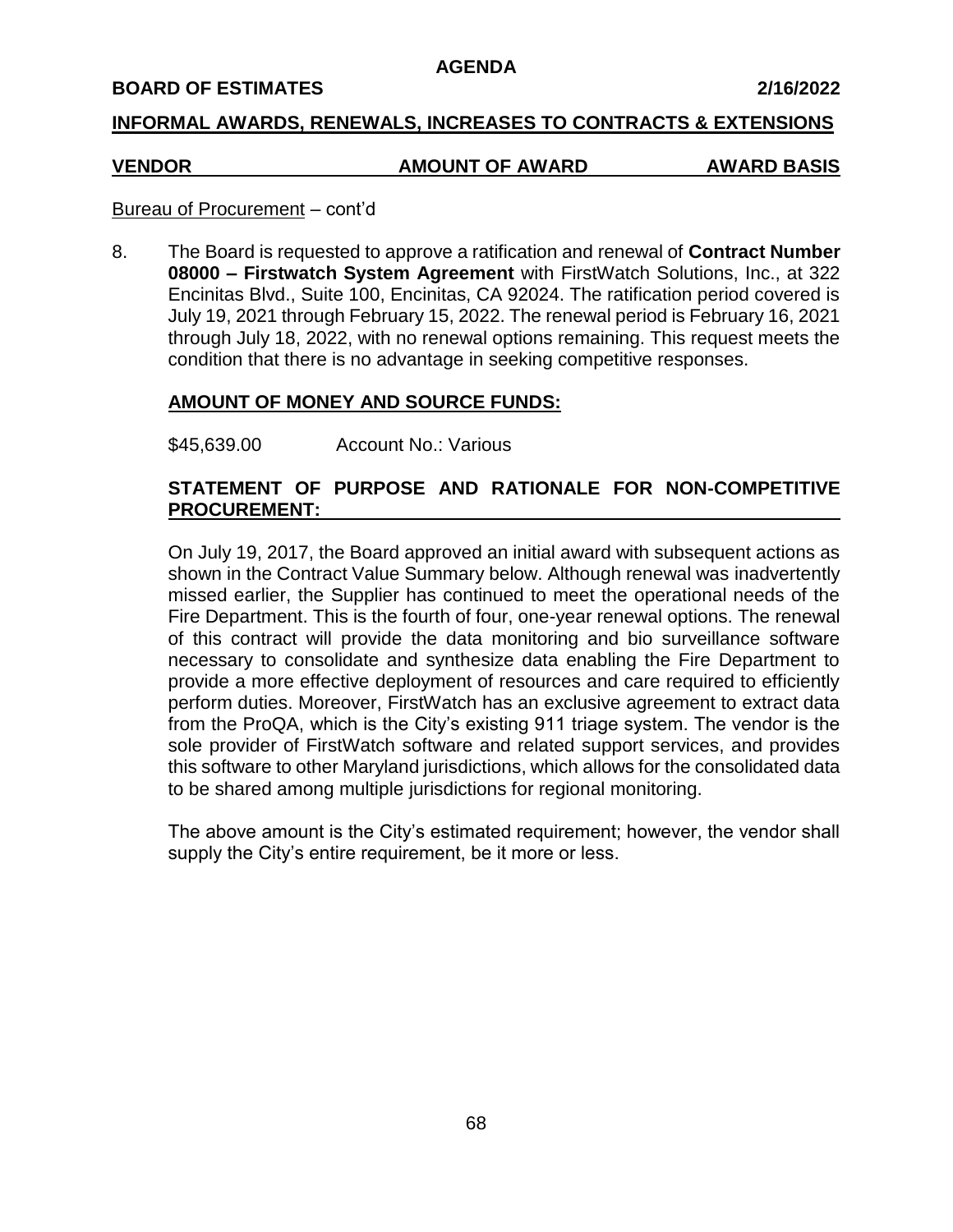**AGENDA**

**BOARD OF ESTIMATES** **2/16/2022**

**INFORMAL AWARDS, RENEWALS, INCREASES TO CONTRACTS & EXTENSIONS**

| VENDOR | AMOUNT OF AWARD | AWARD BASIS |
|---|---|---|

Bureau of Procurement – cont'd

8. The Board is requested to approve a ratification and renewal of **Contract Number 08000 – Firstwatch System Agreement** with FirstWatch Solutions, Inc., at 322 Encinitas Blvd., Suite 100, Encinitas, CA 92024. The ratification period covered is July 19, 2021 through February 15, 2022. The renewal period is February 16, 2021 through July 18, 2022, with no renewal options remaining. This request meets the condition that there is no advantage in seeking competitive responses.

**AMOUNT OF MONEY AND SOURCE FUNDS:**

$45,639.00 Account No.: Various

**STATEMENT OF PURPOSE AND RATIONALE FOR NON-COMPETITIVE PROCUREMENT:**

On July 19, 2017, the Board approved an initial award with subsequent actions as shown in the Contract Value Summary below. Although renewal was inadvertently missed earlier, the Supplier has continued to meet the operational needs of the Fire Department. This is the fourth of four, one-year renewal options. The renewal of this contract will provide the data monitoring and bio surveillance software necessary to consolidate and synthesize data enabling the Fire Department to provide a more effective deployment of resources and care required to efficiently perform duties. Moreover, FirstWatch has an exclusive agreement to extract data from the ProQA, which is the City's existing 911 triage system. The vendor is the sole provider of FirstWatch software and related support services, and provides this software to other Maryland jurisdictions, which allows for the consolidated data to be shared among multiple jurisdictions for regional monitoring.

The above amount is the City's estimated requirement; however, the vendor shall supply the City's entire requirement, be it more or less.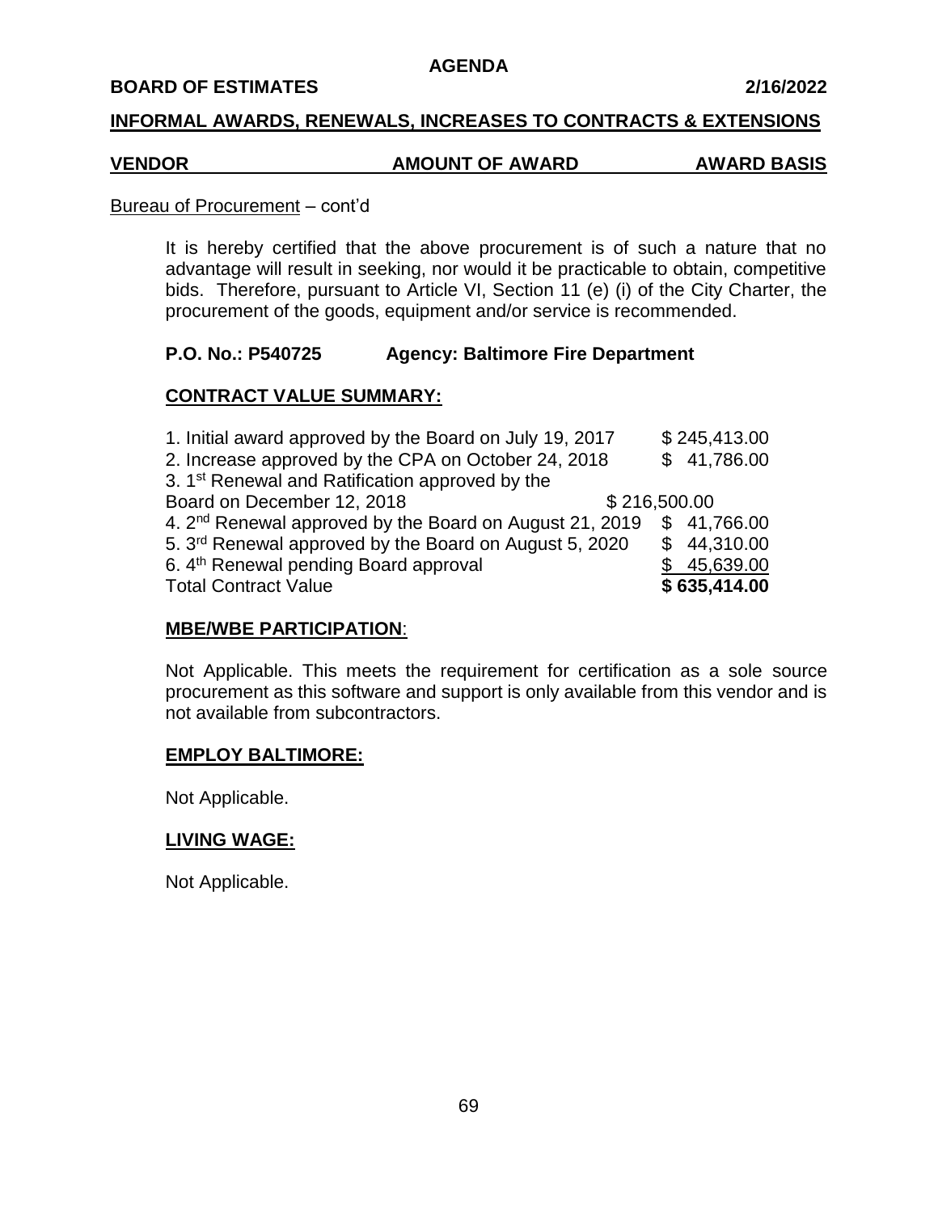**AGENDA**

**BOARD OF ESTIMATES 2/16/2022**

**INFORMAL AWARDS, RENEWALS, INCREASES TO CONTRACTS & EXTENSIONS**

| VENDOR | AMOUNT OF AWARD | AWARD BASIS |
|---|---|---|

Bureau of Procurement – cont'd

It is hereby certified that the above procurement is of such a nature that no advantage will result in seeking, nor would it be practicable to obtain, competitive bids. Therefore, pursuant to Article VI, Section 11 (e) (i) of the City Charter, the procurement of the goods, equipment and/or service is recommended.

**P.O. No.: P540725 Agency: Baltimore Fire Department**

**CONTRACT VALUE SUMMARY:**

| | |
|---|---|
| 1. Initial award approved by the Board on July 19, 2017 | $ 245,413.00 |
| 2. Increase approved by the CPA on October 24, 2018 | $ 41,786.00 |
| 3. 1st Renewal and Ratification approved by the Board on December 12, 2018 | $ 216,500.00 |
| 4. 2nd Renewal approved by the Board on August 21, 2019 | $ 41,766.00 |
| 5. 3rd Renewal approved by the Board on August 5, 2020 | $ 44,310.00 |
| 6. 4th Renewal pending Board approval | $ 45,639.00 |
| Total Contract Value | **$ 635,414.00** |

**MBE/WBE PARTICIPATION**:

Not Applicable. This meets the requirement for certification as a sole source procurement as this software and support is only available from this vendor and is not available from subcontractors.

**EMPLOY BALTIMORE:**

Not Applicable.

**LIVING WAGE:**

Not Applicable.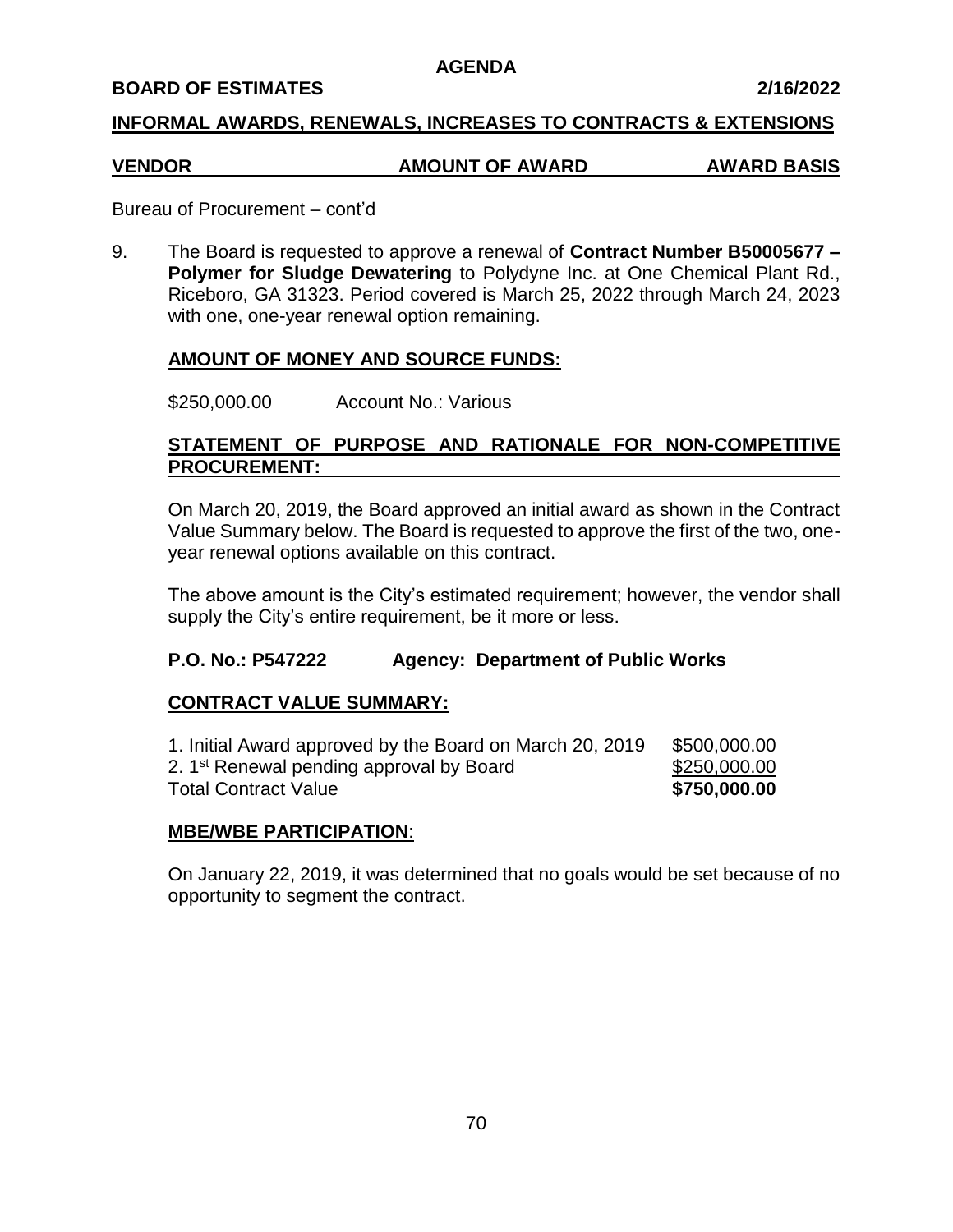**AGENDA**

**BOARD OF ESTIMATES** **2/16/2022**

**INFORMAL AWARDS, RENEWALS, INCREASES TO CONTRACTS & EXTENSIONS**

| **VENDOR** | **AMOUNT OF AWARD** | **AWARD BASIS** |
|---|---|---|

Bureau of Procurement – cont'd

9. The Board is requested to approve a renewal of **Contract Number B50005677 – Polymer for Sludge Dewatering** to Polydyne Inc. at One Chemical Plant Rd., Riceboro, GA 31323. Period covered is March 25, 2022 through March 24, 2023 with one, one-year renewal option remaining.

   **AMOUNT OF MONEY AND SOURCE FUNDS:**

   $250,000.00 Account No.: Various

   **STATEMENT OF PURPOSE AND RATIONALE FOR NON-COMPETITIVE PROCUREMENT:**

   On March 20, 2019, the Board approved an initial award as shown in the Contract Value Summary below. The Board is requested to approve the first of the two, one-year renewal options available on this contract.

   The above amount is the City's estimated requirement; however, the vendor shall supply the City's entire requirement, be it more or less.

   **P.O. No.: P547222** **Agency: Department of Public Works**

   **CONTRACT VALUE SUMMARY:**

   | | |
   |---|---|
   | 1. Initial Award approved by the Board on March 20, 2019 | $500,000.00 |
   | 2. 1st Renewal pending approval by Board | $250,000.00 |
   | Total Contract Value | **$750,000.00** |

   **MBE/WBE PARTICIPATION**:

   On January 22, 2019, it was determined that no goals would be set because of no opportunity to segment the contract.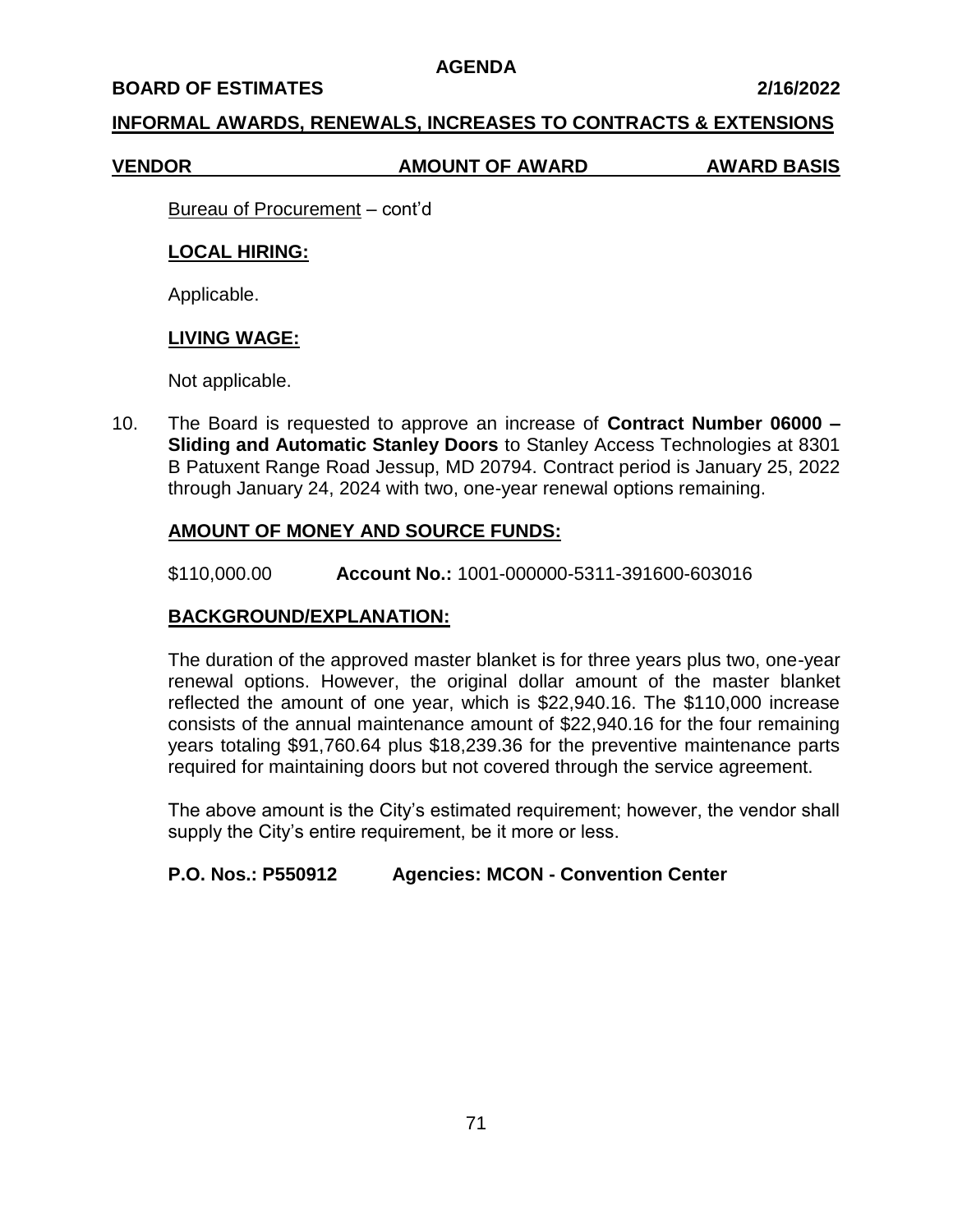**AGENDA**

**BOARD OF ESTIMATES** **2/16/2022**

**INFORMAL AWARDS, RENEWALS, INCREASES TO CONTRACTS & EXTENSIONS**

| VENDOR | AMOUNT OF AWARD | AWARD BASIS |
| --- | --- | --- |

Bureau of Procurement – cont'd

**LOCAL HIRING:**

Applicable.

**LIVING WAGE:**

Not applicable.

10. The Board is requested to approve an increase of **Contract Number 06000 – Sliding and Automatic Stanley Doors** to Stanley Access Technologies at 8301 B Patuxent Range Road Jessup, MD 20794. Contract period is January 25, 2022 through January 24, 2024 with two, one-year renewal options remaining.

**AMOUNT OF MONEY AND SOURCE FUNDS:**

\$110,000.00 **Account No.:** 1001-000000-5311-391600-603016

**BACKGROUND/EXPLANATION:**

The duration of the approved master blanket is for three years plus two, one-year renewal options. However, the original dollar amount of the master blanket reflected the amount of one year, which is \$22,940.16. The \$110,000 increase consists of the annual maintenance amount of \$22,940.16 for the four remaining years totaling \$91,760.64 plus \$18,239.36 for the preventive maintenance parts required for maintaining doors but not covered through the service agreement.

The above amount is the City's estimated requirement; however, the vendor shall supply the City's entire requirement, be it more or less.

**P.O. Nos.: P550912** **Agencies: MCON - Convention Center**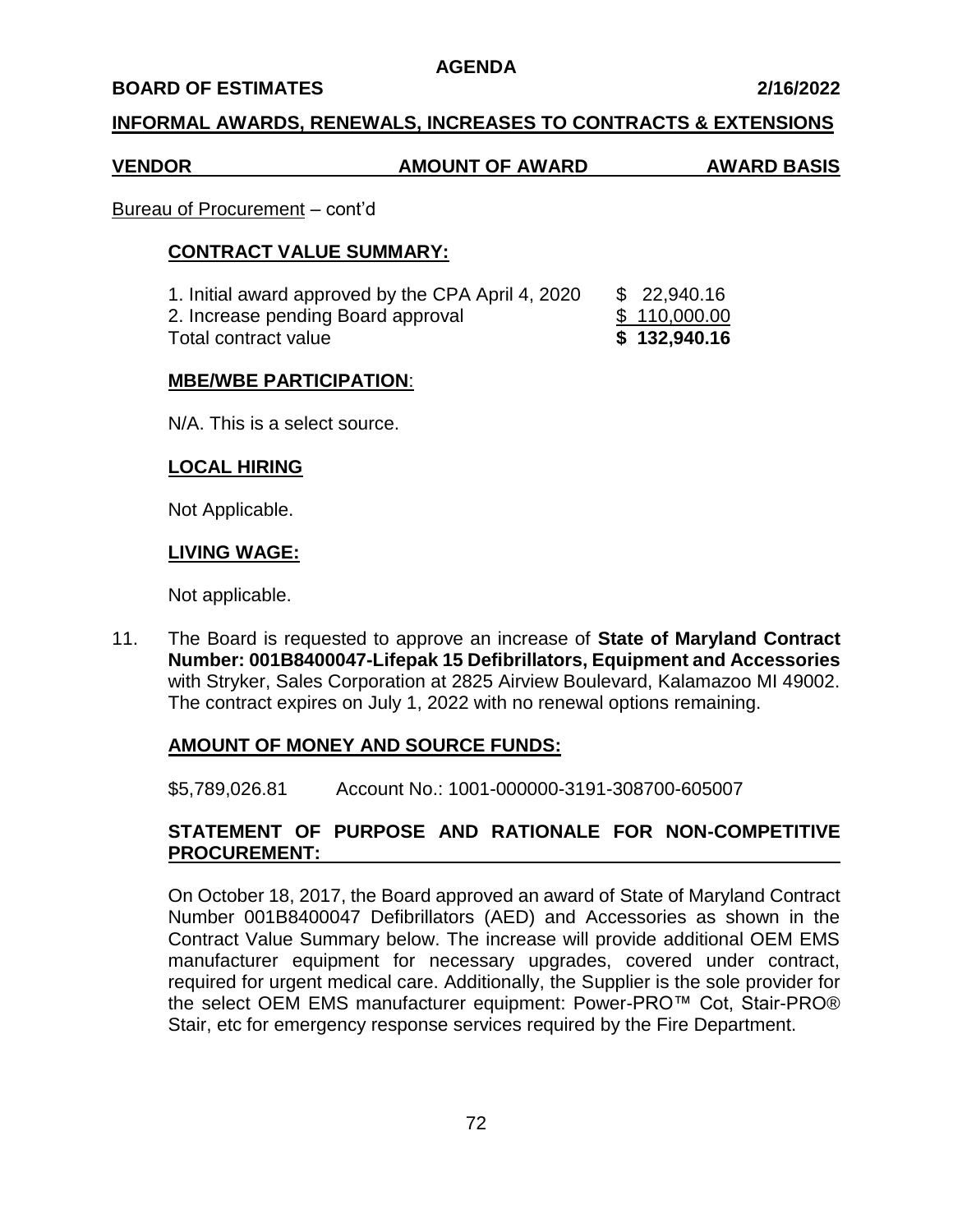**AGENDA**

**BOARD OF ESTIMATES** **2/16/2022**

**INFORMAL AWARDS, RENEWALS, INCREASES TO CONTRACTS & EXTENSIONS**

| **VENDOR** | **AMOUNT OF AWARD** | **AWARD BASIS** |
|---|---|---|

Bureau of Procurement – cont'd

**CONTRACT VALUE SUMMARY:**

| | |
|---|---|
| 1. Initial award approved by the CPA April 4, 2020 | $ 22,940.16 |
| 2. Increase pending Board approval | $ 110,000.00 |
| Total contract value | **$ 132,940.16** |

**MBE/WBE PARTICIPATION**:

N/A. This is a select source.

**LOCAL HIRING**

Not Applicable.

**LIVING WAGE:**

Not applicable.

11. The Board is requested to approve an increase of **State of Maryland Contract Number: 001B8400047-Lifepak 15 Defibrillators, Equipment and Accessories** with Stryker, Sales Corporation at 2825 Airview Boulevard, Kalamazoo MI 49002. The contract expires on July 1, 2022 with no renewal options remaining.

**AMOUNT OF MONEY AND SOURCE FUNDS:**

$5,789,026.81 Account No.: 1001-000000-3191-308700-605007

**STATEMENT OF PURPOSE AND RATIONALE FOR NON-COMPETITIVE PROCUREMENT:**

On October 18, 2017, the Board approved an award of State of Maryland Contract Number 001B8400047 Defibrillators (AED) and Accessories as shown in the Contract Value Summary below. The increase will provide additional OEM EMS manufacturer equipment for necessary upgrades, covered under contract, required for urgent medical care. Additionally, the Supplier is the sole provider for the select OEM EMS manufacturer equipment: Power-PRO™ Cot, Stair-PRO® Stair, etc for emergency response services required by the Fire Department.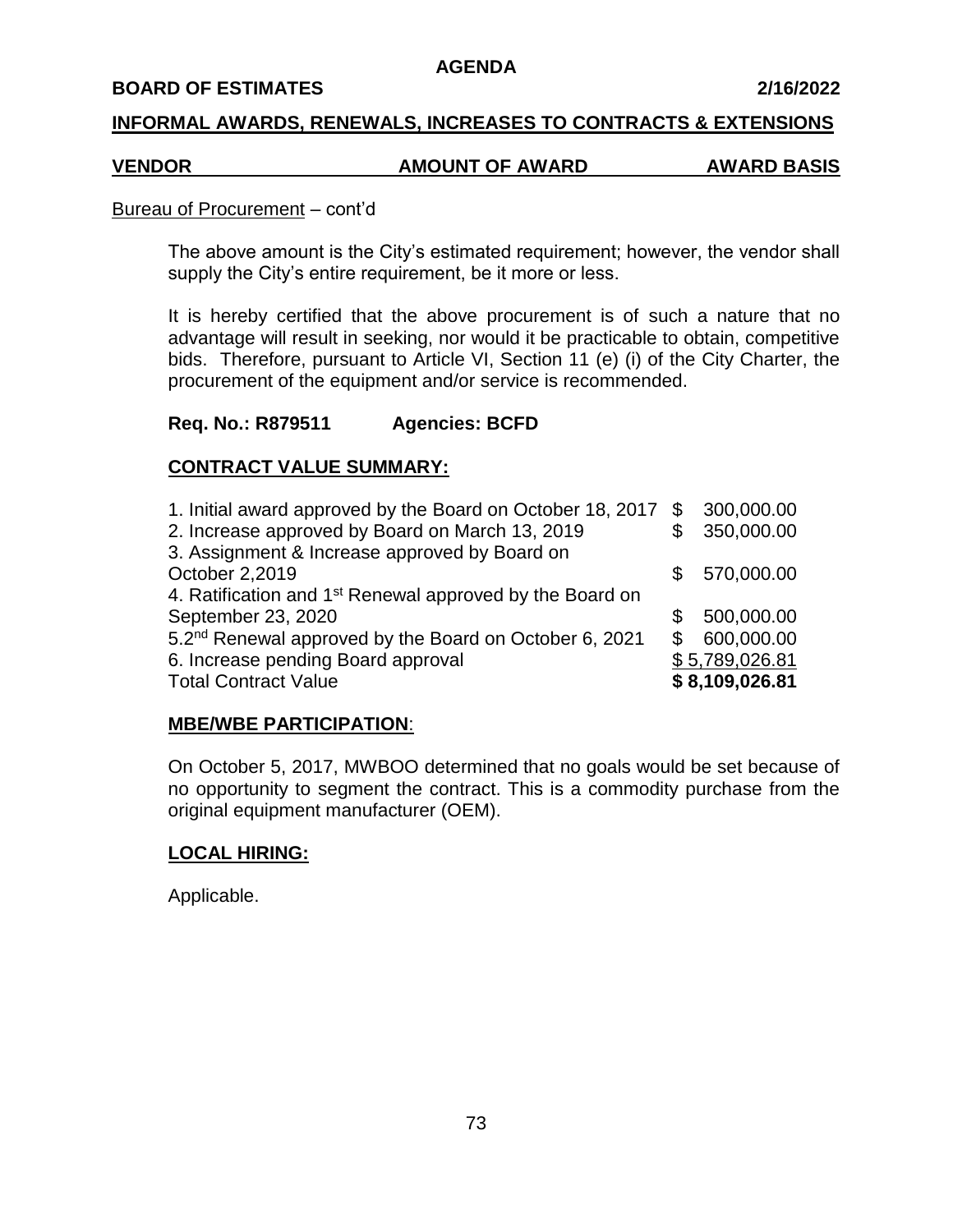**AGENDA**

**BOARD OF ESTIMATES** **2/16/2022**

**INFORMAL AWARDS, RENEWALS, INCREASES TO CONTRACTS & EXTENSIONS**

| **VENDOR** | **AMOUNT OF AWARD** | **AWARD BASIS** |
|---|---|---|

Bureau of Procurement – cont'd

The above amount is the City's estimated requirement; however, the vendor shall supply the City's entire requirement, be it more or less.

It is hereby certified that the above procurement is of such a nature that no advantage will result in seeking, nor would it be practicable to obtain, competitive bids. Therefore, pursuant to Article VI, Section 11 (e) (i) of the City Charter, the procurement of the equipment and/or service is recommended.

**Req. No.: R879511 Agencies: BCFD**

**CONTRACT VALUE SUMMARY:**

| | |
|---|---|
| 1. Initial award approved by the Board on October 18, 2017 | $ 300,000.00 |
| 2. Increase approved by Board on March 13, 2019 | $ 350,000.00 |
| 3. Assignment & Increase approved by Board on October 2,2019 | $ 570,000.00 |
| 4. Ratification and 1st Renewal approved by the Board on September 23, 2020 | $ 500,000.00 |
| 5.2nd Renewal approved by the Board on October 6, 2021 | $ 600,000.00 |
| 6. Increase pending Board approval | $ 5,789,026.81 |
| Total Contract Value | **$ 8,109,026.81** |

**MBE/WBE PARTICIPATION**:

On October 5, 2017, MWBOO determined that no goals would be set because of no opportunity to segment the contract. This is a commodity purchase from the original equipment manufacturer (OEM).

**LOCAL HIRING:**

Applicable.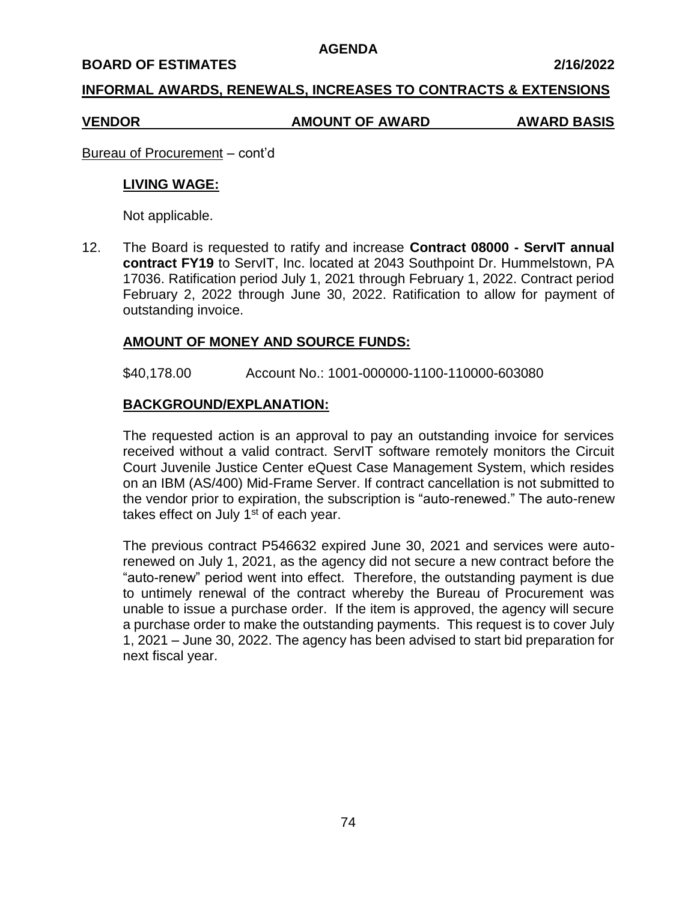**AGENDA**

**BOARD OF ESTIMATES** **2/16/2022**

**INFORMAL AWARDS, RENEWALS, INCREASES TO CONTRACTS & EXTENSIONS**

| **VENDOR** | **AMOUNT OF AWARD** | **AWARD BASIS** |
| --- | --- | --- |

Bureau of Procurement – cont'd

**LIVING WAGE:**

Not applicable.

12. The Board is requested to ratify and increase **Contract 08000 - ServIT annual contract FY19** to ServIT, Inc. located at 2043 Southpoint Dr. Hummelstown, PA 17036. Ratification period July 1, 2021 through February 1, 2022. Contract period February 2, 2022 through June 30, 2022. Ratification to allow for payment of outstanding invoice.

**AMOUNT OF MONEY AND SOURCE FUNDS:**

$40,178.00 Account No.: 1001-000000-1100-110000-603080

**BACKGROUND/EXPLANATION:**

The requested action is an approval to pay an outstanding invoice for services received without a valid contract. ServIT software remotely monitors the Circuit Court Juvenile Justice Center eQuest Case Management System, which resides on an IBM (AS/400) Mid-Frame Server. If contract cancellation is not submitted to the vendor prior to expiration, the subscription is "auto-renewed." The auto-renew takes effect on July 1st of each year.

The previous contract P546632 expired June 30, 2021 and services were auto-renewed on July 1, 2021, as the agency did not secure a new contract before the "auto-renew" period went into effect. Therefore, the outstanding payment is due to untimely renewal of the contract whereby the Bureau of Procurement was unable to issue a purchase order. If the item is approved, the agency will secure a purchase order to make the outstanding payments. This request is to cover July 1, 2021 – June 30, 2022. The agency has been advised to start bid preparation for next fiscal year.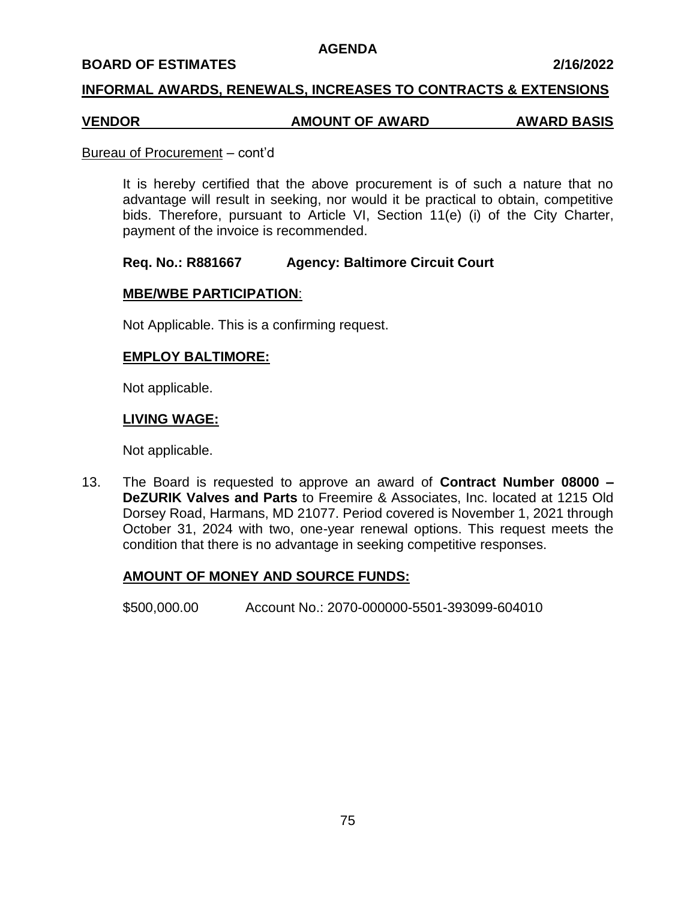**AGENDA**

**BOARD OF ESTIMATES** **2/16/2022**

**INFORMAL AWARDS, RENEWALS, INCREASES TO CONTRACTS & EXTENSIONS**

| **VENDOR** | **AMOUNT OF AWARD** | **AWARD BASIS** |
|---|---|---|

Bureau of Procurement – cont'd

It is hereby certified that the above procurement is of such a nature that no advantage will result in seeking, nor would it be practical to obtain, competitive bids. Therefore, pursuant to Article VI, Section 11(e) (i) of the City Charter, payment of the invoice is recommended.

**Req. No.: R881667** **Agency: Baltimore Circuit Court**

**MBE/WBE PARTICIPATION**:

Not Applicable. This is a confirming request.

**EMPLOY BALTIMORE:**

Not applicable.

**LIVING WAGE:**

Not applicable.

13. The Board is requested to approve an award of **Contract Number 08000 – DeZURIK Valves and Parts** to Freemire & Associates, Inc. located at 1215 Old Dorsey Road, Harmans, MD 21077. Period covered is November 1, 2021 through October 31, 2024 with two, one-year renewal options. This request meets the condition that there is no advantage in seeking competitive responses.

**AMOUNT OF MONEY AND SOURCE FUNDS:**

\$500,000.00 Account No.: 2070-000000-5501-393099-604010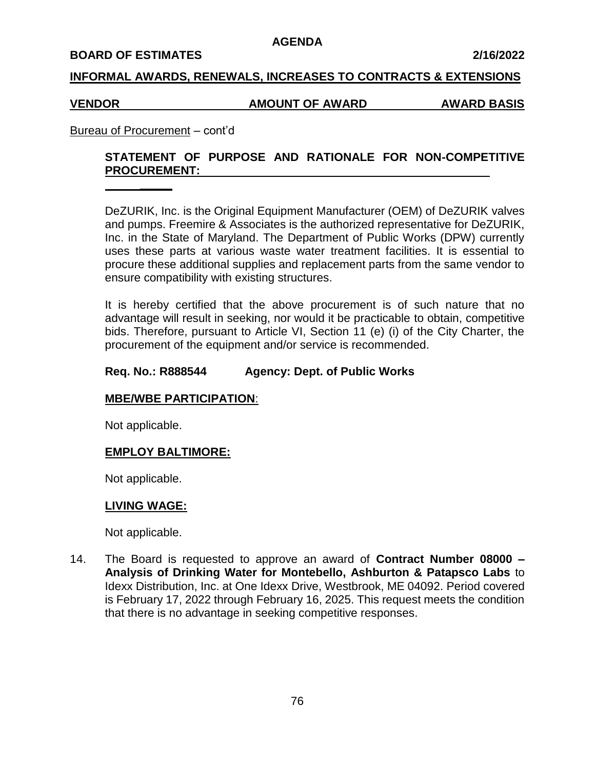**AGENDA**

**BOARD OF ESTIMATES** **2/16/2022**

**INFORMAL AWARDS, RENEWALS, INCREASES TO CONTRACTS & EXTENSIONS**

| **VENDOR** | **AMOUNT OF AWARD** | **AWARD BASIS** |
|---|---|---|

Bureau of Procurement – cont'd

**STATEMENT OF PURPOSE AND RATIONALE FOR NON-COMPETITIVE PROCUREMENT:**

DeZURIK, Inc. is the Original Equipment Manufacturer (OEM) of DeZURIK valves and pumps. Freemire & Associates is the authorized representative for DeZURIK, Inc. in the State of Maryland. The Department of Public Works (DPW) currently uses these parts at various waste water treatment facilities. It is essential to procure these additional supplies and replacement parts from the same vendor to ensure compatibility with existing structures.

It is hereby certified that the above procurement is of such nature that no advantage will result in seeking, nor would it be practicable to obtain, competitive bids. Therefore, pursuant to Article VI, Section 11 (e) (i) of the City Charter, the procurement of the equipment and/or service is recommended.

**Req. No.: R888544** **Agency: Dept. of Public Works**

**MBE/WBE PARTICIPATION**:

Not applicable.

**EMPLOY BALTIMORE:**

Not applicable.

**LIVING WAGE:**

Not applicable.

14. The Board is requested to approve an award of **Contract Number 08000 – Analysis of Drinking Water for Montebello, Ashburton & Patapsco Labs** to Idexx Distribution, Inc. at One Idexx Drive, Westbrook, ME 04092. Period covered is February 17, 2022 through February 16, 2025. This request meets the condition that there is no advantage in seeking competitive responses.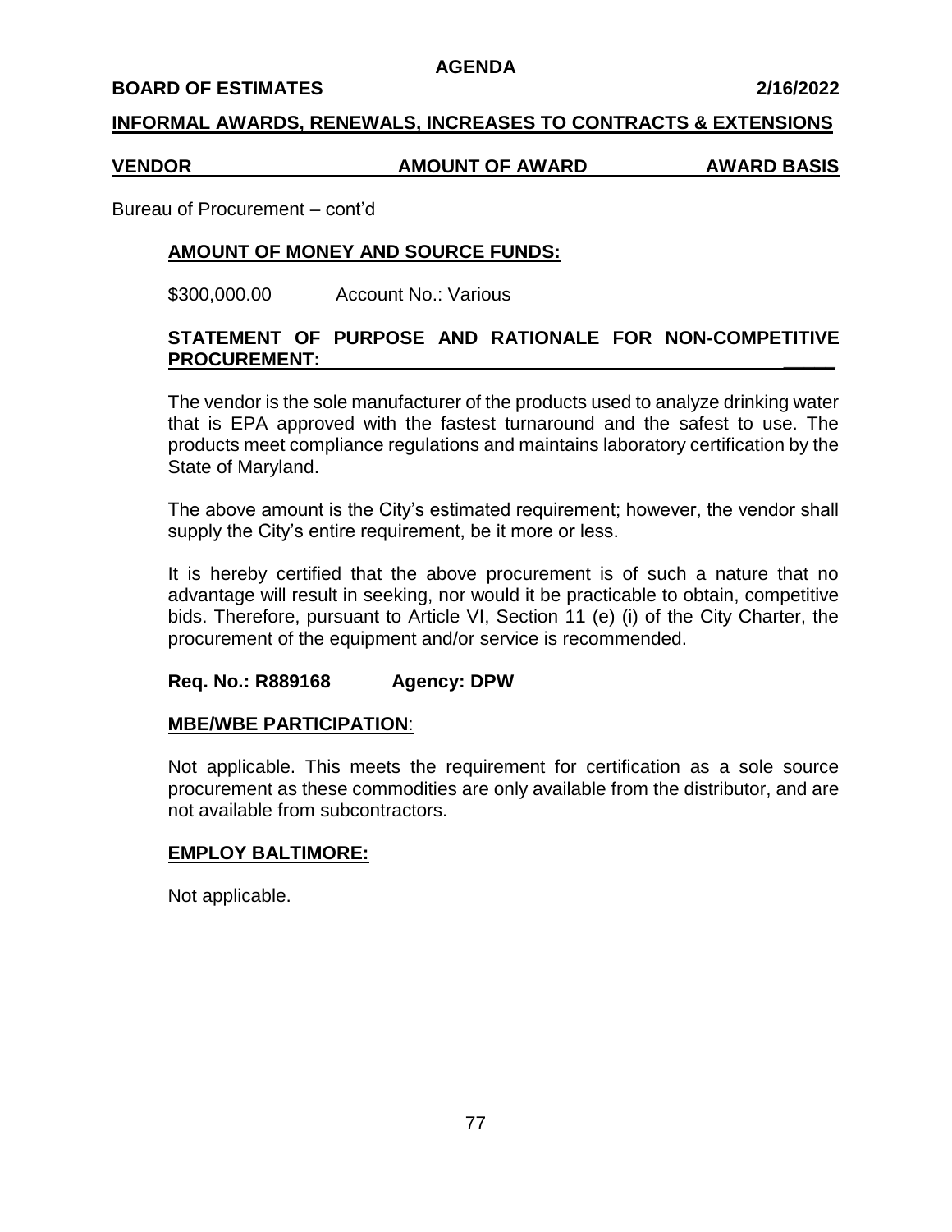**AGENDA**

**BOARD OF ESTIMATES** **2/16/2022**

**INFORMAL AWARDS, RENEWALS, INCREASES TO CONTRACTS & EXTENSIONS**

| **VENDOR** | **AMOUNT OF AWARD** | **AWARD BASIS** |
|---|---|---|

Bureau of Procurement – cont'd

**AMOUNT OF MONEY AND SOURCE FUNDS:**

$300,000.00 Account No.: Various

**STATEMENT OF PURPOSE AND RATIONALE FOR NON-COMPETITIVE PROCUREEMENT:**

The vendor is the sole manufacturer of the products used to analyze drinking water that is EPA approved with the fastest turnaround and the safest to use. The products meet compliance regulations and maintains laboratory certification by the State of Maryland.

The above amount is the City's estimated requirement; however, the vendor shall supply the City's entire requirement, be it more or less.

It is hereby certified that the above procurement is of such a nature that no advantage will result in seeking, nor would it be practicable to obtain, competitive bids. Therefore, pursuant to Article VI, Section 11 (e) (i) of the City Charter, the procurement of the equipment and/or service is recommended.

**Req. No.: R889168 Agency: DPW**

**MBE/WBE PARTICIPATION**:

Not applicable. This meets the requirement for certification as a sole source procurement as these commodities are only available from the distributor, and are not available from subcontractors.

**EMPLOY BALTIMORE:**

Not applicable.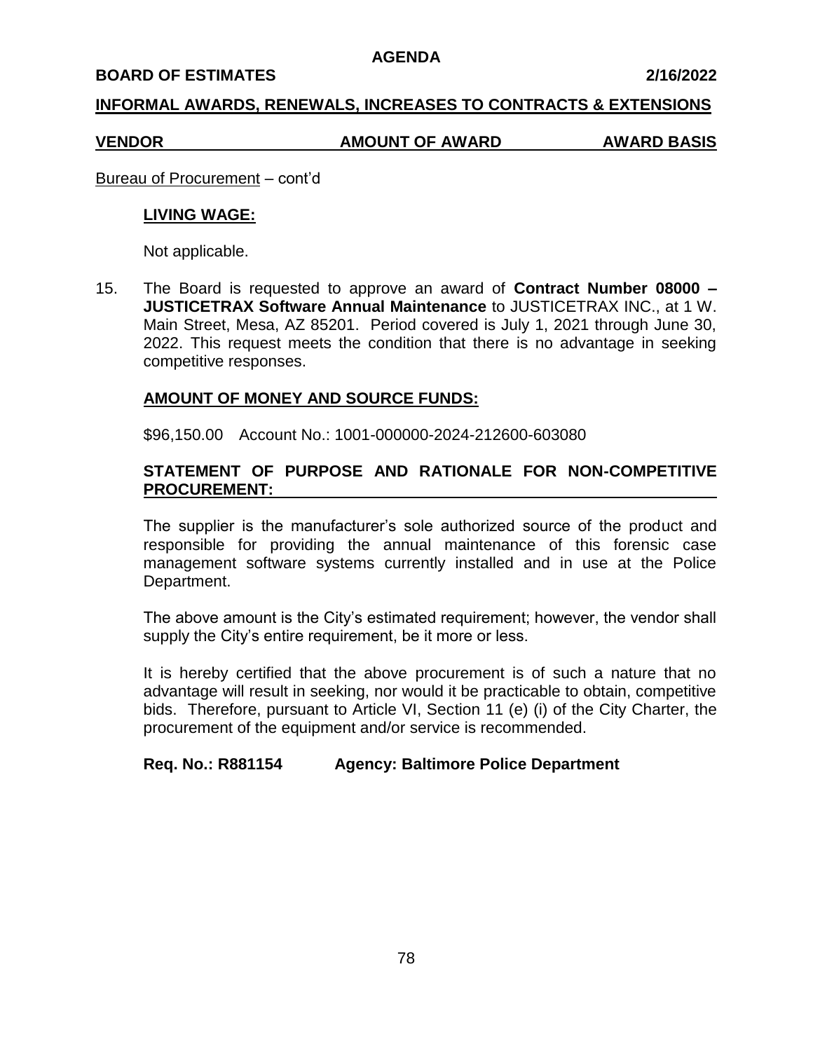**AGENDA**

**BOARD OF ESTIMATES** **2/16/2022**

**INFORMAL AWARDS, RENEWALS, INCREASES TO CONTRACTS & EXTENSIONS**

| VENDOR | AMOUNT OF AWARD | AWARD BASIS |
|---|---|---|

Bureau of Procurement – cont'd

**LIVING WAGE:**

Not applicable.

15. The Board is requested to approve an award of **Contract Number 08000 – JUSTICETRAX Software Annual Maintenance** to JUSTICETRAX INC., at 1 W. Main Street, Mesa, AZ 85201. Period covered is July 1, 2021 through June 30, 2022. This request meets the condition that there is no advantage in seeking competitive responses.

**AMOUNT OF MONEY AND SOURCE FUNDS:**

$96,150.00 Account No.: 1001-000000-2024-212600-603080

**STATEMENT OF PURPOSE AND RATIONALE FOR NON-COMPETITIVE PROCUREMENT:**

The supplier is the manufacturer's sole authorized source of the product and responsible for providing the annual maintenance of this forensic case management software systems currently installed and in use at the Police Department.

The above amount is the City's estimated requirement; however, the vendor shall supply the City's entire requirement, be it more or less.

It is hereby certified that the above procurement is of such a nature that no advantage will result in seeking, nor would it be practicable to obtain, competitive bids. Therefore, pursuant to Article VI, Section 11 (e) (i) of the City Charter, the procurement of the equipment and/or service is recommended.

**Req. No.: R881154** **Agency: Baltimore Police Department**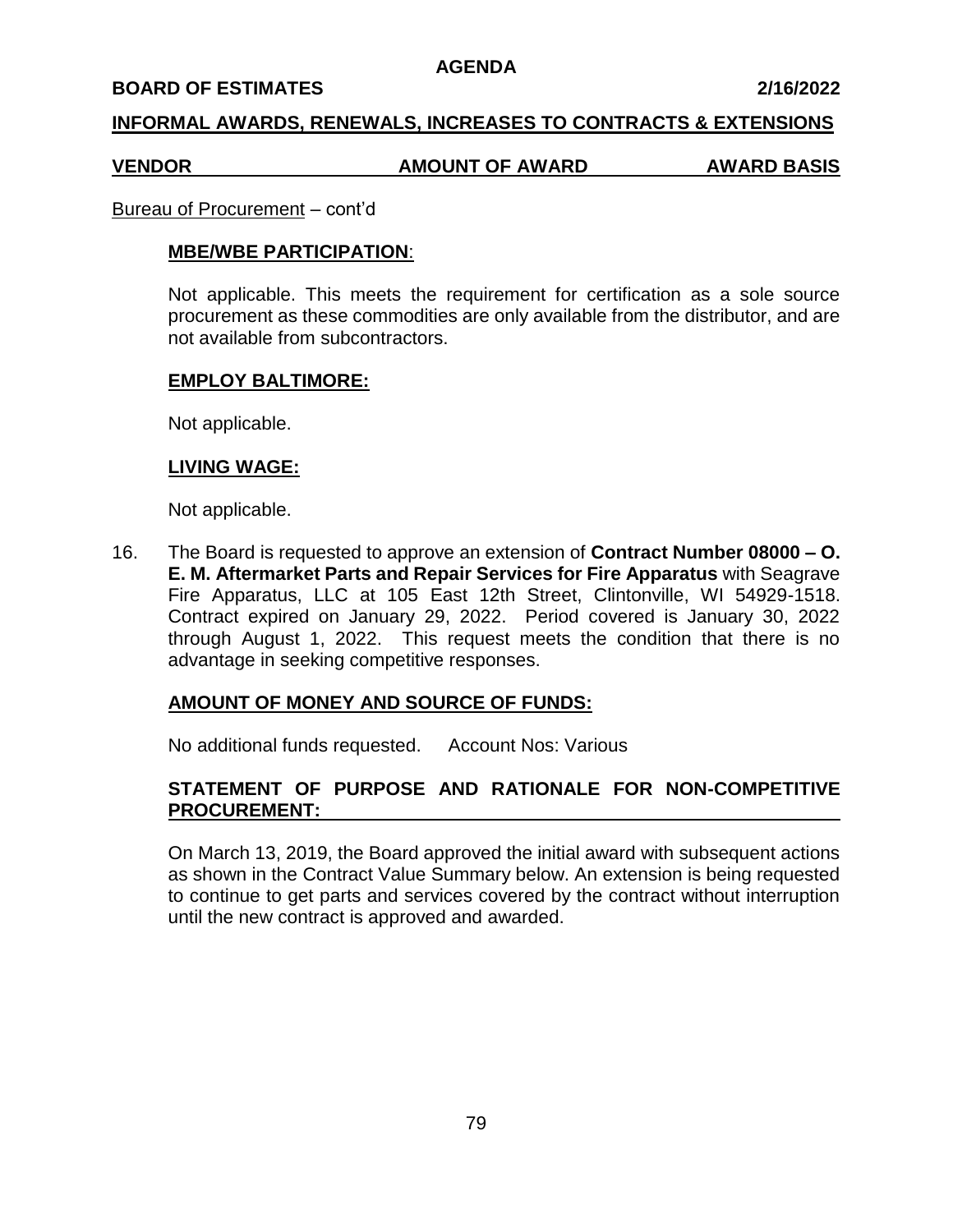**AGENDA**

**BOARD OF ESTIMATES 2/16/2022**

**INFORMAL AWARDS, RENEWALS, INCREASES TO CONTRACTS & EXTENSIONS**

| VENDOR | AMOUNT OF AWARD | AWARD BASIS |
|---|---|---|

Bureau of Procurement – cont'd

**MBE/WBE PARTICIPATION**:

Not applicable. This meets the requirement for certification as a sole source procurement as these commodities are only available from the distributor, and are not available from subcontractors.

**EMPLOY BALTIMORE:**

Not applicable.

**LIVING WAGE:**

Not applicable.

16. The Board is requested to approve an extension of **Contract Number 08000 – O. E. M. Aftermarket Parts and Repair Services for Fire Apparatus** with Seagrave Fire Apparatus, LLC at 105 East 12th Street, Clintonville, WI 54929-1518. Contract expired on January 29, 2022. Period covered is January 30, 2022 through August 1, 2022. This request meets the condition that there is no advantage in seeking competitive responses.

**AMOUNT OF MONEY AND SOURCE OF FUNDS:**

No additional funds requested. Account Nos: Various

**STATEMENT OF PURPOSE AND RATIONALE FOR NON-COMPETITIVE PROCUREMENT:**

On March 13, 2019, the Board approved the initial award with subsequent actions as shown in the Contract Value Summary below. An extension is being requested to continue to get parts and services covered by the contract without interruption until the new contract is approved and awarded.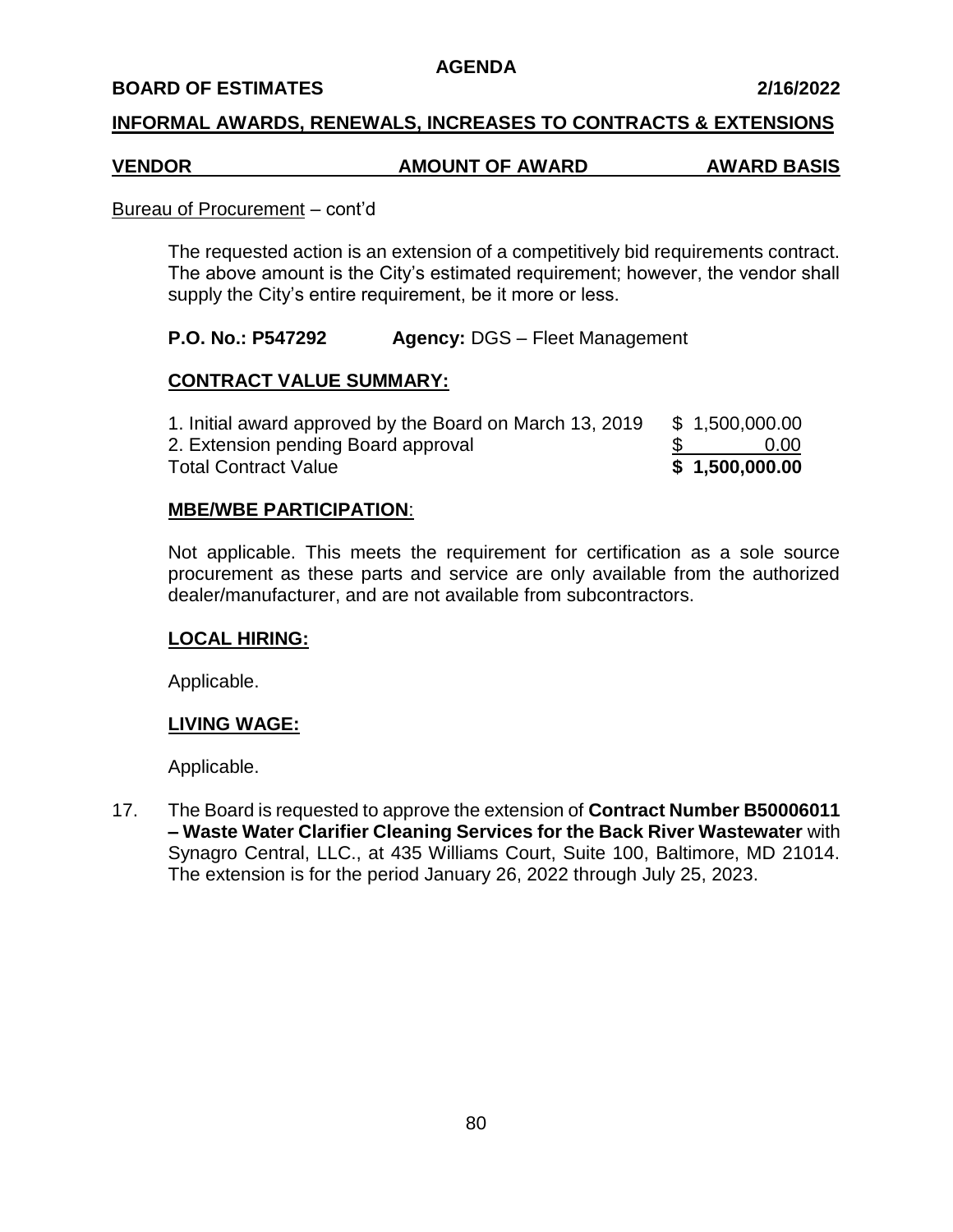**AGENDA**

**BOARD OF ESTIMATES** **2/16/2022**

**INFORMAL AWARDS, RENEWALS, INCREASES TO CONTRACTS & EXTENSIONS**

| **VENDOR** | **AMOUNT OF AWARD** | **AWARD BASIS** |
|---|---|---|

Bureau of Procurement – cont'd

The requested action is an extension of a competitively bid requirements contract. The above amount is the City's estimated requirement; however, the vendor shall supply the City's entire requirement, be it more or less.

**P.O. No.: P547292** **Agency:** DGS – Fleet Management

**CONTRACT VALUE SUMMARY:**

| | |
|---|---|
| 1. Initial award approved by the Board on March 13, 2019 | $ 1,500,000.00 |
| 2. Extension pending Board approval | $ 0.00 |
| Total Contract Value | **$ 1,500,000.00** |

**MBE/WBE PARTICIPATION**:

Not applicable. This meets the requirement for certification as a sole source procurement as these parts and service are only available from the authorized dealer/manufacturer, and are not available from subcontractors.

**LOCAL HIRING:**

Applicable.

**LIVING WAGE:**

Applicable.

17. The Board is requested to approve the extension of **Contract Number B50006011 – Waste Water Clarifier Cleaning Services for the Back River Wastewater** with Synagro Central, LLC., at 435 Williams Court, Suite 100, Baltimore, MD 21014. The extension is for the period January 26, 2022 through July 25, 2023.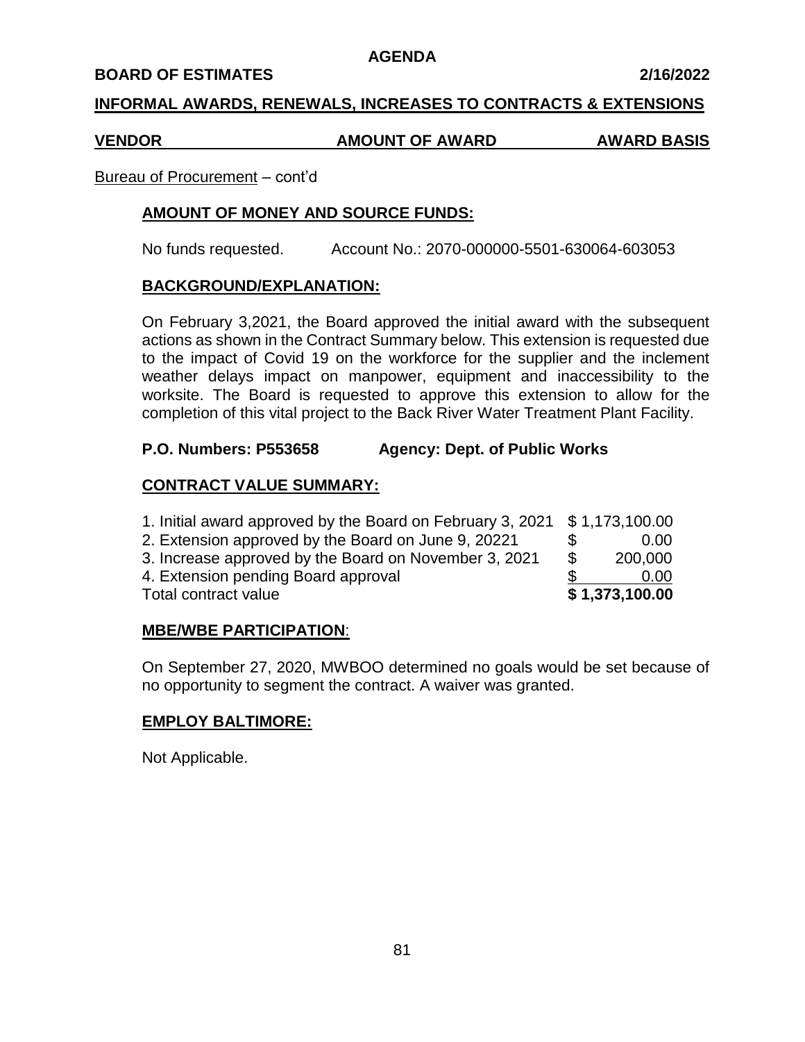**AGENDA**

**BOARD OF ESTIMATES** **2/16/2022**

**INFORMAL AWARDS, RENEWALS, INCREASES TO CONTRACTS & EXTENSIONS**

| VENDOR | AMOUNT OF AWARD | AWARD BASIS |
|---|---|---|

Bureau of Procurement – cont'd

**AMOUNT OF MONEY AND SOURCE FUNDS:**

No funds requested. Account No.: 2070-000000-5501-630064-603053

**BACKGROUND/EXPLANATION:**

On February 3,2021, the Board approved the initial award with the subsequent actions as shown in the Contract Summary below. This extension is requested due to the impact of Covid 19 on the workforce for the supplier and the inclement weather delays impact on manpower, equipment and inaccessibility to the worksite. The Board is requested to approve this extension to allow for the completion of this vital project to the Back River Water Treatment Plant Facility.

**P.O. Numbers: P553658** **Agency: Dept. of Public Works**

**CONTRACT VALUE SUMMARY:**

| | |
|---|---|
| 1. Initial award approved by the Board on February 3, 2021 | $ 1,173,100.00 |
| 2. Extension approved by the Board on June 9, 20221 | $ 0.00 |
| 3. Increase approved by the Board on November 3, 2021 | $ 200,000 |
| 4. Extension pending Board approval | $ 0.00 |
| Total contract value | **$ 1,373,100.00** |

**MBE/WBE PARTICIPATION**:

On September 27, 2020, MWBOO determined no goals would be set because of no opportunity to segment the contract. A waiver was granted.

**EMPLOY BALTIMORE:**

Not Applicable.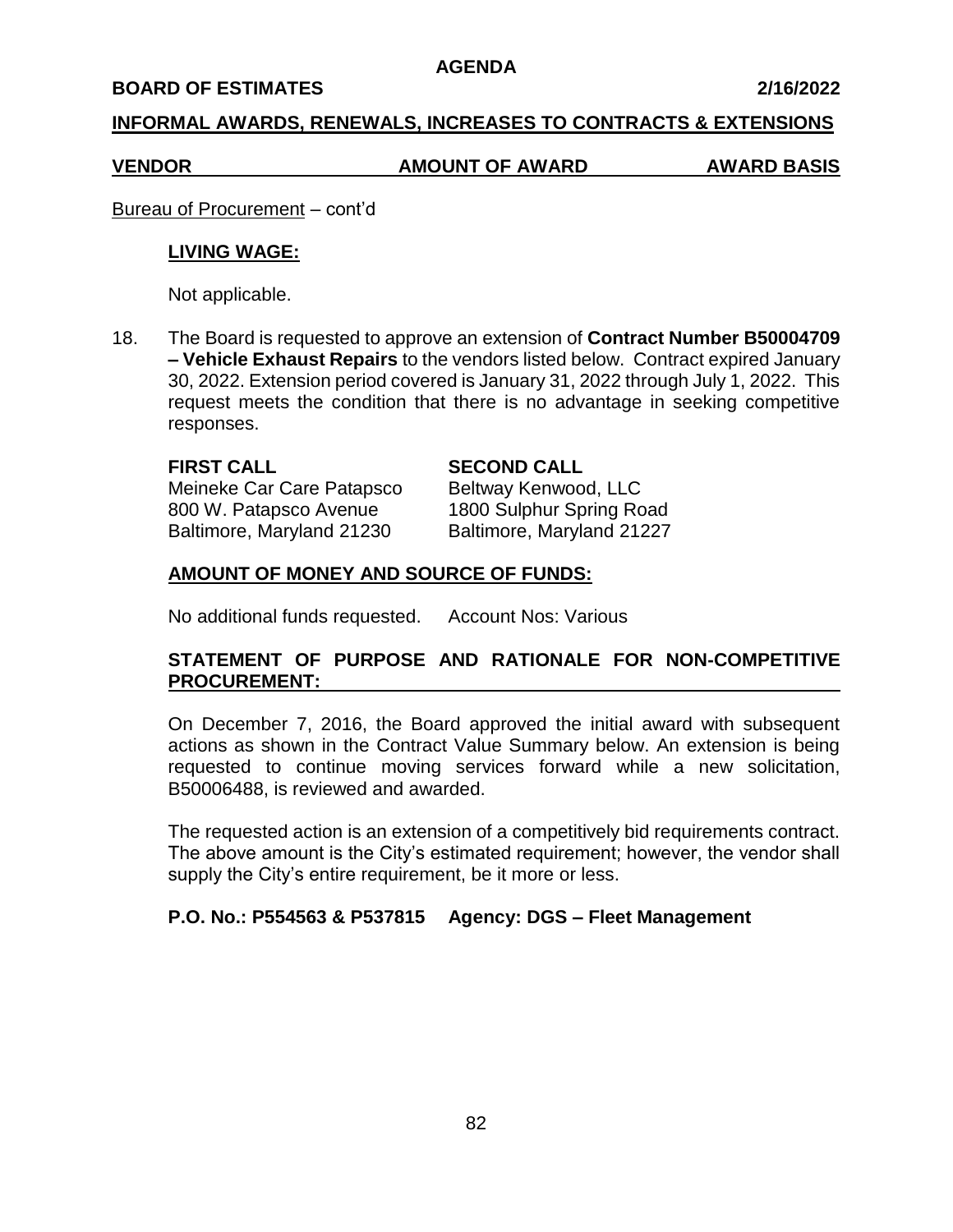**AGENDA**

**BOARD OF ESTIMATES** **2/16/2022**

**INFORMAL AWARDS, RENEWALS, INCREASES TO CONTRACTS & EXTENSIONS**

| **VENDOR** | **AMOUNT OF AWARD** | **AWARD BASIS** |
|---|---|---|

Bureau of Procurement – cont'd

**LIVING WAGE:**

Not applicable.

18. The Board is requested to approve an extension of **Contract Number B50004709 – Vehicle Exhaust Repairs** to the vendors listed below. Contract expired January 30, 2022. Extension period covered is January 31, 2022 through July 1, 2022. This request meets the condition that there is no advantage in seeking competitive responses.

| **FIRST CALL** | **SECOND CALL** |
|---|---|
| Meineke Car Care Patapsco | Beltway Kenwood, LLC |
| 800 W. Patapsco Avenue | 1800 Sulphur Spring Road |
| Baltimore, Maryland 21230 | Baltimore, Maryland 21227 |

**AMOUNT OF MONEY AND SOURCE OF FUNDS:**

No additional funds requested. Account Nos: Various

**STATEMENT OF PURPOSE AND RATIONALE FOR NON-COMPETITIVE PROCUREMENT:**

On December 7, 2016, the Board approved the initial award with subsequent actions as shown in the Contract Value Summary below. An extension is being requested to continue moving services forward while a new solicitation, B50006488, is reviewed and awarded.

The requested action is an extension of a competitively bid requirements contract. The above amount is the City's estimated requirement; however, the vendor shall supply the City's entire requirement, be it more or less.

**P.O. No.: P554563 & P537815 Agency: DGS – Fleet Management**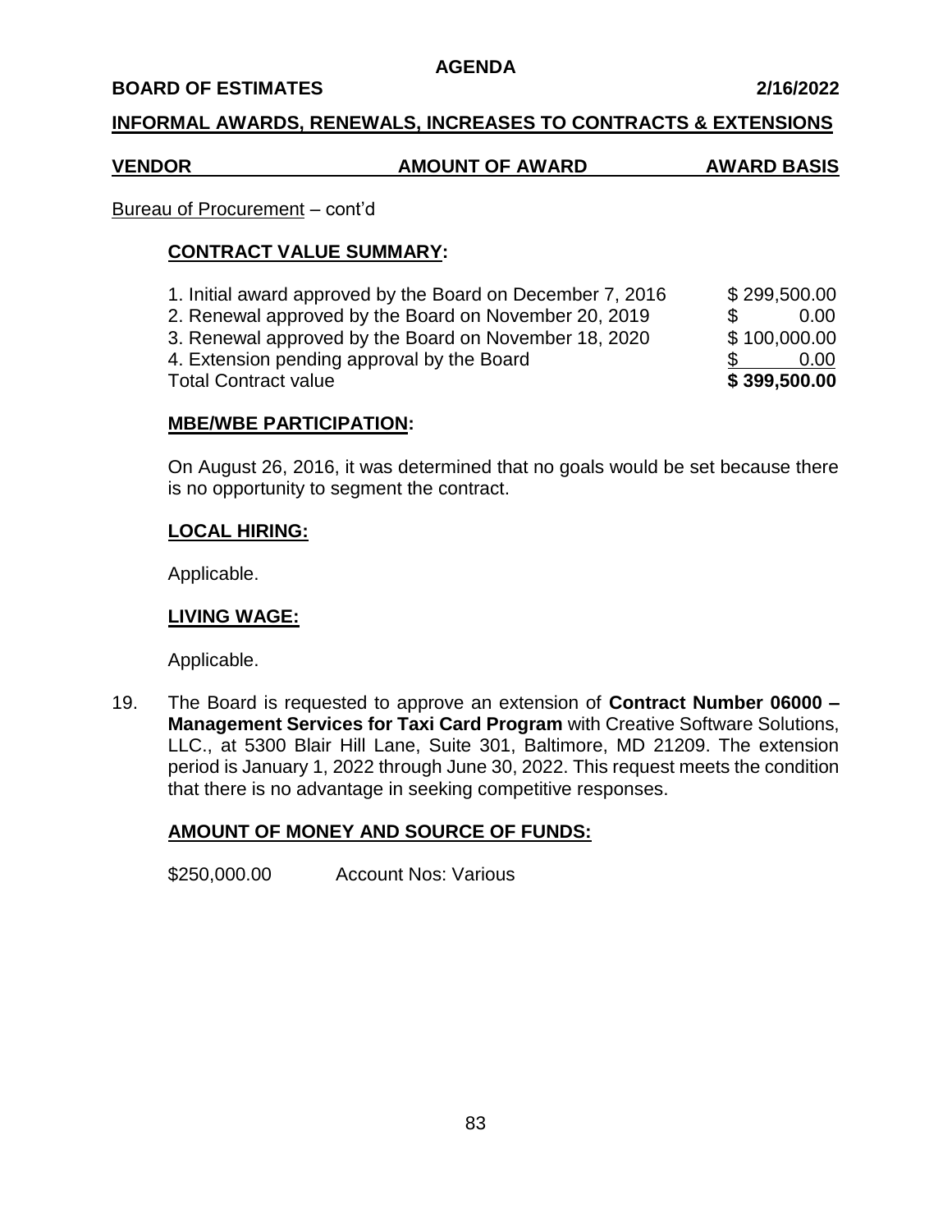AGENDA

**BOARD OF ESTIMATES** **2/16/2022**

**INFORMAL AWARDS, RENEWALS, INCREASES TO CONTRACTS & EXTENSIONS**

| VENDOR | AMOUNT OF AWARD | AWARD BASIS |
|---|---|---|

Bureau of Procurement – cont'd

**CONTRACT VALUE SUMMARY:**

| | |
|---|---|
| 1. Initial award approved by the Board on December 7, 2016 | $ 299,500.00 |
| 2. Renewal approved by the Board on November 20, 2019 | $ 0.00 |
| 3. Renewal approved by the Board on November 18, 2020 | $ 100,000.00 |
| 4. Extension pending approval by the Board | $ 0.00 |
| Total Contract value | **$ 399,500.00** |

**MBE/WBE PARTICIPATION:**

On August 26, 2016, it was determined that no goals would be set because there is no opportunity to segment the contract.

**LOCAL HIRING:**

Applicable.

**LIVING WAGE:**

Applicable.

19. The Board is requested to approve an extension of **Contract Number 06000 – Management Services for Taxi Card Program** with Creative Software Solutions, LLC., at 5300 Blair Hill Lane, Suite 301, Baltimore, MD 21209. The extension period is January 1, 2022 through June 30, 2022. This request meets the condition that there is no advantage in seeking competitive responses.

**AMOUNT OF MONEY AND SOURCE OF FUNDS:**

$250,000.00 Account Nos: Various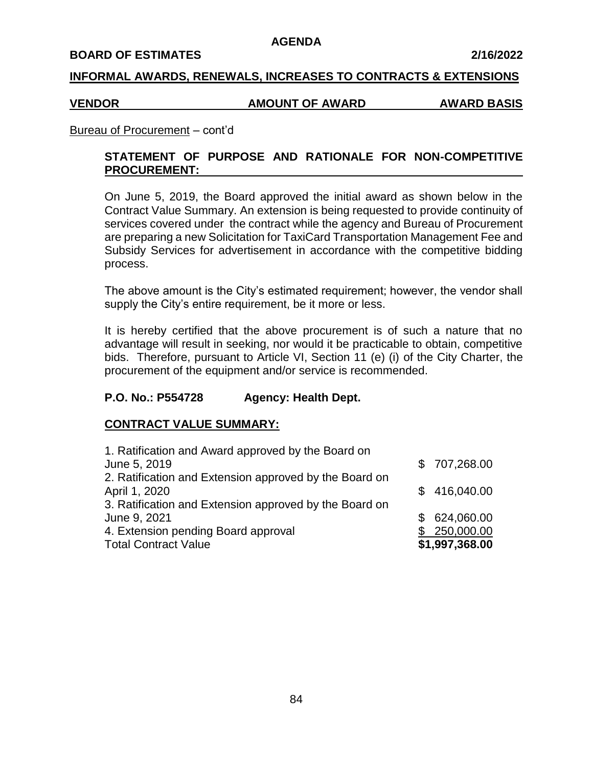**AGENDA**

**BOARD OF ESTIMATES** **2/16/2022**

## INFORMAL AWARDS, RENEWALS, INCREASES TO CONTRACTS & EXTENSIONS

| VENDOR | AMOUNT OF AWARD | AWARD BASIS |
|---|---|---|

Bureau of Procurement – cont'd

### STATEMENT OF PURPOSE AND RATIONALE FOR NON-COMPETITIVE PROCUREMENT:

On June 5, 2019, the Board approved the initial award as shown below in the Contract Value Summary. An extension is being requested to provide continuity of services covered under the contract while the agency and Bureau of Procurement are preparing a new Solicitation for TaxiCard Transportation Management Fee and Subsidy Services for advertisement in accordance with the competitive bidding process.

The above amount is the City's estimated requirement; however, the vendor shall supply the City's entire requirement, be it more or less.

It is hereby certified that the above procurement is of such a nature that no advantage will result in seeking, nor would it be practicable to obtain, competitive bids. Therefore, pursuant to Article VI, Section 11 (e) (i) of the City Charter, the procurement of the equipment and/or service is recommended.

**P.O. No.: P554728** **Agency: Health Dept.**

### CONTRACT VALUE SUMMARY:

| | |
|---|---|
| 1. Ratification and Award approved by the Board on June 5, 2019 | $ 707,268.00 |
| 2. Ratification and Extension approved by the Board on April 1, 2020 | $ 416,040.00 |
| 3. Ratification and Extension approved by the Board on June 9, 2021 | $ 624,060.00 |
| 4. Extension pending Board approval | $ 250,000.00 |
| Total Contract Value | **$1,997,368.00** |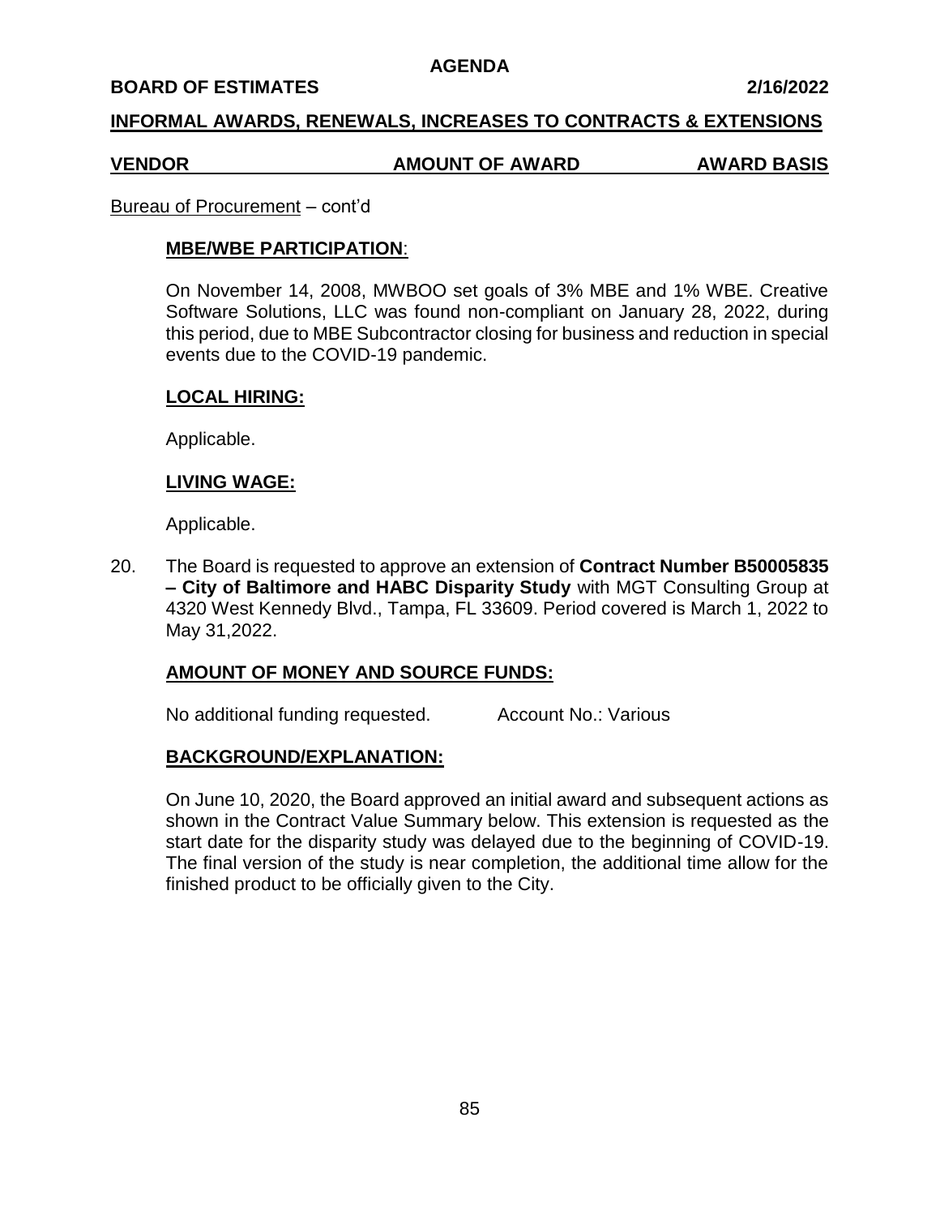**INFORMAL AWARDS, RENEWALS, INCREASES TO CONTRACTS & EXTENSIONS**

| VENDOR | AMOUNT OF AWARD | AWARD BASIS |
|---|---|---|

Bureau of Procurement – cont'd

**MBE/WBE PARTICIPATION**:

On November 14, 2008, MWBOO set goals of 3% MBE and 1% WBE. Creative Software Solutions, LLC was found non-compliant on January 28, 2022, during this period, due to MBE Subcontractor closing for business and reduction in special events due to the COVID-19 pandemic.

**LOCAL HIRING:**

Applicable.

**LIVING WAGE:**

Applicable.

20. The Board is requested to approve an extension of **Contract Number B50005835 – City of Baltimore and HABC Disparity Study** with MGT Consulting Group at 4320 West Kennedy Blvd., Tampa, FL 33609. Period covered is March 1, 2022 to May 31,2022.

**AMOUNT OF MONEY AND SOURCE FUNDS:**

No additional funding requested. Account No.: Various

**BACKGROUND/EXPLANATION:**

On June 10, 2020, the Board approved an initial award and subsequent actions as shown in the Contract Value Summary below. This extension is requested as the start date for the disparity study was delayed due to the beginning of COVID-19. The final version of the study is near completion, the additional time allow for the finished product to be officially given to the City.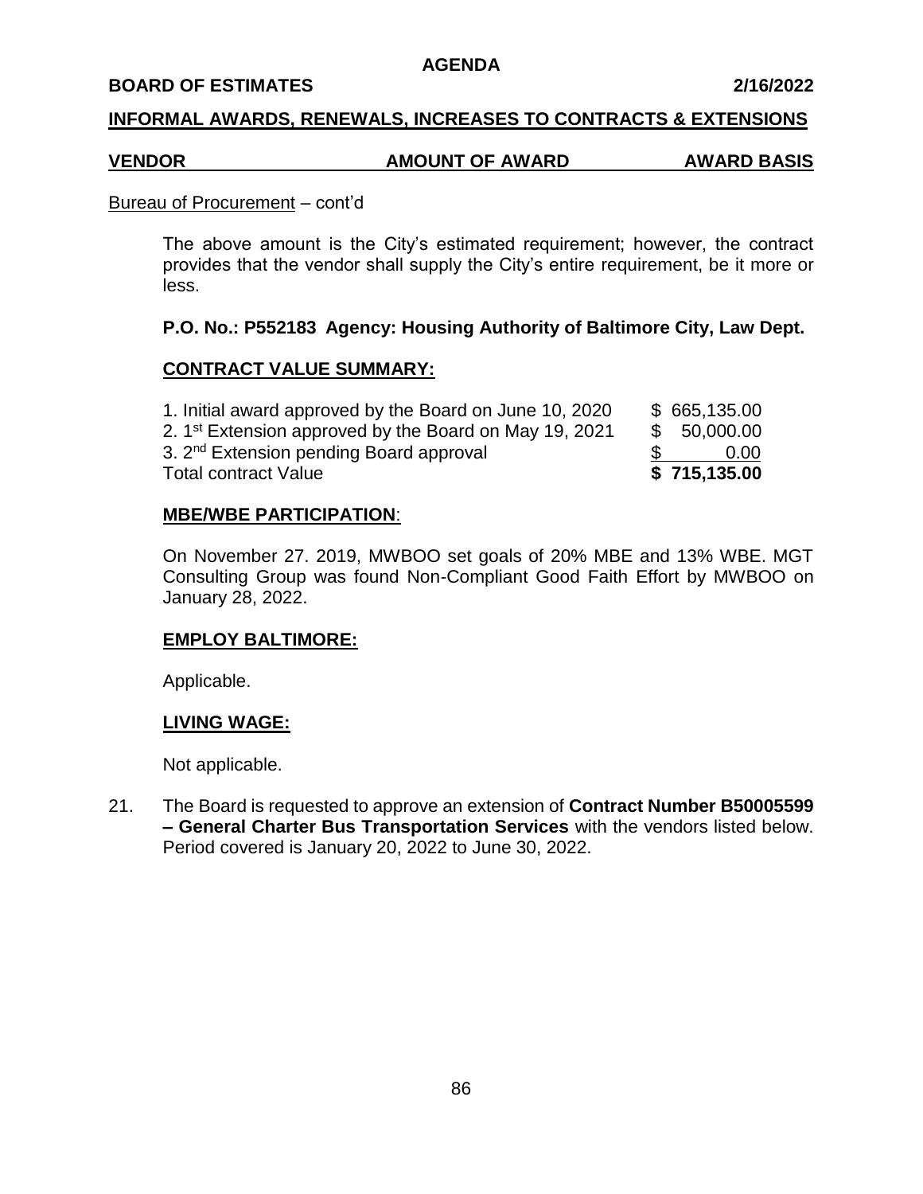**AGENDA**

**BOARD OF ESTIMATES** **2/16/2022**

**INFORMAL AWARDS, RENEWALS, INCREASES TO CONTRACTS & EXTENSIONS**

| VENDOR | AMOUNT OF AWARD | AWARD BASIS |
|---|---|---|

Bureau of Procurement – cont'd

The above amount is the City's estimated requirement; however, the contract provides that the vendor shall supply the City's entire requirement, be it more or less.

**P.O. No.: P552183 Agency: Housing Authority of Baltimore City, Law Dept.**

**CONTRACT VALUE SUMMARY:**

| | |
|---|---|
| 1. Initial award approved by the Board on June 10, 2020 | $ 665,135.00 |
| 2. 1st Extension approved by the Board on May 19, 2021 | $ 50,000.00 |
| 3. 2nd Extension pending Board approval | $ 0.00 |
| Total contract Value | **$ 715,135.00** |

**MBE/WBE PARTICIPATION**:

On November 27. 2019, MWBOO set goals of 20% MBE and 13% WBE. MGT Consulting Group was found Non-Compliant Good Faith Effort by MWBOO on January 28, 2022.

**EMPLOY BALTIMORE:**

Applicable.

**LIVING WAGE:**

Not applicable.

21. The Board is requested to approve an extension of **Contract Number B50005599 – General Charter Bus Transportation Services** with the vendors listed below. Period covered is January 20, 2022 to June 30, 2022.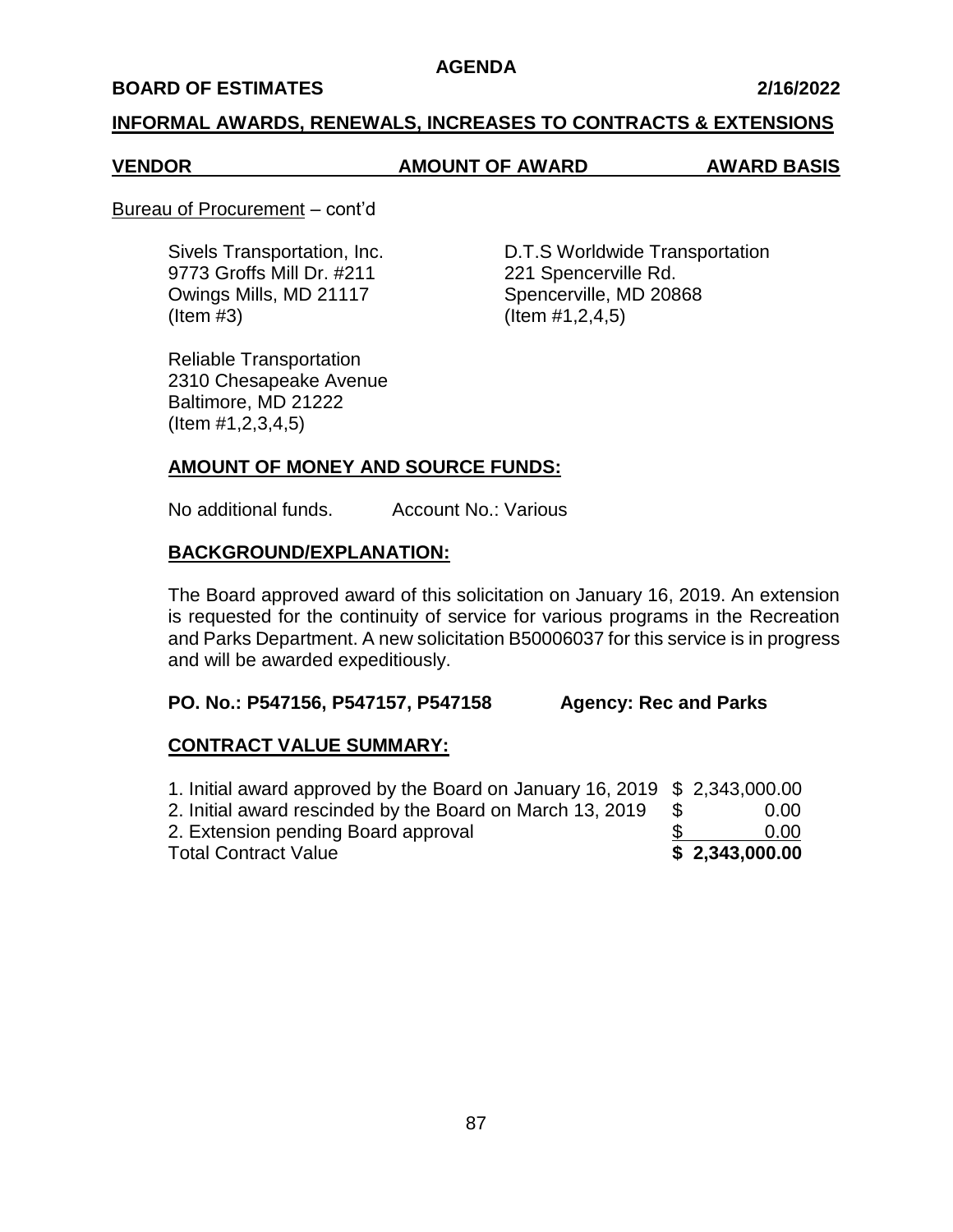**AGENDA**

**BOARD OF ESTIMATES** **2/16/2022**

**INFORMAL AWARDS, RENEWALS, INCREASES TO CONTRACTS & EXTENSIONS**

| **VENDOR** | **AMOUNT OF AWARD** | **AWARD BASIS** |
|---|---|---|

Bureau of Procurement – cont'd

Sivels Transportation, Inc.
9773 Groffs Mill Dr. #211
Owings Mills, MD 21117
(Item #3)

D.T.S Worldwide Transportation
221 Spencerville Rd.
Spencerville, MD 20868
(Item #1,2,4,5)

Reliable Transportation
2310 Chesapeake Avenue
Baltimore, MD 21222
(Item #1,2,3,4,5)

**AMOUNT OF MONEY AND SOURCE FUNDS:**

No additional funds. Account No.: Various

**BACKGROUND/EXPLANATION:**

The Board approved award of this solicitation on January 16, 2019. An extension is requested for the continuity of service for various programs in the Recreation and Parks Department. A new solicitation B50006037 for this service is in progress and will be awarded expeditiously.

**PO. No.: P547156, P547157, P547158** **Agency: Rec and Parks**

**CONTRACT VALUE SUMMARY:**

| | |
|---|---|
| 1. Initial award approved by the Board on January 16, 2019 | $ 2,343,000.00 |
| 2. Initial award rescinded by the Board on March 13, 2019 | $ 0.00 |
| 2. Extension pending Board approval | $ 0.00 |
| Total Contract Value | **$ 2,343,000.00** |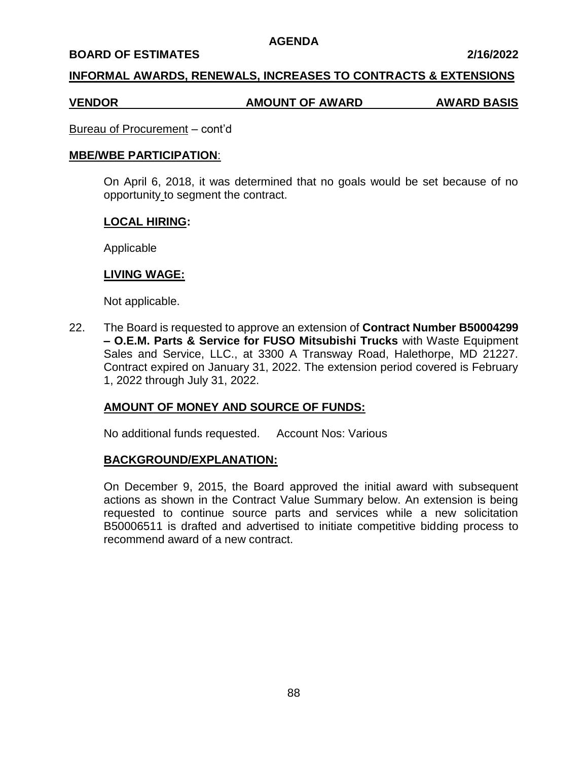AGENDA

**BOARD OF ESTIMATES** **2/16/2022**

**INFORMAL AWARDS, RENEWALS, INCREASES TO CONTRACTS & EXTENSIONS**

| VENDOR | AMOUNT OF AWARD | AWARD BASIS |
|---|---|---|

Bureau of Procurement – cont'd

**MBE/WBE PARTICIPATION**:

On April 6, 2018, it was determined that no goals would be set because of no opportunity to segment the contract.

**LOCAL HIRING:**

Applicable

**LIVING WAGE:**

Not applicable.

22. The Board is requested to approve an extension of **Contract Number B50004299 – O.E.M. Parts & Service for FUSO Mitsubishi Trucks** with Waste Equipment Sales and Service, LLC., at 3300 A Transway Road, Halethorpe, MD 21227. Contract expired on January 31, 2022. The extension period covered is February 1, 2022 through July 31, 2022.

**AMOUNT OF MONEY AND SOURCE OF FUNDS:**

No additional funds requested. Account Nos: Various

**BACKGROUND/EXPLANATION:**

On December 9, 2015, the Board approved the initial award with subsequent actions as shown in the Contract Value Summary below. An extension is being requested to continue source parts and services while a new solicitation B50006511 is drafted and advertised to initiate competitive bidding process to recommend award of a new contract.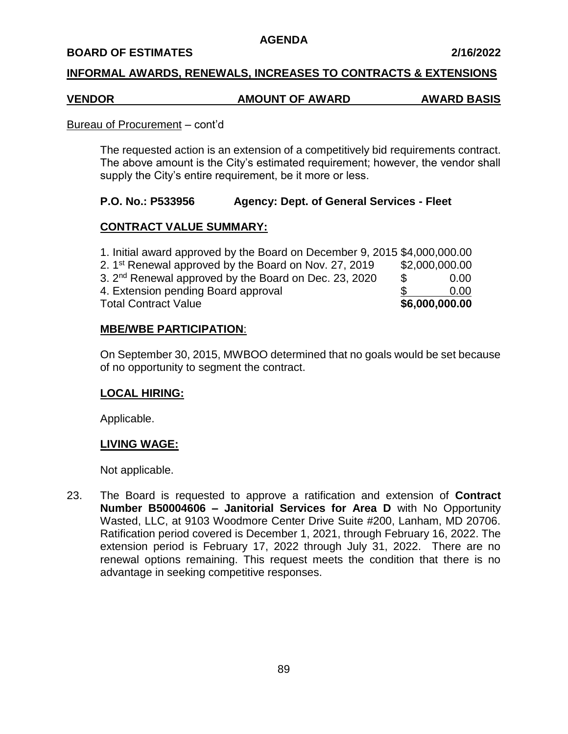**AGENDA**

**BOARD OF ESTIMATES** 2/16/2022

**INFORMAL AWARDS, RENEWALS, INCREASES TO CONTRACTS & EXTENSIONS**

| VENDOR | AMOUNT OF AWARD | AWARD BASIS |
|---|---|---|

Bureau of Procurement – cont'd

The requested action is an extension of a competitively bid requirements contract. The above amount is the City's estimated requirement; however, the vendor shall supply the City's entire requirement, be it more or less.

**P.O. No.: P533956 Agency: Dept. of General Services - Fleet**

**CONTRACT VALUE SUMMARY:**

| | |
|---|---|
| 1. Initial award approved by the Board on December 9, 2015 | $4,000,000.00 |
| 2. 1st Renewal approved by the Board on Nov. 27, 2019 | $2,000,000.00 |
| 3. 2nd Renewal approved by the Board on Dec. 23, 2020 | $ 0.00 |
| 4. Extension pending Board approval | $ 0.00 |
| Total Contract Value | **$6,000,000.00** |

**MBE/WBE PARTICIPATION**:

On September 30, 2015, MWBOO determined that no goals would be set because of no opportunity to segment the contract.

**LOCAL HIRING:**

Applicable.

**LIVING WAGE:**

Not applicable.

23. The Board is requested to approve a ratification and extension of **Contract Number B50004606 – Janitorial Services for Area D** with No Opportunity Wasted, LLC, at 9103 Woodmore Center Drive Suite #200, Lanham, MD 20706. Ratification period covered is December 1, 2021, through February 16, 2022. The extension period is February 17, 2022 through July 31, 2022. There are no renewal options remaining. This request meets the condition that there is no advantage in seeking competitive responses.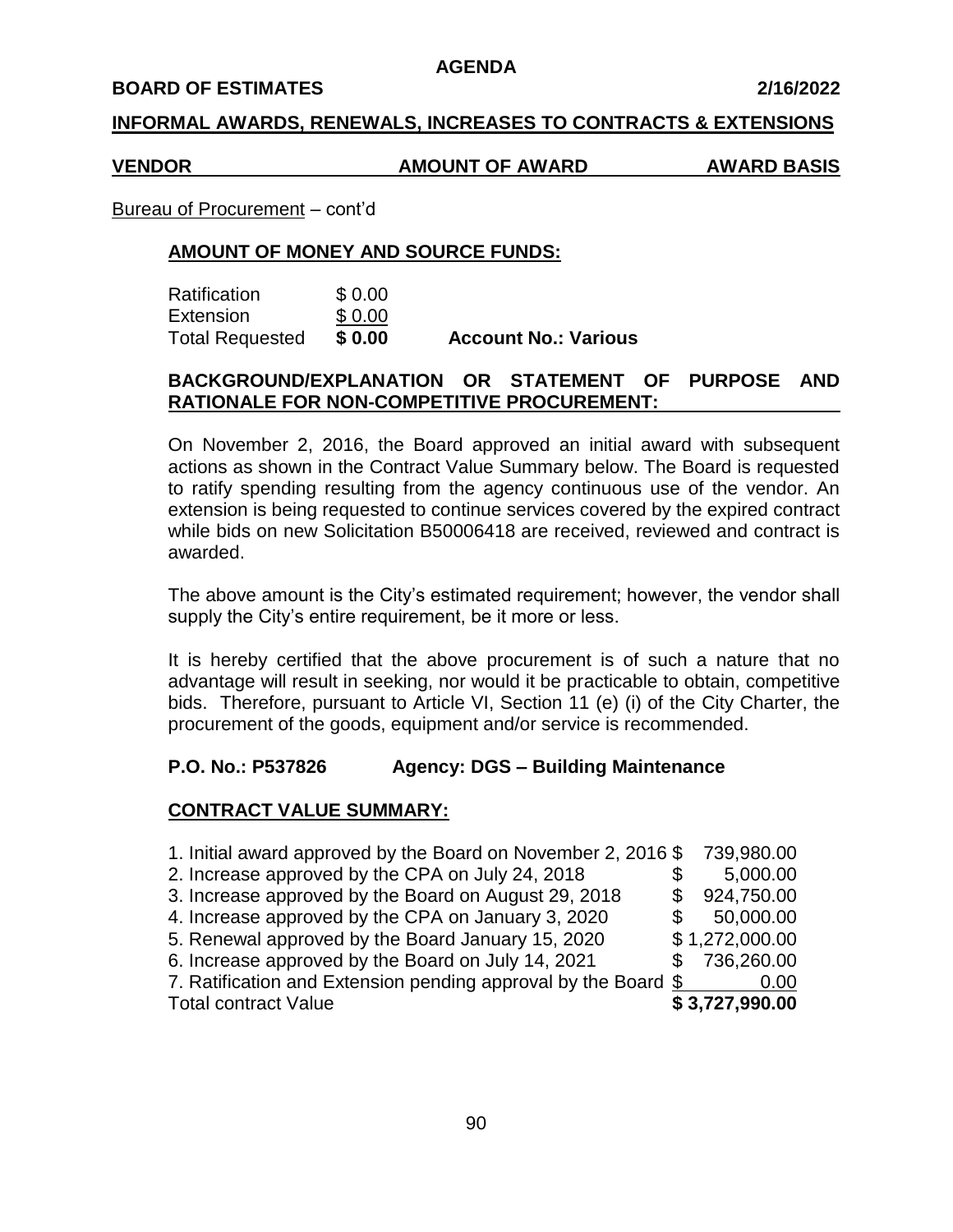**AGENDA**

**BOARD OF ESTIMATES** **2/16/2022**

**INFORMAL AWARDS, RENEWALS, INCREASES TO CONTRACTS & EXTENSIONS**

| VENDOR | AMOUNT OF AWARD | AWARD BASIS |
|---|---|---|

Bureau of Procurement – cont'd

**AMOUNT OF MONEY AND SOURCE FUNDS:**

| | | |
|---|---|---|
| Ratification | $ 0.00 | |
| Extension | $ 0.00 | |
| Total Requested | **$ 0.00** | **Account No.: Various** |

**BACKGROUND/EXPLANATION OR STATEMENT OF PURPOSE AND RATIONALE FOR NON-COMPETITIVE PROCUREMENT:**

On November 2, 2016, the Board approved an initial award with subsequent actions as shown in the Contract Value Summary below. The Board is requested to ratify spending resulting from the agency continuous use of the vendor. An extension is being requested to continue services covered by the expired contract while bids on new Solicitation B50006418 are received, reviewed and contract is awarded.

The above amount is the City's estimated requirement; however, the vendor shall supply the City's entire requirement, be it more or less.

It is hereby certified that the above procurement is of such a nature that no advantage will result in seeking, nor would it be practicable to obtain, competitive bids. Therefore, pursuant to Article VI, Section 11 (e) (i) of the City Charter, the procurement of the goods, equipment and/or service is recommended.

**P.O. No.: P537826** **Agency: DGS – Building Maintenance**

**CONTRACT VALUE SUMMARY:**

| | |
|---|---|
| 1. Initial award approved by the Board on November 2, 2016 | $ 739,980.00 |
| 2. Increase approved by the CPA on July 24, 2018 | $ 5,000.00 |
| 3. Increase approved by the Board on August 29, 2018 | $ 924,750.00 |
| 4. Increase approved by the CPA on January 3, 2020 | $ 50,000.00 |
| 5. Renewal approved by the Board January 15, 2020 | $ 1,272,000.00 |
| 6. Increase approved by the Board on July 14, 2021 | $ 736,260.00 |
| 7. Ratification and Extension pending approval by the Board | $ 0.00 |
| Total contract Value | **$ 3,727,990.00** |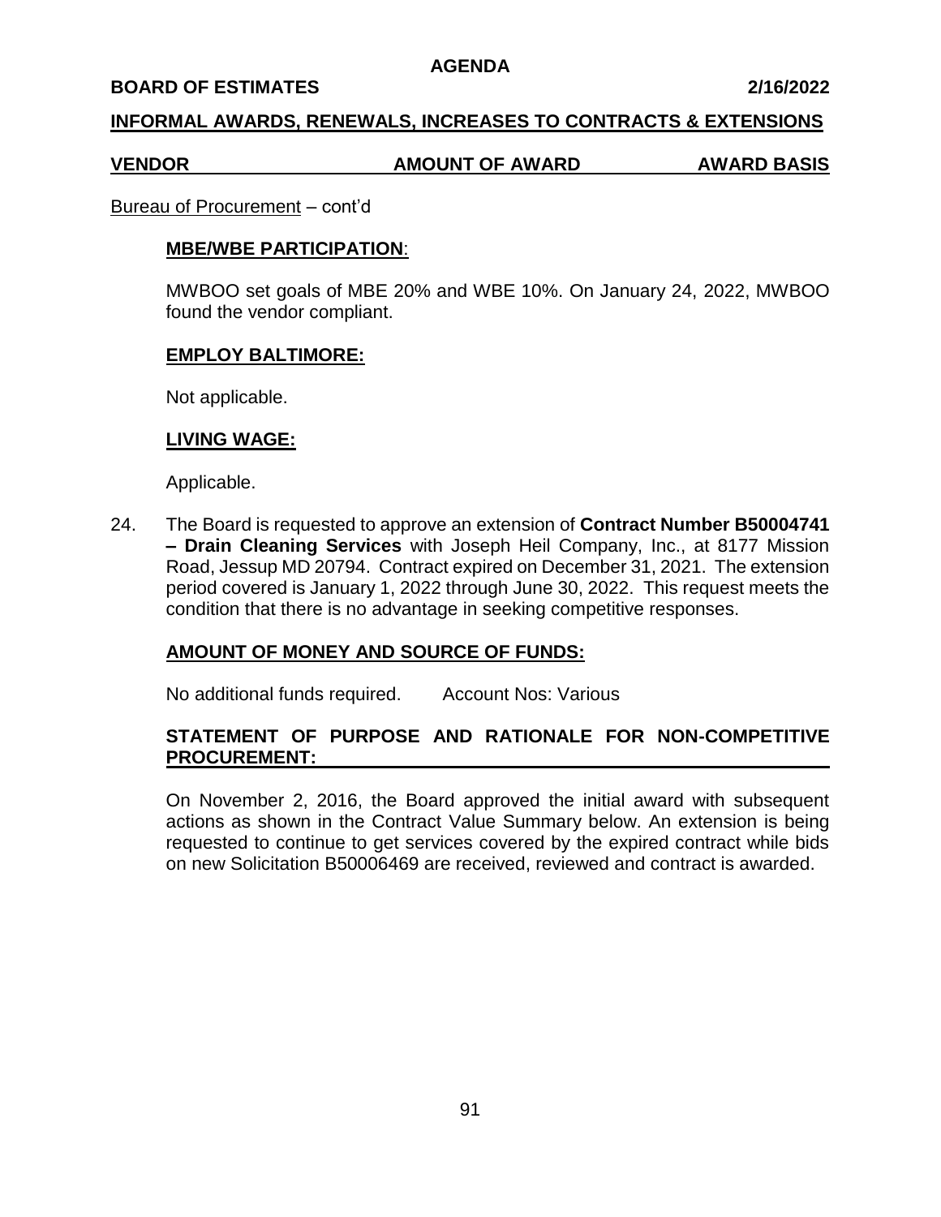**AGENDA**

**BOARD OF ESTIMATES** **2/16/2022**

**INFORMAL AWARDS, RENEWALS, INCREASES TO CONTRACTS & EXTENSIONS**

| VENDOR | AMOUNT OF AWARD | AWARD BASIS |
| --- | --- | --- |

Bureau of Procurement – cont'd

**MBE/WBE PARTICIPATION**:

MWBOO set goals of MBE 20% and WBE 10%. On January 24, 2022, MWBOO found the vendor compliant.

**EMPLOY BALTIMORE:**

Not applicable.

**LIVING WAGE:**

Applicable.

24. The Board is requested to approve an extension of **Contract Number B50004741 – Drain Cleaning Services** with Joseph Heil Company, Inc., at 8177 Mission Road, Jessup MD 20794. Contract expired on December 31, 2021. The extension period covered is January 1, 2022 through June 30, 2022. This request meets the condition that there is no advantage in seeking competitive responses.

**AMOUNT OF MONEY AND SOURCE OF FUNDS:**

No additional funds required. Account Nos: Various

**STATEMENT OF PURPOSE AND RATIONALE FOR NON-COMPETITIVE PROCUREMENT:**

On November 2, 2016, the Board approved the initial award with subsequent actions as shown in the Contract Value Summary below. An extension is being requested to continue to get services covered by the expired contract while bids on new Solicitation B50006469 are received, reviewed and contract is awarded.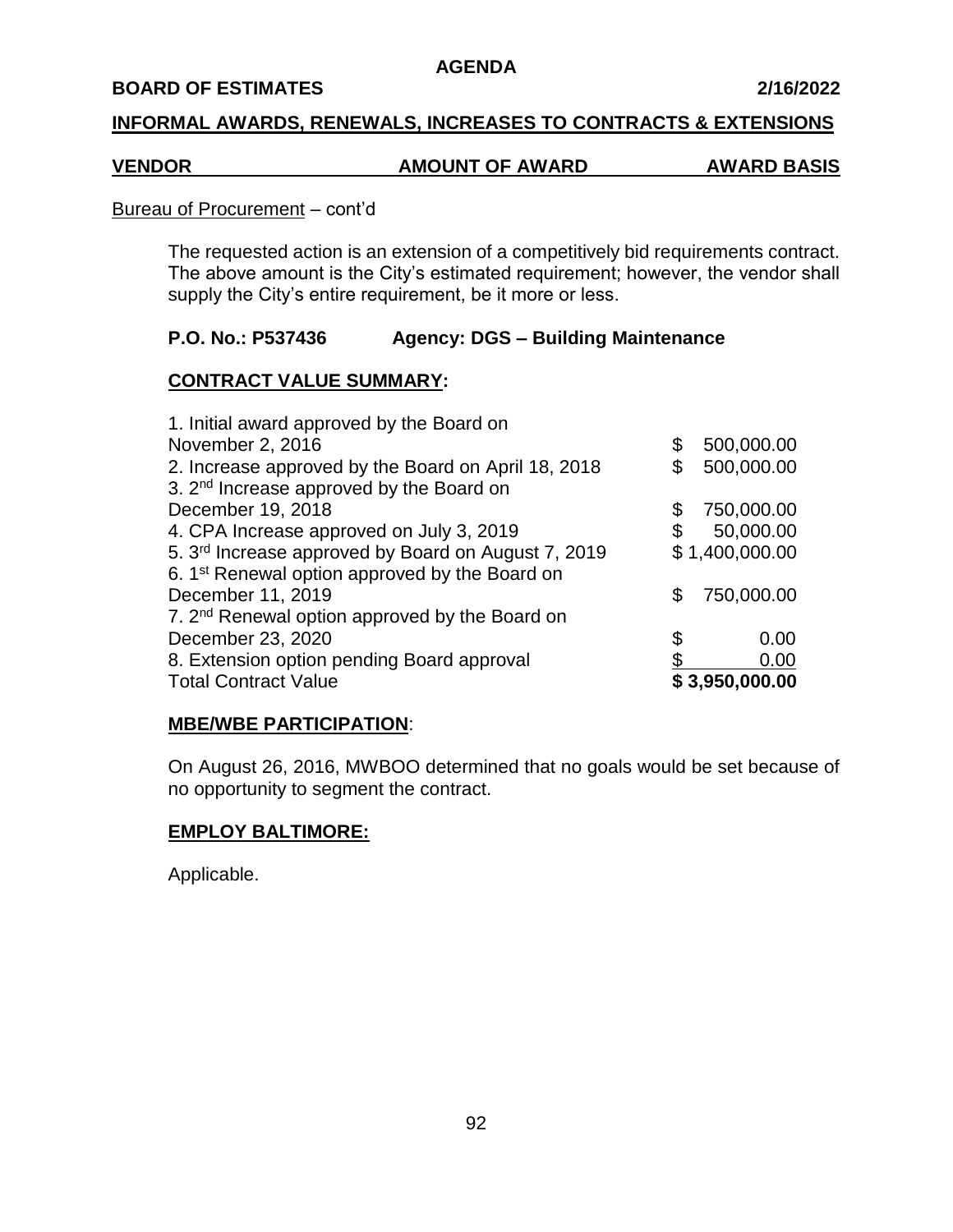**AGENDA**

**BOARD OF ESTIMATES** **2/16/2022**

**INFORMAL AWARDS, RENEWALS, INCREASES TO CONTRACTS & EXTENSIONS**

| **VENDOR** | **AMOUNT OF AWARD** | **AWARD BASIS** |
|---|---|---|

Bureau of Procurement – cont'd

The requested action is an extension of a competitively bid requirements contract. The above amount is the City's estimated requirement; however, the vendor shall supply the City's entire requirement, be it more or less.

**P.O. No.: P537436** **Agency: DGS – Building Maintenance**

**CONTRACT VALUE SUMMARY:**

| | |
|---|---|
| 1. Initial award approved by the Board on November 2, 2016 | $ 500,000.00 |
| 2. Increase approved by the Board on April 18, 2018 | $ 500,000.00 |
| 3. 2nd Increase approved by the Board on December 19, 2018 | $ 750,000.00 |
| 4. CPA Increase approved on July 3, 2019 | $ 50,000.00 |
| 5. 3rd Increase approved by Board on August 7, 2019 | $ 1,400,000.00 |
| 6. 1st Renewal option approved by the Board on December 11, 2019 | $ 750,000.00 |
| 7. 2nd Renewal option approved by the Board on December 23, 2020 | $ 0.00 |
| 8. Extension option pending Board approval | $ 0.00 |
| Total Contract Value | **$ 3,950,000.00** |

**MBE/WBE PARTICIPATION**:

On August 26, 2016, MWBOO determined that no goals would be set because of no opportunity to segment the contract.

**EMPLOY BALTIMORE:**

Applicable.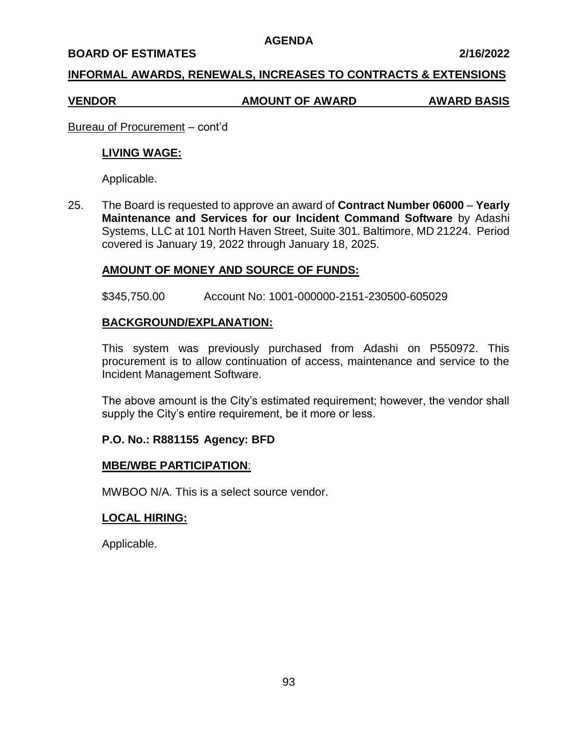**AGENDA**

**BOARD OF ESTIMATES** **2/16/2022**

## INFORMAL AWARDS, RENEWALS, INCREASES TO CONTRACTS & EXTENSIONS

| VENDOR | AMOUNT OF AWARD | AWARD BASIS |
|---|---|---|

Bureau of Procurement – cont'd

**LIVING WAGE:**

Applicable.

25. The Board is requested to approve an award of **Contract Number 06000** – **Yearly Maintenance and Services for our Incident Command Software** by Adashi Systems, LLC at 101 North Haven Street, Suite 301. Baltimore, MD 21224. Period covered is January 19, 2022 through January 18, 2025.

**AMOUNT OF MONEY AND SOURCE OF FUNDS:**

$345,750.00 Account No: 1001-000000-2151-230500-605029

**BACKGROUND/EXPLANATION:**

This system was previously purchased from Adashi on P550972. This procurement is to allow continuation of access, maintenance and service to the Incident Management Software.

The above amount is the City's estimated requirement; however, the vendor shall supply the City's entire requirement, be it more or less.

**P.O. No.: R881155 Agency: BFD**

**MBE/WBE PARTICIPATION**:

MWBOO N/A. This is a select source vendor.

**LOCAL HIRING:**

Applicable.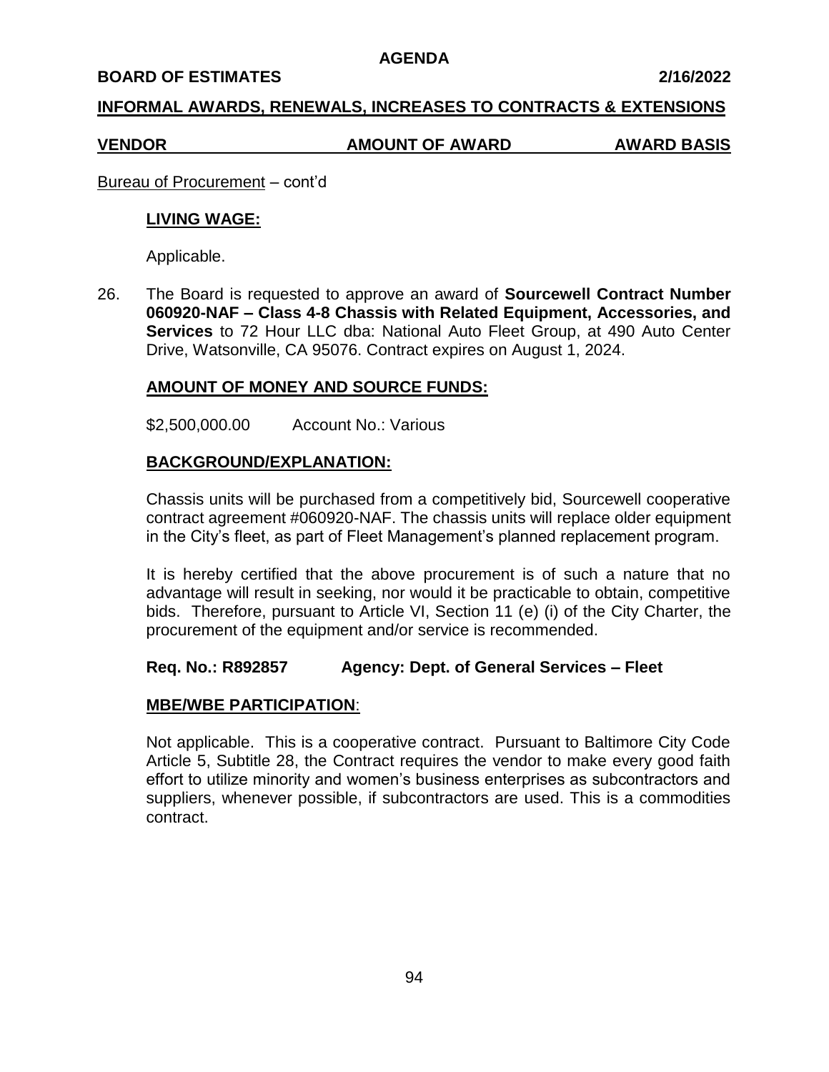**AGENDA**

**BOARD OF ESTIMATES** **2/16/2022**

**INFORMAL AWARDS, RENEWALS, INCREASES TO CONTRACTS & EXTENSIONS**

| VENDOR | AMOUNT OF AWARD | AWARD BASIS |
|---|---|---|

Bureau of Procurement – cont'd

**LIVING WAGE:**

Applicable.

26. The Board is requested to approve an award of **Sourcewell Contract Number 060920-NAF – Class 4-8 Chassis with Related Equipment, Accessories, and Services** to 72 Hour LLC dba: National Auto Fleet Group, at 490 Auto Center Drive, Watsonville, CA 95076. Contract expires on August 1, 2024.

**AMOUNT OF MONEY AND SOURCE FUNDS:**

$2,500,000.00 Account No.: Various

**BACKGROUND/EXPLANATION:**

Chassis units will be purchased from a competitively bid, Sourcewell cooperative contract agreement #060920-NAF. The chassis units will replace older equipment in the City's fleet, as part of Fleet Management's planned replacement program.

It is hereby certified that the above procurement is of such a nature that no advantage will result in seeking, nor would it be practicable to obtain, competitive bids. Therefore, pursuant to Article VI, Section 11 (e) (i) of the City Charter, the procurement of the equipment and/or service is recommended.

**Req. No.: R892857 Agency: Dept. of General Services – Fleet**

**MBE/WBE PARTICIPATION**:

Not applicable. This is a cooperative contract. Pursuant to Baltimore City Code Article 5, Subtitle 28, the Contract requires the vendor to make every good faith effort to utilize minority and women's business enterprises as subcontractors and suppliers, whenever possible, if subcontractors are used. This is a commodities contract.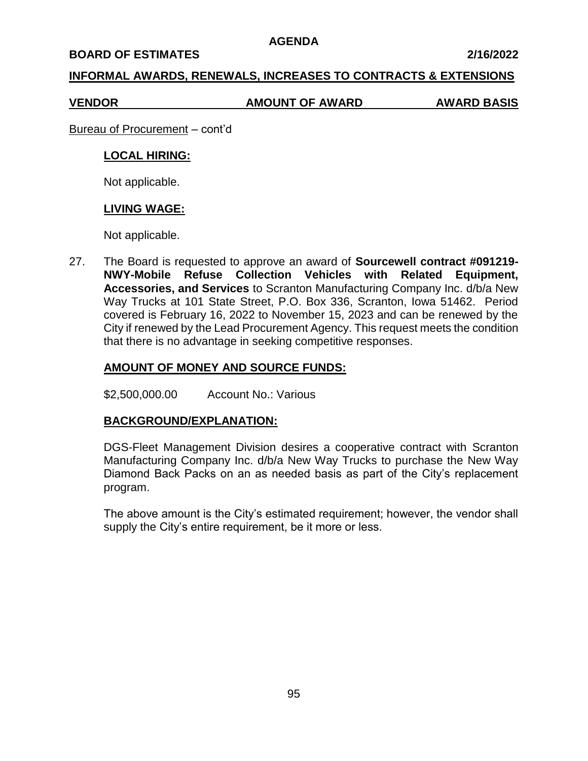**INFORMAL AWARDS, RENEWALS, INCREASES TO CONTRACTS & EXTENSIONS**

| VENDOR | AMOUNT OF AWARD | AWARD BASIS |
|---|---|---|

Bureau of Procurement – cont'd

**LOCAL HIRING:**

Not applicable.

**LIVING WAGE:**

Not applicable.

27. The Board is requested to approve an award of **Sourcewell contract #091219-NWY-Mobile Refuse Collection Vehicles with Related Equipment, Accessories, and Services** to Scranton Manufacturing Company Inc. d/b/a New Way Trucks at 101 State Street, P.O. Box 336, Scranton, Iowa 51462. Period covered is February 16, 2022 to November 15, 2023 and can be renewed by the City if renewed by the Lead Procurement Agency. This request meets the condition that there is no advantage in seeking competitive responses.

**AMOUNT OF MONEY AND SOURCE FUNDS:**

$2,500,000.00 Account No.: Various

**BACKGROUND/EXPLANATION:**

DGS-Fleet Management Division desires a cooperative contract with Scranton Manufacturing Company Inc. d/b/a New Way Trucks to purchase the New Way Diamond Back Packs on an as needed basis as part of the City's replacement program.

The above amount is the City's estimated requirement; however, the vendor shall supply the City's entire requirement, be it more or less.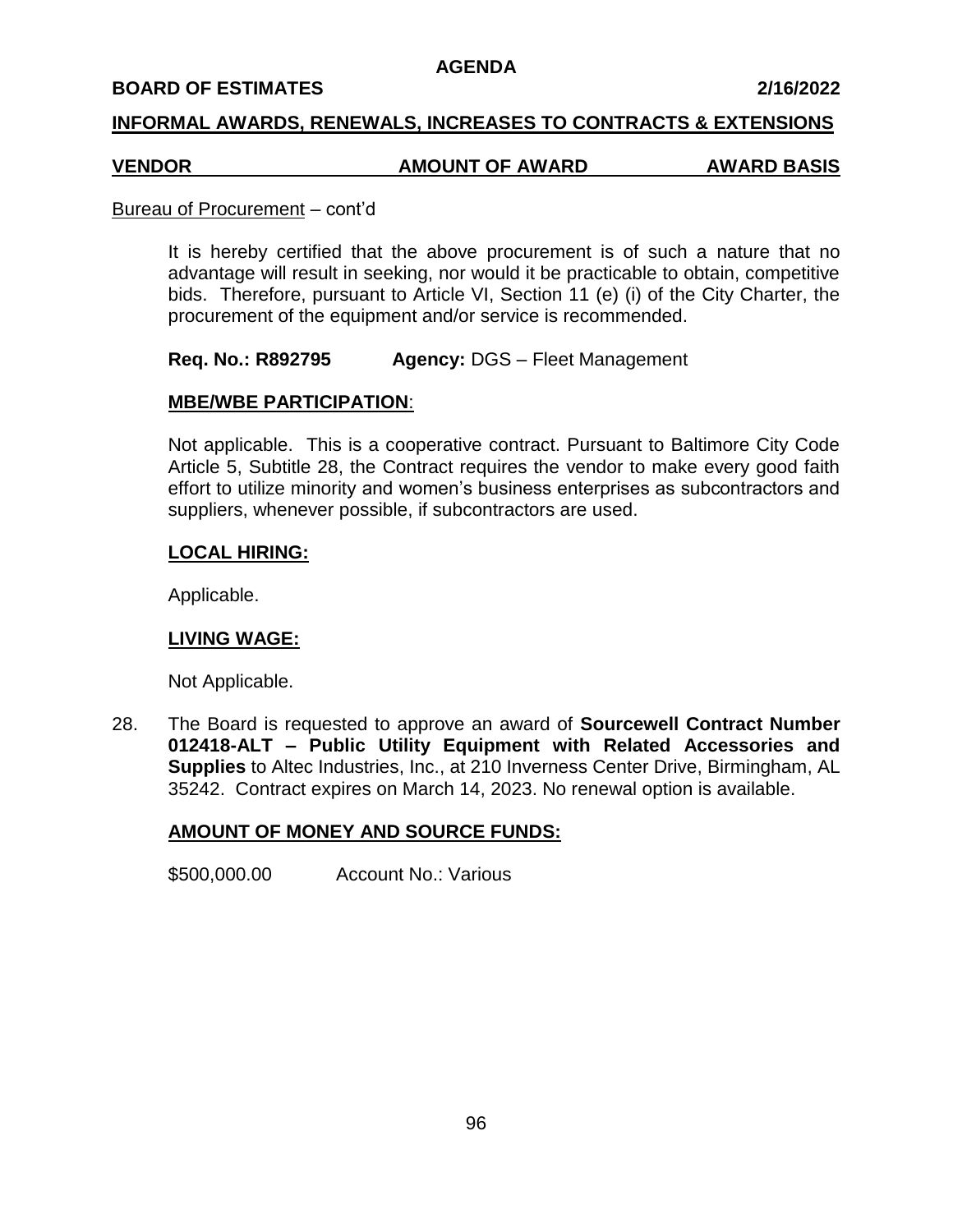**AGENDA**

**BOARD OF ESTIMATES** **2/16/2022**

## INFORMAL AWARDS, RENEWALS, INCREASES TO CONTRACTS & EXTENSIONS

| VENDOR | AMOUNT OF AWARD | AWARD BASIS |
| --- | --- | --- |

Bureau of Procurement – cont'd

It is hereby certified that the above procurement is of such a nature that no advantage will result in seeking, nor would it be practicable to obtain, competitive bids. Therefore, pursuant to Article VI, Section 11 (e) (i) of the City Charter, the procurement of the equipment and/or service is recommended.

**Req. No.: R892795** **Agency:** DGS – Fleet Management

**MBE/WBE PARTICIPATION**:

Not applicable. This is a cooperative contract. Pursuant to Baltimore City Code Article 5, Subtitle 28, the Contract requires the vendor to make every good faith effort to utilize minority and women's business enterprises as subcontractors and suppliers, whenever possible, if subcontractors are used.

**LOCAL HIRING:**

Applicable.

**LIVING WAGE:**

Not Applicable.

28. The Board is requested to approve an award of **Sourcewell Contract Number 012418-ALT – Public Utility Equipment with Related Accessories and Supplies** to Altec Industries, Inc., at 210 Inverness Center Drive, Birmingham, AL 35242. Contract expires on March 14, 2023. No renewal option is available.

**AMOUNT OF MONEY AND SOURCE FUNDS:**

$500,000.00 Account No.: Various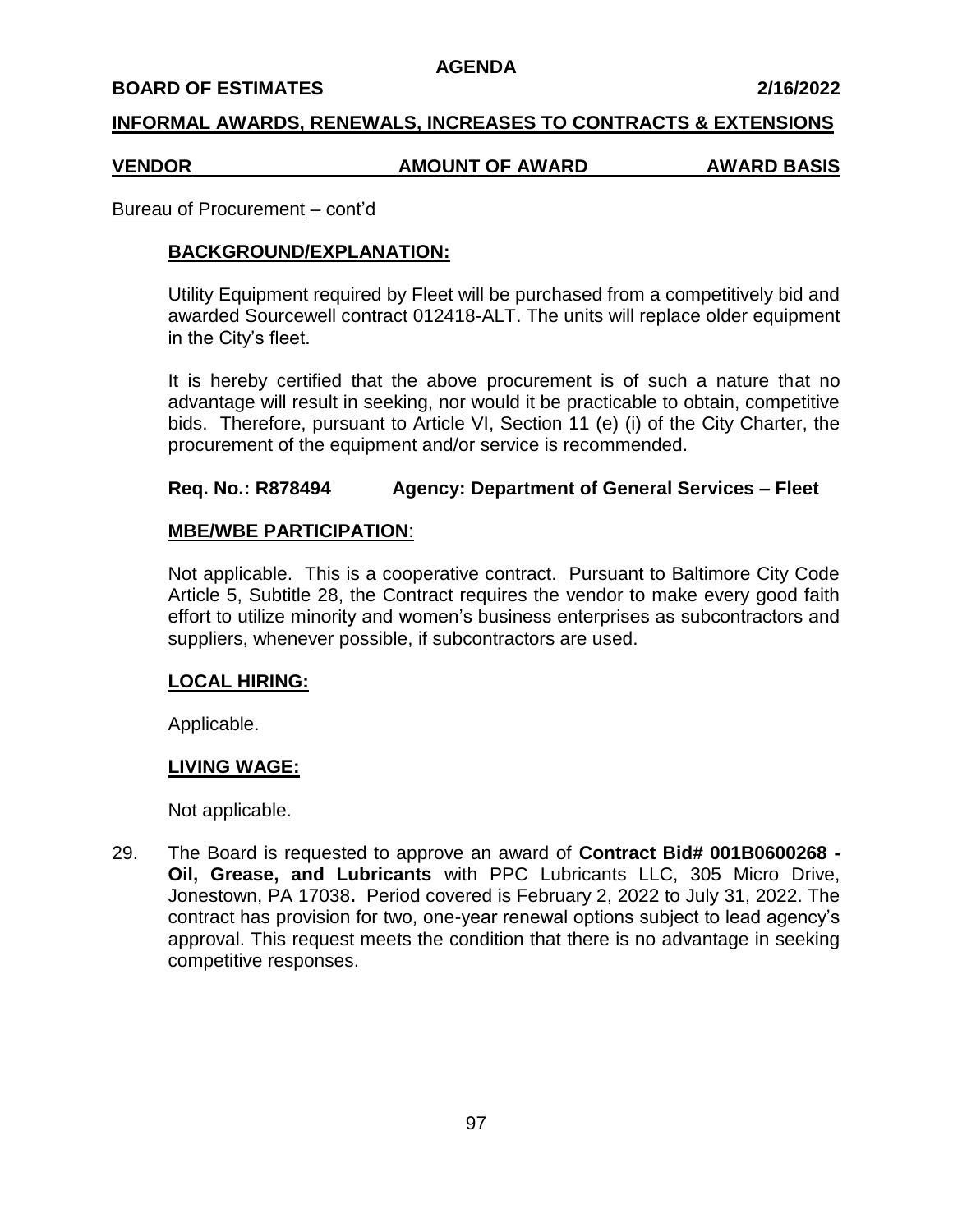**AGENDA**

**BOARD OF ESTIMATES** **2/16/2022**

**INFORMAL AWARDS, RENEWALS, INCREASES TO CONTRACTS & EXTENSIONS**

| VENDOR | AMOUNT OF AWARD | AWARD BASIS |
|---|---|---|

Bureau of Procurement – cont'd

**BACKGROUND/EXPLANATION:**

Utility Equipment required by Fleet will be purchased from a competitively bid and awarded Sourcewell contract 012418-ALT. The units will replace older equipment in the City's fleet.

It is hereby certified that the above procurement is of such a nature that no advantage will result in seeking, nor would it be practicable to obtain, competitive bids. Therefore, pursuant to Article VI, Section 11 (e) (i) of the City Charter, the procurement of the equipment and/or service is recommended.

**Req. No.: R878494 Agency: Department of General Services – Fleet**

**MBE/WBE PARTICIPATION**:

Not applicable. This is a cooperative contract. Pursuant to Baltimore City Code Article 5, Subtitle 28, the Contract requires the vendor to make every good faith effort to utilize minority and women's business enterprises as subcontractors and suppliers, whenever possible, if subcontractors are used.

**LOCAL HIRING:**

Applicable.

**LIVING WAGE:**

Not applicable.

29. The Board is requested to approve an award of **Contract Bid# 001B0600268 - Oil, Grease, and Lubricants** with PPC Lubricants LLC, 305 Micro Drive, Jonestown, PA 17038**.** Period covered is February 2, 2022 to July 31, 2022. The contract has provision for two, one-year renewal options subject to lead agency's approval. This request meets the condition that there is no advantage in seeking competitive responses.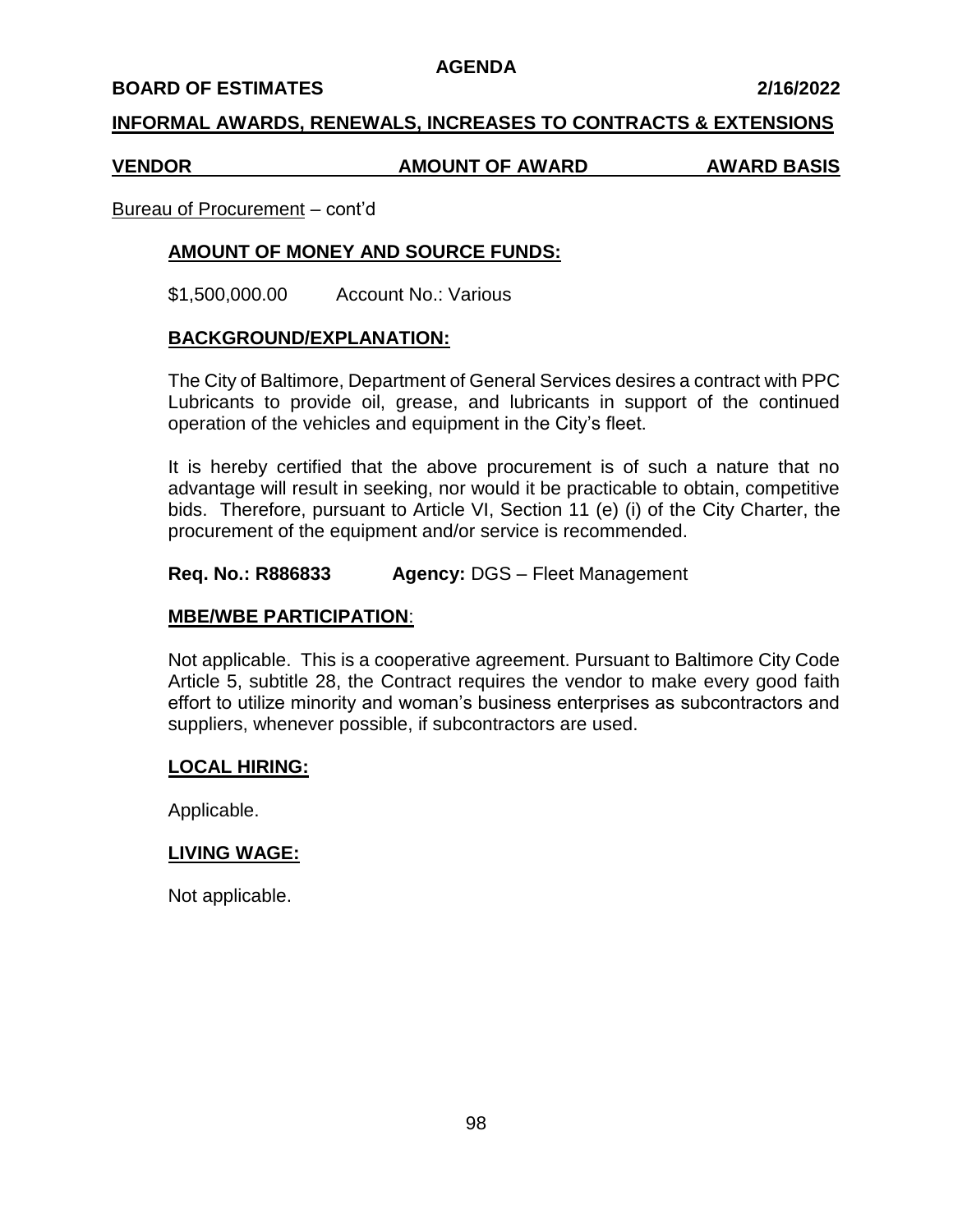**AGENDA**

**BOARD OF ESTIMATES 2/16/2022**

**INFORMAL AWARDS, RENEWALS, INCREASES TO CONTRACTS & EXTENSIONS**

| VENDOR | AMOUNT OF AWARD | AWARD BASIS |
|---|---|---|

Bureau of Procurement – cont'd

**AMOUNT OF MONEY AND SOURCE FUNDS:**

$1,500,000.00 Account No.: Various

**BACKGROUND/EXPLANATION:**

The City of Baltimore, Department of General Services desires a contract with PPC Lubricants to provide oil, grease, and lubricants in support of the continued operation of the vehicles and equipment in the City's fleet.

It is hereby certified that the above procurement is of such a nature that no advantage will result in seeking, nor would it be practicable to obtain, competitive bids. Therefore, pursuant to Article VI, Section 11 (e) (i) of the City Charter, the procurement of the equipment and/or service is recommended.

**Req. No.: R886833** **Agency:** DGS – Fleet Management

**MBE/WBE PARTICIPATION**:

Not applicable. This is a cooperative agreement. Pursuant to Baltimore City Code Article 5, subtitle 28, the Contract requires the vendor to make every good faith effort to utilize minority and woman's business enterprises as subcontractors and suppliers, whenever possible, if subcontractors are used.

**LOCAL HIRING:**

Applicable.

**LIVING WAGE:**

Not applicable.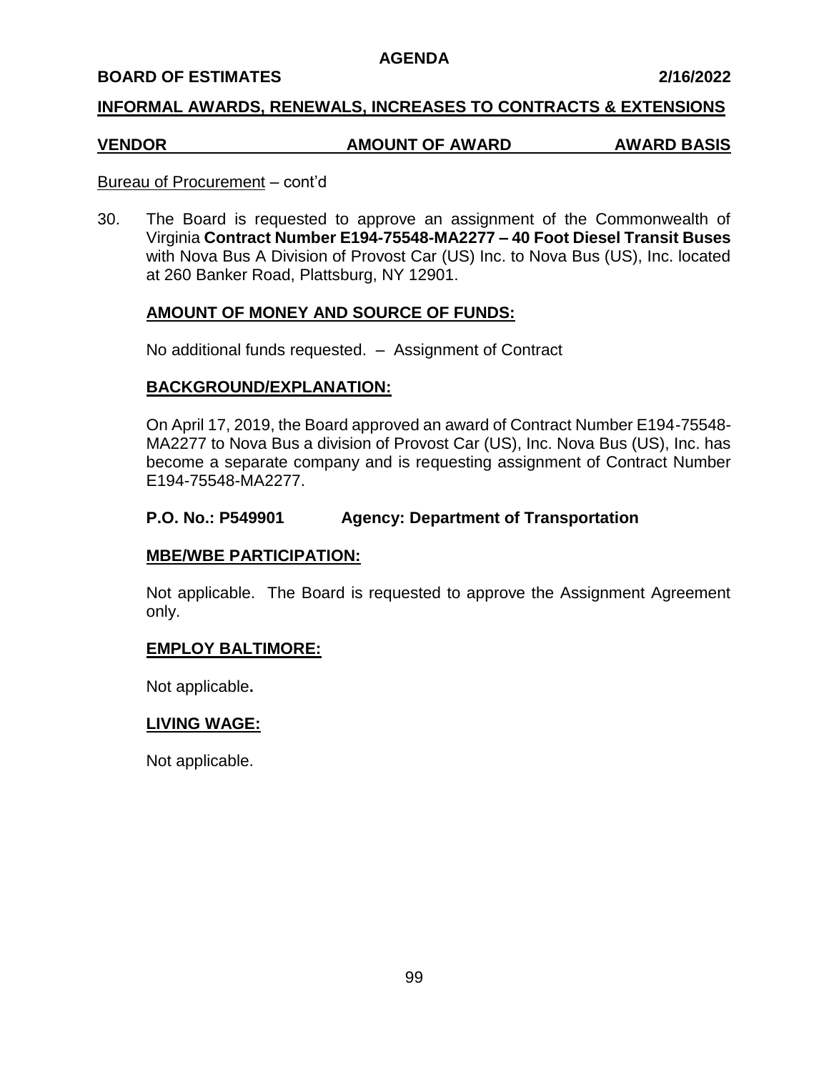**AGENDA**

**BOARD OF ESTIMATES 2/16/2022**

## INFORMAL AWARDS, RENEWALS, INCREASES TO CONTRACTS & EXTENSIONS

| VENDOR | AMOUNT OF AWARD | AWARD BASIS |
|---|---|---|

Bureau of Procurement – cont'd

30. The Board is requested to approve an assignment of the Commonwealth of Virginia **Contract Number E194-75548-MA2277 – 40 Foot Diesel Transit Buses** with Nova Bus A Division of Provost Car (US) Inc. to Nova Bus (US), Inc. located at 260 Banker Road, Plattsburg, NY 12901.

    **AMOUNT OF MONEY AND SOURCE OF FUNDS:**

    No additional funds requested. – Assignment of Contract

    **BACKGROUND/EXPLANATION:**

    On April 17, 2019, the Board approved an award of Contract Number E194-75548-MA2277 to Nova Bus a division of Provost Car (US), Inc. Nova Bus (US), Inc. has become a separate company and is requesting assignment of Contract Number E194-75548-MA2277.

    **P.O. No.: P549901 Agency: Department of Transportation**

    **MBE/WBE PARTICIPATION:**

    Not applicable. The Board is requested to approve the Assignment Agreement only.

    **EMPLOY BALTIMORE:**

    Not applicable.

    **LIVING WAGE:**

    Not applicable.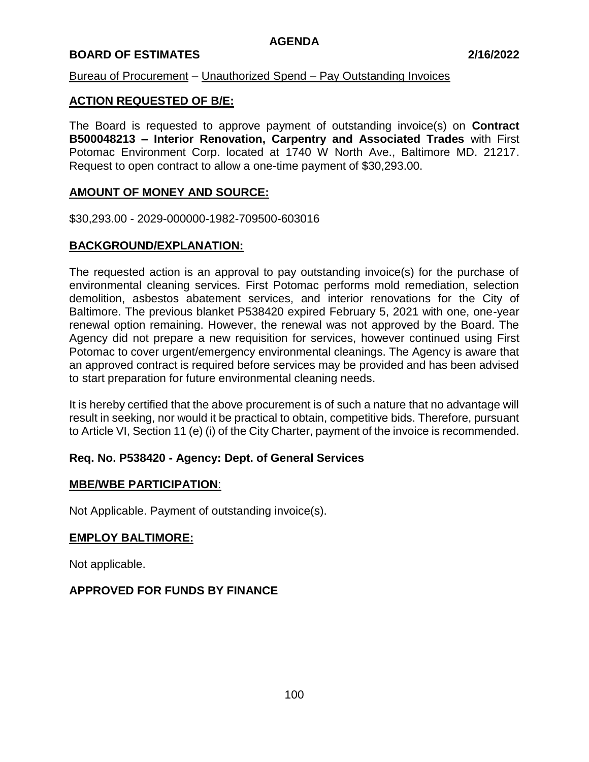**AGENDA**

**BOARD OF ESTIMATES 2/16/2022**

Bureau of Procurement – Unauthorized Spend – Pay Outstanding Invoices

## ACTION REQUESTED OF B/E:

The Board is requested to approve payment of outstanding invoice(s) on **Contract B500048213 – Interior Renovation, Carpentry and Associated Trades** with First Potomac Environment Corp. located at 1740 W North Ave., Baltimore MD. 21217. Request to open contract to allow a one-time payment of $30,293.00.

## AMOUNT OF MONEY AND SOURCE:

$30,293.00 - 2029-000000-1982-709500-603016

## BACKGROUND/EXPLANATION:

The requested action is an approval to pay outstanding invoice(s) for the purchase of environmental cleaning services. First Potomac performs mold remediation, selection demolition, asbestos abatement services, and interior renovations for the City of Baltimore. The previous blanket P538420 expired February 5, 2021 with one, one-year renewal option remaining. However, the renewal was not approved by the Board. The Agency did not prepare a new requisition for services, however continued using First Potomac to cover urgent/emergency environmental cleanings. The Agency is aware that an approved contract is required before services may be provided and has been advised to start preparation for future environmental cleaning needs.

It is hereby certified that the above procurement is of such a nature that no advantage will result in seeking, nor would it be practical to obtain, competitive bids. Therefore, pursuant to Article VI, Section 11 (e) (i) of the City Charter, payment of the invoice is recommended.

**Req. No. P538420 - Agency: Dept. of General Services**

## MBE/WBE PARTICIPATION:

Not Applicable. Payment of outstanding invoice(s).

## EMPLOY BALTIMORE:

Not applicable.

**APPROVED FOR FUNDS BY FINANCE**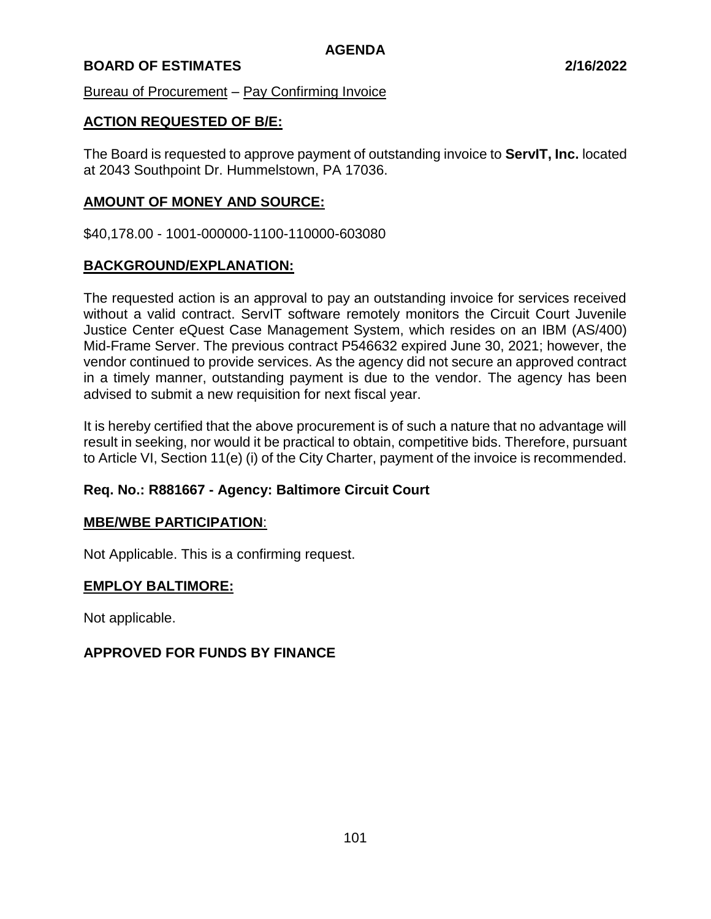**AGENDA**

**BOARD OF ESTIMATES** **2/16/2022**

Bureau of Procurement – Pay Confirming Invoice

## ACTION REQUESTED OF B/E:

The Board is requested to approve payment of outstanding invoice to **ServIT, Inc.** located at 2043 Southpoint Dr. Hummelstown, PA 17036.

## AMOUNT OF MONEY AND SOURCE:

$40,178.00 - 1001-000000-1100-110000-603080

## BACKGROUND/EXPLANATION:

The requested action is an approval to pay an outstanding invoice for services received without a valid contract. ServIT software remotely monitors the Circuit Court Juvenile Justice Center eQuest Case Management System, which resides on an IBM (AS/400) Mid-Frame Server. The previous contract P546632 expired June 30, 2021; however, the vendor continued to provide services. As the agency did not secure an approved contract in a timely manner, outstanding payment is due to the vendor. The agency has been advised to submit a new requisition for next fiscal year.

It is hereby certified that the above procurement is of such a nature that no advantage will result in seeking, nor would it be practical to obtain, competitive bids. Therefore, pursuant to Article VI, Section 11(e) (i) of the City Charter, payment of the invoice is recommended.

**Req. No.: R881667 - Agency: Baltimore Circuit Court**

## MBE/WBE PARTICIPATION:

Not Applicable. This is a confirming request.

## EMPLOY BALTIMORE:

Not applicable.

**APPROVED FOR FUNDS BY FINANCE**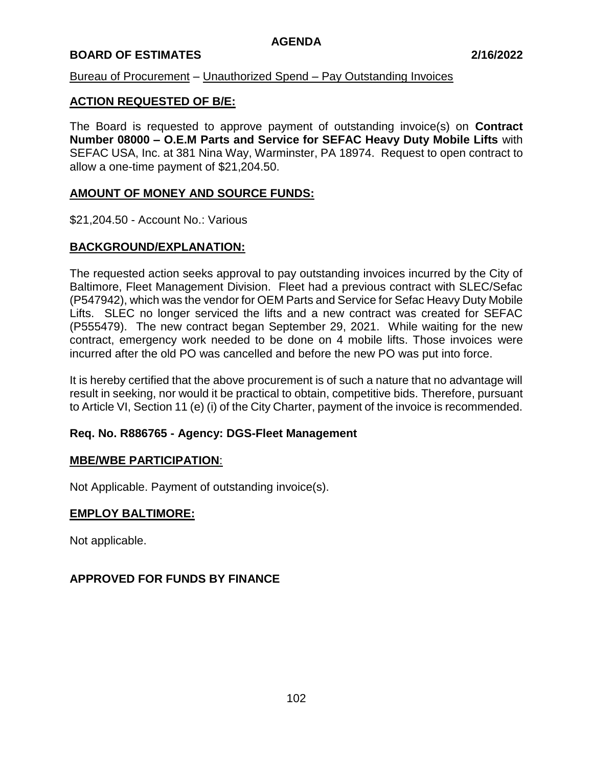**AGENDA**

**BOARD OF ESTIMATES 2/16/2022**

Bureau of Procurement – Unauthorized Spend – Pay Outstanding Invoices

## ACTION REQUESTED OF B/E:

The Board is requested to approve payment of outstanding invoice(s) on **Contract Number 08000 – O.E.M Parts and Service for SEFAC Heavy Duty Mobile Lifts** with SEFAC USA, Inc. at 381 Nina Way, Warminster, PA 18974. Request to open contract to allow a one-time payment of $21,204.50.

## AMOUNT OF MONEY AND SOURCE FUNDS:

$21,204.50 - Account No.: Various

## BACKGROUND/EXPLANATION:

The requested action seeks approval to pay outstanding invoices incurred by the City of Baltimore, Fleet Management Division. Fleet had a previous contract with SLEC/Sefac (P547942), which was the vendor for OEM Parts and Service for Sefac Heavy Duty Mobile Lifts. SLEC no longer serviced the lifts and a new contract was created for SEFAC (P555479). The new contract began September 29, 2021. While waiting for the new contract, emergency work needed to be done on 4 mobile lifts. Those invoices were incurred after the old PO was cancelled and before the new PO was put into force.

It is hereby certified that the above procurement is of such a nature that no advantage will result in seeking, nor would it be practical to obtain, competitive bids. Therefore, pursuant to Article VI, Section 11 (e) (i) of the City Charter, payment of the invoice is recommended.

**Req. No. R886765 - Agency: DGS-Fleet Management**

## MBE/WBE PARTICIPATION:

Not Applicable. Payment of outstanding invoice(s).

## EMPLOY BALTIMORE:

Not applicable.

**APPROVED FOR FUNDS BY FINANCE**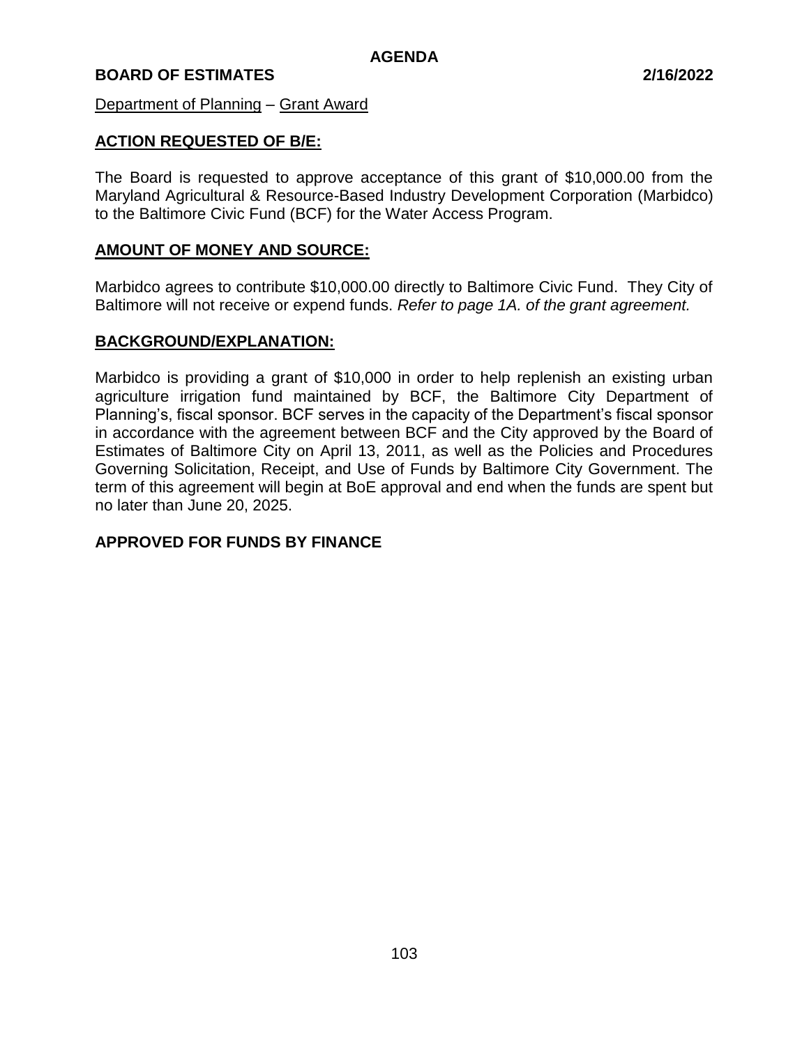**AGENDA**

**BOARD OF ESTIMATES 2/16/2022**

Department of Planning – Grant Award

**ACTION REQUESTED OF B/E:**

The Board is requested to approve acceptance of this grant of $10,000.00 from the Maryland Agricultural & Resource-Based Industry Development Corporation (Marbidco) to the Baltimore Civic Fund (BCF) for the Water Access Program.

**AMOUNT OF MONEY AND SOURCE:**

Marbidco agrees to contribute $10,000.00 directly to Baltimore Civic Fund. They City of Baltimore will not receive or expend funds. *Refer to page 1A. of the grant agreement.*

**BACKGROUND/EXPLANATION:**

Marbidco is providing a grant of $10,000 in order to help replenish an existing urban agriculture irrigation fund maintained by BCF, the Baltimore City Department of Planning's, fiscal sponsor. BCF serves in the capacity of the Department's fiscal sponsor in accordance with the agreement between BCF and the City approved by the Board of Estimates of Baltimore City on April 13, 2011, as well as the Policies and Procedures Governing Solicitation, Receipt, and Use of Funds by Baltimore City Government. The term of this agreement will begin at BoE approval and end when the funds are spent but no later than June 20, 2025.

**APPROVED FOR FUNDS BY FINANCE**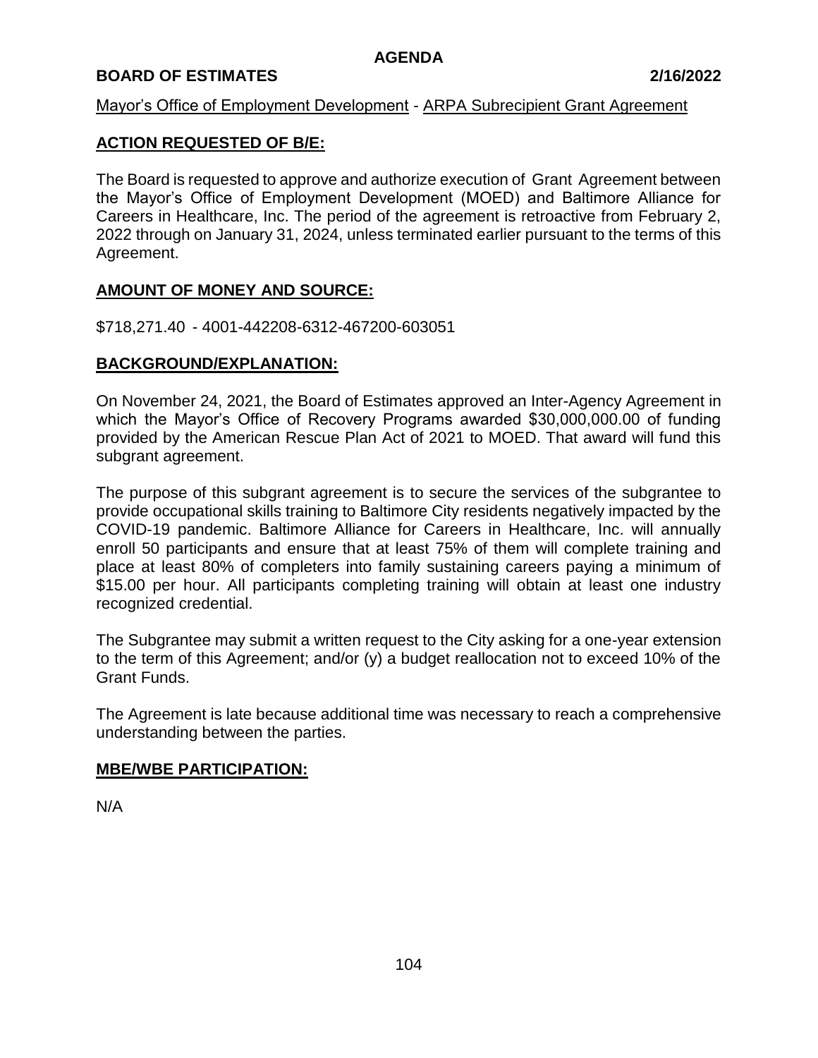**AGENDA**

**BOARD OF ESTIMATES** **2/16/2022**

Mayor's Office of Employment Development - ARPA Subrecipient Grant Agreement

**ACTION REQUESTED OF B/E:**

The Board is requested to approve and authorize execution of Grant Agreement between the Mayor's Office of Employment Development (MOED) and Baltimore Alliance for Careers in Healthcare, Inc. The period of the agreement is retroactive from February 2, 2022 through on January 31, 2024, unless terminated earlier pursuant to the terms of this Agreement.

**AMOUNT OF MONEY AND SOURCE:**

$718,271.40 - 4001-442208-6312-467200-603051

**BACKGROUND/EXPLANATION:**

On November 24, 2021, the Board of Estimates approved an Inter-Agency Agreement in which the Mayor's Office of Recovery Programs awarded $30,000,000.00 of funding provided by the American Rescue Plan Act of 2021 to MOED. That award will fund this subgrant agreement.

The purpose of this subgrant agreement is to secure the services of the subgrantee to provide occupational skills training to Baltimore City residents negatively impacted by the COVID-19 pandemic. Baltimore Alliance for Careers in Healthcare, Inc. will annually enroll 50 participants and ensure that at least 75% of them will complete training and place at least 80% of completers into family sustaining careers paying a minimum of $15.00 per hour. All participants completing training will obtain at least one industry recognized credential.

The Subgrantee may submit a written request to the City asking for a one-year extension to the term of this Agreement; and/or (y) a budget reallocation not to exceed 10% of the Grant Funds.

The Agreement is late because additional time was necessary to reach a comprehensive understanding between the parties.

**MBE/WBE PARTICIPATION:**

N/A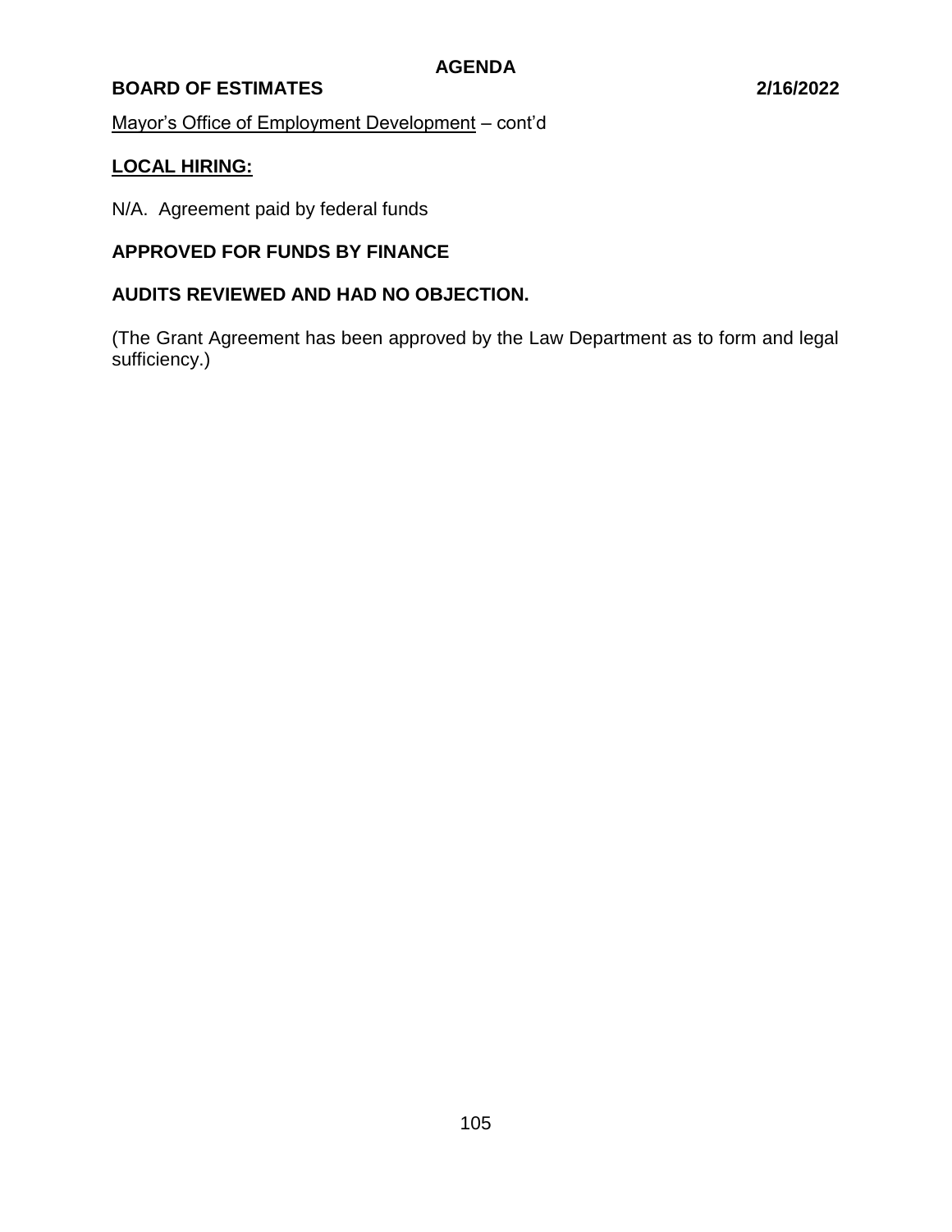Mayor's Office of Employment Development – cont'd

**LOCAL HIRING:**

N/A. Agreement paid by federal funds

**APPROVED FOR FUNDS BY FINANCE**

**AUDITS REVIEWED AND HAD NO OBJECTION.**

(The Grant Agreement has been approved by the Law Department as to form and legal sufficiency.)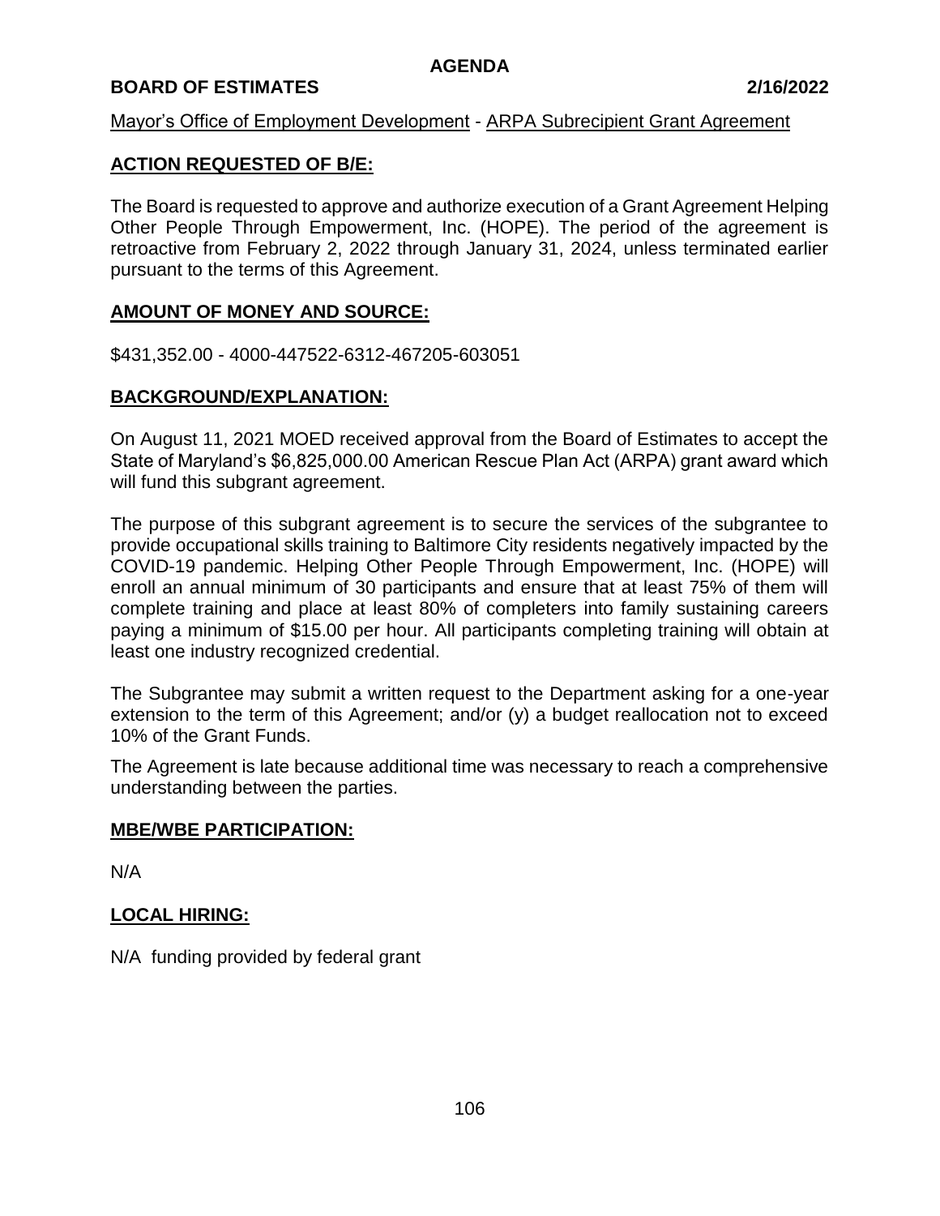# AGENDA

**BOARD OF ESTIMATES** **2/16/2022**

Mayor's Office of Employment Development - ARPA Subrecipient Grant Agreement

## ACTION REQUESTED OF B/E:

The Board is requested to approve and authorize execution of a Grant Agreement Helping Other People Through Empowerment, Inc. (HOPE). The period of the agreement is retroactive from February 2, 2022 through January 31, 2024, unless terminated earlier pursuant to the terms of this Agreement.

## AMOUNT OF MONEY AND SOURCE:

$431,352.00 - 4000-447522-6312-467205-603051

## BACKGROUND/EXPLANATION:

On August 11, 2021 MOED received approval from the Board of Estimates to accept the State of Maryland's $6,825,000.00 American Rescue Plan Act (ARPA) grant award which will fund this subgrant agreement.

The purpose of this subgrant agreement is to secure the services of the subgrantee to provide occupational skills training to Baltimore City residents negatively impacted by the COVID-19 pandemic. Helping Other People Through Empowerment, Inc. (HOPE) will enroll an annual minimum of 30 participants and ensure that at least 75% of them will complete training and place at least 80% of completers into family sustaining careers paying a minimum of $15.00 per hour. All participants completing training will obtain at least one industry recognized credential.

The Subgrantee may submit a written request to the Department asking for a one-year extension to the term of this Agreement; and/or (y) a budget reallocation not to exceed 10% of the Grant Funds.

The Agreement is late because additional time was necessary to reach a comprehensive understanding between the parties.

## MBE/WBE PARTICIPATION:

N/A

## LOCAL HIRING:

N/A funding provided by federal grant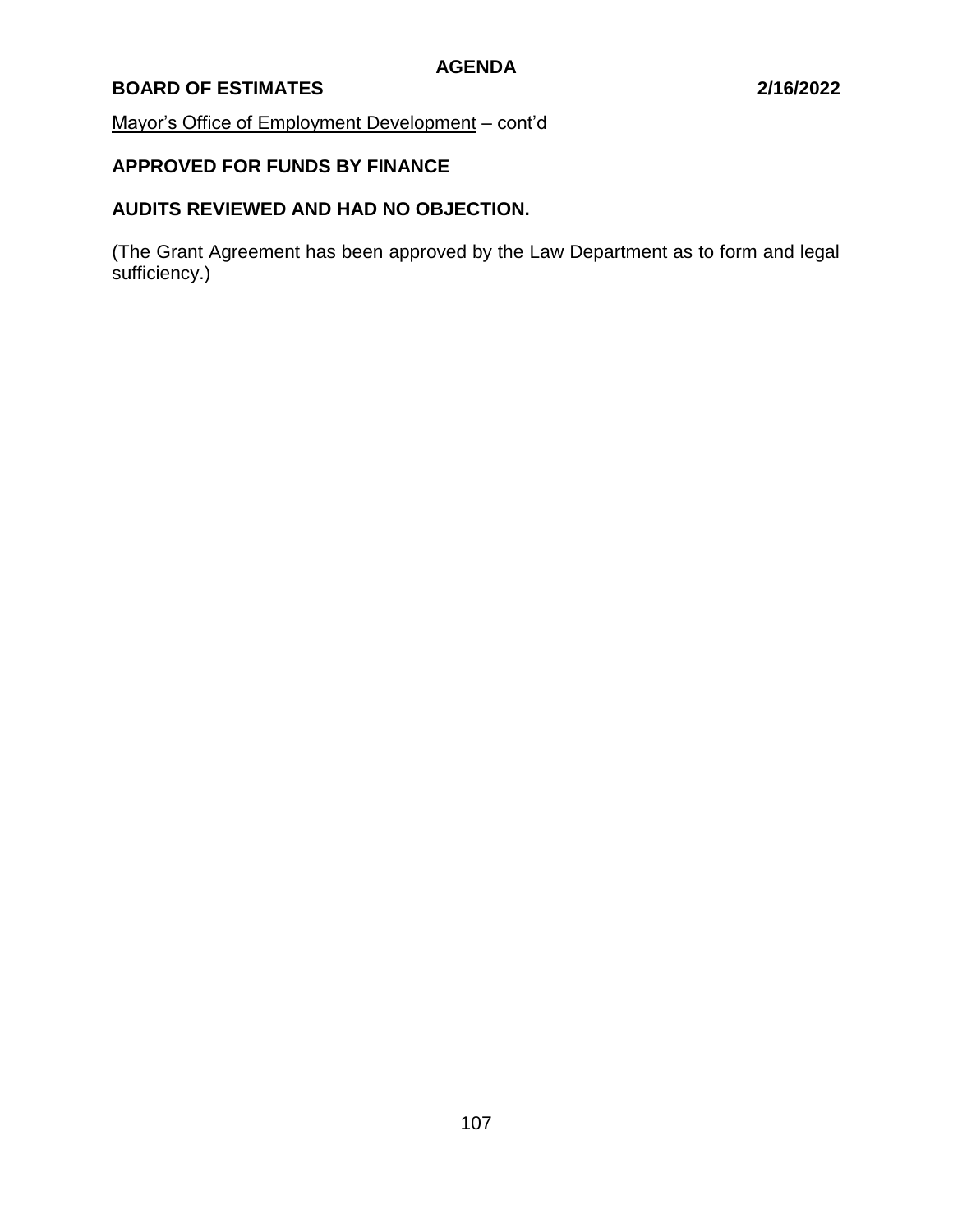Mayor's Office of Employment Development – cont'd

**APPROVED FOR FUNDS BY FINANCE**

**AUDITS REVIEWED AND HAD NO OBJECTION.**

(The Grant Agreement has been approved by the Law Department as to form and legal sufficiency.)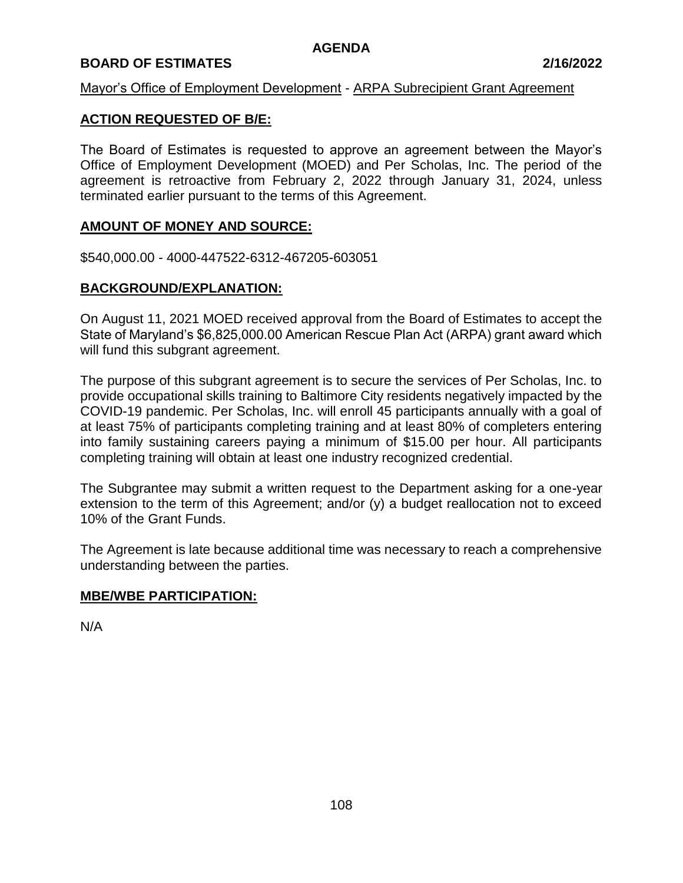AGENDA

**BOARD OF ESTIMATES** **2/16/2022**

Mayor's Office of Employment Development - ARPA Subrecipient Grant Agreement

## ACTION REQUESTED OF B/E:

The Board of Estimates is requested to approve an agreement between the Mayor's Office of Employment Development (MOED) and Per Scholas, Inc. The period of the agreement is retroactive from February 2, 2022 through January 31, 2024, unless terminated earlier pursuant to the terms of this Agreement.

## AMOUNT OF MONEY AND SOURCE:

$540,000.00 - 4000-447522-6312-467205-603051

## BACKGROUND/EXPLANATION:

On August 11, 2021 MOED received approval from the Board of Estimates to accept the State of Maryland's $6,825,000.00 American Rescue Plan Act (ARPA) grant award which will fund this subgrant agreement.

The purpose of this subgrant agreement is to secure the services of Per Scholas, Inc. to provide occupational skills training to Baltimore City residents negatively impacted by the COVID-19 pandemic. Per Scholas, Inc. will enroll 45 participants annually with a goal of at least 75% of participants completing training and at least 80% of completers entering into family sustaining careers paying a minimum of $15.00 per hour. All participants completing training will obtain at least one industry recognized credential.

The Subgrantee may submit a written request to the Department asking for a one-year extension to the term of this Agreement; and/or (y) a budget reallocation not to exceed 10% of the Grant Funds.

The Agreement is late because additional time was necessary to reach a comprehensive understanding between the parties.

## MBE/WBE PARTICIPATION:

N/A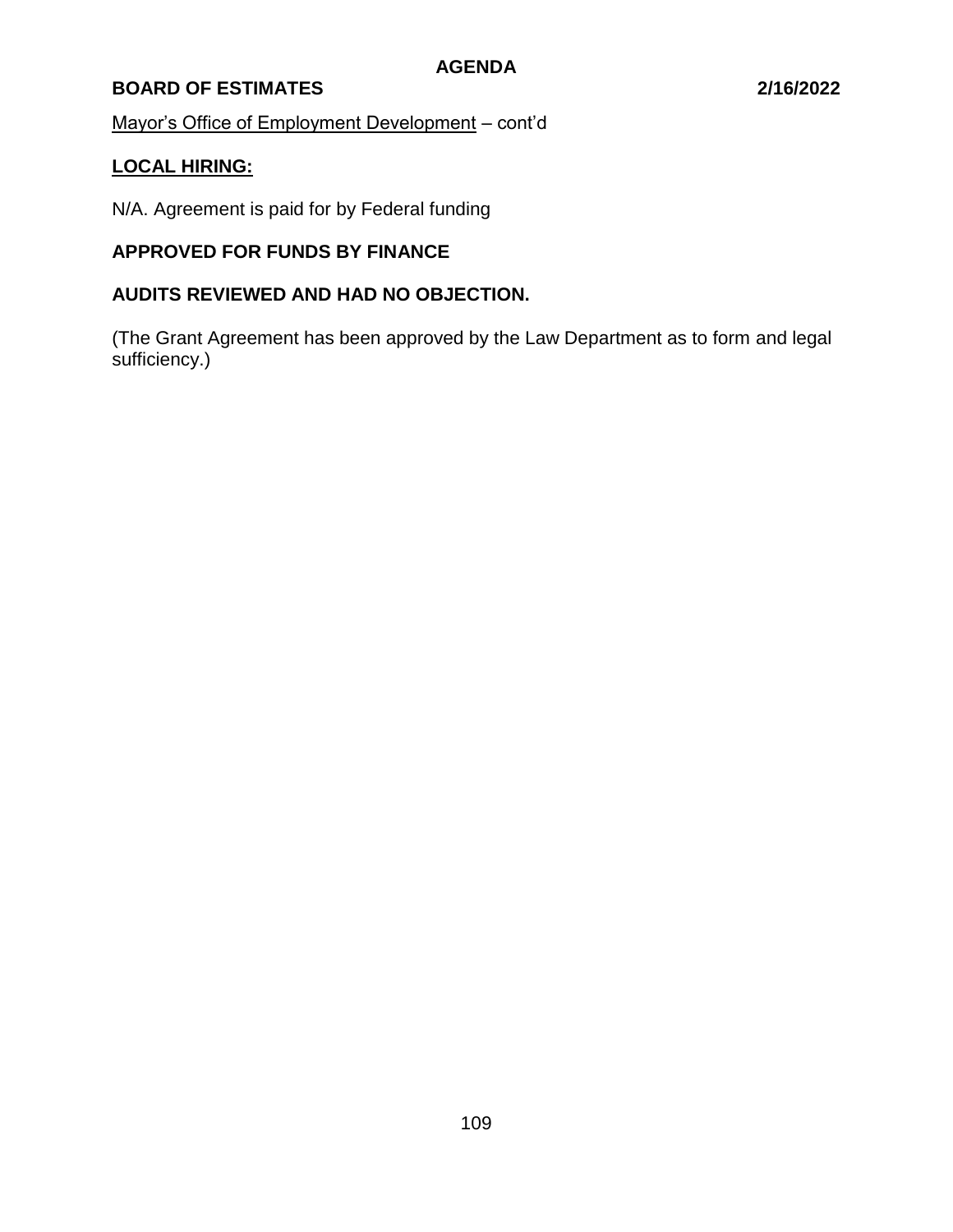Mayor's Office of Employment Development – cont'd

**LOCAL HIRING:**

N/A. Agreement is paid for by Federal funding

**APPROVED FOR FUNDS BY FINANCE**

**AUDITS REVIEWED AND HAD NO OBJECTION.**

(The Grant Agreement has been approved by the Law Department as to form and legal sufficiency.)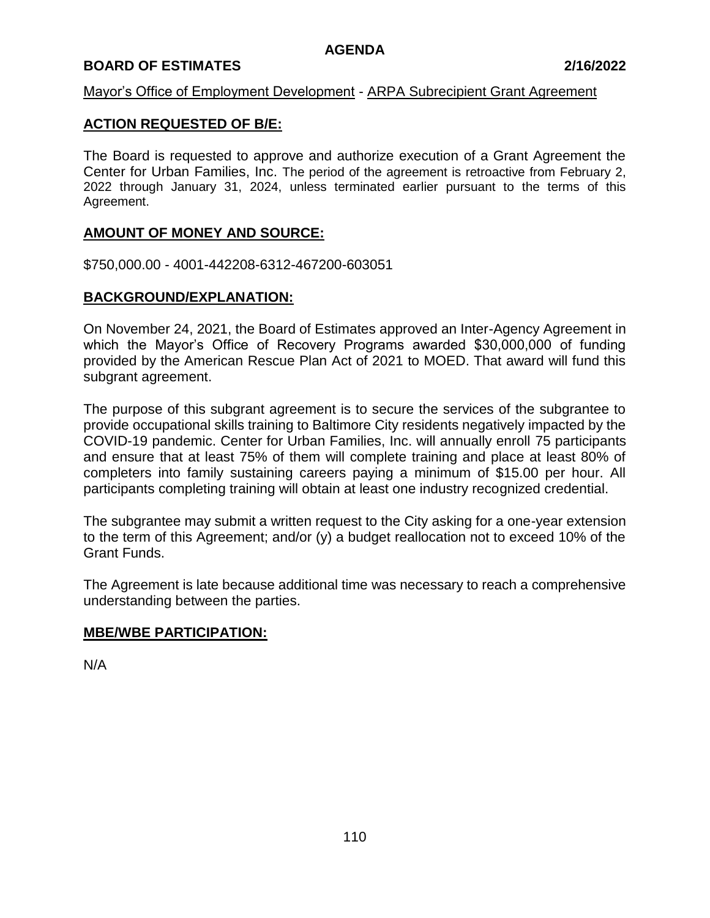**AGENDA**

**BOARD OF ESTIMATES** **2/16/2022**

Mayor's Office of Employment Development - ARPA Subrecipient Grant Agreement

## ACTION REQUESTED OF B/E:

The Board is requested to approve and authorize execution of a Grant Agreement the Center for Urban Families, Inc. The period of the agreement is retroactive from February 2, 2022 through January 31, 2024, unless terminated earlier pursuant to the terms of this Agreement.

## AMOUNT OF MONEY AND SOURCE:

$750,000.00 - 4001-442208-6312-467200-603051

## BACKGROUND/EXPLANATION:

On November 24, 2021, the Board of Estimates approved an Inter-Agency Agreement in which the Mayor's Office of Recovery Programs awarded $30,000,000 of funding provided by the American Rescue Plan Act of 2021 to MOED. That award will fund this subgrant agreement.

The purpose of this subgrant agreement is to secure the services of the subgrantee to provide occupational skills training to Baltimore City residents negatively impacted by the COVID-19 pandemic. Center for Urban Families, Inc. will annually enroll 75 participants and ensure that at least 75% of them will complete training and place at least 80% of completers into family sustaining careers paying a minimum of $15.00 per hour. All participants completing training will obtain at least one industry recognized credential.

The subgrantee may submit a written request to the City asking for a one-year extension to the term of this Agreement; and/or (y) a budget reallocation not to exceed 10% of the Grant Funds.

The Agreement is late because additional time was necessary to reach a comprehensive understanding between the parties.

## MBE/WBE PARTICIPATION:

N/A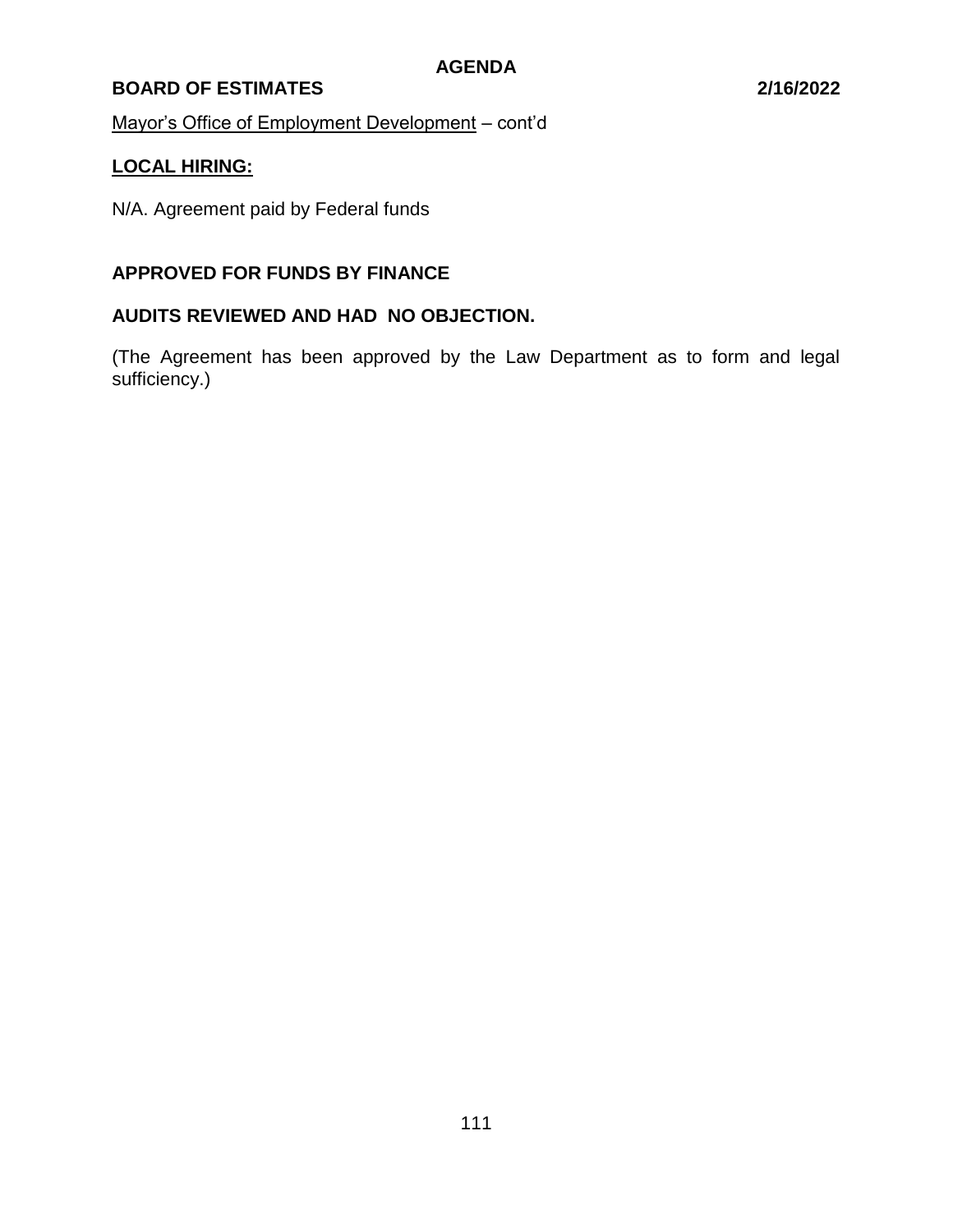Mayor's Office of Employment Development – cont'd

## LOCAL HIRING:

N/A. Agreement paid by Federal funds

**APPROVED FOR FUNDS BY FINANCE**

**AUDITS REVIEWED AND HAD NO OBJECTION.**

(The Agreement has been approved by the Law Department as to form and legal sufficiency.)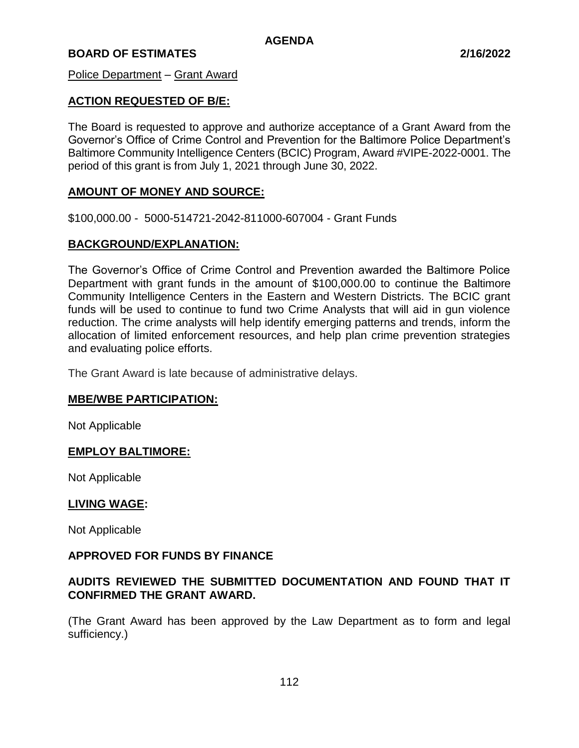**AGENDA**

**BOARD OF ESTIMATES 2/16/2022**

Police Department – Grant Award

## ACTION REQUESTED OF B/E:

The Board is requested to approve and authorize acceptance of a Grant Award from the Governor's Office of Crime Control and Prevention for the Baltimore Police Department's Baltimore Community Intelligence Centers (BCIC) Program, Award #VIPE-2022-0001. The period of this grant is from July 1, 2021 through June 30, 2022.

## AMOUNT OF MONEY AND SOURCE:

$100,000.00 - 5000-514721-2042-811000-607004 - Grant Funds

## BACKGROUND/EXPLANATION:

The Governor's Office of Crime Control and Prevention awarded the Baltimore Police Department with grant funds in the amount of $100,000.00 to continue the Baltimore Community Intelligence Centers in the Eastern and Western Districts. The BCIC grant funds will be used to continue to fund two Crime Analysts that will aid in gun violence reduction. The crime analysts will help identify emerging patterns and trends, inform the allocation of limited enforcement resources, and help plan crime prevention strategies and evaluating police efforts.

The Grant Award is late because of administrative delays.

## MBE/WBE PARTICIPATION:

Not Applicable

## EMPLOY BALTIMORE:

Not Applicable

## LIVING WAGE:

Not Applicable

**APPROVED FOR FUNDS BY FINANCE**

**AUDITS REVIEWED THE SUBMITTED DOCUMENTATION AND FOUND THAT IT CONFIRMED THE GRANT AWARD.**

(The Grant Award has been approved by the Law Department as to form and legal sufficiency.)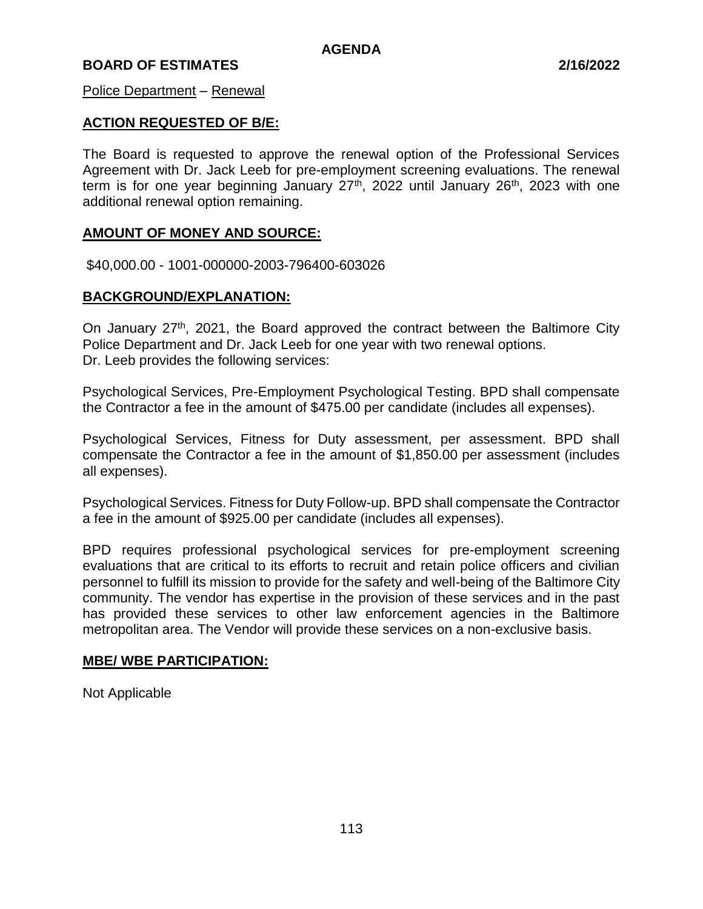**AGENDA**

**BOARD OF ESTIMATES** **2/16/2022**

Police Department – Renewal

## ACTION REQUESTED OF B/E:

The Board is requested to approve the renewal option of the Professional Services Agreement with Dr. Jack Leeb for pre-employment screening evaluations. The renewal term is for one year beginning January 27th, 2022 until January 26th, 2023 with one additional renewal option remaining.

## AMOUNT OF MONEY AND SOURCE:

$40,000.00 - 1001-000000-2003-796400-603026

## BACKGROUND/EXPLANATION:

On January 27th, 2021, the Board approved the contract between the Baltimore City Police Department and Dr. Jack Leeb for one year with two renewal options.
Dr. Leeb provides the following services:

Psychological Services, Pre-Employment Psychological Testing. BPD shall compensate the Contractor a fee in the amount of $475.00 per candidate (includes all expenses).

Psychological Services, Fitness for Duty assessment, per assessment. BPD shall compensate the Contractor a fee in the amount of $1,850.00 per assessment (includes all expenses).

Psychological Services. Fitness for Duty Follow-up. BPD shall compensate the Contractor a fee in the amount of $925.00 per candidate (includes all expenses).

BPD requires professional psychological services for pre-employment screening evaluations that are critical to its efforts to recruit and retain police officers and civilian personnel to fulfill its mission to provide for the safety and well-being of the Baltimore City community. The vendor has expertise in the provision of these services and in the past has provided these services to other law enforcement agencies in the Baltimore metropolitan area. The Vendor will provide these services on a non-exclusive basis.

## MBE/ WBE PARTICIPATION:

Not Applicable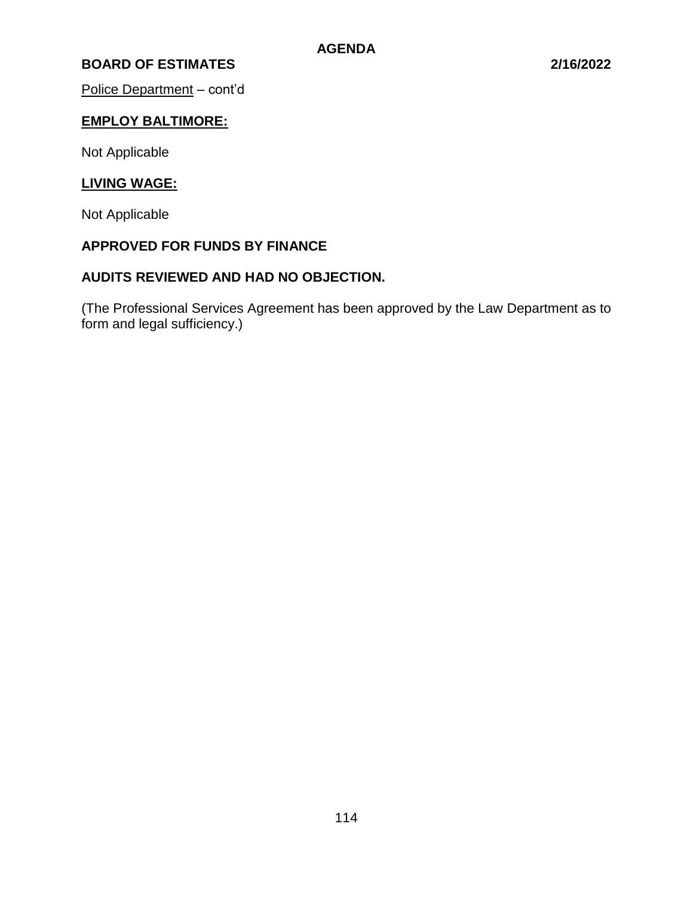Police Department – cont'd

**EMPLOY BALTIMORE:**

Not Applicable

**LIVING WAGE:**

Not Applicable

**APPROVED FOR FUNDS BY FINANCE**

**AUDITS REVIEWED AND HAD NO OBJECTION.**

(The Professional Services Agreement has been approved by the Law Department as to form and legal sufficiency.)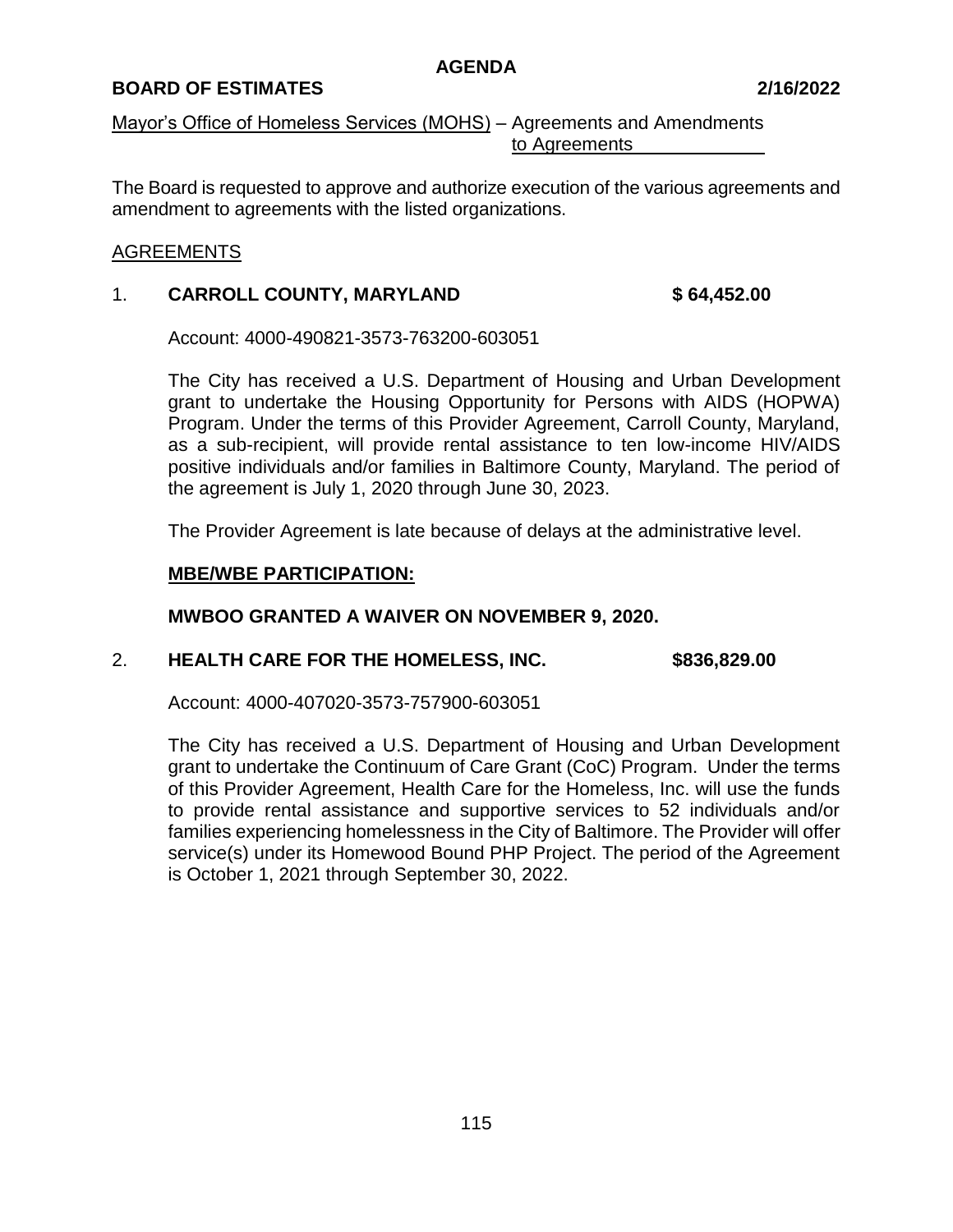**AGENDA**

**BOARD OF ESTIMATES 2/16/2022**

Mayor's Office of Homeless Services (MOHS) – Agreements and Amendments to Agreements

The Board is requested to approve and authorize execution of the various agreements and amendment to agreements with the listed organizations.

AGREEMENTS

1. **CARROLL COUNTY, MARYLAND** **$ 64,452.00**

   Account: 4000-490821-3573-763200-603051

   The City has received a U.S. Department of Housing and Urban Development grant to undertake the Housing Opportunity for Persons with AIDS (HOPWA) Program. Under the terms of this Provider Agreement, Carroll County, Maryland, as a sub-recipient, will provide rental assistance to ten low-income HIV/AIDS positive individuals and/or families in Baltimore County, Maryland. The period of the agreement is July 1, 2020 through June 30, 2023.

   The Provider Agreement is late because of delays at the administrative level.

   **MBE/WBE PARTICIPATION:**

   **MWBOO GRANTED A WAIVER ON NOVEMBER 9, 2020.**

2. **HEALTH CARE FOR THE HOMELESS, INC.** **$836,829.00**

   Account: 4000-407020-3573-757900-603051

   The City has received a U.S. Department of Housing and Urban Development grant to undertake the Continuum of Care Grant (CoC) Program. Under the terms of this Provider Agreement, Health Care for the Homeless, Inc. will use the funds to provide rental assistance and supportive services to 52 individuals and/or families experiencing homelessness in the City of Baltimore. The Provider will offer service(s) under its Homewood Bound PHP Project. The period of the Agreement is October 1, 2021 through September 30, 2022.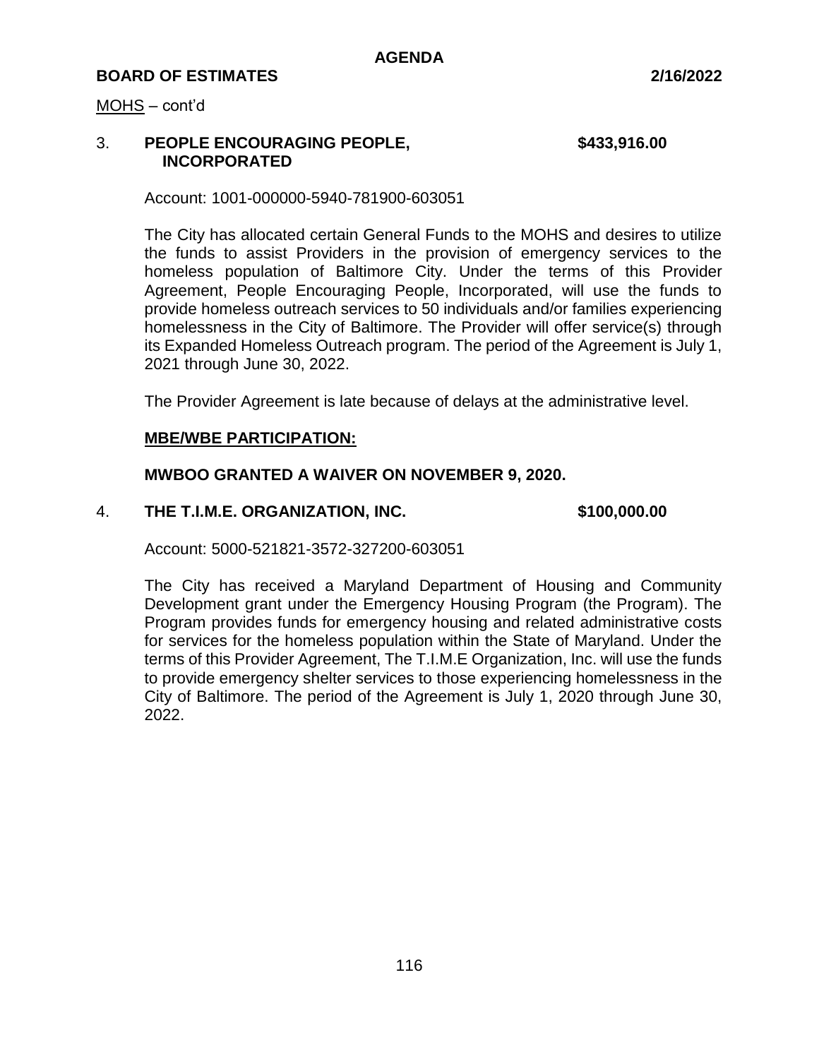MOHS – cont'd

3. **PEOPLE ENCOURAGING PEOPLE, INCORPORATED** **$433,916.00**

   Account: 1001-000000-5940-781900-603051

   The City has allocated certain General Funds to the MOHS and desires to utilize the funds to assist Providers in the provision of emergency services to the homeless population of Baltimore City. Under the terms of this Provider Agreement, People Encouraging People, Incorporated, will use the funds to provide homeless outreach services to 50 individuals and/or families experiencing homelessness in the City of Baltimore. The Provider will offer service(s) through its Expanded Homeless Outreach program. The period of the Agreement is July 1, 2021 through June 30, 2022.

   The Provider Agreement is late because of delays at the administrative level.

   **MBE/WBE PARTICIPATION:**

   **MWBOO GRANTED A WAIVER ON NOVEMBER 9, 2020.**

4. **THE T.I.M.E. ORGANIZATION, INC.** **$100,000.00**

   Account: 5000-521821-3572-327200-603051

   The City has received a Maryland Department of Housing and Community Development grant under the Emergency Housing Program (the Program). The Program provides funds for emergency housing and related administrative costs for services for the homeless population within the State of Maryland. Under the terms of this Provider Agreement, The T.I.M.E Organization, Inc. will use the funds to provide emergency shelter services to those experiencing homelessness in the City of Baltimore. The period of the Agreement is July 1, 2020 through June 30, 2022.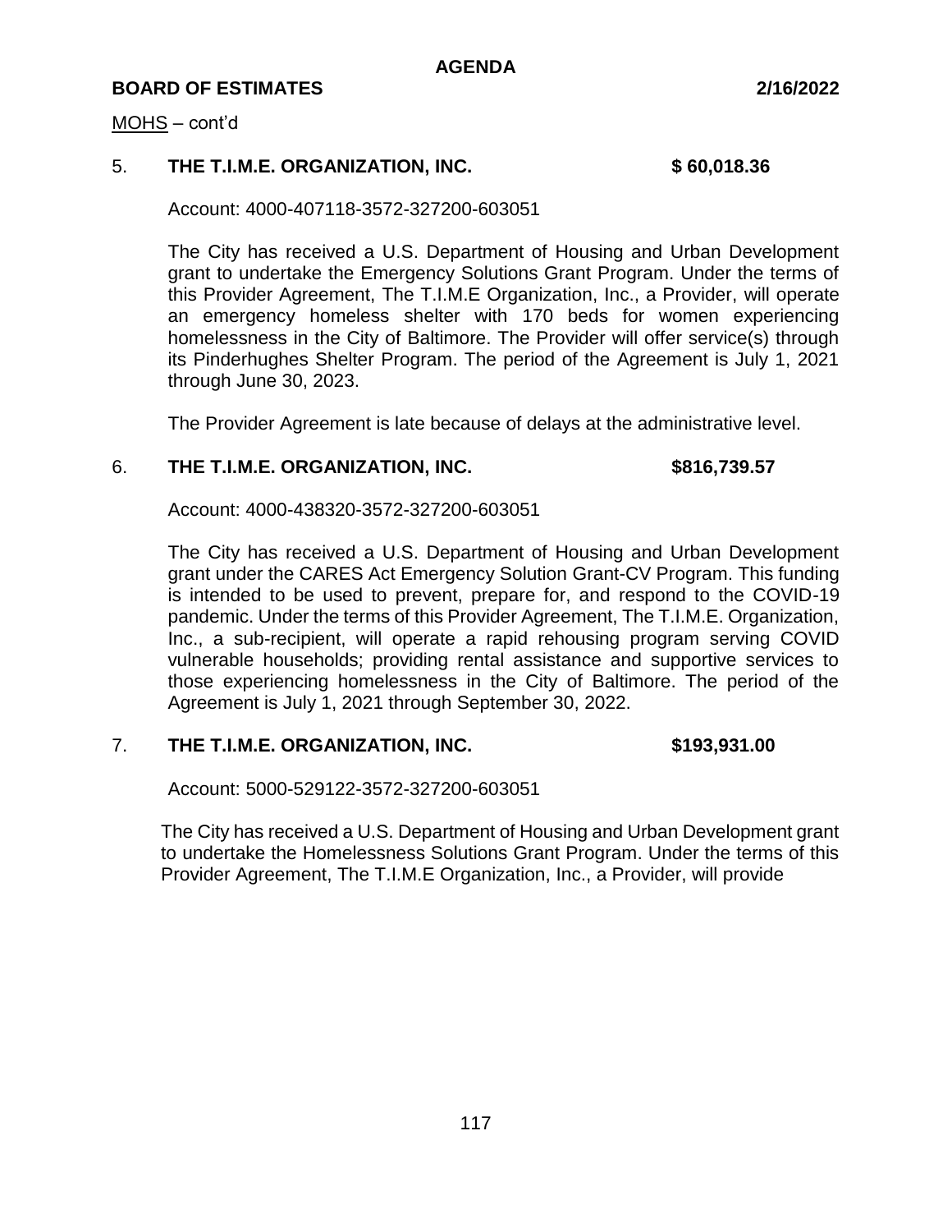MOHS – cont'd

5. **THE T.I.M.E. ORGANIZATION, INC. $ 60,018.36**

   Account: 4000-407118-3572-327200-603051

   The City has received a U.S. Department of Housing and Urban Development grant to undertake the Emergency Solutions Grant Program. Under the terms of this Provider Agreement, The T.I.M.E Organization, Inc., a Provider, will operate an emergency homeless shelter with 170 beds for women experiencing homelessness in the City of Baltimore. The Provider will offer service(s) through its Pinderhughes Shelter Program. The period of the Agreement is July 1, 2021 through June 30, 2023.

   The Provider Agreement is late because of delays at the administrative level.

6. **THE T.I.M.E. ORGANIZATION, INC. $816,739.57**

   Account: 4000-438320-3572-327200-603051

   The City has received a U.S. Department of Housing and Urban Development grant under the CARES Act Emergency Solution Grant-CV Program. This funding is intended to be used to prevent, prepare for, and respond to the COVID-19 pandemic. Under the terms of this Provider Agreement, The T.I.M.E. Organization, Inc., a sub-recipient, will operate a rapid rehousing program serving COVID vulnerable households; providing rental assistance and supportive services to those experiencing homelessness in the City of Baltimore. The period of the Agreement is July 1, 2021 through September 30, 2022.

7. **THE T.I.M.E. ORGANIZATION, INC. $193,931.00**

   Account: 5000-529122-3572-327200-603051

   The City has received a U.S. Department of Housing and Urban Development grant to undertake the Homelessness Solutions Grant Program. Under the terms of this Provider Agreement, The T.I.M.E Organization, Inc., a Provider, will provide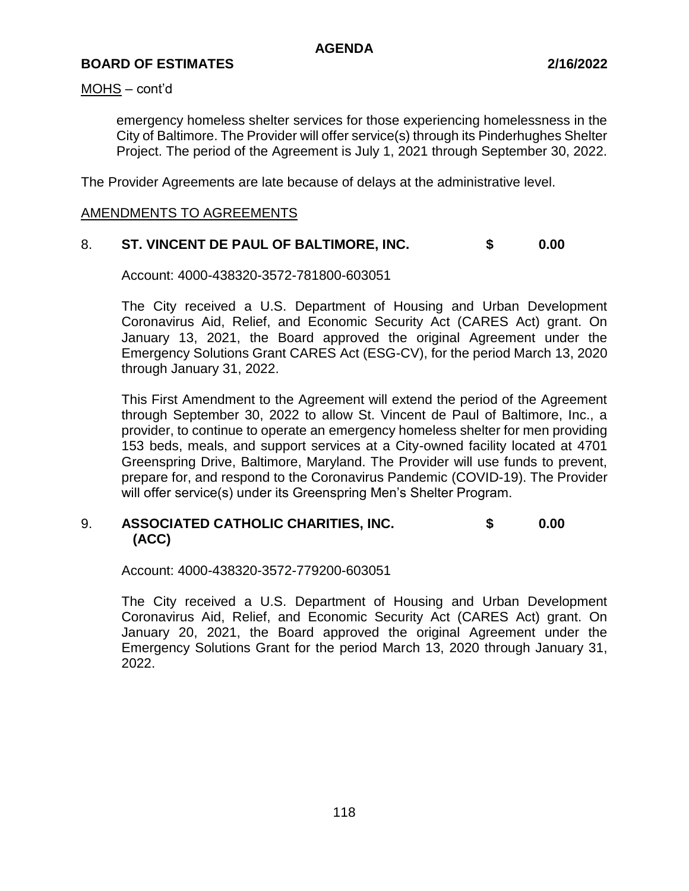MOHS – cont'd

emergency homeless shelter services for those experiencing homelessness in the City of Baltimore. The Provider will offer service(s) through its Pinderhughes Shelter Project. The period of the Agreement is July 1, 2021 through September 30, 2022.

The Provider Agreements are late because of delays at the administrative level.

AMENDMENTS TO AGREEMENTS

8. **ST. VINCENT DE PAUL OF BALTIMORE, INC. $ 0.00**

Account: 4000-438320-3572-781800-603051

The City received a U.S. Department of Housing and Urban Development Coronavirus Aid, Relief, and Economic Security Act (CARES Act) grant. On January 13, 2021, the Board approved the original Agreement under the Emergency Solutions Grant CARES Act (ESG-CV), for the period March 13, 2020 through January 31, 2022.

This First Amendment to the Agreement will extend the period of the Agreement through September 30, 2022 to allow St. Vincent de Paul of Baltimore, Inc., a provider, to continue to operate an emergency homeless shelter for men providing 153 beds, meals, and support services at a City-owned facility located at 4701 Greenspring Drive, Baltimore, Maryland. The Provider will use funds to prevent, prepare for, and respond to the Coronavirus Pandemic (COVID-19). The Provider will offer service(s) under its Greenspring Men's Shelter Program.

9. **ASSOCIATED CATHOLIC CHARITIES, INC. (ACC) $ 0.00**

Account: 4000-438320-3572-779200-603051

The City received a U.S. Department of Housing and Urban Development Coronavirus Aid, Relief, and Economic Security Act (CARES Act) grant. On January 20, 2021, the Board approved the original Agreement under the Emergency Solutions Grant for the period March 13, 2020 through January 31, 2022.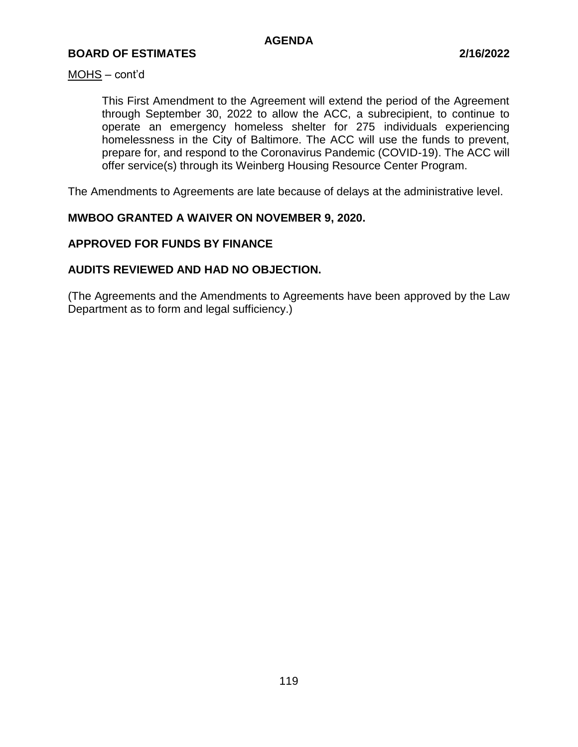MOHS – cont'd

> This First Amendment to the Agreement will extend the period of the Agreement through September 30, 2022 to allow the ACC, a subrecipient, to continue to operate an emergency homeless shelter for 275 individuals experiencing homelessness in the City of Baltimore. The ACC will use the funds to prevent, prepare for, and respond to the Coronavirus Pandemic (COVID-19). The ACC will offer service(s) through its Weinberg Housing Resource Center Program.

The Amendments to Agreements are late because of delays at the administrative level.

**MWBOO GRANTED A WAIVER ON NOVEMBER 9, 2020.**

**APPROVED FOR FUNDS BY FINANCE**

**AUDITS REVIEWED AND HAD NO OBJECTION.**

(The Agreements and the Amendments to Agreements have been approved by the Law Department as to form and legal sufficiency.)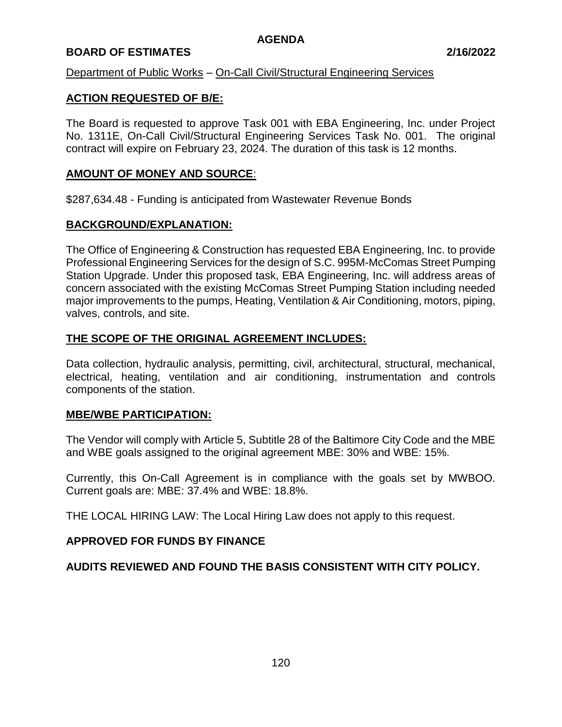Department of Public Works – On-Call Civil/Structural Engineering Services

**ACTION REQUESTED OF B/E:**

The Board is requested to approve Task 001 with EBA Engineering, Inc. under Project No. 1311E, On-Call Civil/Structural Engineering Services Task No. 001. The original contract will expire on February 23, 2024. The duration of this task is 12 months.

**AMOUNT OF MONEY AND SOURCE**:

$287,634.48 - Funding is anticipated from Wastewater Revenue Bonds

**BACKGROUND/EXPLANATION:**

The Office of Engineering & Construction has requested EBA Engineering, Inc. to provide Professional Engineering Services for the design of S.C. 995M-McComas Street Pumping Station Upgrade. Under this proposed task, EBA Engineering, Inc. will address areas of concern associated with the existing McComas Street Pumping Station including needed major improvements to the pumps, Heating, Ventilation & Air Conditioning, motors, piping, valves, controls, and site.

**THE SCOPE OF THE ORIGINAL AGREEMENT INCLUDES:**

Data collection, hydraulic analysis, permitting, civil, architectural, structural, mechanical, electrical, heating, ventilation and air conditioning, instrumentation and controls components of the station.

**MBE/WBE PARTICIPATION:**

The Vendor will comply with Article 5, Subtitle 28 of the Baltimore City Code and the MBE and WBE goals assigned to the original agreement MBE: 30% and WBE: 15%.

Currently, this On-Call Agreement is in compliance with the goals set by MWBOO. Current goals are: MBE: 37.4% and WBE: 18.8%.

THE LOCAL HIRING LAW: The Local Hiring Law does not apply to this request.

**APPROVED FOR FUNDS BY FINANCE**

**AUDITS REVIEWED AND FOUND THE BASIS CONSISTENT WITH CITY POLICY.**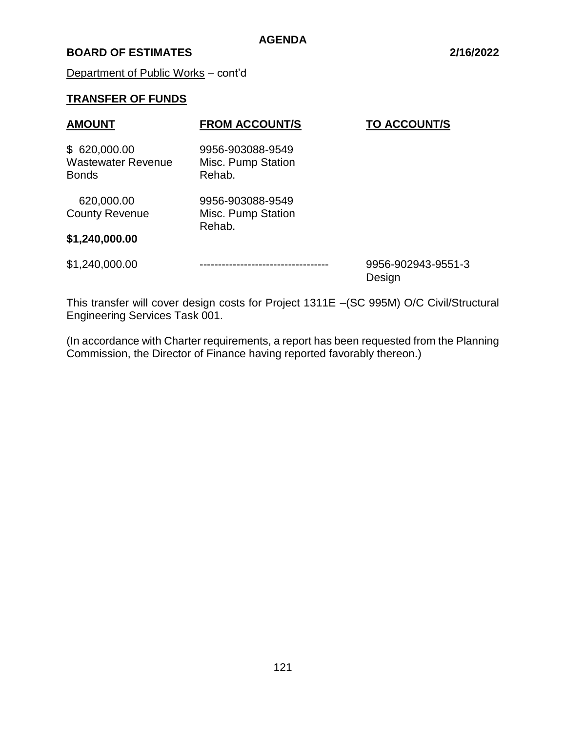**AGENDA**

**BOARD OF ESTIMATES** **2/16/2022**

Department of Public Works – cont'd

**TRANSFER OF FUNDS**

| **AMOUNT** | **FROM ACCOUNT/S** | **TO ACCOUNT/S** |
|---|---|---|
| $ 620,000.00 Wastewater Revenue Bonds | 9956-903088-9549 Misc. Pump Station Rehab. | |
| 620,000.00 County Revenue | 9956-903088-9549 Misc. Pump Station Rehab. | |
| **$1,240,000.00** | | |
| $1,240,000.00 | ----------------------------------- | 9956-902943-9551-3 Design |

This transfer will cover design costs for Project 1311E –(SC 995M) O/C Civil/Structural Engineering Services Task 001.

(In accordance with Charter requirements, a report has been requested from the Planning Commission, the Director of Finance having reported favorably thereon.)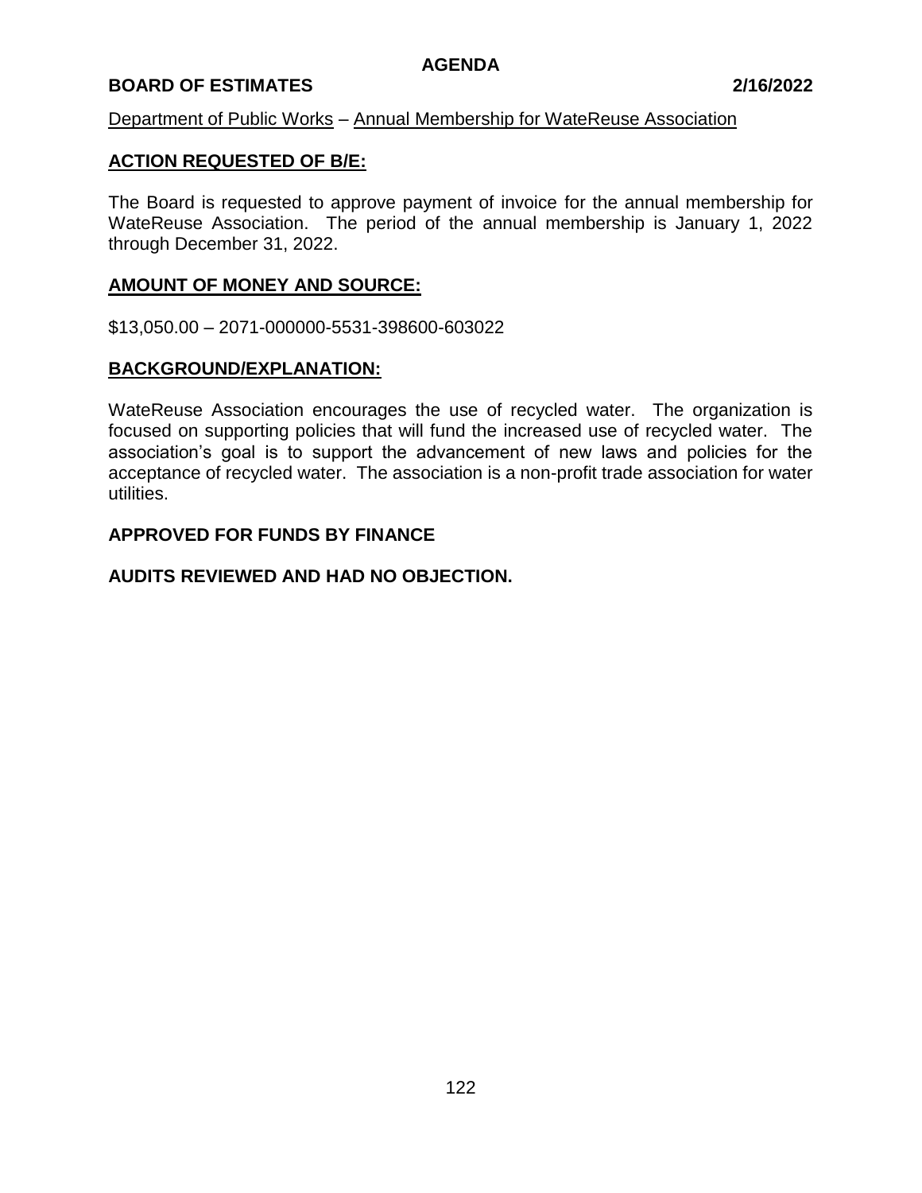Department of Public Works – Annual Membership for WateReuse Association

## ACTION REQUESTED OF B/E:

The Board is requested to approve payment of invoice for the annual membership for WateReuse Association. The period of the annual membership is January 1, 2022 through December 31, 2022.

## AMOUNT OF MONEY AND SOURCE:

$13,050.00 – 2071-000000-5531-398600-603022

## BACKGROUND/EXPLANATION:

WateReuse Association encourages the use of recycled water. The organization is focused on supporting policies that will fund the increased use of recycled water. The association's goal is to support the advancement of new laws and policies for the acceptance of recycled water. The association is a non-profit trade association for water utilities.

**APPROVED FOR FUNDS BY FINANCE**

**AUDITS REVIEWED AND HAD NO OBJECTION.**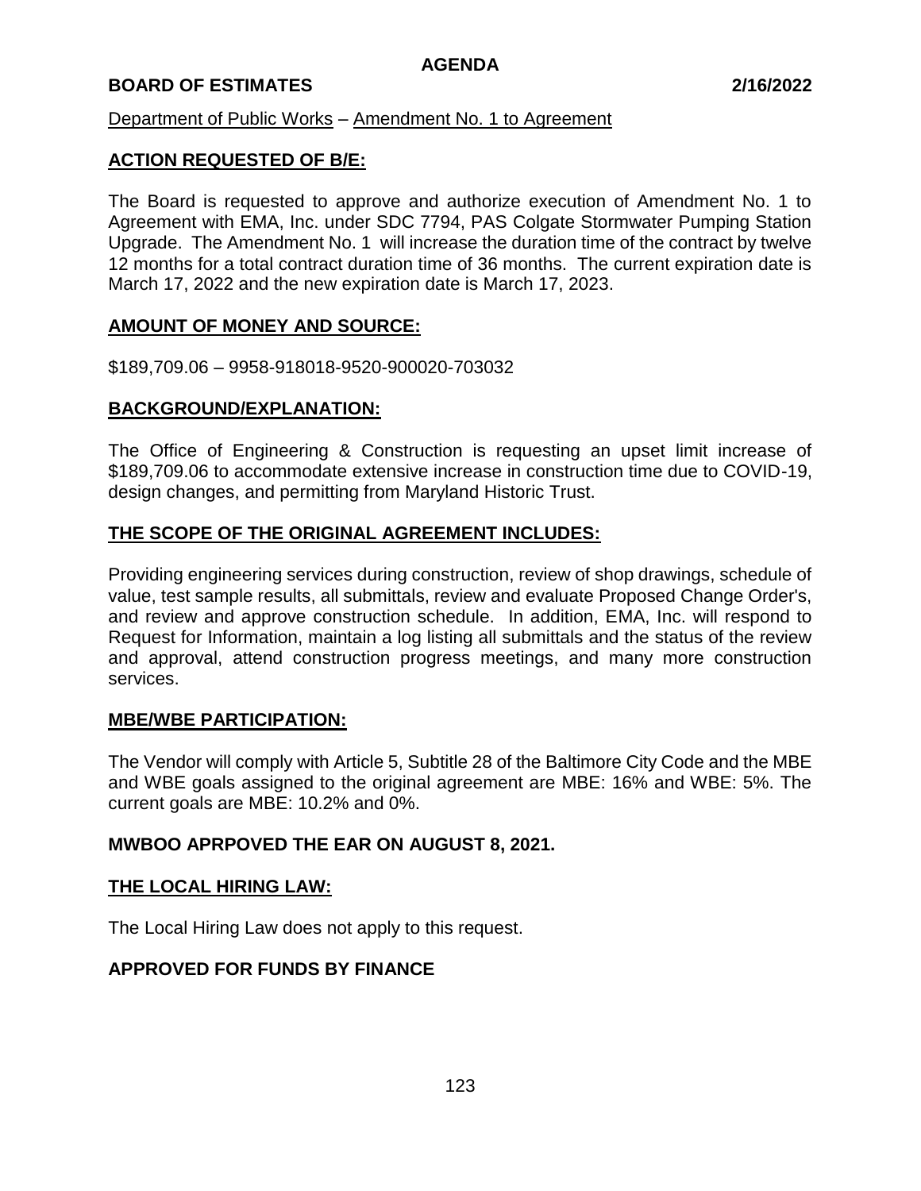**AGENDA**

**BOARD OF ESTIMATES 2/16/2022**

Department of Public Works – Amendment No. 1 to Agreement

## ACTION REQUESTED OF B/E:

The Board is requested to approve and authorize execution of Amendment No. 1 to Agreement with EMA, Inc. under SDC 7794, PAS Colgate Stormwater Pumping Station Upgrade. The Amendment No. 1 will increase the duration time of the contract by twelve 12 months for a total contract duration time of 36 months. The current expiration date is March 17, 2022 and the new expiration date is March 17, 2023.

## AMOUNT OF MONEY AND SOURCE:

$189,709.06 – 9958-918018-9520-900020-703032

## BACKGROUND/EXPLANATION:

The Office of Engineering & Construction is requesting an upset limit increase of $189,709.06 to accommodate extensive increase in construction time due to COVID-19, design changes, and permitting from Maryland Historic Trust.

## THE SCOPE OF THE ORIGINAL AGREEMENT INCLUDES:

Providing engineering services during construction, review of shop drawings, schedule of value, test sample results, all submittals, review and evaluate Proposed Change Order's, and review and approve construction schedule. In addition, EMA, Inc. will respond to Request for Information, maintain a log listing all submittals and the status of the review and approval, attend construction progress meetings, and many more construction services.

## MBE/WBE PARTICIPATION:

The Vendor will comply with Article 5, Subtitle 28 of the Baltimore City Code and the MBE and WBE goals assigned to the original agreement are MBE: 16% and WBE: 5%. The current goals are MBE: 10.2% and 0%.

**MWBOO APRPOVED THE EAR ON AUGUST 8, 2021.**

## THE LOCAL HIRING LAW:

The Local Hiring Law does not apply to this request.

**APPROVED FOR FUNDS BY FINANCE**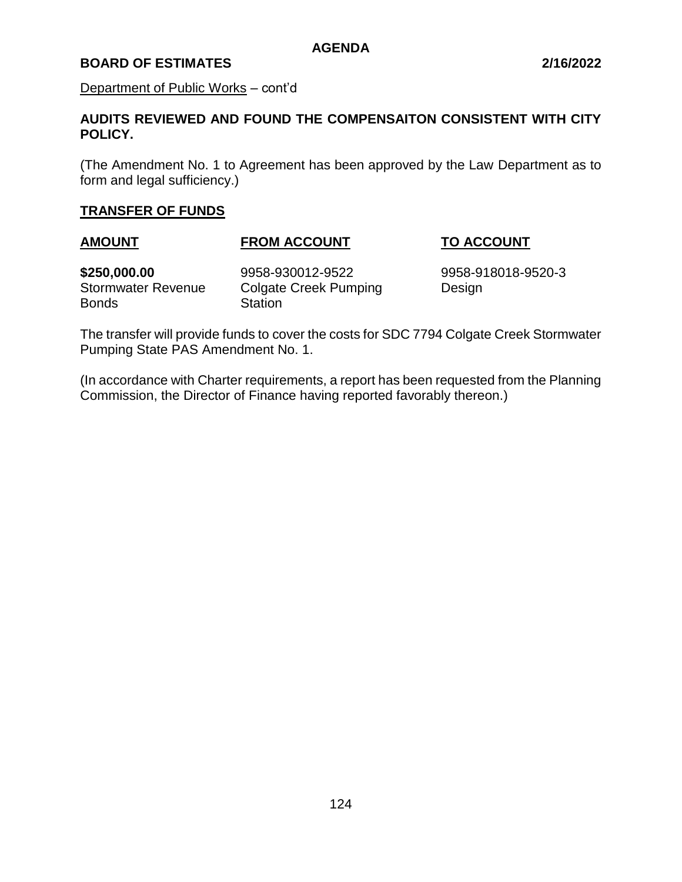Department of Public Works – cont'd

**AUDITS REVIEWED AND FOUND THE COMPENSAITON CONSISTENT WITH CITY POLICY.**

(The Amendment No. 1 to Agreement has been approved by the Law Department as to form and legal sufficiency.)

**TRANSFER OF FUNDS**

| AMOUNT | FROM ACCOUNT | TO ACCOUNT |
|---|---|---|
| **$250,000.00** Stormwater Revenue Bonds | 9958-930012-9522 Colgate Creek Pumping Station | 9958-918018-9520-3 Design |

The transfer will provide funds to cover the costs for SDC 7794 Colgate Creek Stormwater Pumping State PAS Amendment No. 1.

(In accordance with Charter requirements, a report has been requested from the Planning Commission, the Director of Finance having reported favorably thereon.)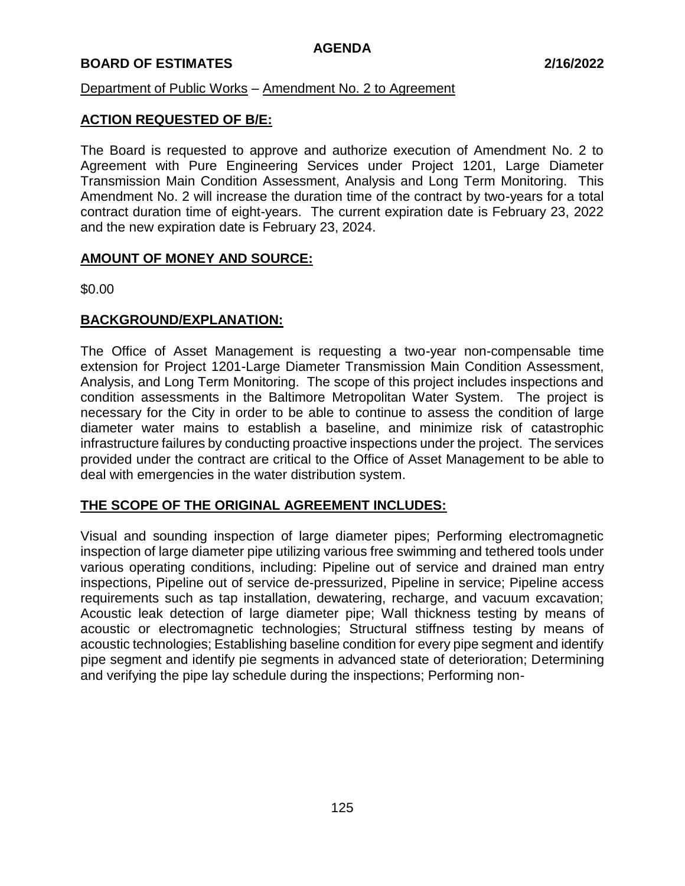**AGENDA**

**BOARD OF ESTIMATES** **2/16/2022**

Department of Public Works – Amendment No. 2 to Agreement

**ACTION REQUESTED OF B/E:**

The Board is requested to approve and authorize execution of Amendment No. 2 to Agreement with Pure Engineering Services under Project 1201, Large Diameter Transmission Main Condition Assessment, Analysis and Long Term Monitoring. This Amendment No. 2 will increase the duration time of the contract by two-years for a total contract duration time of eight-years. The current expiration date is February 23, 2022 and the new expiration date is February 23, 2024.

**AMOUNT OF MONEY AND SOURCE:**

$0.00

**BACKGROUND/EXPLANATION:**

The Office of Asset Management is requesting a two-year non-compensable time extension for Project 1201-Large Diameter Transmission Main Condition Assessment, Analysis, and Long Term Monitoring. The scope of this project includes inspections and condition assessments in the Baltimore Metropolitan Water System. The project is necessary for the City in order to be able to continue to assess the condition of large diameter water mains to establish a baseline, and minimize risk of catastrophic infrastructure failures by conducting proactive inspections under the project. The services provided under the contract are critical to the Office of Asset Management to be able to deal with emergencies in the water distribution system.

**THE SCOPE OF THE ORIGINAL AGREEMENT INCLUDES:**

Visual and sounding inspection of large diameter pipes; Performing electromagnetic inspection of large diameter pipe utilizing various free swimming and tethered tools under various operating conditions, including: Pipeline out of service and drained man entry inspections, Pipeline out of service de-pressurized, Pipeline in service; Pipeline access requirements such as tap installation, dewatering, recharge, and vacuum excavation; Acoustic leak detection of large diameter pipe; Wall thickness testing by means of acoustic or electromagnetic technologies; Structural stiffness testing by means of acoustic technologies; Establishing baseline condition for every pipe segment and identify pipe segment and identify pie segments in advanced state of deterioration; Determining and verifying the pipe lay schedule during the inspections; Performing non-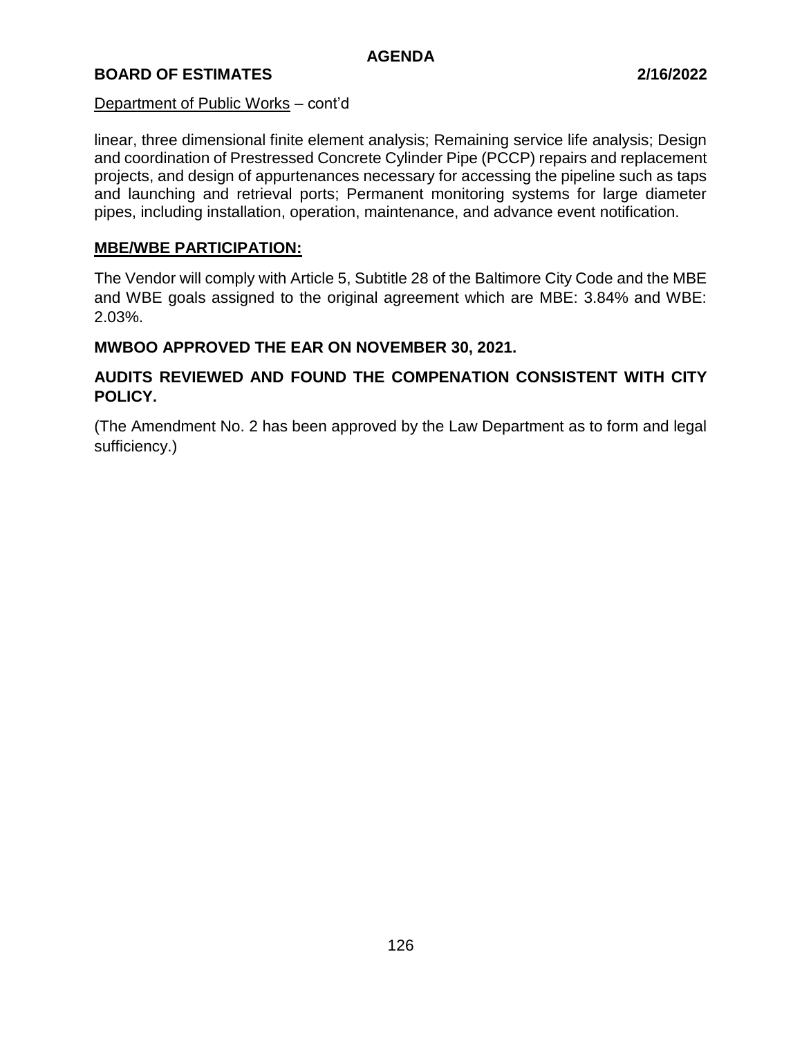Department of Public Works – cont'd

linear, three dimensional finite element analysis; Remaining service life analysis; Design and coordination of Prestressed Concrete Cylinder Pipe (PCCP) repairs and replacement projects, and design of appurtenances necessary for accessing the pipeline such as taps and launching and retrieval ports; Permanent monitoring systems for large diameter pipes, including installation, operation, maintenance, and advance event notification.

**MBE/WBE PARTICIPATION:**

The Vendor will comply with Article 5, Subtitle 28 of the Baltimore City Code and the MBE and WBE goals assigned to the original agreement which are MBE: 3.84% and WBE: 2.03%.

**MWBOO APPROVED THE EAR ON NOVEMBER 30, 2021.**

**AUDITS REVIEWED AND FOUND THE COMPENATION CONSISTENT WITH CITY POLICY.**

(The Amendment No. 2 has been approved by the Law Department as to form and legal sufficiency.)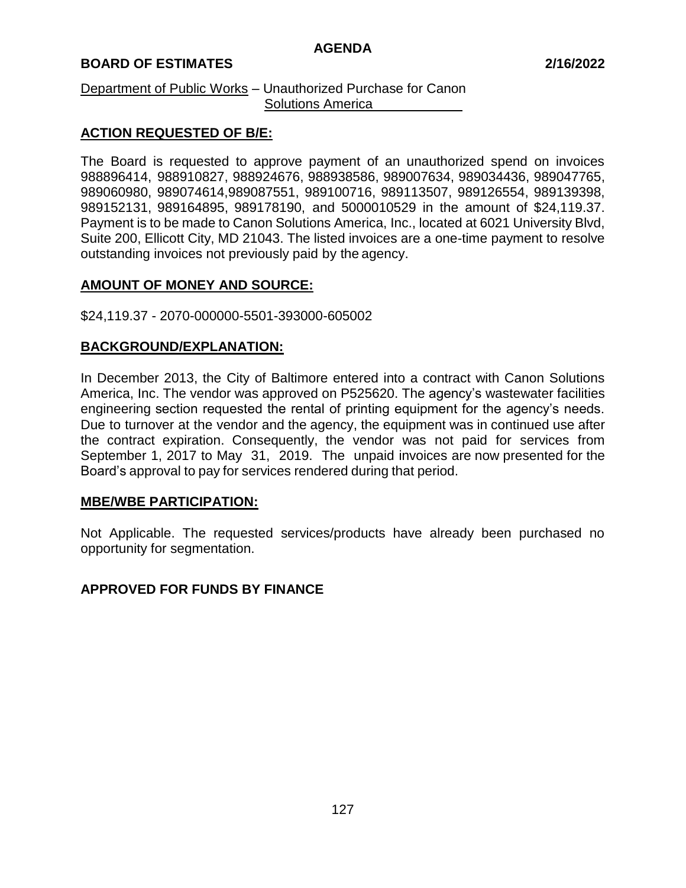**AGENDA**

**BOARD OF ESTIMATES 2/16/2022**

Department of Public Works – Unauthorized Purchase for Canon Solutions America

## ACTION REQUESTED OF B/E:

The Board is requested to approve payment of an unauthorized spend on invoices 988896414, 988910827, 988924676, 988938586, 989007634, 989034436, 989047765, 989060980, 989074614,989087551, 989100716, 989113507, 989126554, 989139398, 989152131, 989164895, 989178190, and 5000010529 in the amount of $24,119.37. Payment is to be made to Canon Solutions America, Inc., located at 6021 University Blvd, Suite 200, Ellicott City, MD 21043. The listed invoices are a one-time payment to resolve outstanding invoices not previously paid by the agency.

## AMOUNT OF MONEY AND SOURCE:

$24,119.37 - 2070-000000-5501-393000-605002

## BACKGROUND/EXPLANATION:

In December 2013, the City of Baltimore entered into a contract with Canon Solutions America, Inc. The vendor was approved on P525620. The agency's wastewater facilities engineering section requested the rental of printing equipment for the agency's needs. Due to turnover at the vendor and the agency, the equipment was in continued use after the contract expiration. Consequently, the vendor was not paid for services from September 1, 2017 to May 31, 2019. The unpaid invoices are now presented for the Board's approval to pay for services rendered during that period.

## MBE/WBE PARTICIPATION:

Not Applicable. The requested services/products have already been purchased no opportunity for segmentation.

**APPROVED FOR FUNDS BY FINANCE**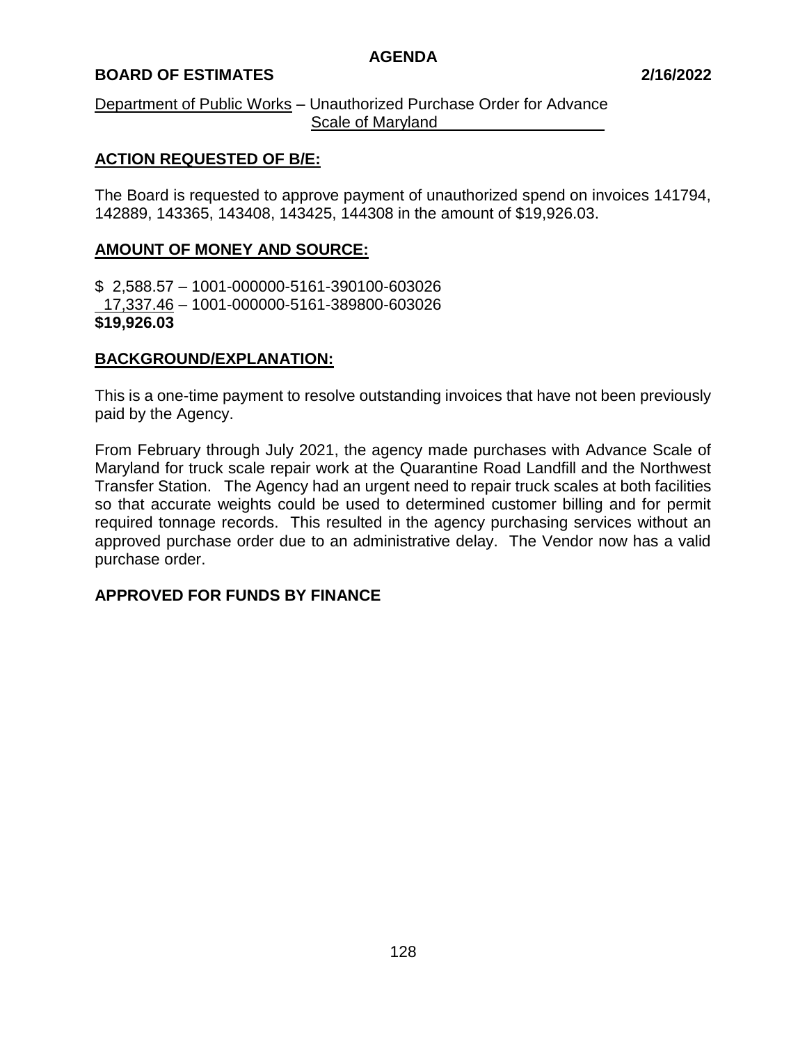**AGENDA**

**BOARD OF ESTIMATES** **2/16/2022**

Department of Public Works – Unauthorized Purchase Order for Advance Scale of Maryland

**ACTION REQUESTED OF B/E:**

The Board is requested to approve payment of unauthorized spend on invoices 141794, 142889, 143365, 143408, 143425, 144308 in the amount of $19,926.03.

**AMOUNT OF MONEY AND SOURCE:**

$ 2,588.57 – 1001-000000-5161-390100-603026
17,337.46 – 1001-000000-5161-389800-603026
**$19,926.03**

**BACKGROUND/EXPLANATION:**

This is a one-time payment to resolve outstanding invoices that have not been previously paid by the Agency.

From February through July 2021, the agency made purchases with Advance Scale of Maryland for truck scale repair work at the Quarantine Road Landfill and the Northwest Transfer Station. The Agency had an urgent need to repair truck scales at both facilities so that accurate weights could be used to determined customer billing and for permit required tonnage records. This resulted in the agency purchasing services without an approved purchase order due to an administrative delay. The Vendor now has a valid purchase order.

**APPROVED FOR FUNDS BY FINANCE**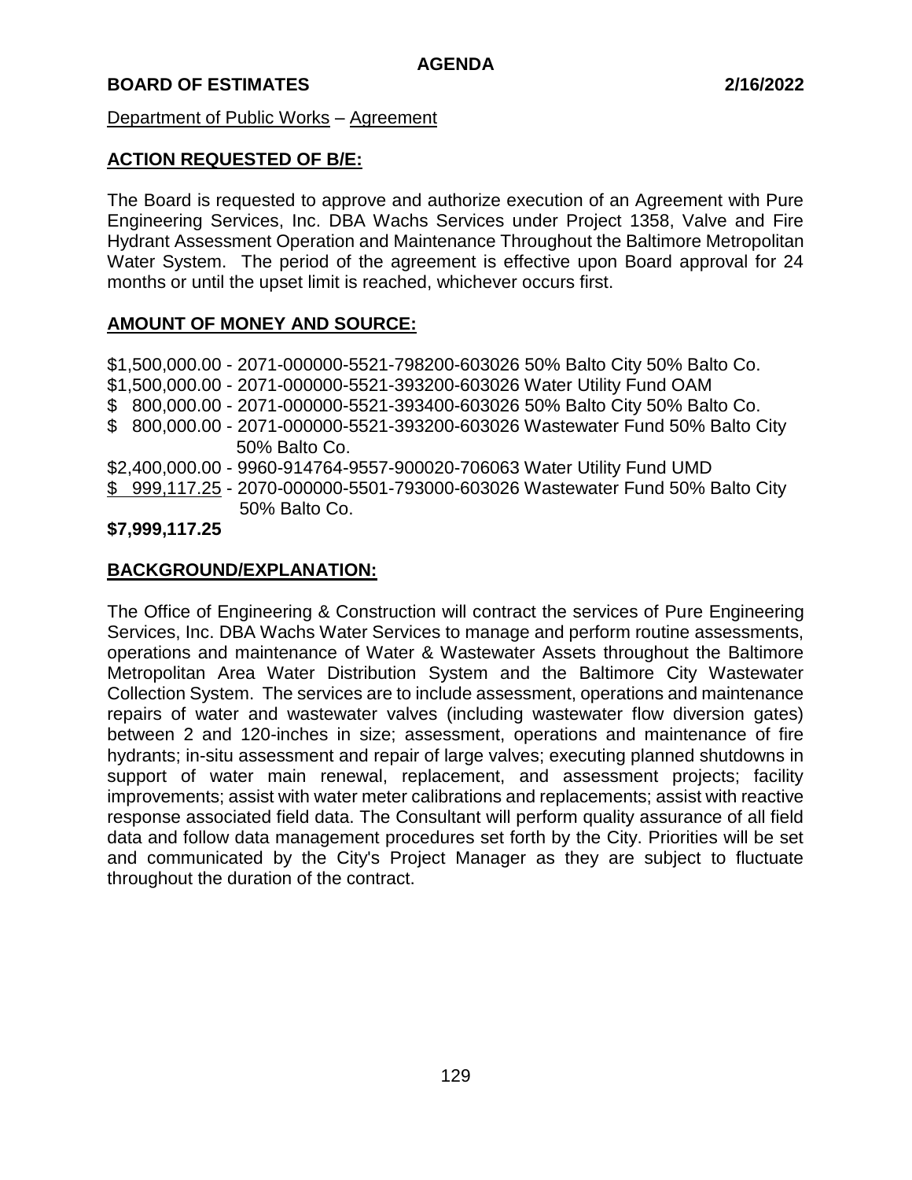**AGENDA**

**BOARD OF ESTIMATES** **2/16/2022**

Department of Public Works – Agreement

## ACTION REQUESTED OF B/E:

The Board is requested to approve and authorize execution of an Agreement with Pure Engineering Services, Inc. DBA Wachs Services under Project 1358, Valve and Fire Hydrant Assessment Operation and Maintenance Throughout the Baltimore Metropolitan Water System. The period of the agreement is effective upon Board approval for 24 months or until the upset limit is reached, whichever occurs first.

## AMOUNT OF MONEY AND SOURCE:

$1,500,000.00 - 2071-000000-5521-798200-603026 50% Balto City 50% Balto Co.
$1,500,000.00 - 2071-000000-5521-393200-603026 Water Utility Fund OAM
$ 800,000.00 - 2071-000000-5521-393400-603026 50% Balto City 50% Balto Co.
$ 800,000.00 - 2071-000000-5521-393200-603026 Wastewater Fund 50% Balto City 50% Balto Co.
$2,400,000.00 - 9960-914764-9557-900020-706063 Water Utility Fund UMD
$ 999,117.25 - 2070-000000-5501-793000-603026 Wastewater Fund 50% Balto City 50% Balto Co.

**$7,999,117.25**

## BACKGROUND/EXPLANATION:

The Office of Engineering & Construction will contract the services of Pure Engineering Services, Inc. DBA Wachs Water Services to manage and perform routine assessments, operations and maintenance of Water & Wastewater Assets throughout the Baltimore Metropolitan Area Water Distribution System and the Baltimore City Wastewater Collection System. The services are to include assessment, operations and maintenance repairs of water and wastewater valves (including wastewater flow diversion gates) between 2 and 120-inches in size; assessment, operations and maintenance of fire hydrants; in-situ assessment and repair of large valves; executing planned shutdowns in support of water main renewal, replacement, and assessment projects; facility improvements; assist with water meter calibrations and replacements; assist with reactive response associated field data. The Consultant will perform quality assurance of all field data and follow data management procedures set forth by the City. Priorities will be set and communicated by the City's Project Manager as they are subject to fluctuate throughout the duration of the contract.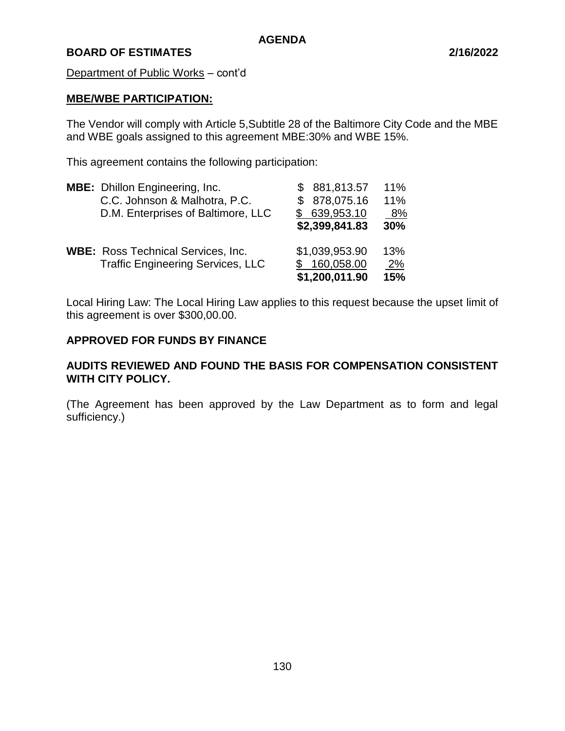Department of Public Works – cont'd

**MBE/WBE PARTICIPATION:**

The Vendor will comply with Article 5,Subtitle 28 of the Baltimore City Code and the MBE and WBE goals assigned to this agreement MBE:30% and WBE 15%.

This agreement contains the following participation:

| | | | |
|---|---|---|---|
| **MBE:** | Dhillon Engineering, Inc. | $ 881,813.57 | 11% |
| | C.C. Johnson & Malhotra, P.C. | $ 878,075.16 | 11% |
| | D.M. Enterprises of Baltimore, LLC | $ 639,953.10 | 8% |
| | | **$2,399,841.83** | **30%** |
| **WBE:** | Ross Technical Services, Inc. | $1,039,953.90 | 13% |
| | Traffic Engineering Services, LLC | $ 160,058.00 | 2% |
| | | **$1,200,011.90** | **15%** |

Local Hiring Law: The Local Hiring Law applies to this request because the upset limit of this agreement is over $300,00.00.

**APPROVED FOR FUNDS BY FINANCE**

**AUDITS REVIEWED AND FOUND THE BASIS FOR COMPENSATION CONSISTENT WITH CITY POLICY.**

(The Agreement has been approved by the Law Department as to form and legal sufficiency.)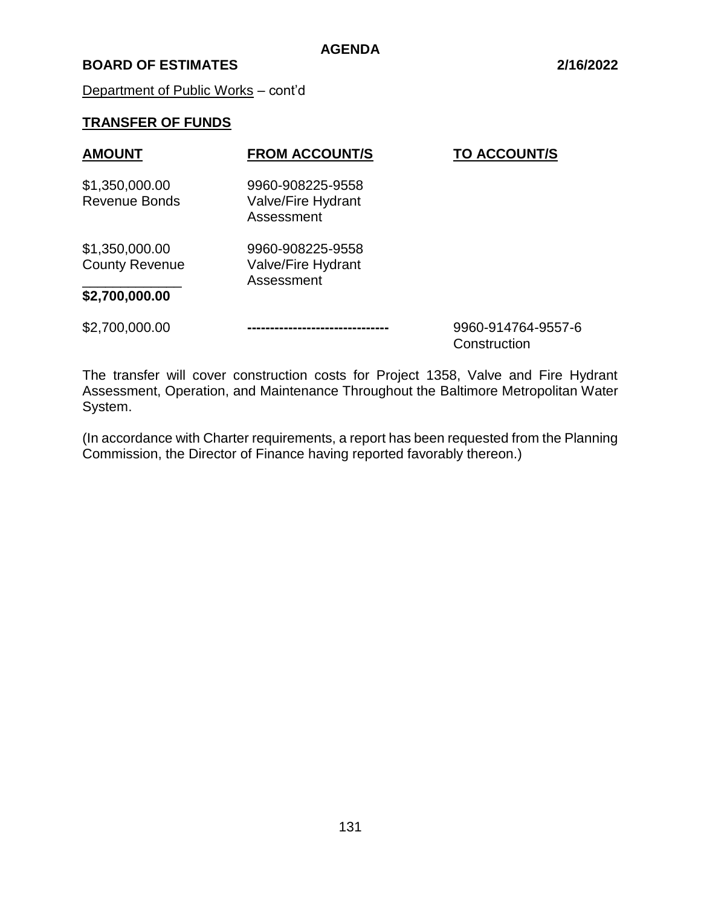**AGENDA**

**BOARD OF ESTIMATES** **2/16/2022**

Department of Public Works – cont'd

**TRANSFER OF FUNDS**

| **AMOUNT** | **FROM ACCOUNT/S** | **TO ACCOUNT/S** |
|---|---|---|
| \$1,350,000.00 Revenue Bonds | 9960-908225-9558 Valve/Fire Hydrant Assessment | |
| \$1,350,000.00 County Revenue | 9960-908225-9558 Valve/Fire Hydrant Assessment | |
| **\$2,700,000.00** | | |
| \$2,700,000.00 | ------------------------------- | 9960-914764-9557-6 Construction |

The transfer will cover construction costs for Project 1358, Valve and Fire Hydrant Assessment, Operation, and Maintenance Throughout the Baltimore Metropolitan Water System.

(In accordance with Charter requirements, a report has been requested from the Planning Commission, the Director of Finance having reported favorably thereon.)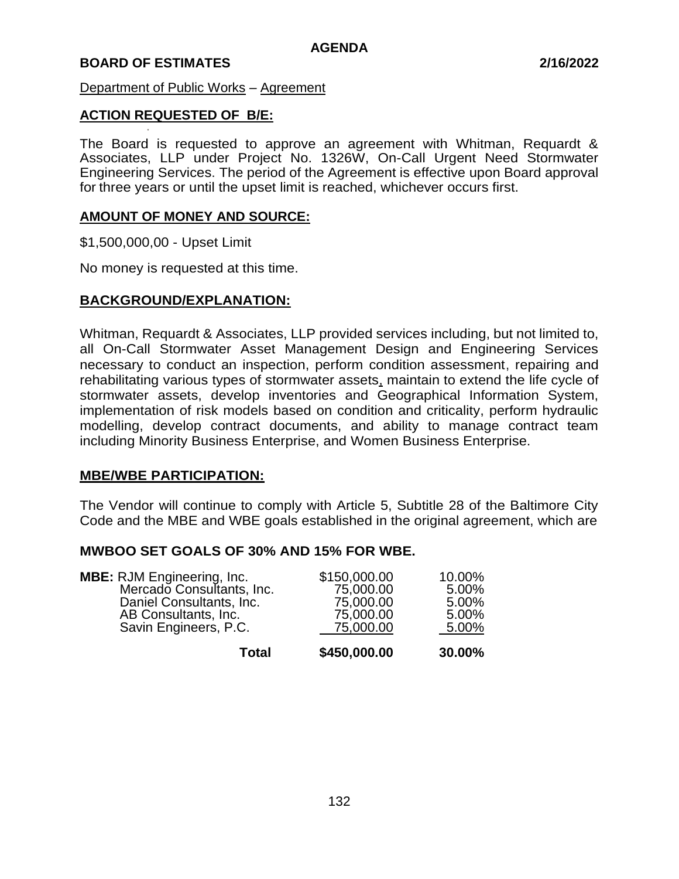**AGENDA**

**BOARD OF ESTIMATES** **2/16/2022**

Department of Public Works – Agreement

**ACTION REQUESTED OF B/E:**

The Board is requested to approve an agreement with Whitman, Requardt & Associates, LLP under Project No. 1326W, On-Call Urgent Need Stormwater Engineering Services. The period of the Agreement is effective upon Board approval for three years or until the upset limit is reached, whichever occurs first.

**AMOUNT OF MONEY AND SOURCE:**

$1,500,000,00 - Upset Limit

No money is requested at this time.

**BACKGROUND/EXPLANATION:**

Whitman, Requardt & Associates, LLP provided services including, but not limited to, all On-Call Stormwater Asset Management Design and Engineering Services necessary to conduct an inspection, perform condition assessment, repairing and rehabilitating various types of stormwater assets, maintain to extend the life cycle of stormwater assets, develop inventories and Geographical Information System, implementation of risk models based on condition and criticality, perform hydraulic modelling, develop contract documents, and ability to manage contract team including Minority Business Enterprise, and Women Business Enterprise.

**MBE/WBE PARTICIPATION:**

The Vendor will continue to comply with Article 5, Subtitle 28 of the Baltimore City Code and the MBE and WBE goals established in the original agreement, which are

**MWBOO SET GOALS OF 30% AND 15% FOR WBE.**

| | | |
|---|---|---|
| **MBE:** RJM Engineering, Inc. | $150,000.00 | 10.00% |
| Mercado Consultants, Inc. | 75,000.00 | 5.00% |
| Daniel Consultants, Inc. | 75,000.00 | 5.00% |
| AB Consultants, Inc. | 75,000.00 | 5.00% |
| Savin Engineers, P.C. | 75,000.00 | 5.00% |
| **Total** | **$450,000.00** | **30.00%** |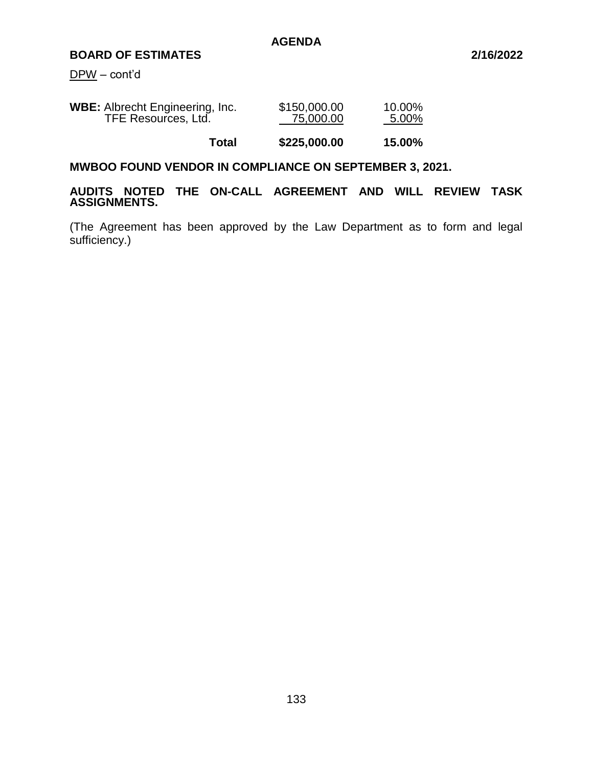DPW – cont'd

| | | |
|---|---|---|
| **WBE:** Albrecht Engineering, Inc. | $150,000.00 | 10.00% |
| TFE Resources, Ltd. | 75,000.00 | 5.00% |
| **Total** | **$225,000.00** | **15.00%** |

**MWBOO FOUND VENDOR IN COMPLIANCE ON SEPTEMBER 3, 2021.**

**AUDITS NOTED THE ON-CALL AGREEMENT AND WILL REVIEW TASK ASSIGNMENTS.**

(The Agreement has been approved by the Law Department as to form and legal sufficiency.)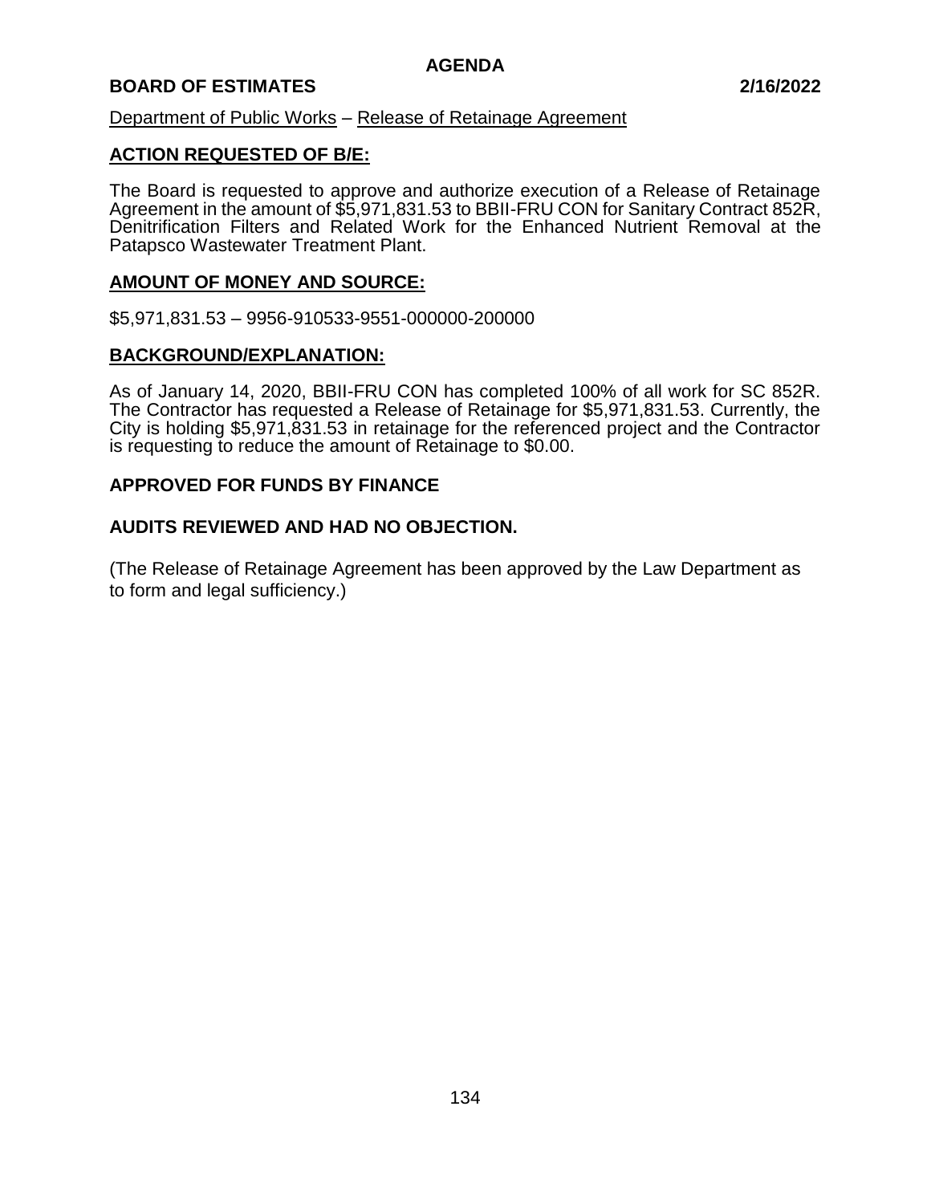**AGENDA**

**BOARD OF ESTIMATES 2/16/2022**

Department of Public Works – Release of Retainage Agreement

**ACTION REQUESTED OF B/E:**

The Board is requested to approve and authorize execution of a Release of Retainage Agreement in the amount of $5,971,831.53 to BBII-FRU CON for Sanitary Contract 852R, Denitrification Filters and Related Work for the Enhanced Nutrient Removal at the Patapsco Wastewater Treatment Plant.

**AMOUNT OF MONEY AND SOURCE:**

$5,971,831.53 – 9956-910533-9551-000000-200000

**BACKGROUND/EXPLANATION:**

As of January 14, 2020, BBII-FRU CON has completed 100% of all work for SC 852R. The Contractor has requested a Release of Retainage for $5,971,831.53. Currently, the City is holding $5,971,831.53 in retainage for the referenced project and the Contractor is requesting to reduce the amount of Retainage to $0.00.

**APPROVED FOR FUNDS BY FINANCE**

**AUDITS REVIEWED AND HAD NO OBJECTION.**

(The Release of Retainage Agreement has been approved by the Law Department as to form and legal sufficiency.)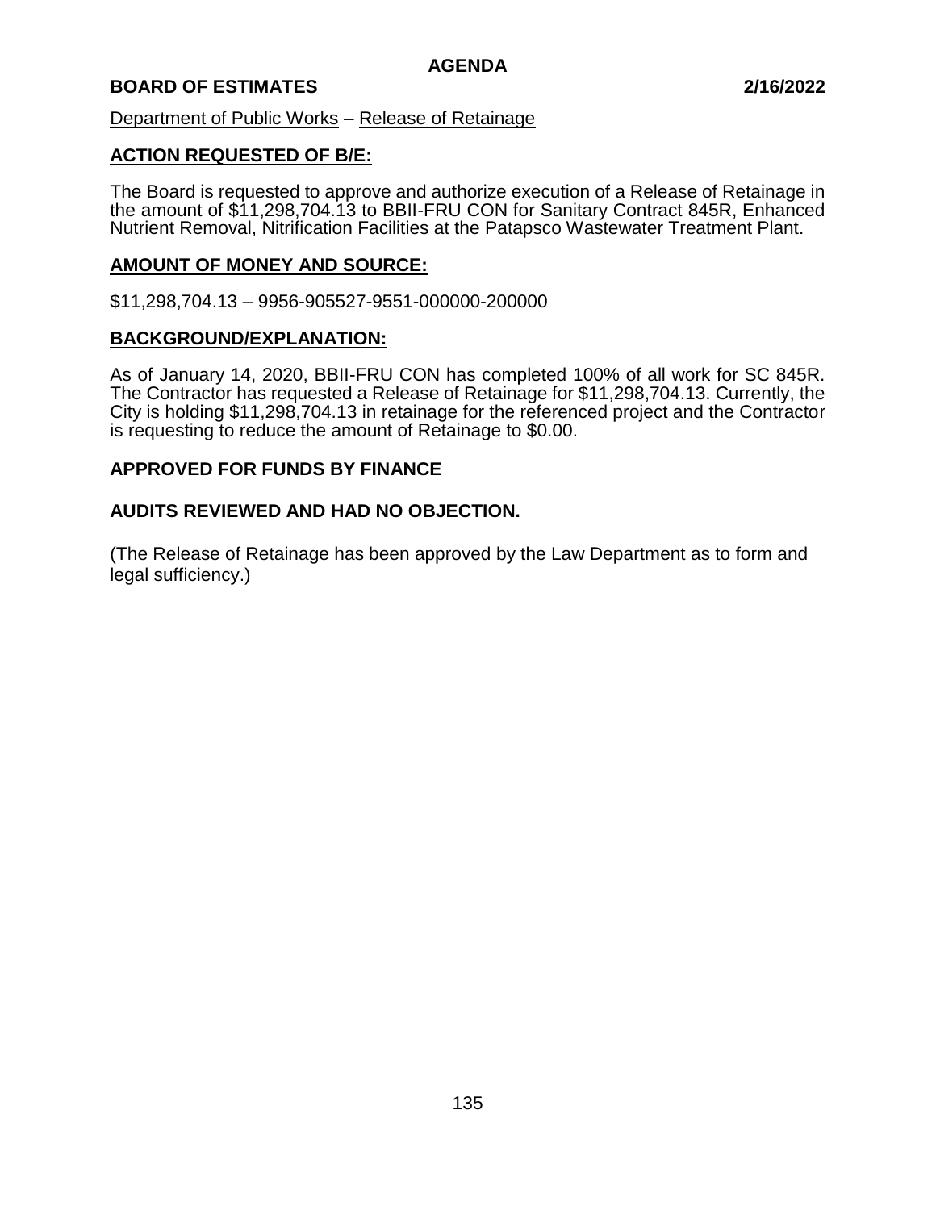**AGENDA**

**BOARD OF ESTIMATES** **2/16/2022**

Department of Public Works – Release of Retainage

## ACTION REQUESTED OF B/E:

The Board is requested to approve and authorize execution of a Release of Retainage in the amount of $11,298,704.13 to BBII-FRU CON for Sanitary Contract 845R, Enhanced Nutrient Removal, Nitrification Facilities at the Patapsco Wastewater Treatment Plant.

## AMOUNT OF MONEY AND SOURCE:

$11,298,704.13 – 9956-905527-9551-000000-200000

## BACKGROUND/EXPLANATION:

As of January 14, 2020, BBII-FRU CON has completed 100% of all work for SC 845R. The Contractor has requested a Release of Retainage for $11,298,704.13. Currently, the City is holding $11,298,704.13 in retainage for the referenced project and the Contractor is requesting to reduce the amount of Retainage to $0.00.

**APPROVED FOR FUNDS BY FINANCE**

**AUDITS REVIEWED AND HAD NO OBJECTION.**

(The Release of Retainage has been approved by the Law Department as to form and legal sufficiency.)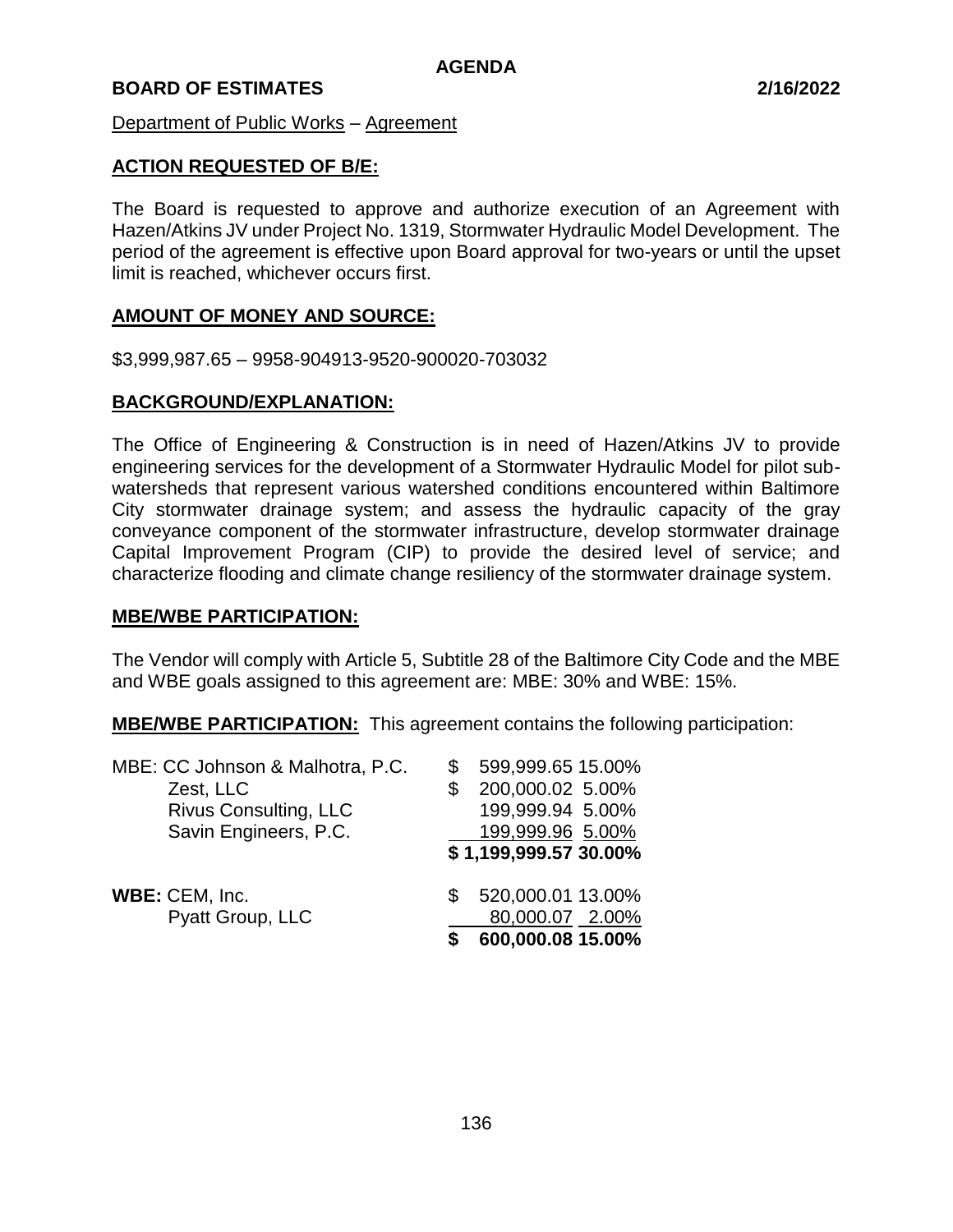**AGENDA**

**BOARD OF ESTIMATES** **2/16/2022**

Department of Public Works – Agreement

## ACTION REQUESTED OF B/E:

The Board is requested to approve and authorize execution of an Agreement with Hazen/Atkins JV under Project No. 1319, Stormwater Hydraulic Model Development. The period of the agreement is effective upon Board approval for two-years or until the upset limit is reached, whichever occurs first.

## AMOUNT OF MONEY AND SOURCE:

$3,999,987.65 – 9958-904913-9520-900020-703032

## BACKGROUND/EXPLANATION:

The Office of Engineering & Construction is in need of Hazen/Atkins JV to provide engineering services for the development of a Stormwater Hydraulic Model for pilot sub-watersheds that represent various watershed conditions encountered within Baltimore City stormwater drainage system; and assess the hydraulic capacity of the gray conveyance component of the stormwater infrastructure, develop stormwater drainage Capital Improvement Program (CIP) to provide the desired level of service; and characterize flooding and climate change resiliency of the stormwater drainage system.

## MBE/WBE PARTICIPATION:

The Vendor will comply with Article 5, Subtitle 28 of the Baltimore City Code and the MBE and WBE goals assigned to this agreement are: MBE: 30% and WBE: 15%.

**MBE/WBE PARTICIPATION:** This agreement contains the following participation:

| | | Amount | Percent |
|---|---|---|---|
| MBE: | CC Johnson & Malhotra, P.C. | $ 599,999.65 | 15.00% |
| | Zest, LLC | $ 200,000.02 | 5.00% |
| | Rivus Consulting, LLC | 199,999.94 | 5.00% |
| | Savin Engineers, P.C. | 199,999.96 | 5.00% |
| | | **$ 1,199,999.57** | **30.00%** |
| **WBE:** | CEM, Inc. | $ 520,000.01 | 13.00% |
| | Pyatt Group, LLC | 80,000.07 | 2.00% |
| | | **$ 600,000.08** | **15.00%** |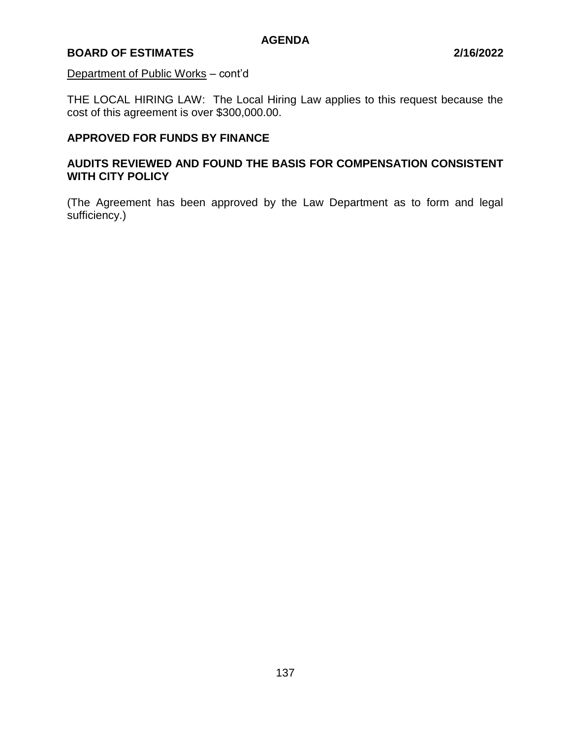Department of Public Works – cont'd

THE LOCAL HIRING LAW: The Local Hiring Law applies to this request because the cost of this agreement is over $300,000.00.

**APPROVED FOR FUNDS BY FINANCE**

**AUDITS REVIEWED AND FOUND THE BASIS FOR COMPENSATION CONSISTENT WITH CITY POLICY**

(The Agreement has been approved by the Law Department as to form and legal sufficiency.)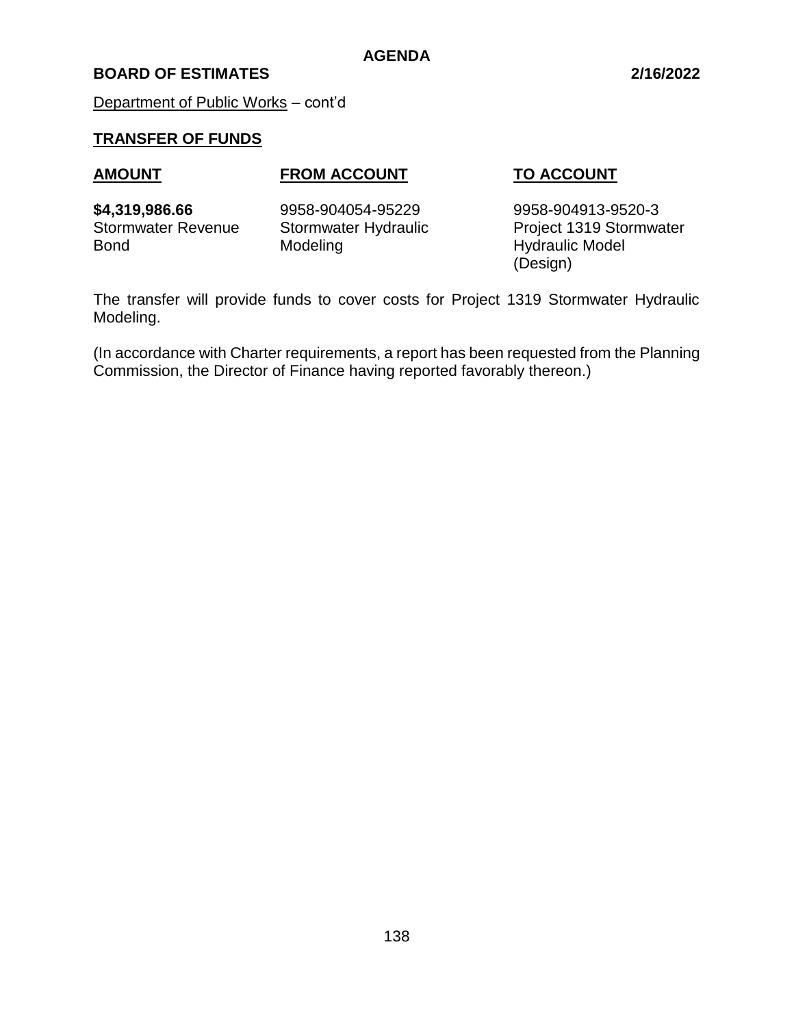Department of Public Works – cont'd

**TRANSFER OF FUNDS**

| **AMOUNT** | **FROM ACCOUNT** | **TO ACCOUNT** |
|---|---|---|
| **$4,319,986.66** Stormwater Revenue Bond | 9958-904054-95229 Stormwater Hydraulic Modeling | 9958-904913-9520-3 Project 1319 Stormwater Hydraulic Model (Design) |

The transfer will provide funds to cover costs for Project 1319 Stormwater Hydraulic Modeling.

(In accordance with Charter requirements, a report has been requested from the Planning Commission, the Director of Finance having reported favorably thereon.)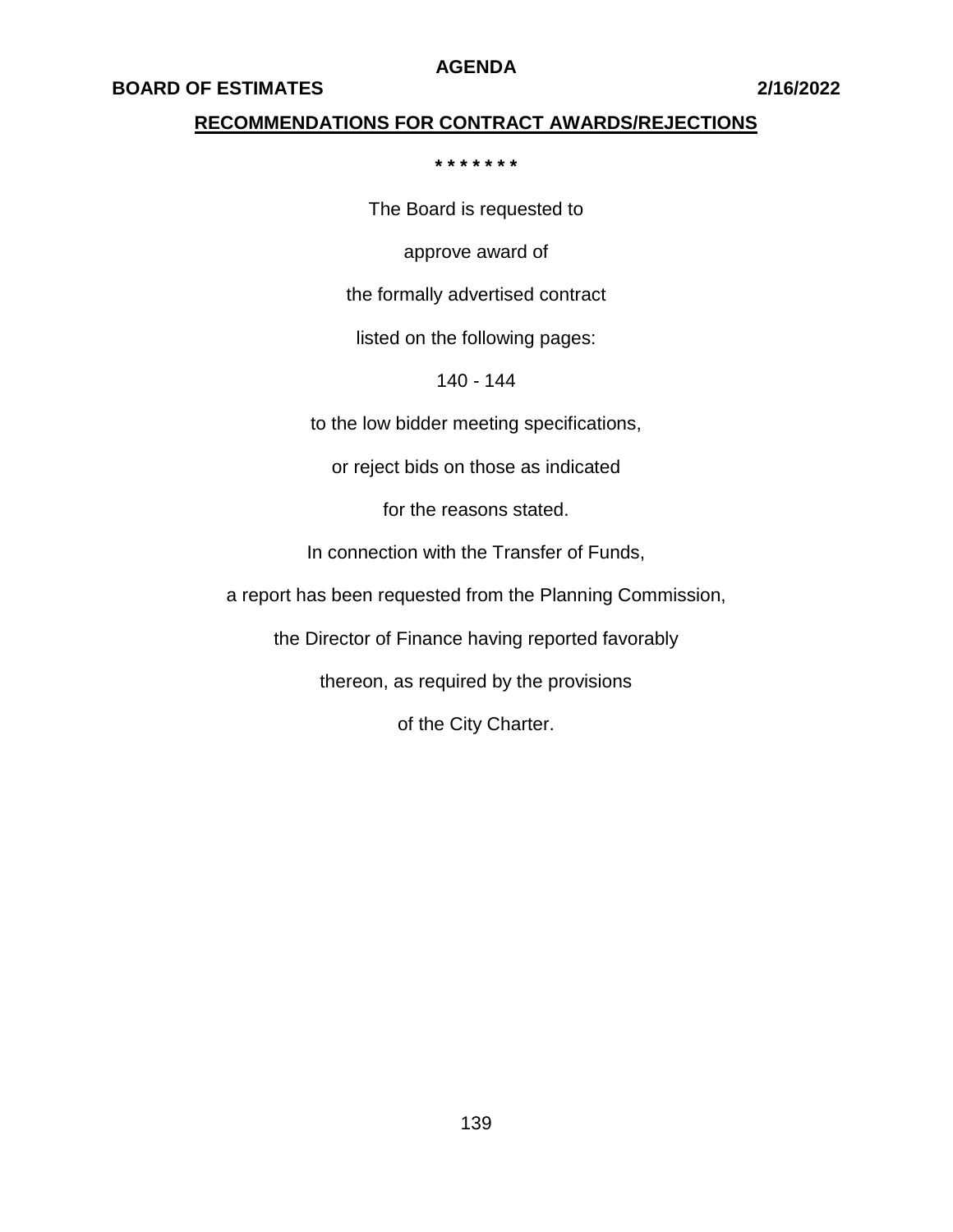**AGENDA**

**BOARD OF ESTIMATES** **2/16/2022**

**RECOMMENDATIONS FOR CONTRACT AWARDS/REJECTIONS**

**\* \* \* \* \* \* \***

The Board is requested to

approve award of

the formally advertised contract

listed on the following pages:

140 - 144

to the low bidder meeting specifications,

or reject bids on those as indicated

for the reasons stated.

In connection with the Transfer of Funds,

a report has been requested from the Planning Commission,

the Director of Finance having reported favorably

thereon, as required by the provisions

of the City Charter.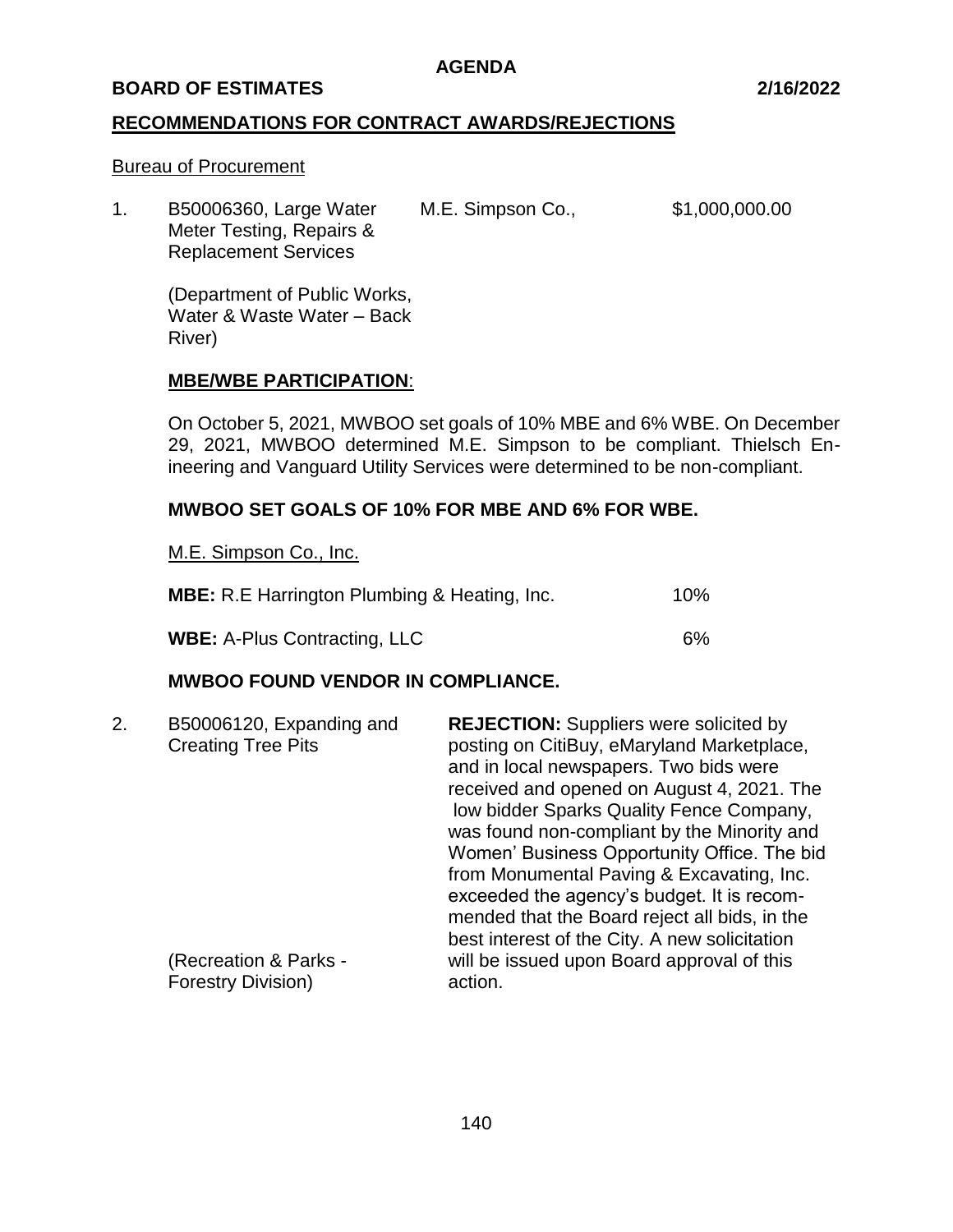**AGENDA**

**BOARD OF ESTIMATES** **2/16/2022**

## RECOMMENDATIONS FOR CONTRACT AWARDS/REJECTIONS

Bureau of Procurement

1. B50006360, Large Water Meter Testing, Repairs & Replacement Services — M.E. Simpson Co., — $1,000,000.00

   (Department of Public Works, Water & Waste Water – Back River)

   **MBE/WBE PARTICIPATION**:

   On October 5, 2021, MWBOO set goals of 10% MBE and 6% WBE. On December 29, 2021, MWBOO determined M.E. Simpson to be compliant. Thielsch Enineering and Vanguard Utility Services were determined to be non-compliant.

   **MWBOO SET GOALS OF 10% FOR MBE AND 6% FOR WBE.**

   M.E. Simpson Co., Inc.

   | | |
   |---|---|
   | **MBE:** R.E Harrington Plumbing & Heating, Inc. | 10% |
   | **WBE:** A-Plus Contracting, LLC | 6% |

   **MWBOO FOUND VENDOR IN COMPLIANCE.**

2. B50006120, Expanding and Creating Tree Pits

   (Recreation & Parks - Forestry Division)

   **REJECTION:** Suppliers were solicited by posting on CitiBuy, eMaryland Marketplace, and in local newspapers. Two bids were received and opened on August 4, 2021. The low bidder Sparks Quality Fence Company, was found non-compliant by the Minority and Women' Business Opportunity Office. The bid from Monumental Paving & Excavating, Inc. exceeded the agency's budget. It is recommended that the Board reject all bids, in the best interest of the City. A new solicitation will be issued upon Board approval of this action.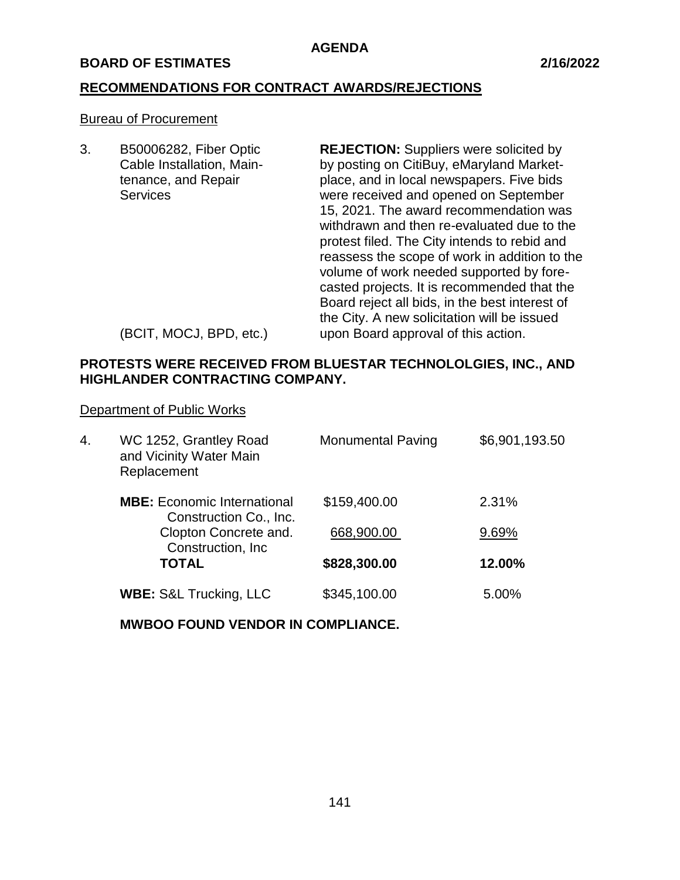**AGENDA**

**BOARD OF ESTIMATES** **2/16/2022**

## RECOMMENDATIONS FOR CONTRACT AWARDS/REJECTIONS

Bureau of Procurement

3. B50006282, Fiber Optic Cable Installation, Maintenance, and Repair Services

   (BCIT, MOCJ, BPD, etc.)

   **REJECTION:** Suppliers were solicited by by posting on CitiBuy, eMaryland Marketplace, and in local newspapers. Five bids were received and opened on September 15, 2021. The award recommendation was withdrawn and then re-evaluated due to the protest filed. The City intends to rebid and reassess the scope of work in addition to the volume of work needed supported by forecasted projects. It is recommended that the Board reject all bids, in the best interest of the City. A new solicitation will be issued upon Board approval of this action.

**PROTESTS WERE RECEIVED FROM BLUESTAR TECHNOLOLGIES, INC., AND HIGHLANDER CONTRACTING COMPANY.**

Department of Public Works

4. WC 1252, Grantley Road and Vicinity Water Main Replacement — Monumental Paving — $6,901,193.50

| | | |
|---|---|---|
| **MBE:** Economic International Construction Co., Inc. | $159,400.00 | 2.31% |
| Clopton Concrete and. Construction, Inc | 668,900.00 | 9.69% |
| **TOTAL** | **$828,300.00** | **12.00%** |
| **WBE:** S&L Trucking, LLC | $345,100.00 | 5.00% |

**MWBOO FOUND VENDOR IN COMPLIANCE.**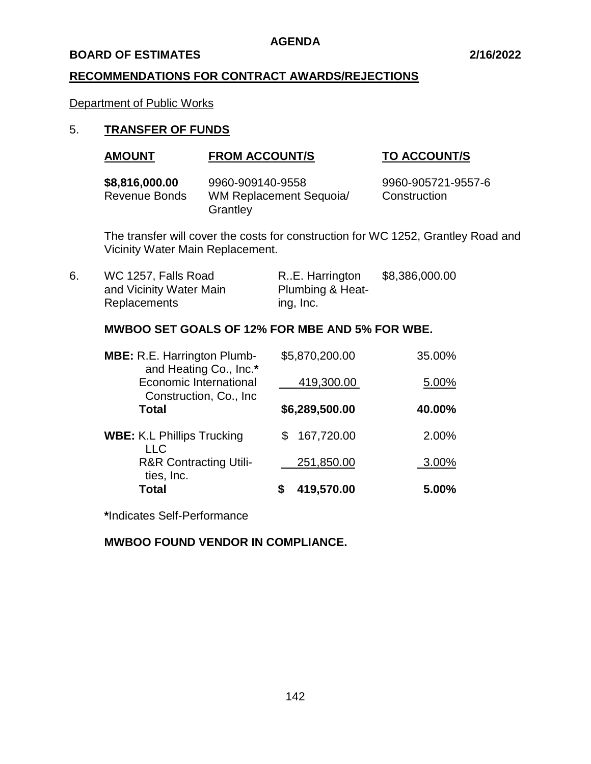**AGENDA**

**BOARD OF ESTIMATES** 2/16/2022

**RECOMMENDATIONS FOR CONTRACT AWARDS/REJECTIONS**

Department of Public Works

5. **TRANSFER OF FUNDS**

| **AMOUNT** | **FROM ACCOUNT/S** | **TO ACCOUNT/S** |
|---|---|---|
| **$8,816,000.00** Revenue Bonds | 9960-909140-9558 WM Replacement Sequoia/ Grantley | 9960-905721-9557-6 Construction |

The transfer will cover the costs for construction for WC 1252, Grantley Road and Vicinity Water Main Replacement.

6. WC 1257, Falls Road and Vicinity Water Main Replacements — R..E. Harrington Plumbing & Heating, Inc. — $8,386,000.00

**MWBOO SET GOALS OF 12% FOR MBE AND 5% FOR WBE.**

| | | |
|---|---|---|
| **MBE:** R.E. Harrington Plumb- and Heating Co., Inc.* | $5,870,200.00 | 35.00% |
| Economic International Construction, Co., Inc | 419,300.00 | 5.00% |
| **Total** | **$6,289,500.00** | **40.00%** |
| **WBE:** K.L Phillips Trucking LLC | $ 167,720.00 | 2.00% |
| R&R Contracting Utilities, Inc. | 251,850.00 | 3.00% |
| **Total** | **$ 419,570.00** | **5.00%** |

**\***Indicates Self-Performance

**MWBOO FOUND VENDOR IN COMPLIANCE.**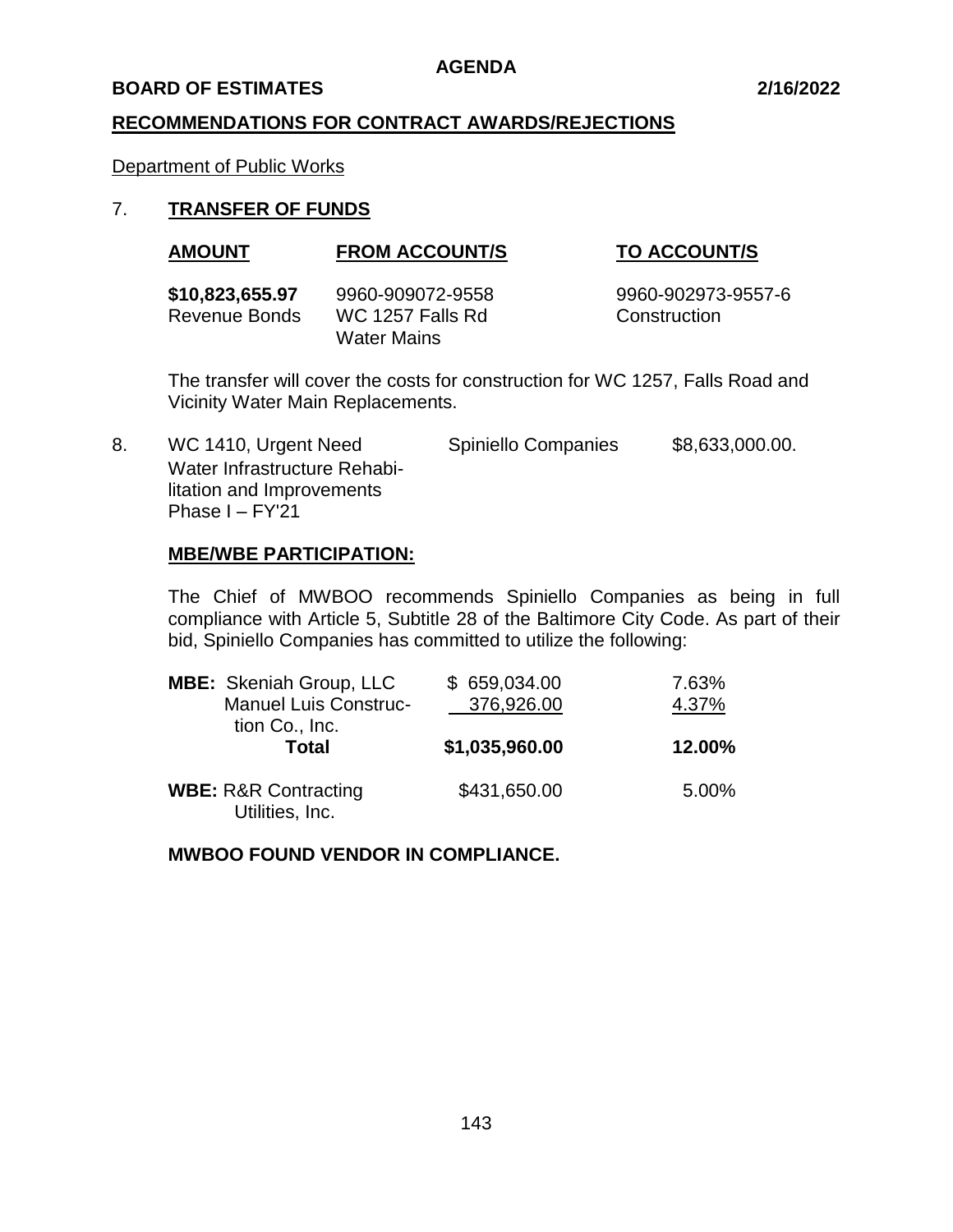**AGENDA**

**BOARD OF ESTIMATES** **2/16/2022**

## RECOMMENDATIONS FOR CONTRACT AWARDS/REJECTIONS

Department of Public Works

7. **TRANSFER OF FUNDS**

| **AMOUNT** | **FROM ACCOUNT/S** | **TO ACCOUNT/S** |
|---|---|---|
| **$10,823,655.97** Revenue Bonds | 9960-909072-9558 WC 1257 Falls Rd Water Mains | 9960-902973-9557-6 Construction |

The transfer will cover the costs for construction for WC 1257, Falls Road and Vicinity Water Main Replacements.

8. WC 1410, Urgent Need Water Infrastructure Rehabilitation and Improvements Phase I – FY'21 — Spiniello Companies — $8,633,000.00.

**MBE/WBE PARTICIPATION:**

The Chief of MWBOO recommends Spiniello Companies as being in full compliance with Article 5, Subtitle 28 of the Baltimore City Code. As part of their bid, Spiniello Companies has committed to utilize the following:

| | | |
|---|---|---|
| **MBE:** Skeniah Group, LLC | $ 659,034.00 | 7.63% |
| Manuel Luis Construction Co., Inc. | 376,926.00 | 4.37% |
| **Total** | **$1,035,960.00** | **12.00%** |
| **WBE:** R&R Contracting Utilities, Inc. | $431,650.00 | 5.00% |

**MWBOO FOUND VENDOR IN COMPLIANCE.**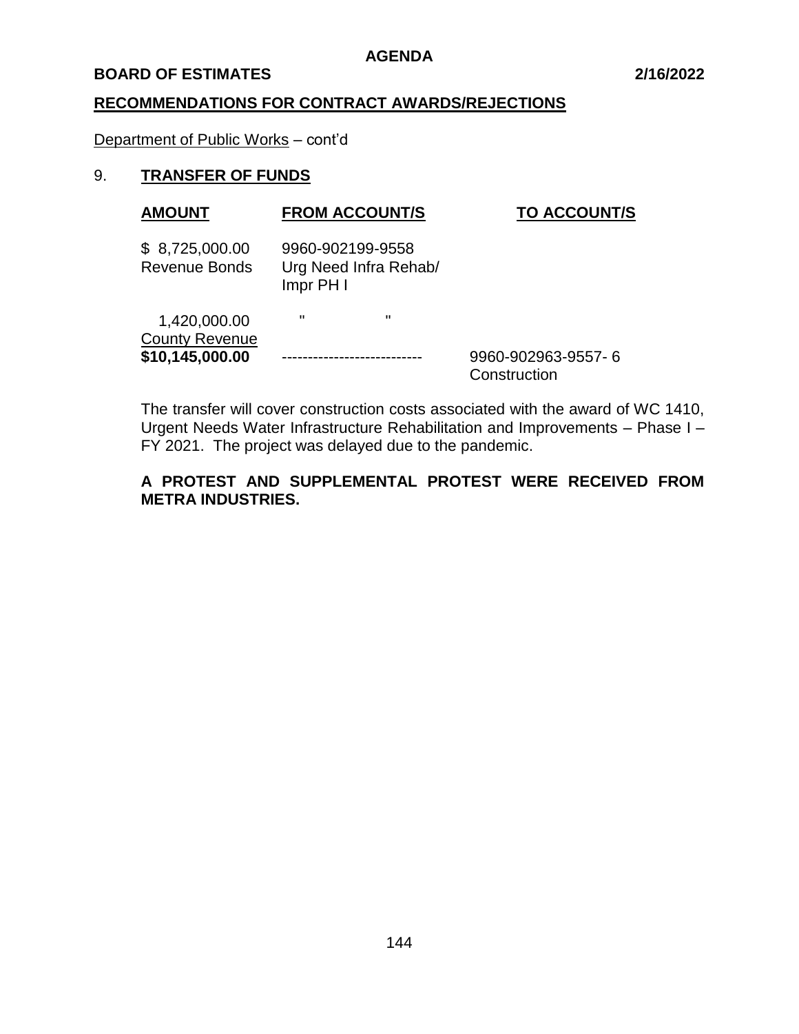**AGENDA**

**BOARD OF ESTIMATES** **2/16/2022**

**RECOMMENDATIONS FOR CONTRACT AWARDS/REJECTIONS**

Department of Public Works – cont'd

9. **TRANSFER OF FUNDS**

| **AMOUNT** | **FROM ACCOUNT/S** | **TO ACCOUNT/S** |
|---|---|---|
| $ 8,725,000.00<br>Revenue Bonds | 9960-902199-9558<br>Urg Need Infra Rehab/<br>Impr PH I | |
| 1,420,000.00<br>County Revenue | " " | |
| **$10,145,000.00** | --------------------------- | 9960-902963-9557- 6<br>Construction |

The transfer will cover construction costs associated with the award of WC 1410, Urgent Needs Water Infrastructure Rehabilitation and Improvements – Phase I – FY 2021. The project was delayed due to the pandemic.

**A PROTEST AND SUPPLEMENTAL PROTEST WERE RECEIVED FROM METRA INDUSTRIES.**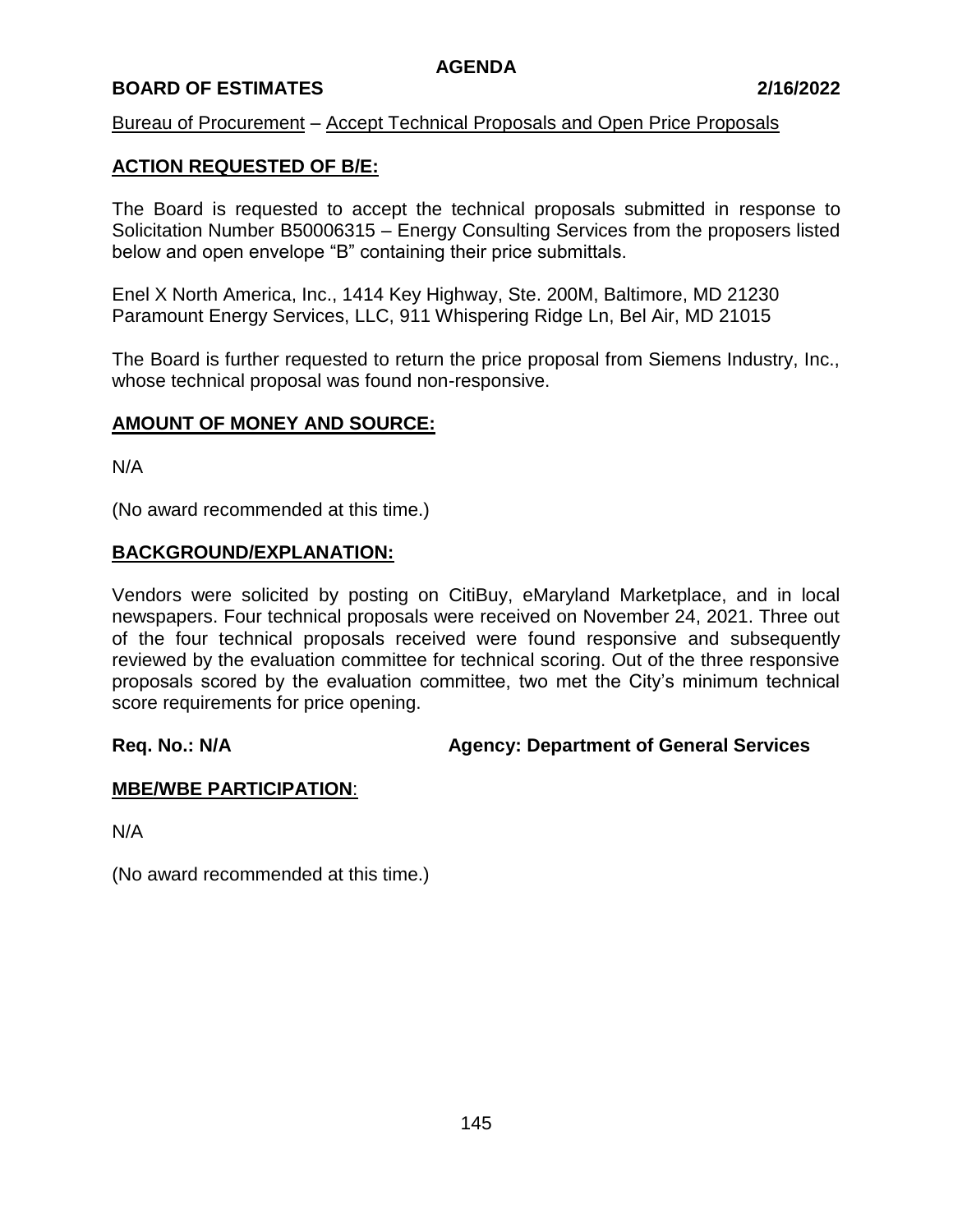**AGENDA**

**BOARD OF ESTIMATES** **2/16/2022**

Bureau of Procurement – Accept Technical Proposals and Open Price Proposals

## ACTION REQUESTED OF B/E:

The Board is requested to accept the technical proposals submitted in response to Solicitation Number B50006315 – Energy Consulting Services from the proposers listed below and open envelope "B" containing their price submittals.

Enel X North America, Inc., 1414 Key Highway, Ste. 200M, Baltimore, MD 21230
Paramount Energy Services, LLC, 911 Whispering Ridge Ln, Bel Air, MD 21015

The Board is further requested to return the price proposal from Siemens Industry, Inc., whose technical proposal was found non-responsive.

## AMOUNT OF MONEY AND SOURCE:

N/A

(No award recommended at this time.)

## BACKGROUND/EXPLANATION:

Vendors were solicited by posting on CitiBuy, eMaryland Marketplace, and in local newspapers. Four technical proposals were received on November 24, 2021. Three out of the four technical proposals received were found responsive and subsequently reviewed by the evaluation committee for technical scoring. Out of the three responsive proposals scored by the evaluation committee, two met the City's minimum technical score requirements for price opening.

**Req. No.: N/A** **Agency: Department of General Services**

## MBE/WBE PARTICIPATION:

N/A

(No award recommended at this time.)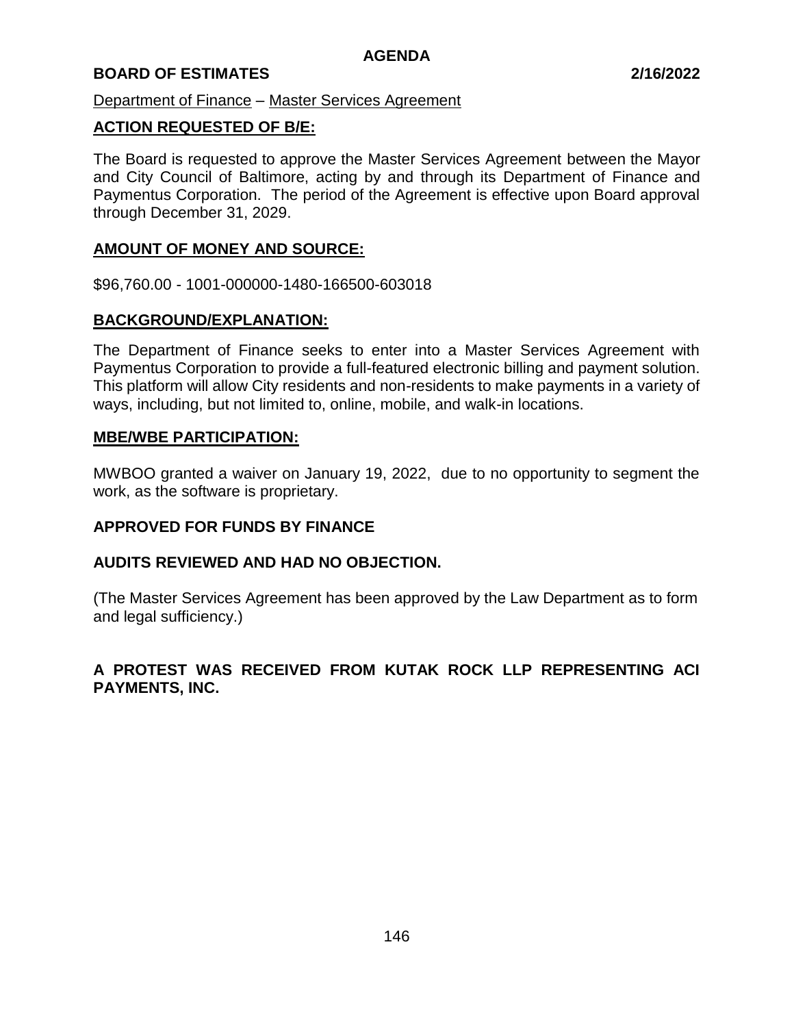**AGENDA**

**BOARD OF ESTIMATES 2/16/2022**

Department of Finance – Master Services Agreement

## ACTION REQUESTED OF B/E:

The Board is requested to approve the Master Services Agreement between the Mayor and City Council of Baltimore, acting by and through its Department of Finance and Paymentus Corporation. The period of the Agreement is effective upon Board approval through December 31, 2029.

## AMOUNT OF MONEY AND SOURCE:

$96,760.00 - 1001-000000-1480-166500-603018

## BACKGROUND/EXPLANATION:

The Department of Finance seeks to enter into a Master Services Agreement with Paymentus Corporation to provide a full-featured electronic billing and payment solution. This platform will allow City residents and non-residents to make payments in a variety of ways, including, but not limited to, online, mobile, and walk-in locations.

## MBE/WBE PARTICIPATION:

MWBOO granted a waiver on January 19, 2022, due to no opportunity to segment the work, as the software is proprietary.

**APPROVED FOR FUNDS BY FINANCE**

**AUDITS REVIEWED AND HAD NO OBJECTION.**

(The Master Services Agreement has been approved by the Law Department as to form and legal sufficiency.)

**A PROTEST WAS RECEIVED FROM KUTAK ROCK LLP REPRESENTING ACI PAYMENTS, INC.**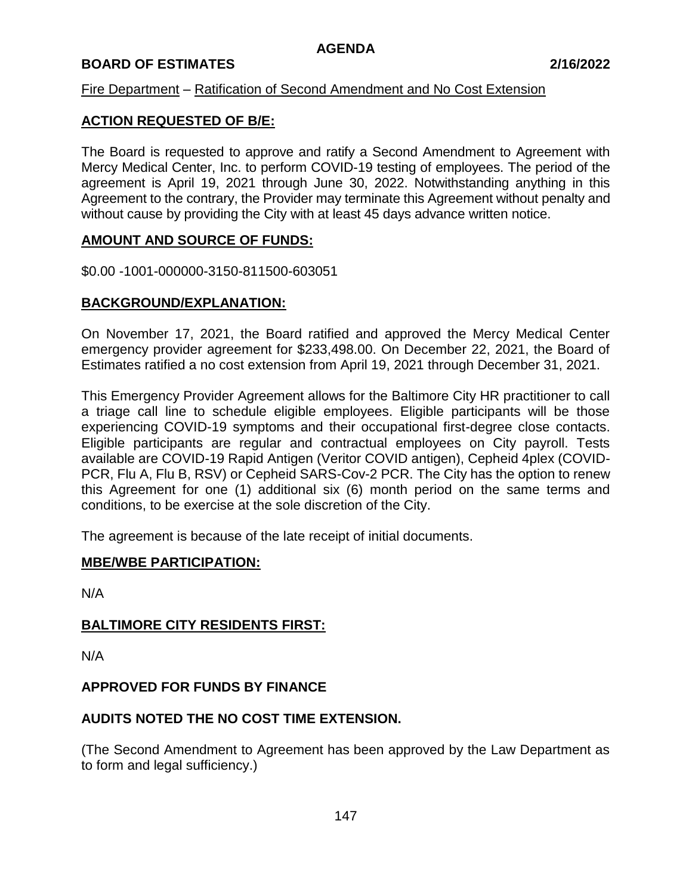**AGENDA**

**BOARD OF ESTIMATES** **2/16/2022**

Fire Department – Ratification of Second Amendment and No Cost Extension

## ACTION REQUESTED OF B/E:

The Board is requested to approve and ratify a Second Amendment to Agreement with Mercy Medical Center, Inc. to perform COVID-19 testing of employees. The period of the agreement is April 19, 2021 through June 30, 2022. Notwithstanding anything in this Agreement to the contrary, the Provider may terminate this Agreement without penalty and without cause by providing the City with at least 45 days advance written notice.

## AMOUNT AND SOURCE OF FUNDS:

\$0.00 -1001-000000-3150-811500-603051

## BACKGROUND/EXPLANATION:

On November 17, 2021, the Board ratified and approved the Mercy Medical Center emergency provider agreement for \$233,498.00. On December 22, 2021, the Board of Estimates ratified a no cost extension from April 19, 2021 through December 31, 2021.

This Emergency Provider Agreement allows for the Baltimore City HR practitioner to call a triage call line to schedule eligible employees. Eligible participants will be those experiencing COVID-19 symptoms and their occupational first-degree close contacts. Eligible participants are regular and contractual employees on City payroll. Tests available are COVID-19 Rapid Antigen (Veritor COVID antigen), Cepheid 4plex (COVID-PCR, Flu A, Flu B, RSV) or Cepheid SARS-Cov-2 PCR. The City has the option to renew this Agreement for one (1) additional six (6) month period on the same terms and conditions, to be exercise at the sole discretion of the City.

The agreement is because of the late receipt of initial documents.

## MBE/WBE PARTICIPATION:

N/A

## BALTIMORE CITY RESIDENTS FIRST:

N/A

**APPROVED FOR FUNDS BY FINANCE**

**AUDITS NOTED THE NO COST TIME EXTENSION.**

(The Second Amendment to Agreement has been approved by the Law Department as to form and legal sufficiency.)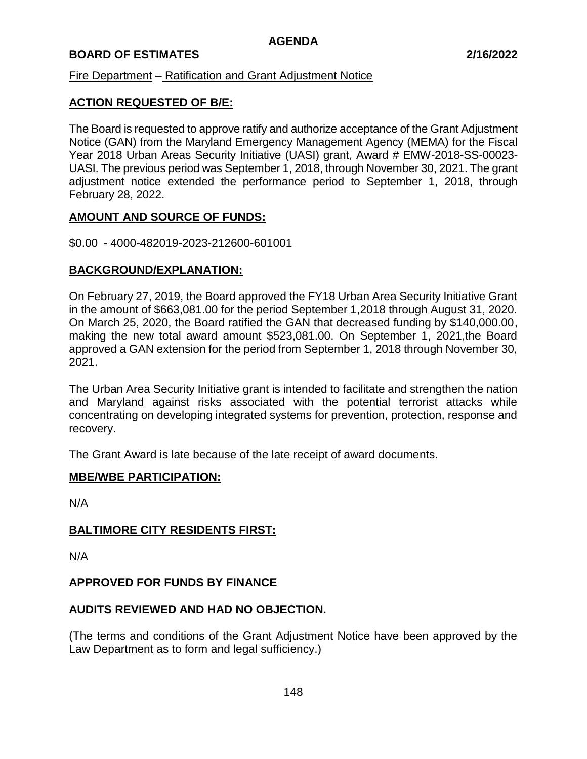# AGENDA

**BOARD OF ESTIMATES** **2/16/2022**

Fire Department – Ratification and Grant Adjustment Notice

## ACTION REQUESTED OF B/E:

The Board is requested to approve ratify and authorize acceptance of the Grant Adjustment Notice (GAN) from the Maryland Emergency Management Agency (MEMA) for the Fiscal Year 2018 Urban Areas Security Initiative (UASI) grant, Award # EMW-2018-SS-00023-UASI. The previous period was September 1, 2018, through November 30, 2021. The grant adjustment notice extended the performance period to September 1, 2018, through February 28, 2022.

## AMOUNT AND SOURCE OF FUNDS:

$0.00 - 4000-482019-2023-212600-601001

## BACKGROUND/EXPLANATION:

On February 27, 2019, the Board approved the FY18 Urban Area Security Initiative Grant in the amount of $663,081.00 for the period September 1,2018 through August 31, 2020. On March 25, 2020, the Board ratified the GAN that decreased funding by $140,000.00, making the new total award amount $523,081.00. On September 1, 2021,the Board approved a GAN extension for the period from September 1, 2018 through November 30, 2021.

The Urban Area Security Initiative grant is intended to facilitate and strengthen the nation and Maryland against risks associated with the potential terrorist attacks while concentrating on developing integrated systems for prevention, protection, response and recovery.

The Grant Award is late because of the late receipt of award documents.

## MBE/WBE PARTICIPATION:

N/A

## BALTIMORE CITY RESIDENTS FIRST:

N/A

**APPROVED FOR FUNDS BY FINANCE**

**AUDITS REVIEWED AND HAD NO OBJECTION.**

(The terms and conditions of the Grant Adjustment Notice have been approved by the Law Department as to form and legal sufficiency.)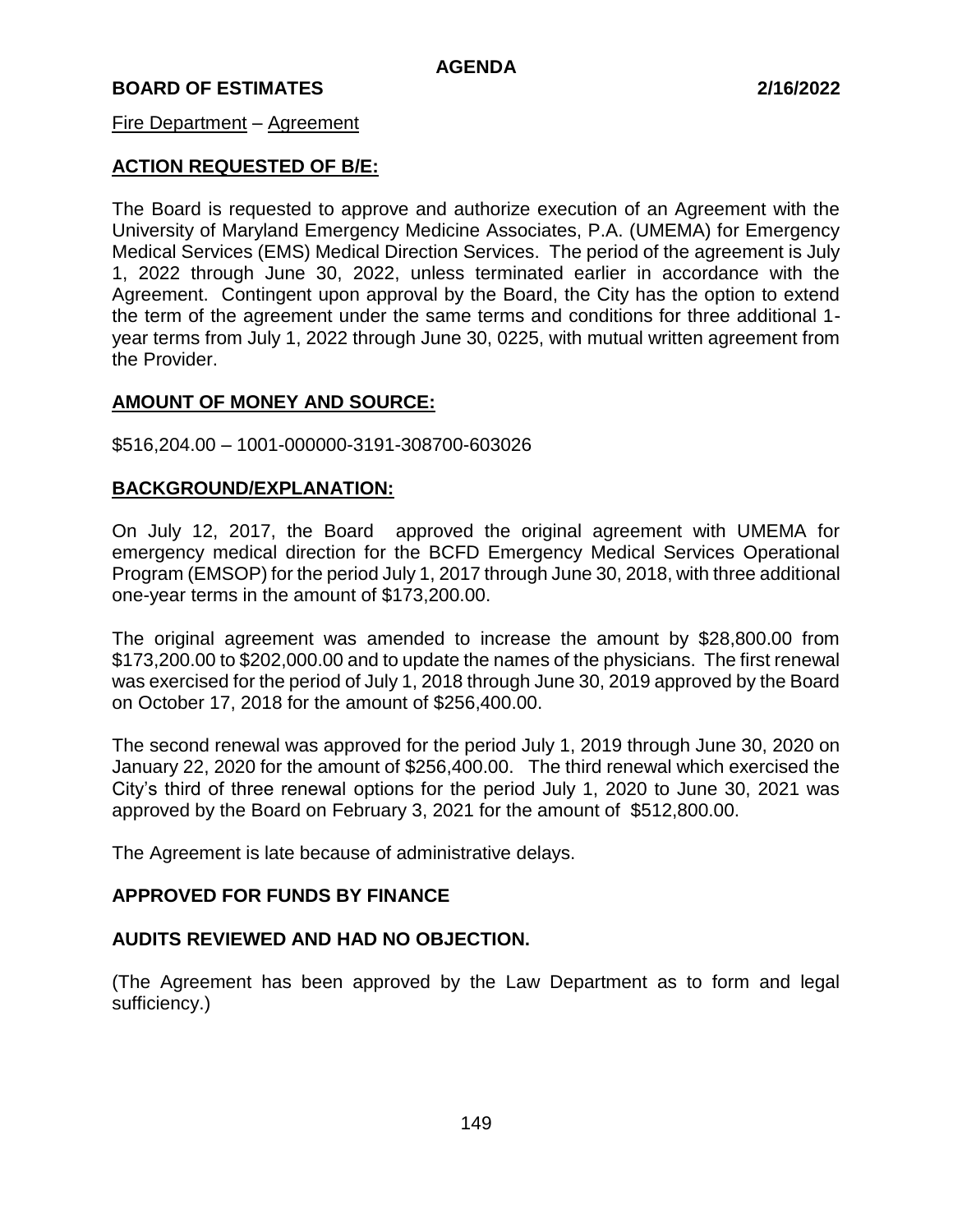**AGENDA**

**BOARD OF ESTIMATES 2/16/2022**

Fire Department – Agreement

**ACTION REQUESTED OF B/E:**

The Board is requested to approve and authorize execution of an Agreement with the University of Maryland Emergency Medicine Associates, P.A. (UMEMA) for Emergency Medical Services (EMS) Medical Direction Services. The period of the agreement is July 1, 2022 through June 30, 2022, unless terminated earlier in accordance with the Agreement. Contingent upon approval by the Board, the City has the option to extend the term of the agreement under the same terms and conditions for three additional 1-year terms from July 1, 2022 through June 30, 0225, with mutual written agreement from the Provider.

**AMOUNT OF MONEY AND SOURCE:**

$516,204.00 – 1001-000000-3191-308700-603026

**BACKGROUND/EXPLANATION:**

On July 12, 2017, the Board approved the original agreement with UMEMA for emergency medical direction for the BCFD Emergency Medical Services Operational Program (EMSOP) for the period July 1, 2017 through June 30, 2018, with three additional one-year terms in the amount of $173,200.00.

The original agreement was amended to increase the amount by $28,800.00 from $173,200.00 to $202,000.00 and to update the names of the physicians. The first renewal was exercised for the period of July 1, 2018 through June 30, 2019 approved by the Board on October 17, 2018 for the amount of $256,400.00.

The second renewal was approved for the period July 1, 2019 through June 30, 2020 on January 22, 2020 for the amount of $256,400.00. The third renewal which exercised the City's third of three renewal options for the period July 1, 2020 to June 30, 2021 was approved by the Board on February 3, 2021 for the amount of $512,800.00.

The Agreement is late because of administrative delays.

**APPROVED FOR FUNDS BY FINANCE**

**AUDITS REVIEWED AND HAD NO OBJECTION.**

(The Agreement has been approved by the Law Department as to form and legal sufficiency.)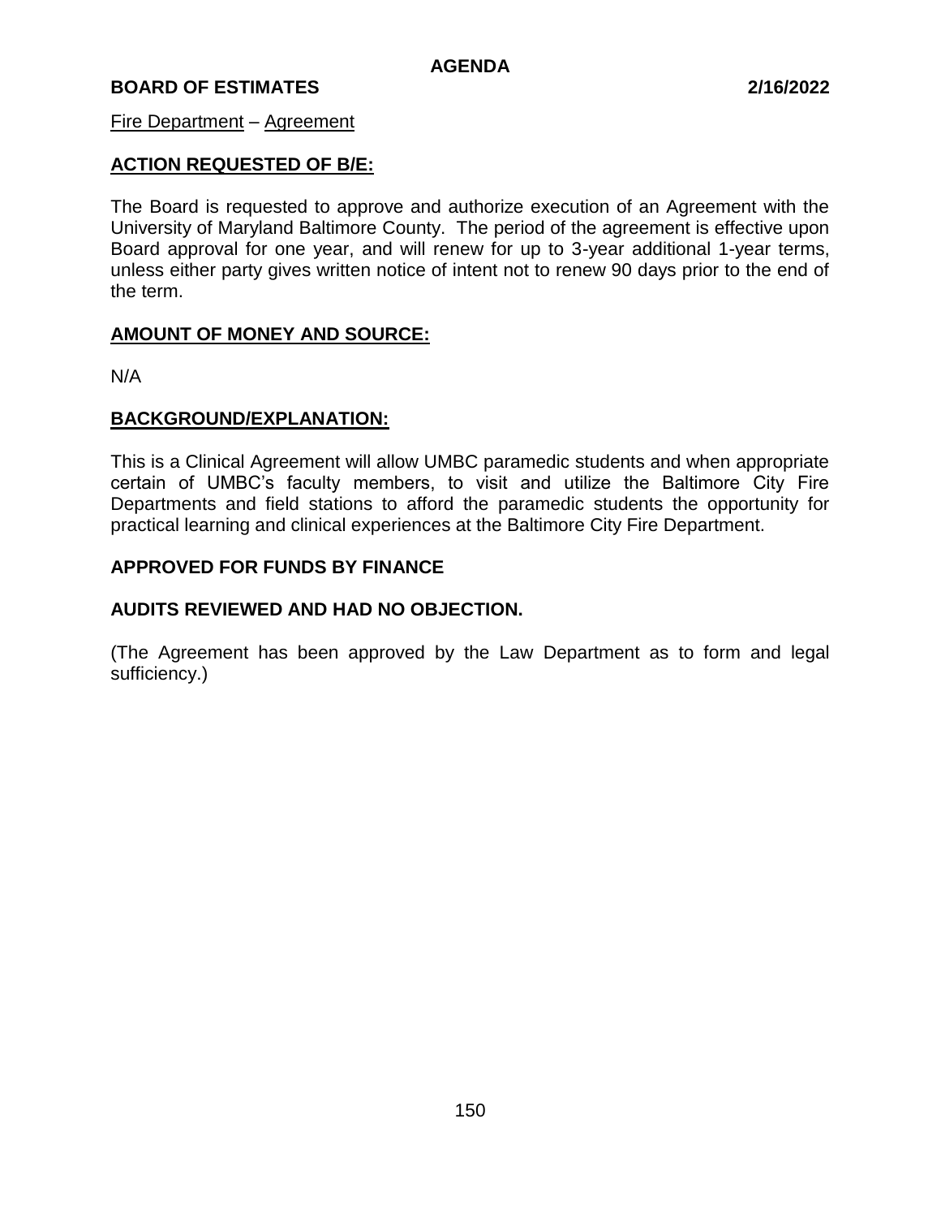**AGENDA**

**BOARD OF ESTIMATES** **2/16/2022**

Fire Department – Agreement

## ACTION REQUESTED OF B/E:

The Board is requested to approve and authorize execution of an Agreement with the University of Maryland Baltimore County. The period of the agreement is effective upon Board approval for one year, and will renew for up to 3-year additional 1-year terms, unless either party gives written notice of intent not to renew 90 days prior to the end of the term.

## AMOUNT OF MONEY AND SOURCE:

N/A

## BACKGROUND/EXPLANATION:

This is a Clinical Agreement will allow UMBC paramedic students and when appropriate certain of UMBC's faculty members, to visit and utilize the Baltimore City Fire Departments and field stations to afford the paramedic students the opportunity for practical learning and clinical experiences at the Baltimore City Fire Department.

**APPROVED FOR FUNDS BY FINANCE**

**AUDITS REVIEWED AND HAD NO OBJECTION.**

(The Agreement has been approved by the Law Department as to form and legal sufficiency.)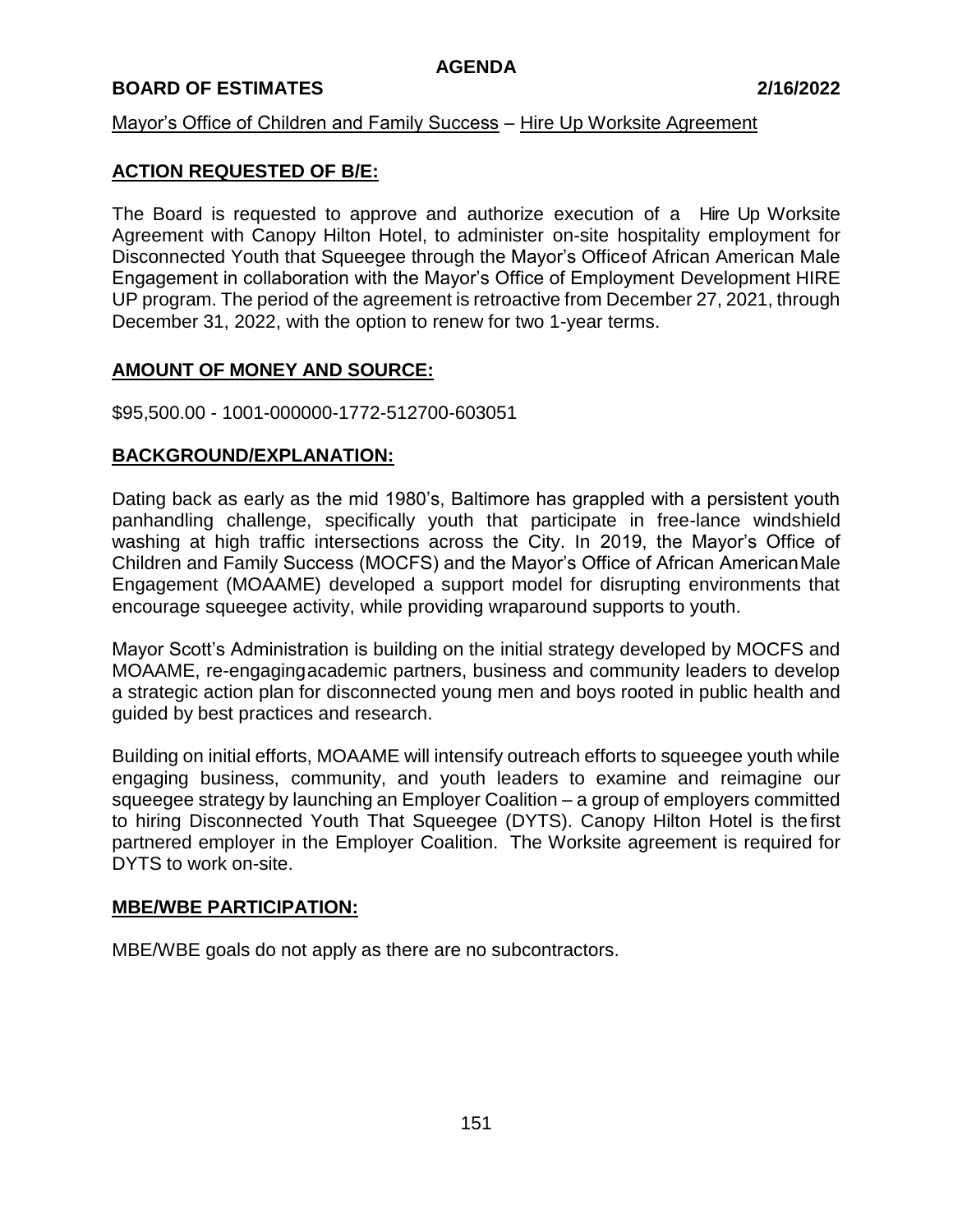**AGENDA**

**BOARD OF ESTIMATES 2/16/2022**

Mayor's Office of Children and Family Success – Hire Up Worksite Agreement

## ACTION REQUESTED OF B/E:

The Board is requested to approve and authorize execution of a Hire Up Worksite Agreement with Canopy Hilton Hotel, to administer on-site hospitality employment for Disconnected Youth that Squeegee through the Mayor's Office of African American Male Engagement in collaboration with the Mayor's Office of Employment Development HIRE UP program. The period of the agreement is retroactive from December 27, 2021, through December 31, 2022, with the option to renew for two 1-year terms.

## AMOUNT OF MONEY AND SOURCE:

$95,500.00 - 1001-000000-1772-512700-603051

## BACKGROUND/EXPLANATION:

Dating back as early as the mid 1980's, Baltimore has grappled with a persistent youth panhandling challenge, specifically youth that participate in free-lance windshield washing at high traffic intersections across the City. In 2019, the Mayor's Office of Children and Family Success (MOCFS) and the Mayor's Office of African American Male Engagement (MOAAME) developed a support model for disrupting environments that encourage squeegee activity, while providing wraparound supports to youth.

Mayor Scott's Administration is building on the initial strategy developed by MOCFS and MOAAME, re-engaging academic partners, business and community leaders to develop a strategic action plan for disconnected young men and boys rooted in public health and guided by best practices and research.

Building on initial efforts, MOAAME will intensify outreach efforts to squeegee youth while engaging business, community, and youth leaders to examine and reimagine our squeegee strategy by launching an Employer Coalition – a group of employers committed to hiring Disconnected Youth That Squeegee (DYTS). Canopy Hilton Hotel is the first partnered employer in the Employer Coalition. The Worksite agreement is required for DYTS to work on-site.

## MBE/WBE PARTICIPATION:

MBE/WBE goals do not apply as there are no subcontractors.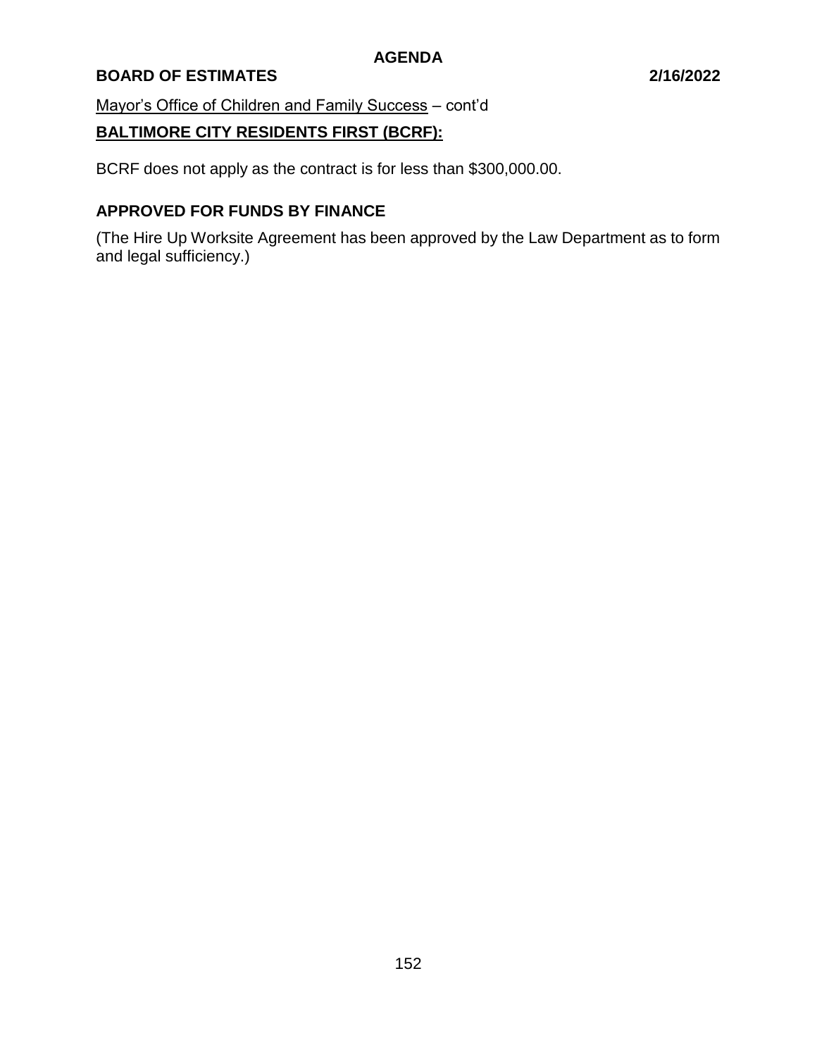Mayor's Office of Children and Family Success – cont'd

**BALTIMORE CITY RESIDENTS FIRST (BCRF):**

BCRF does not apply as the contract is for less than $300,000.00.

**APPROVED FOR FUNDS BY FINANCE**

(The Hire Up Worksite Agreement has been approved by the Law Department as to form and legal sufficiency.)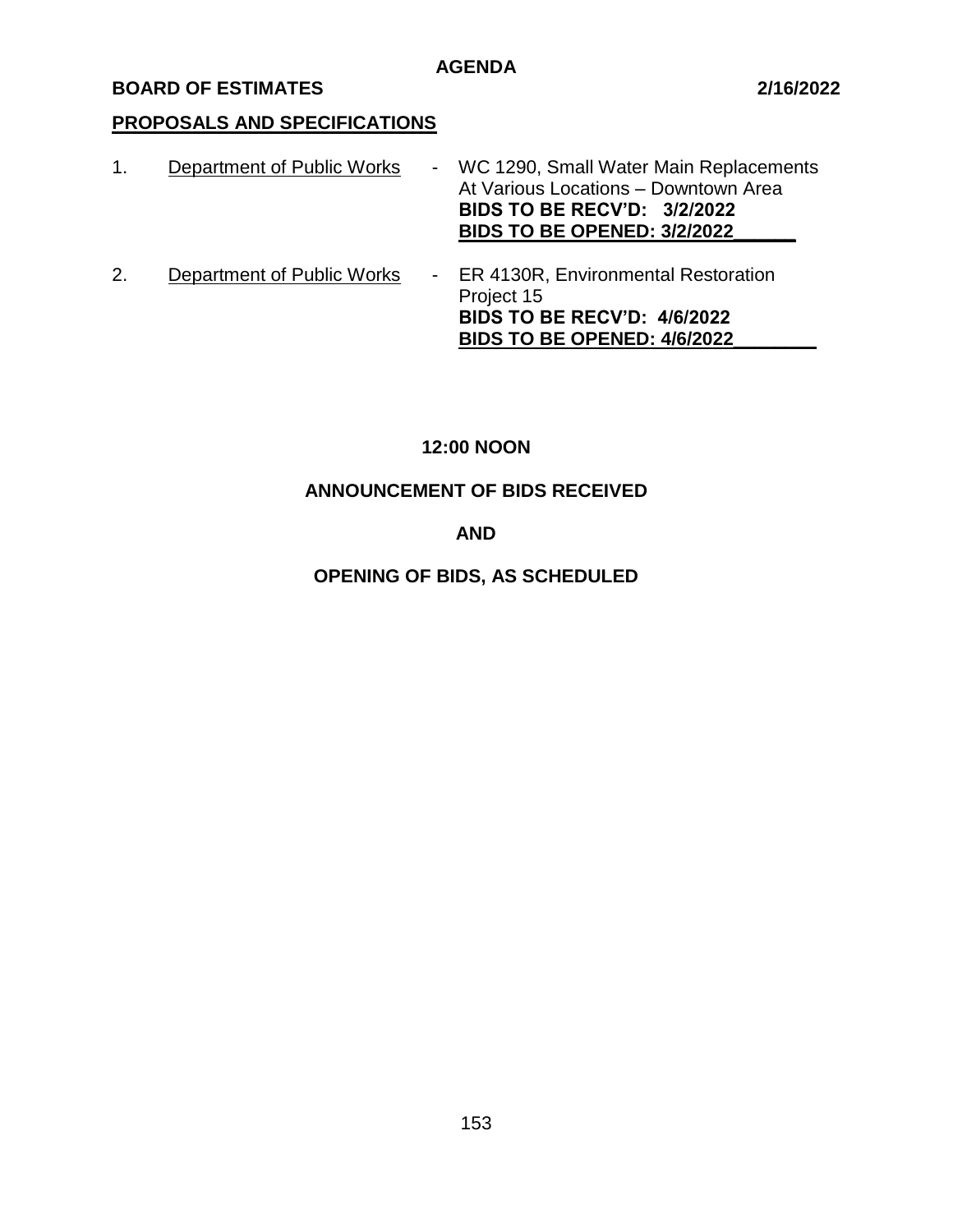**AGENDA**

**BOARD OF ESTIMATES** **2/16/2022**

## PROPOSALS AND SPECIFICATIONS

1. Department of Public Works - WC 1290, Small Water Main Replacements At Various Locations – Downtown Area
   **BIDS TO BE RECV'D: 3/2/2022**
   **BIDS TO BE OPENED: 3/2/2022**

2. Department of Public Works - ER 4130R, Environmental Restoration Project 15
   **BIDS TO BE RECV'D: 4/6/2022**
   **BIDS TO BE OPENED: 4/6/2022**

**12:00 NOON**

**ANNOUNCEMENT OF BIDS RECEIVED**

**AND**

**OPENING OF BIDS, AS SCHEDULED**